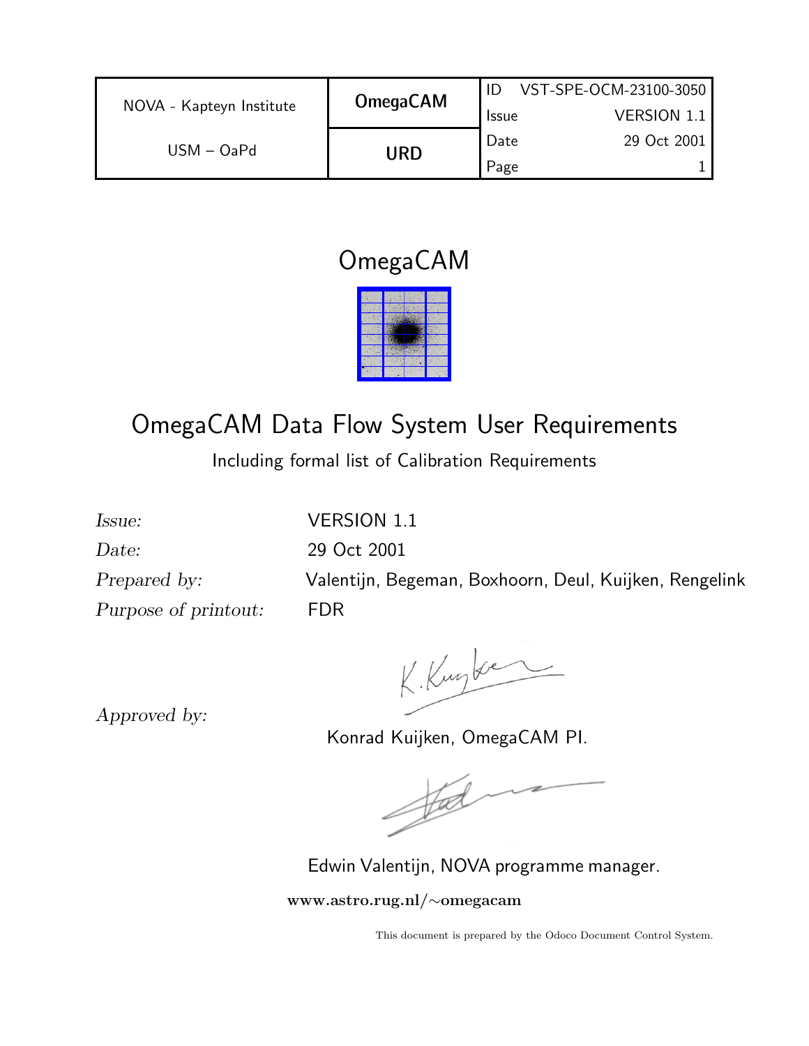| NOVA - Kapteyn Institute | OmegaCAM | ID | VST-SPE-OCM-23100-3050 |
|---|---|---|---|
| | | Issue | VERSION 1.1 |
| USM – OaPd | URD | Date | 29 Oct 2001 |
| | | Page | 1 |

# OmegaCAM

## OmegaCAM Data Flow System User Requirements

Including formal list of Calibration Requirements

*Issue:* VERSION 1.1

*Date:* 29 Oct 2001

*Prepared by:* Valentijn, Begeman, Boxhoorn, Deul, Kuijken, Rengelink

*Purpose of printout:* FDR

*Approved by:*

Konrad Kuijken, OmegaCAM PI.

Edwin Valentijn, NOVA programme manager.

**www.astro.rug.nl/∼omegacam**

This document is prepared by the Odoco Document Control System.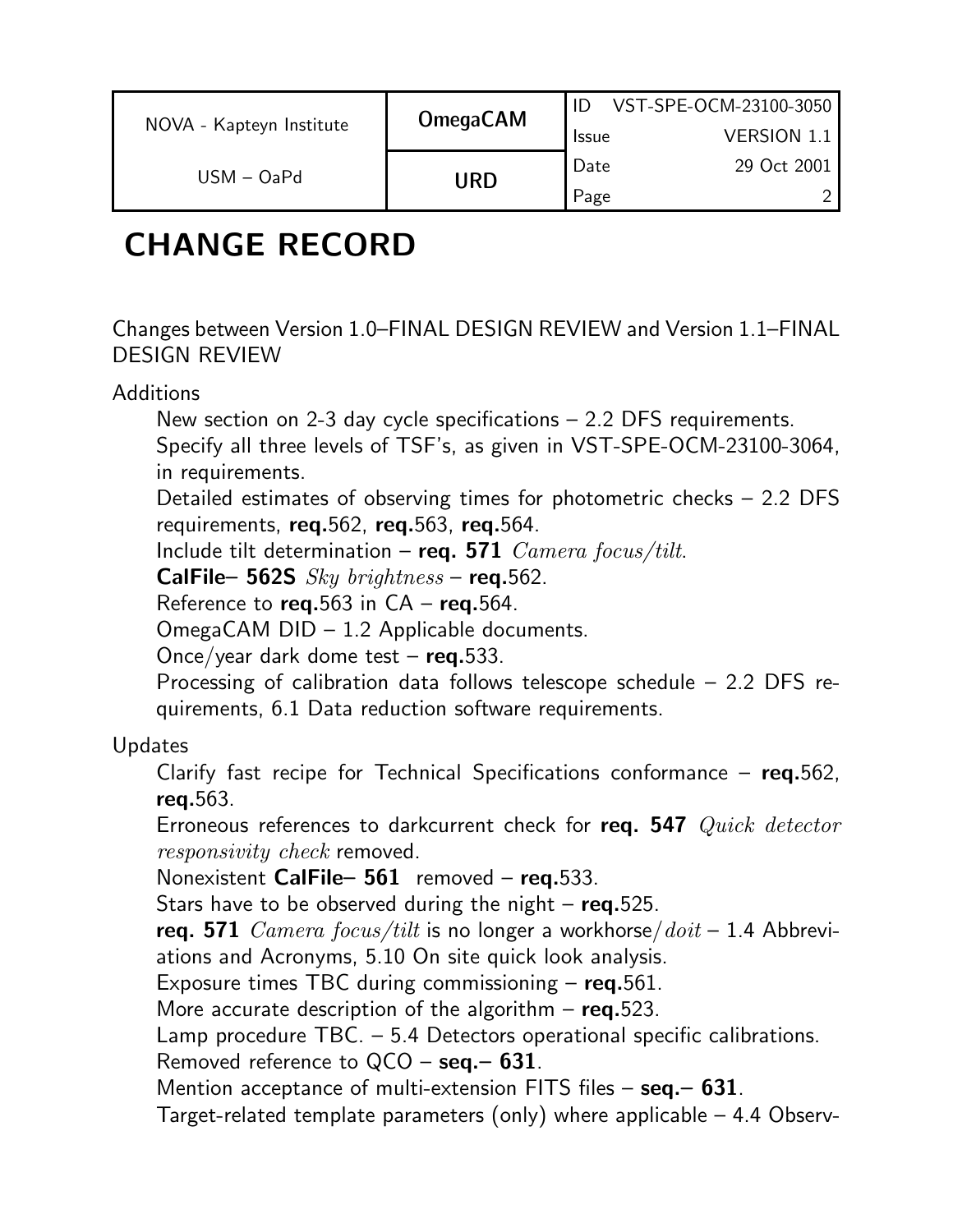# CHANGE RECORD

Changes between Version 1.0–FINAL DESIGN REVIEW and Version 1.1–FINAL DESIGN REVIEW

Additions

New section on 2-3 day cycle specifications – 2.2 DFS requirements.
Specify all three levels of TSF's, as given in VST-SPE-OCM-23100-3064, in requirements.
Detailed estimates of observing times for photometric checks – 2.2 DFS requirements, **req.**562, **req.**563, **req.**564.
Include tilt determination – **req. 571** *Camera focus/tilt.*
**CalFile– 562S** *Sky brightness* – **req.**562.
Reference to **req.**563 in CA – **req.**564.
OmegaCAM DID – 1.2 Applicable documents.
Once/year dark dome test – **req.**533.
Processing of calibration data follows telescope schedule – 2.2 DFS requirements, 6.1 Data reduction software requirements.

Updates

Clarify fast recipe for Technical Specifications conformance – **req.**562, **req.**563.
Erroneous references to darkcurrent check for **req. 547** *Quick detector responsivity check* removed.
Nonexistent **CalFile– 561** removed – **req.**533.
Stars have to be observed during the night – **req.**525.
**req. 571** *Camera focus/tilt* is no longer a workhorse/*doit* – 1.4 Abbreviations and Acronyms, 5.10 On site quick look analysis.
Exposure times TBC during commissioning – **req.**561.
More accurate description of the algorithm – **req.**523.
Lamp procedure TBC. – 5.4 Detectors operational specific calibrations.
Removed reference to QCO – **seq.– 631**.
Mention acceptance of multi-extension FITS files – **seq.– 631**.
Target-related template parameters (only) where applicable – 4.4 Observ-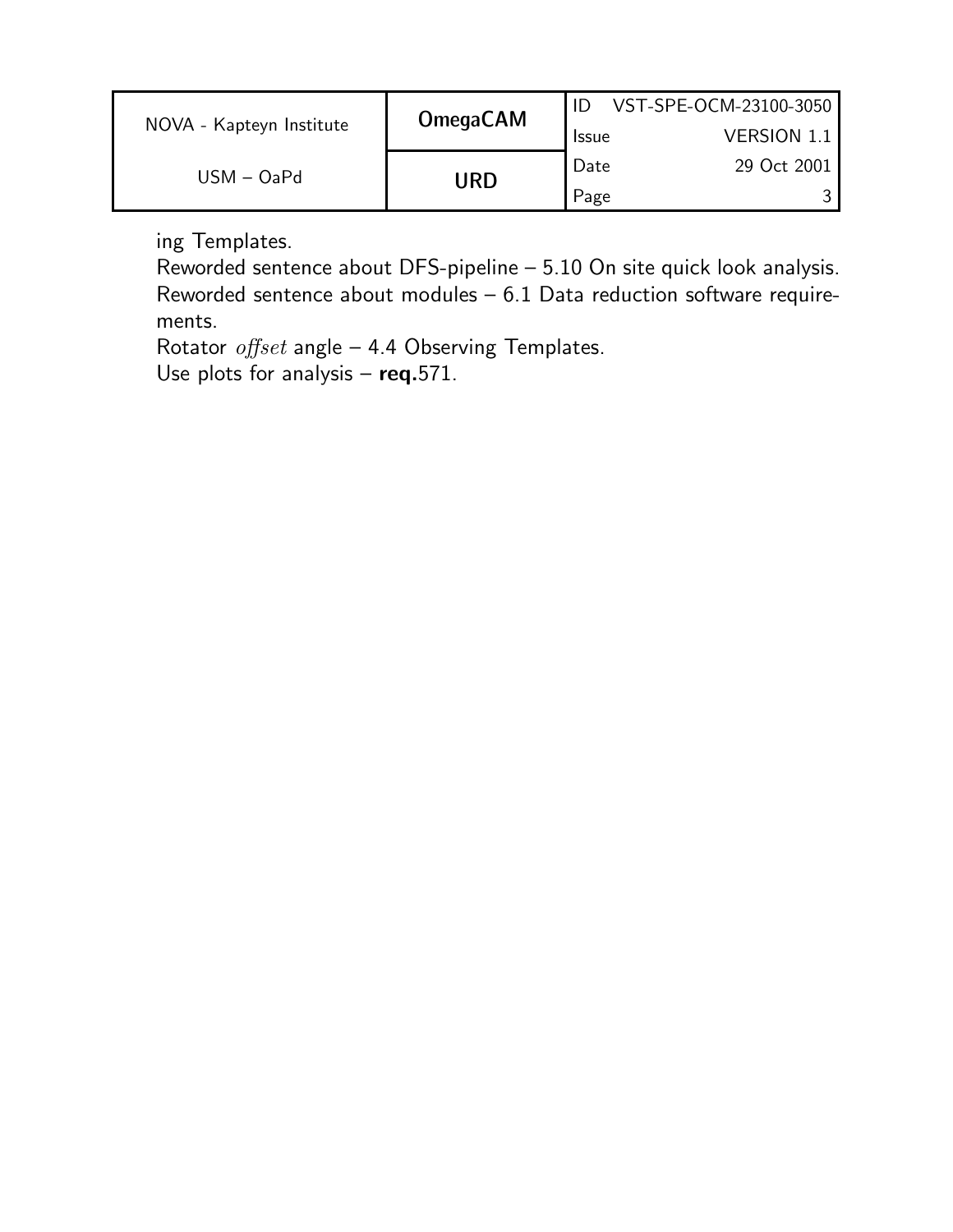ing Templates.
Reworded sentence about DFS-pipeline – 5.10 On site quick look analysis.
Reworded sentence about modules – 6.1 Data reduction software requirements.
Rotator $offset$ angle – 4.4 Observing Templates.
Use plots for analysis – **req.**571.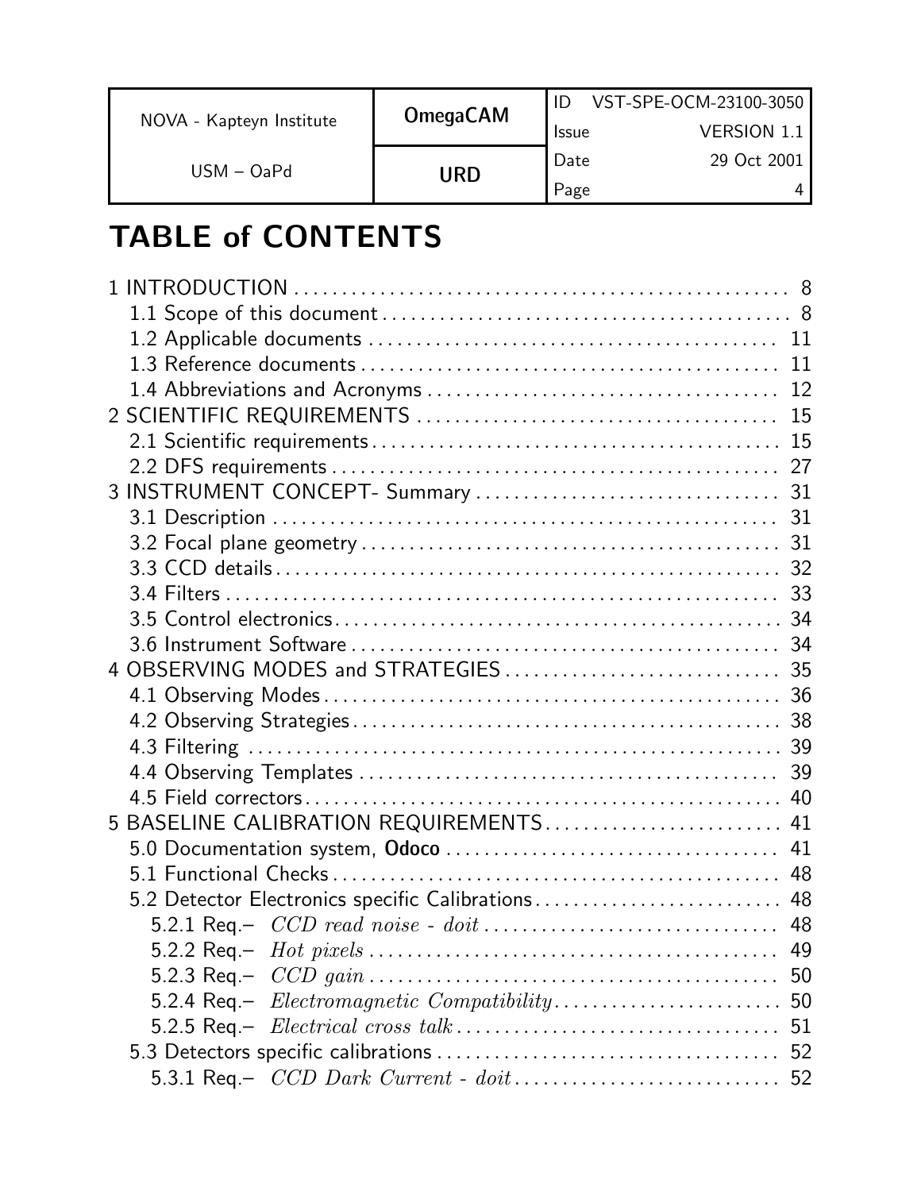# TABLE of CONTENTS

1 INTRODUCTION . . . . . . . . . . . . . . . . . . . . . . . . . . . . . . . . . . . . . . . . . . . . . . . . . . . 8
- 1.1 Scope of this document . . . . . . . . . . . . . . . . . . . . . . . . . . . . . . . . . . . . . . . . . . . 8
- 1.2 Applicable documents . . . . . . . . . . . . . . . . . . . . . . . . . . . . . . . . . . . . . . . . . . . 11
- 1.3 Reference documents . . . . . . . . . . . . . . . . . . . . . . . . . . . . . . . . . . . . . . . . . . . 11
- 1.4 Abbreviations and Acronyms . . . . . . . . . . . . . . . . . . . . . . . . . . . . . . . . . . . . . 12

2 SCIENTIFIC REQUIREMENTS . . . . . . . . . . . . . . . . . . . . . . . . . . . . . . . . . . . . . . 15
- 2.1 Scientific requirements . . . . . . . . . . . . . . . . . . . . . . . . . . . . . . . . . . . . . . . . . . . 15
- 2.2 DFS requirements . . . . . . . . . . . . . . . . . . . . . . . . . . . . . . . . . . . . . . . . . . . . . . . 27

3 INSTRUMENT CONCEPT- Summary . . . . . . . . . . . . . . . . . . . . . . . . . . . . . . . . 31
- 3.1 Description . . . . . . . . . . . . . . . . . . . . . . . . . . . . . . . . . . . . . . . . . . . . . . . . . . . . . 31
- 3.2 Focal plane geometry . . . . . . . . . . . . . . . . . . . . . . . . . . . . . . . . . . . . . . . . . . . . 31
- 3.3 CCD details . . . . . . . . . . . . . . . . . . . . . . . . . . . . . . . . . . . . . . . . . . . . . . . . . . . . 32
- 3.4 Filters . . . . . . . . . . . . . . . . . . . . . . . . . . . . . . . . . . . . . . . . . . . . . . . . . . . . . . . . . 33
- 3.5 Control electronics . . . . . . . . . . . . . . . . . . . . . . . . . . . . . . . . . . . . . . . . . . . . . . . 34
- 3.6 Instrument Software . . . . . . . . . . . . . . . . . . . . . . . . . . . . . . . . . . . . . . . . . . . . . . 34

4 OBSERVING MODES and STRATEGIES . . . . . . . . . . . . . . . . . . . . . . . . . . . . . 35
- 4.1 Observing Modes . . . . . . . . . . . . . . . . . . . . . . . . . . . . . . . . . . . . . . . . . . . . . . . . 36
- 4.2 Observing Strategies . . . . . . . . . . . . . . . . . . . . . . . . . . . . . . . . . . . . . . . . . . . . . 38
- 4.3 Filtering . . . . . . . . . . . . . . . . . . . . . . . . . . . . . . . . . . . . . . . . . . . . . . . . . . . . . . . 39
- 4.4 Observing Templates . . . . . . . . . . . . . . . . . . . . . . . . . . . . . . . . . . . . . . . . . . . . . 39
- 4.5 Field correctors . . . . . . . . . . . . . . . . . . . . . . . . . . . . . . . . . . . . . . . . . . . . . . . . . . 40

5 BASELINE CALIBRATION REQUIREMENTS . . . . . . . . . . . . . . . . . . . . . . . . . 41
- 5.0 Documentation system, **Odoco** . . . . . . . . . . . . . . . . . . . . . . . . . . . . . . . . . . . 41
- 5.1 Functional Checks . . . . . . . . . . . . . . . . . . . . . . . . . . . . . . . . . . . . . . . . . . . . . . . 48
- 5.2 Detector Electronics specific Calibrations . . . . . . . . . . . . . . . . . . . . . . . . . . 48
  - 5.2.1 Req.– *CCD read noise - doit* . . . . . . . . . . . . . . . . . . . . . . . . . . . . . . . 48
  - 5.2.2 Req.– *Hot pixels* . . . . . . . . . . . . . . . . . . . . . . . . . . . . . . . . . . . . . . . . . . . . 49
  - 5.2.3 Req.– *CCD gain* . . . . . . . . . . . . . . . . . . . . . . . . . . . . . . . . . . . . . . . . . . . . 50
  - 5.2.4 Req.– *Electromagnetic Compatibility* . . . . . . . . . . . . . . . . . . . . . . . . 50
  - 5.2.5 Req.– *Electrical cross talk* . . . . . . . . . . . . . . . . . . . . . . . . . . . . . . . . . . 51
- 5.3 Detectors specific calibrations . . . . . . . . . . . . . . . . . . . . . . . . . . . . . . . . . . . . 52
  - 5.3.1 Req.– *CCD Dark Current - doit* . . . . . . . . . . . . . . . . . . . . . . . . . . . . . 52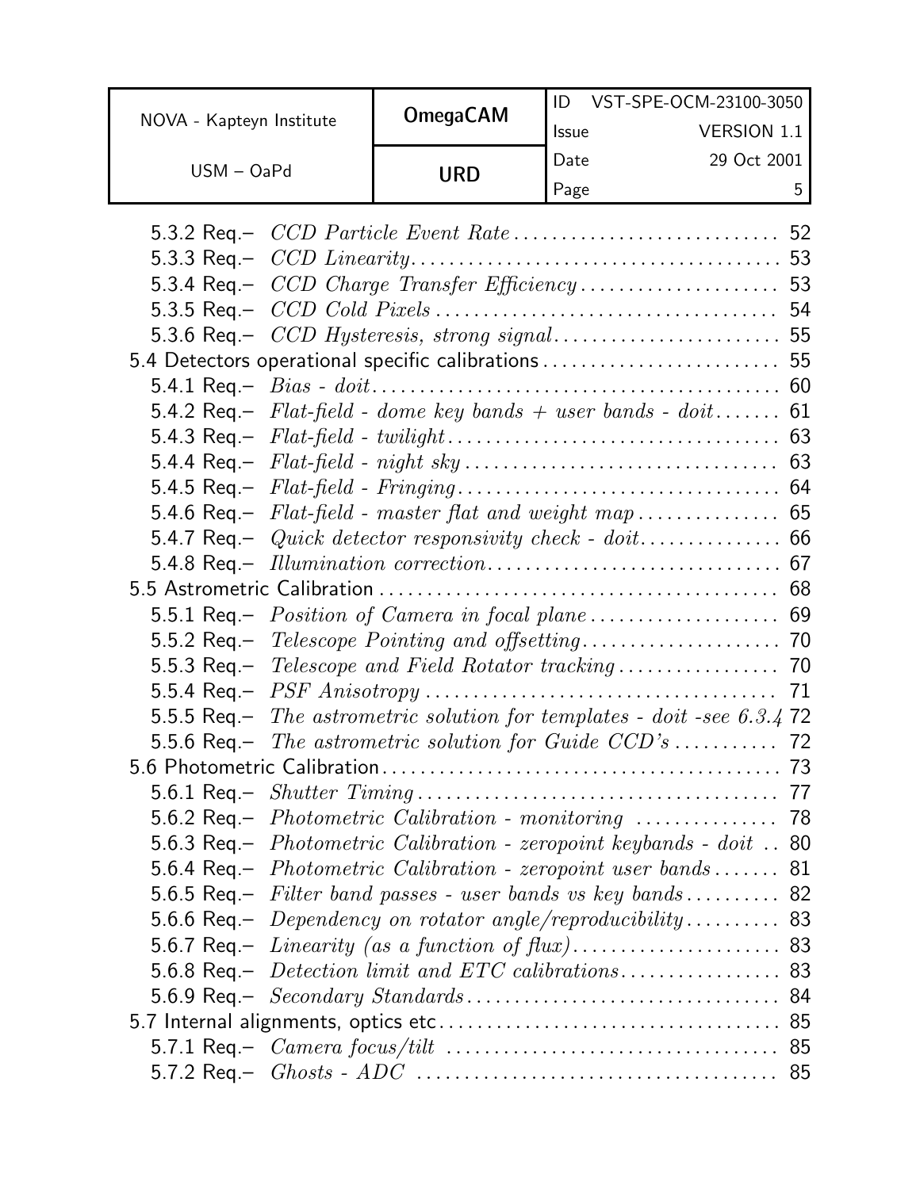5.3.2 Req.– *CCD Particle Event Rate* . . . . . . . . . . . . . . . . . . . . . . . . . . . . 52
5.3.3 Req.– *CCD Linearity* . . . . . . . . . . . . . . . . . . . . . . . . . . . . . . . . . . . . . . 53
5.3.4 Req.– *CCD Charge Transfer Efficiency* . . . . . . . . . . . . . . . . . . . . . 53
5.3.5 Req.– *CCD Cold Pixels* . . . . . . . . . . . . . . . . . . . . . . . . . . . . . . . . . . . 54
5.3.6 Req.– *CCD Hysteresis, strong signal* . . . . . . . . . . . . . . . . . . . . . . . . 55
5.4 Detectors operational specific calibrations . . . . . . . . . . . . . . . . . . . . . . . . . 55
5.4.1 Req.– *Bias - doit* . . . . . . . . . . . . . . . . . . . . . . . . . . . . . . . . . . . . . . . . . 60
5.4.2 Req.– *Flat-field - dome key bands + user bands - doit* . . . . . . . 61
5.4.3 Req.– *Flat-field - twilight* . . . . . . . . . . . . . . . . . . . . . . . . . . . . . . . . . . 63
5.4.4 Req.– *Flat-field - night sky* . . . . . . . . . . . . . . . . . . . . . . . . . . . . . . . . 63
5.4.5 Req.– *Flat-field - Fringing* . . . . . . . . . . . . . . . . . . . . . . . . . . . . . . . . . 64
5.4.6 Req.– *Flat-field - master flat and weight map* . . . . . . . . . . . . . . . 65
5.4.7 Req.– *Quick detector responsivity check - doit* . . . . . . . . . . . . . . . 66
5.4.8 Req.– *Illumination correction* . . . . . . . . . . . . . . . . . . . . . . . . . . . . . . . 67
5.5 Astrometric Calibration . . . . . . . . . . . . . . . . . . . . . . . . . . . . . . . . . . . . . . . . . 68
5.5.1 Req.– *Position of Camera in focal plane* . . . . . . . . . . . . . . . . . . . . 69
5.5.2 Req.– *Telescope Pointing and offsetting* . . . . . . . . . . . . . . . . . . . . . 70
5.5.3 Req.– *Telescope and Field Rotator tracking* . . . . . . . . . . . . . . . . . 70
5.5.4 Req.– *PSF Anisotropy* . . . . . . . . . . . . . . . . . . . . . . . . . . . . . . . . . . . . 71
5.5.5 Req.– *The astrometric solution for templates - doit -see 6.3.4* 72
5.5.6 Req.– *The astrometric solution for Guide CCD's* . . . . . . . . . . . 72
5.6 Photometric Calibration . . . . . . . . . . . . . . . . . . . . . . . . . . . . . . . . . . . . . . . . . 73
5.6.1 Req.– *Shutter Timing* . . . . . . . . . . . . . . . . . . . . . . . . . . . . . . . . . . . . . 77
5.6.2 Req.– *Photometric Calibration - monitoring* . . . . . . . . . . . . . . . 78
5.6.3 Req.– *Photometric Calibration - zeropoint keybands - doit* . . 80
5.6.4 Req.– *Photometric Calibration - zeropoint user bands* . . . . . . . 81
5.6.5 Req.– *Filter band passes - user bands vs key bands* . . . . . . . . . . 82
5.6.6 Req.– *Dependency on rotator angle/reproducibility* . . . . . . . . . . 83
5.6.7 Req.– *Linearity (as a function of flux)* . . . . . . . . . . . . . . . . . . . . . . 83
5.6.8 Req.– *Detection limit and ETC calibrations* . . . . . . . . . . . . . . . . . 83
5.6.9 Req.– *Secondary Standards* . . . . . . . . . . . . . . . . . . . . . . . . . . . . . . . . 84
5.7 Internal alignments, optics etc . . . . . . . . . . . . . . . . . . . . . . . . . . . . . . . . . . . . 85
5.7.1 Req.– *Camera focus/tilt* . . . . . . . . . . . . . . . . . . . . . . . . . . . . . . . . . . 85
5.7.2 Req.– *Ghosts - ADC* . . . . . . . . . . . . . . . . . . . . . . . . . . . . . . . . . . . . . 85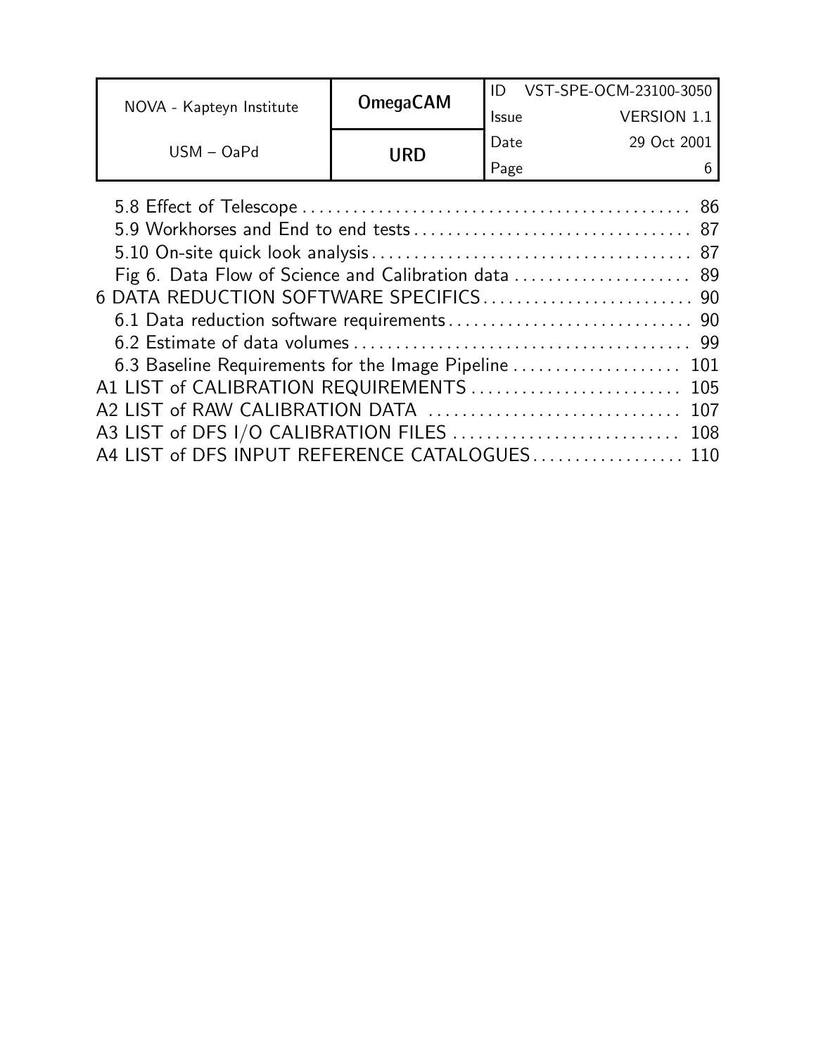5.8 Effect of Telescope ............................................... 86
5.9 Workhorses and End to end tests ................................. 87
5.10 On-site quick look analysis ...................................... 87
Fig 6. Data Flow of Science and Calibration data ..................... 89

6 DATA REDUCTION SOFTWARE SPECIFICS ......................... 90
6.1 Data reduction software requirements ............................. 90
6.2 Estimate of data volumes ......................................... 99
6.3 Baseline Requirements for the Image Pipeline .................... 101

A1 LIST of CALIBRATION REQUIREMENTS ......................... 105

A2 LIST of RAW CALIBRATION DATA .............................. 107

A3 LIST of DFS I/O CALIBRATION FILES ........................... 108

A4 LIST of DFS INPUT REFERENCE CATALOGUES .................. 110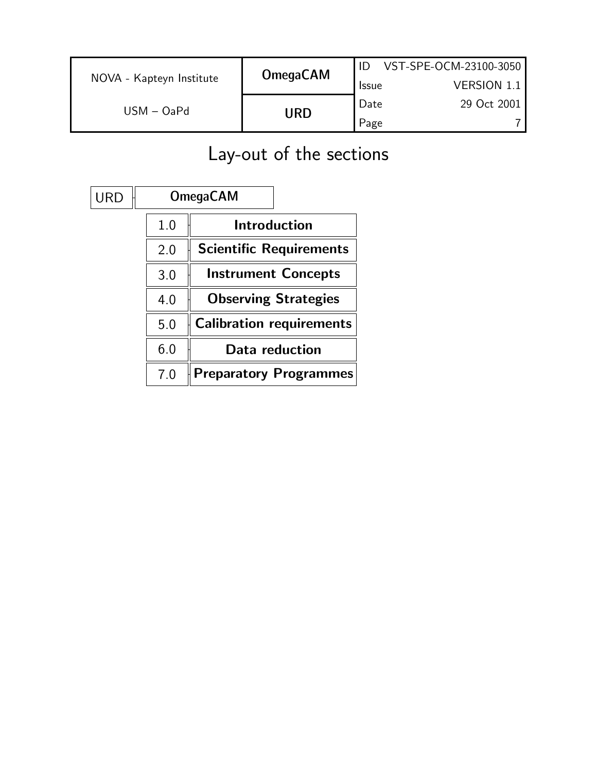# Lay-out of the sections

URD — **OmegaCAM**

| | |
|---|---|
| 1.0 | **Introduction** |
| 2.0 | **Scientific Requirements** |
| 3.0 | **Instrument Concepts** |
| 4.0 | **Observing Strategies** |
| 5.0 | **Calibration requirements** |
| 6.0 | **Data reduction** |
| 7.0 | **Preparatory Programmes** |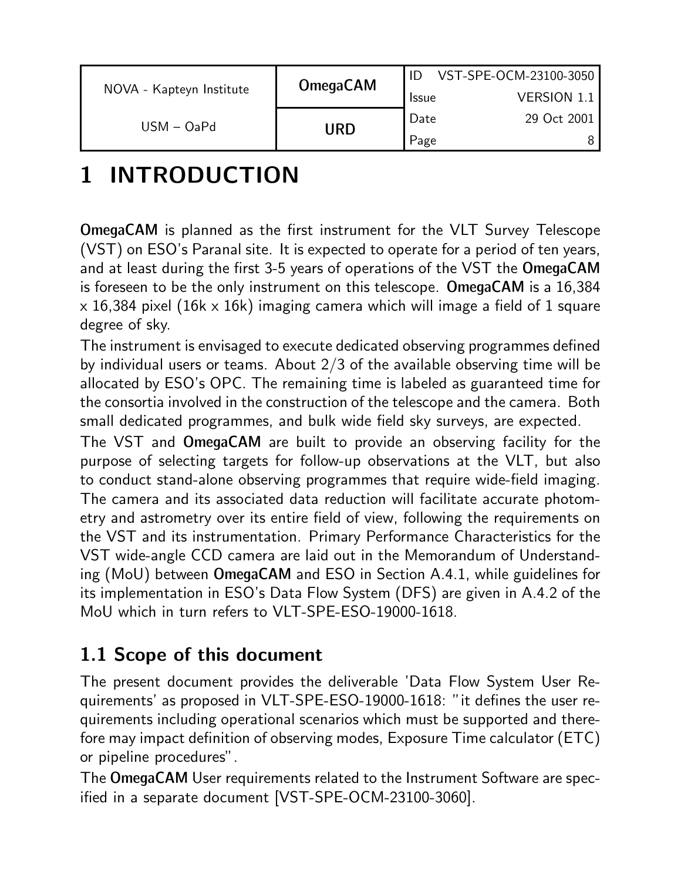# 1 INTRODUCTION

**OmegaCAM** is planned as the first instrument for the VLT Survey Telescope (VST) on ESO's Paranal site. It is expected to operate for a period of ten years, and at least during the first 3-5 years of operations of the VST the **OmegaCAM** is foreseen to be the only instrument on this telescope. **OmegaCAM** is a 16,384 x 16,384 pixel (16k x 16k) imaging camera which will image a field of 1 square degree of sky.

The instrument is envisaged to execute dedicated observing programmes defined by individual users or teams. About 2/3 of the available observing time will be allocated by ESO's OPC. The remaining time is labeled as guaranteed time for the consortia involved in the construction of the telescope and the camera. Both small dedicated programmes, and bulk wide field sky surveys, are expected.

The VST and **OmegaCAM** are built to provide an observing facility for the purpose of selecting targets for follow-up observations at the VLT, but also to conduct stand-alone observing programmes that require wide-field imaging. The camera and its associated data reduction will facilitate accurate photometry and astrometry over its entire field of view, following the requirements on the VST and its instrumentation. Primary Performance Characteristics for the VST wide-angle CCD camera are laid out in the Memorandum of Understanding (MoU) between **OmegaCAM** and ESO in Section A.4.1, while guidelines for its implementation in ESO's Data Flow System (DFS) are given in A.4.2 of the MoU which in turn refers to VLT-SPE-ESO-19000-1618.

## 1.1 Scope of this document

The present document provides the deliverable 'Data Flow System User Requirements' as proposed in VLT-SPE-ESO-19000-1618: "it defines the user requirements including operational scenarios which must be supported and therefore may impact definition of observing modes, Exposure Time calculator (ETC) or pipeline procedures".

The **OmegaCAM** User requirements related to the Instrument Software are specified in a separate document [VST-SPE-OCM-23100-3060].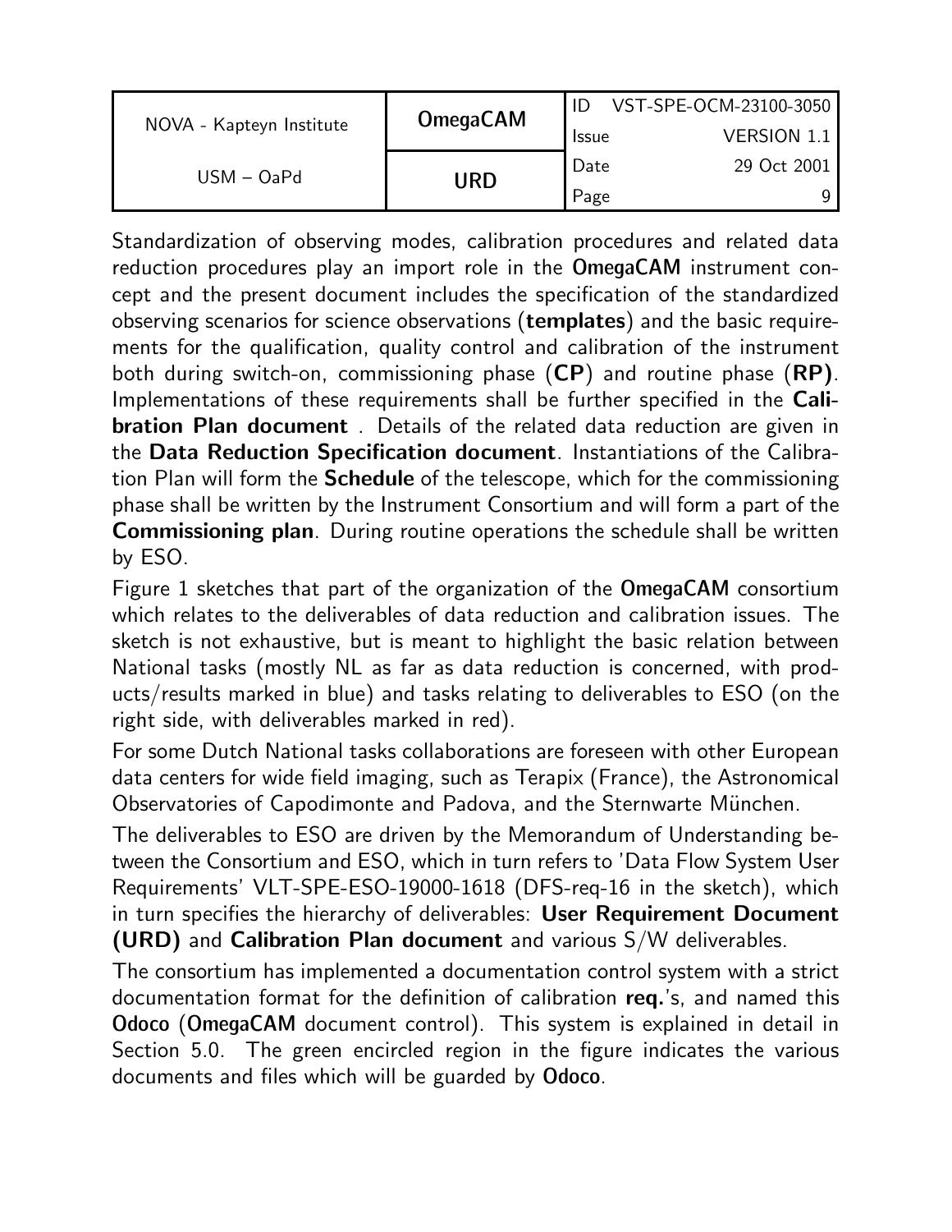Standardization of observing modes, calibration procedures and related data reduction procedures play an import role in the **OmegaCAM** instrument concept and the present document includes the specification of the standardized observing scenarios for science observations (**templates**) and the basic requirements for the qualification, quality control and calibration of the instrument both during switch-on, commissioning phase (**CP**) and routine phase (**RP)**. Implementations of these requirements shall be further specified in the **Calibration Plan document** . Details of the related data reduction are given in the **Data Reduction Specification document**. Instantiations of the Calibration Plan will form the **Schedule** of the telescope, which for the commissioning phase shall be written by the Instrument Consortium and will form a part of the **Commissioning plan**. During routine operations the schedule shall be written by ESO.

Figure 1 sketches that part of the organization of the **OmegaCAM** consortium which relates to the deliverables of data reduction and calibration issues. The sketch is not exhaustive, but is meant to highlight the basic relation between National tasks (mostly NL as far as data reduction is concerned, with products/results marked in blue) and tasks relating to deliverables to ESO (on the right side, with deliverables marked in red).

For some Dutch National tasks collaborations are foreseen with other European data centers for wide field imaging, such as Terapix (France), the Astronomical Observatories of Capodimonte and Padova, and the Sternwarte München.

The deliverables to ESO are driven by the Memorandum of Understanding between the Consortium and ESO, which in turn refers to 'Data Flow System User Requirements' VLT-SPE-ESO-19000-1618 (DFS-req-16 in the sketch), which in turn specifies the hierarchy of deliverables: **User Requirement Document (URD)** and **Calibration Plan document** and various S/W deliverables.

The consortium has implemented a documentation control system with a strict documentation format for the definition of calibration **req.**'s, and named this **Odoco** (**OmegaCAM** document control). This system is explained in detail in Section 5.0. The green encircled region in the figure indicates the various documents and files which will be guarded by **Odoco**.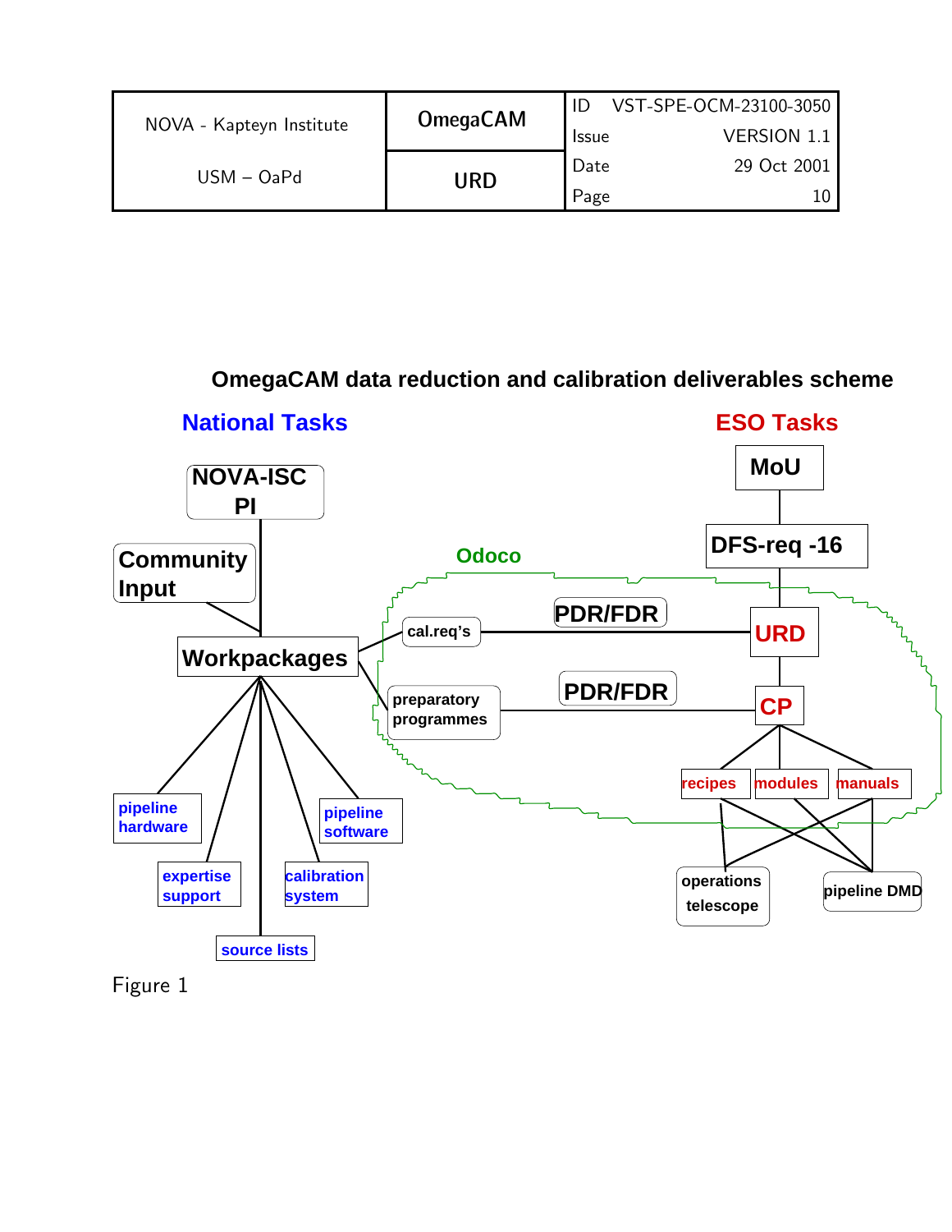**OmegaCAM data reduction and calibration deliverables scheme**

National Tasks

ESO Tasks

NOVA-ISC PI

Community Input

Workpackages

pipeline hardware

expertise support

source lists

calibration system

pipeline software

Odoco

cal.req's

preparatory programmes

PDR/FDR

PDR/FDR

MoU

DFS-req -16

URD

CP

recipes

modules

manuals

operations telescope

pipeline DMD

Figure 1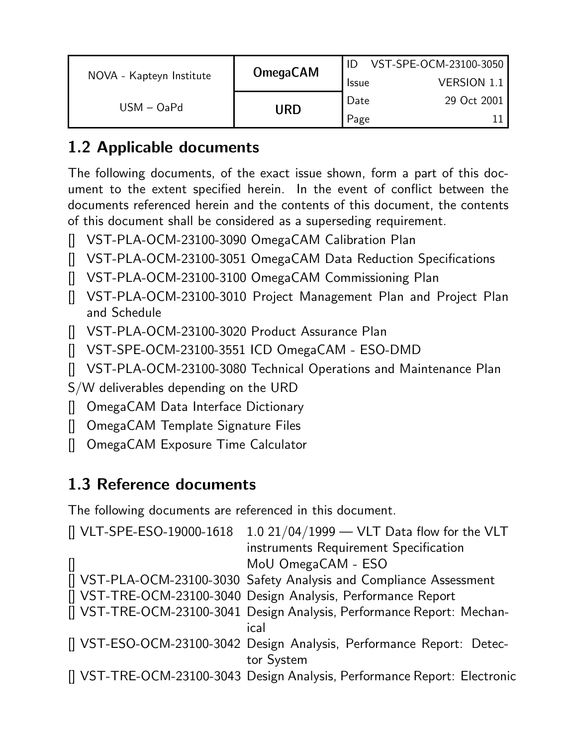## 1.2 Applicable documents

The following documents, of the exact issue shown, form a part of this document to the extent specified herein. In the event of conflict between the documents referenced herein and the contents of this document, the contents of this document shall be considered as a superseding requirement.

- [] VST-PLA-OCM-23100-3090 OmegaCAM Calibration Plan
- [] VST-PLA-OCM-23100-3051 OmegaCAM Data Reduction Specifications
- [] VST-PLA-OCM-23100-3100 OmegaCAM Commissioning Plan
- [] VST-PLA-OCM-23100-3010 Project Management Plan and Project Plan and Schedule
- [] VST-PLA-OCM-23100-3020 Product Assurance Plan
- [] VST-SPE-OCM-23100-3551 ICD OmegaCAM - ESO-DMD
- [] VST-PLA-OCM-23100-3080 Technical Operations and Maintenance Plan

S/W deliverables depending on the URD

- [] OmegaCAM Data Interface Dictionary
- [] OmegaCAM Template Signature Files
- [] OmegaCAM Exposure Time Calculator

## 1.3 Reference documents

The following documents are referenced in this document.

| | |
|---|---|
| [] VLT-SPE-ESO-19000-1618 | 1.0 21/04/1999 — VLT Data flow for the VLT instruments Requirement Specification |
| [] | MoU OmegaCAM - ESO |
| [] VST-PLA-OCM-23100-3030 | Safety Analysis and Compliance Assessment |
| [] VST-TRE-OCM-23100-3040 | Design Analysis, Performance Report |
| [] VST-TRE-OCM-23100-3041 | Design Analysis, Performance Report: Mechanical |
| [] VST-ESO-OCM-23100-3042 | Design Analysis, Performance Report: Detector System |
| [] VST-TRE-OCM-23100-3043 | Design Analysis, Performance Report: Electronic |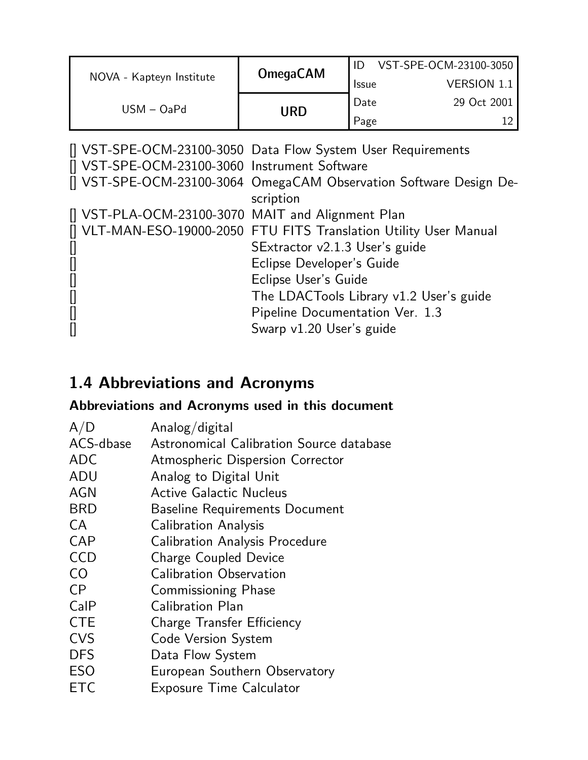[] VST-SPE-OCM-23100-3050 Data Flow System User Requirements
[] VST-SPE-OCM-23100-3060 Instrument Software
[] VST-SPE-OCM-23100-3064 OmegaCAM Observation Software Design Description
[] VST-PLA-OCM-23100-3070 MAIT and Alignment Plan
[] VLT-MAN-ESO-19000-2050 FTU FITS Translation Utility User Manual
[] SExtractor v2.1.3 User's guide
[] Eclipse Developer's Guide
[] Eclipse User's Guide
[] The LDACTools Library v1.2 User's guide
[] Pipeline Documentation Ver. 1.3
[] Swarp v1.20 User's guide

## 1.4 Abbreviations and Acronyms

**Abbreviations and Acronyms used in this document**

| | |
|---|---|
| A/D | Analog/digital |
| ACS-dbase | Astronomical Calibration Source database |
| ADC | Atmospheric Dispersion Corrector |
| ADU | Analog to Digital Unit |
| AGN | Active Galactic Nucleus |
| BRD | Baseline Requirements Document |
| CA | Calibration Analysis |
| CAP | Calibration Analysis Procedure |
| CCD | Charge Coupled Device |
| CO | Calibration Observation |
| CP | Commissioning Phase |
| CalP | Calibration Plan |
| CTE | Charge Transfer Efficiency |
| CVS | Code Version System |
| DFS | Data Flow System |
| ESO | European Southern Observatory |
| ETC | Exposure Time Calculator |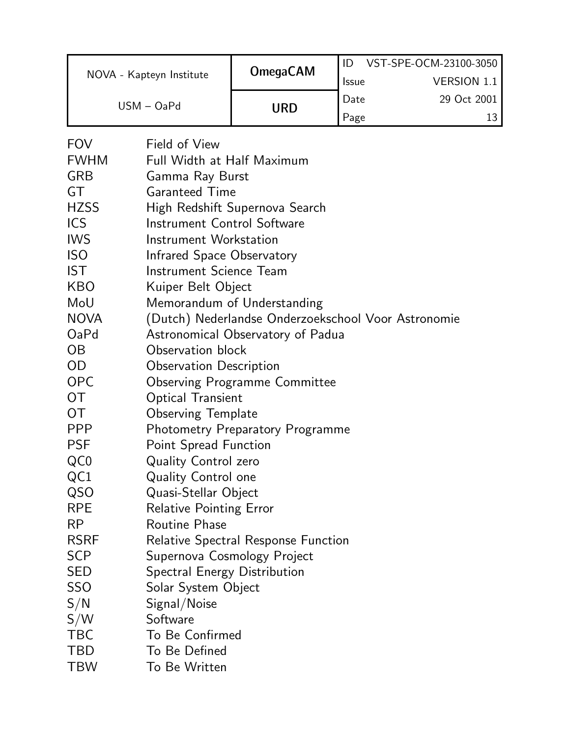| | |
|---|---|
| FOV | Field of View |
| FWHM | Full Width at Half Maximum |
| GRB | Gamma Ray Burst |
| GT | Garanteed Time |
| HZSS | High Redshift Supernova Search |
| ICS | Instrument Control Software |
| IWS | Instrument Workstation |
| ISO | Infrared Space Observatory |
| IST | Instrument Science Team |
| KBO | Kuiper Belt Object |
| MoU | Memorandum of Understanding |
| NOVA | (Dutch) Nederlandse Onderzoekschool Voor Astronomie |
| OaPd | Astronomical Observatory of Padua |
| OB | Observation block |
| OD | Observation Description |
| OPC | Observing Programme Committee |
| OT | Optical Transient |
| OT | Observing Template |
| PPP | Photometry Preparatory Programme |
| PSF | Point Spread Function |
| QC0 | Quality Control zero |
| QC1 | Quality Control one |
| QSO | Quasi-Stellar Object |
| RPE | Relative Pointing Error |
| RP | Routine Phase |
| RSRF | Relative Spectral Response Function |
| SCP | Supernova Cosmology Project |
| SED | Spectral Energy Distribution |
| SSO | Solar System Object |
| S/N | Signal/Noise |
| S/W | Software |
| TBC | To Be Confirmed |
| TBD | To Be Defined |
| TBW | To Be Written |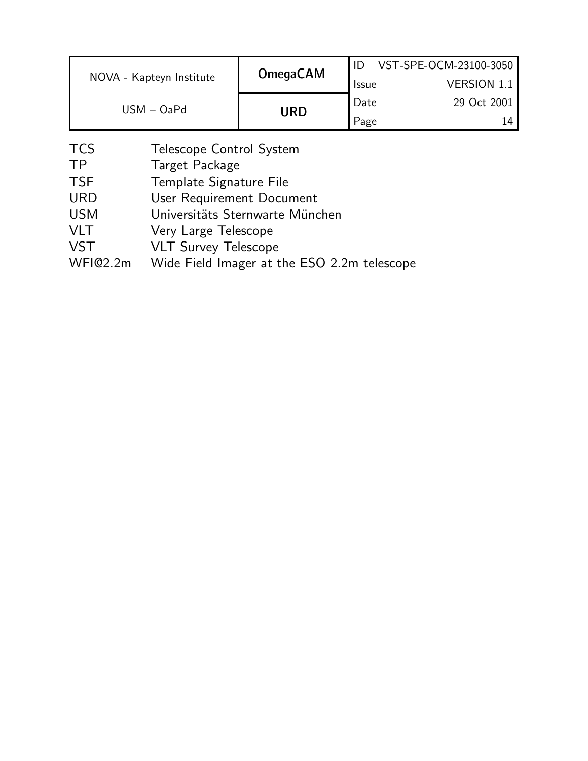| | |
|---|---|
| TCS | Telescope Control System |
| TP | Target Package |
| TSF | Template Signature File |
| URD | User Requirement Document |
| USM | Universitäts Sternwarte München |
| VLT | Very Large Telescope |
| VST | VLT Survey Telescope |
| WFI@2.2m | Wide Field Imager at the ESO 2.2m telescope |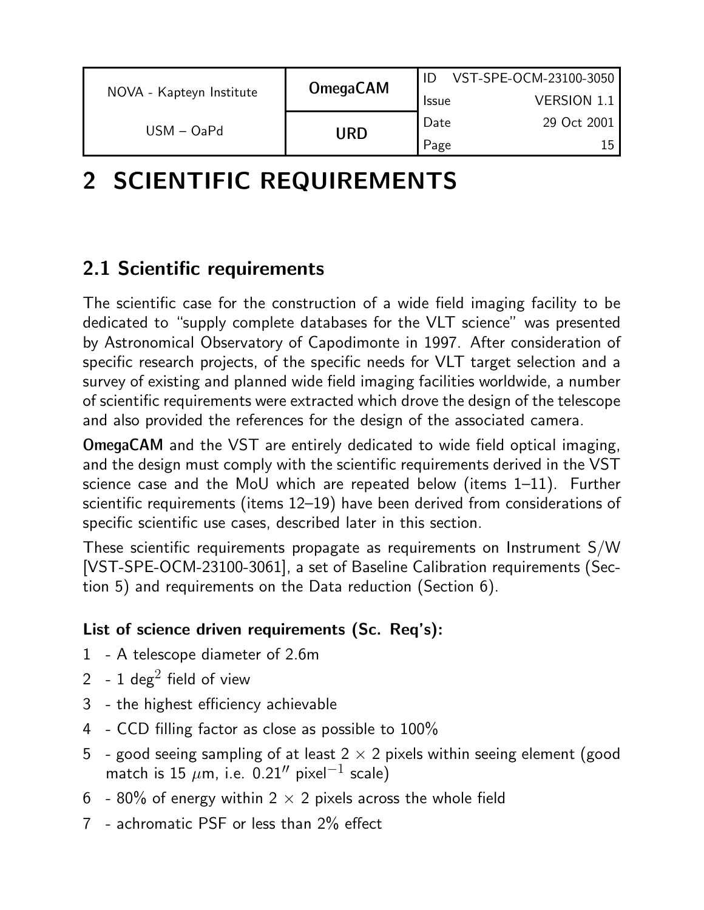# 2 SCIENTIFIC REQUIREMENTS

## 2.1 Scientific requirements

The scientific case for the construction of a wide field imaging facility to be dedicated to "supply complete databases for the VLT science" was presented by Astronomical Observatory of Capodimonte in 1997. After consideration of specific research projects, of the specific needs for VLT target selection and a survey of existing and planned wide field imaging facilities worldwide, a number of scientific requirements were extracted which drove the design of the telescope and also provided the references for the design of the associated camera.

**OmegaCAM** and the VST are entirely dedicated to wide field optical imaging, and the design must comply with the scientific requirements derived in the VST science case and the MoU which are repeated below (items 1–11). Further scientific requirements (items 12–19) have been derived from considerations of specific scientific use cases, described later in this section.

These scientific requirements propagate as requirements on Instrument S/W [VST-SPE-OCM-23100-3061], a set of Baseline Calibration requirements (Section 5) and requirements on the Data reduction (Section 6).

**List of science driven requirements (Sc. Req's):**

1 - A telescope diameter of 2.6m

2 - 1 deg$^2$ field of view

3 - the highest efficiency achievable

4 - CCD filling factor as close as possible to 100%

5 - good seeing sampling of at least $2 \times 2$ pixels within seeing element (good match is 15 $\mu$m, i.e. $0.21''$ pixel$^{-1}$ scale)

6 - 80% of energy within $2 \times 2$ pixels across the whole field

7 - achromatic PSF or less than 2% effect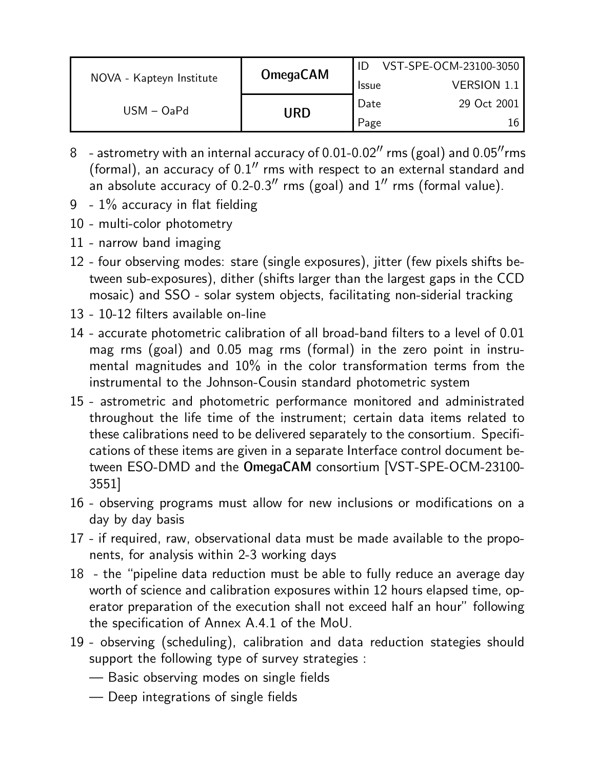8 - astrometry with an internal accuracy of 0.01-0.02″ rms (goal) and 0.05″rms (formal), an accuracy of 0.1″ rms with respect to an external standard and an absolute accuracy of 0.2-0.3″ rms (goal) and 1″ rms (formal value).

9 - 1% accuracy in flat fielding

10 - multi-color photometry

11 - narrow band imaging

12 - four observing modes: stare (single exposures), jitter (few pixels shifts between sub-exposures), dither (shifts larger than the largest gaps in the CCD mosaic) and SSO - solar system objects, facilitating non-siderial tracking

13 - 10-12 filters available on-line

14 - accurate photometric calibration of all broad-band filters to a level of 0.01 mag rms (goal) and 0.05 mag rms (formal) in the zero point in instrumental magnitudes and 10% in the color transformation terms from the instrumental to the Johnson-Cousin standard photometric system

15 - astrometric and photometric performance monitored and administrated throughout the life time of the instrument; certain data items related to these calibrations need to be delivered separately to the consortium. Specifications of these items are given in a separate Interface control document between ESO-DMD and the **OmegaCAM** consortium [VST-SPE-OCM-23100-3551]

16 - observing programs must allow for new inclusions or modifications on a day by day basis

17 - if required, raw, observational data must be made available to the proponents, for analysis within 2-3 working days

18 - the "pipeline data reduction must be able to fully reduce an average day worth of science and calibration exposures within 12 hours elapsed time, operator preparation of the execution shall not exceed half an hour" following the specification of Annex A.4.1 of the MoU.

19 - observing (scheduling), calibration and data reduction stategies should support the following type of survey strategies :

— Basic observing modes on single fields

— Deep integrations of single fields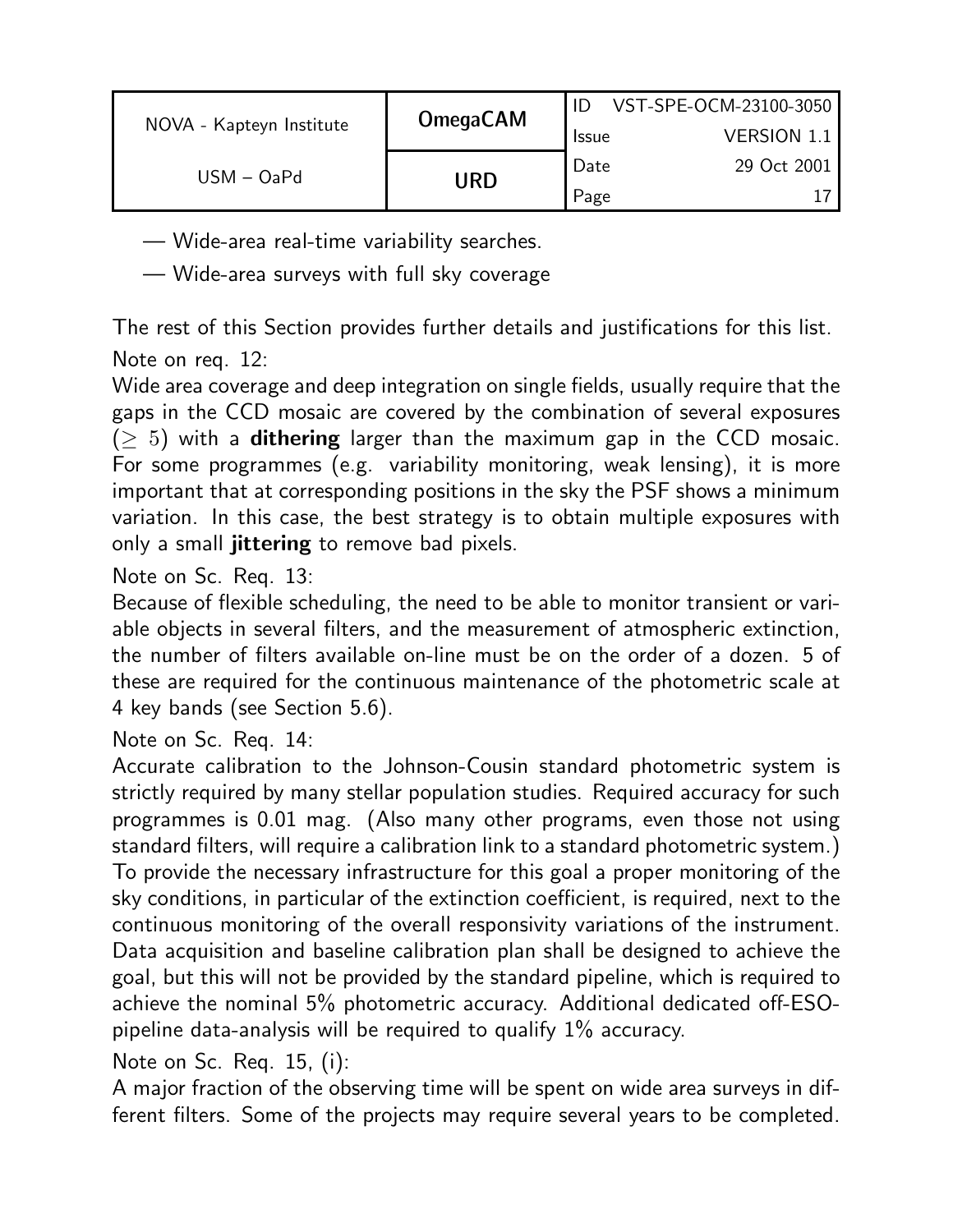— Wide-area real-time variability searches.

— Wide-area surveys with full sky coverage

The rest of this Section provides further details and justifications for this list.

Note on req. 12:
Wide area coverage and deep integration on single fields, usually require that the gaps in the CCD mosaic are covered by the combination of several exposures ($\geq 5$) with a **dithering** larger than the maximum gap in the CCD mosaic. For some programmes (e.g. variability monitoring, weak lensing), it is more important that at corresponding positions in the sky the PSF shows a minimum variation. In this case, the best strategy is to obtain multiple exposures with only a small **jittering** to remove bad pixels.

Note on Sc. Req. 13:
Because of flexible scheduling, the need to be able to monitor transient or variable objects in several filters, and the measurement of atmospheric extinction, the number of filters available on-line must be on the order of a dozen. 5 of these are required for the continuous maintenance of the photometric scale at 4 key bands (see Section 5.6).

Note on Sc. Req. 14:
Accurate calibration to the Johnson-Cousin standard photometric system is strictly required by many stellar population studies. Required accuracy for such programmes is 0.01 mag. (Also many other programs, even those not using standard filters, will require a calibration link to a standard photometric system.) To provide the necessary infrastructure for this goal a proper monitoring of the sky conditions, in particular of the extinction coefficient, is required, next to the continuous monitoring of the overall responsivity variations of the instrument. Data acquisition and baseline calibration plan shall be designed to achieve the goal, but this will not be provided by the standard pipeline, which is required to achieve the nominal 5% photometric accuracy. Additional dedicated off-ESO-pipeline data-analysis will be required to qualify 1% accuracy.

Note on Sc. Req. 15, (i):
A major fraction of the observing time will be spent on wide area surveys in different filters. Some of the projects may require several years to be completed.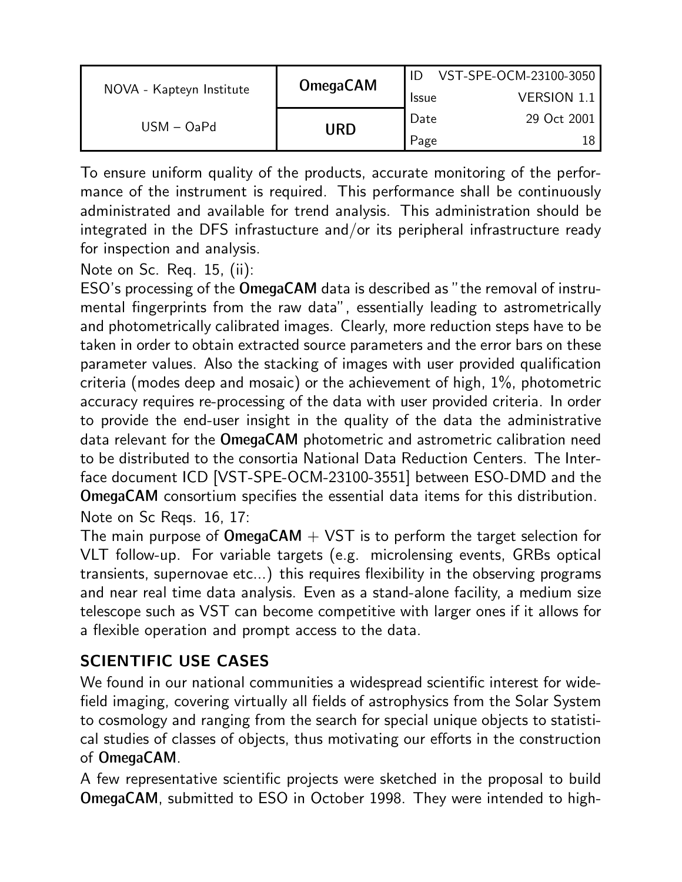To ensure uniform quality of the products, accurate monitoring of the performance of the instrument is required. This performance shall be continuously administrated and available for trend analysis. This administration should be integrated in the DFS infrastucture and/or its peripheral infrastructure ready for inspection and analysis.

Note on Sc. Req. 15, (ii):

ESO's processing of the **OmegaCAM** data is described as "the removal of instrumental fingerprints from the raw data", essentially leading to astrometrically and photometrically calibrated images. Clearly, more reduction steps have to be taken in order to obtain extracted source parameters and the error bars on these parameter values. Also the stacking of images with user provided qualification criteria (modes deep and mosaic) or the achievement of high, 1%, photometric accuracy requires re-processing of the data with user provided criteria. In order to provide the end-user insight in the quality of the data the administrative data relevant for the **OmegaCAM** photometric and astrometric calibration need to be distributed to the consortia National Data Reduction Centers. The Interface document ICD [VST-SPE-OCM-23100-3551] between ESO-DMD and the **OmegaCAM** consortium specifies the essential data items for this distribution.

Note on Sc Reqs. 16, 17:

The main purpose of **OmegaCAM** + VST is to perform the target selection for VLT follow-up. For variable targets (e.g. microlensing events, GRBs optical transients, supernovae etc...) this requires flexibility in the observing programs and near real time data analysis. Even as a stand-alone facility, a medium size telescope such as VST can become competitive with larger ones if it allows for a flexible operation and prompt access to the data.

## SCIENTIFIC USE CASES

We found in our national communities a widespread scientific interest for wide-field imaging, covering virtually all fields of astrophysics from the Solar System to cosmology and ranging from the search for special unique objects to statistical studies of classes of objects, thus motivating our efforts in the construction of **OmegaCAM**.

A few representative scientific projects were sketched in the proposal to build **OmegaCAM**, submitted to ESO in October 1998. They were intended to high-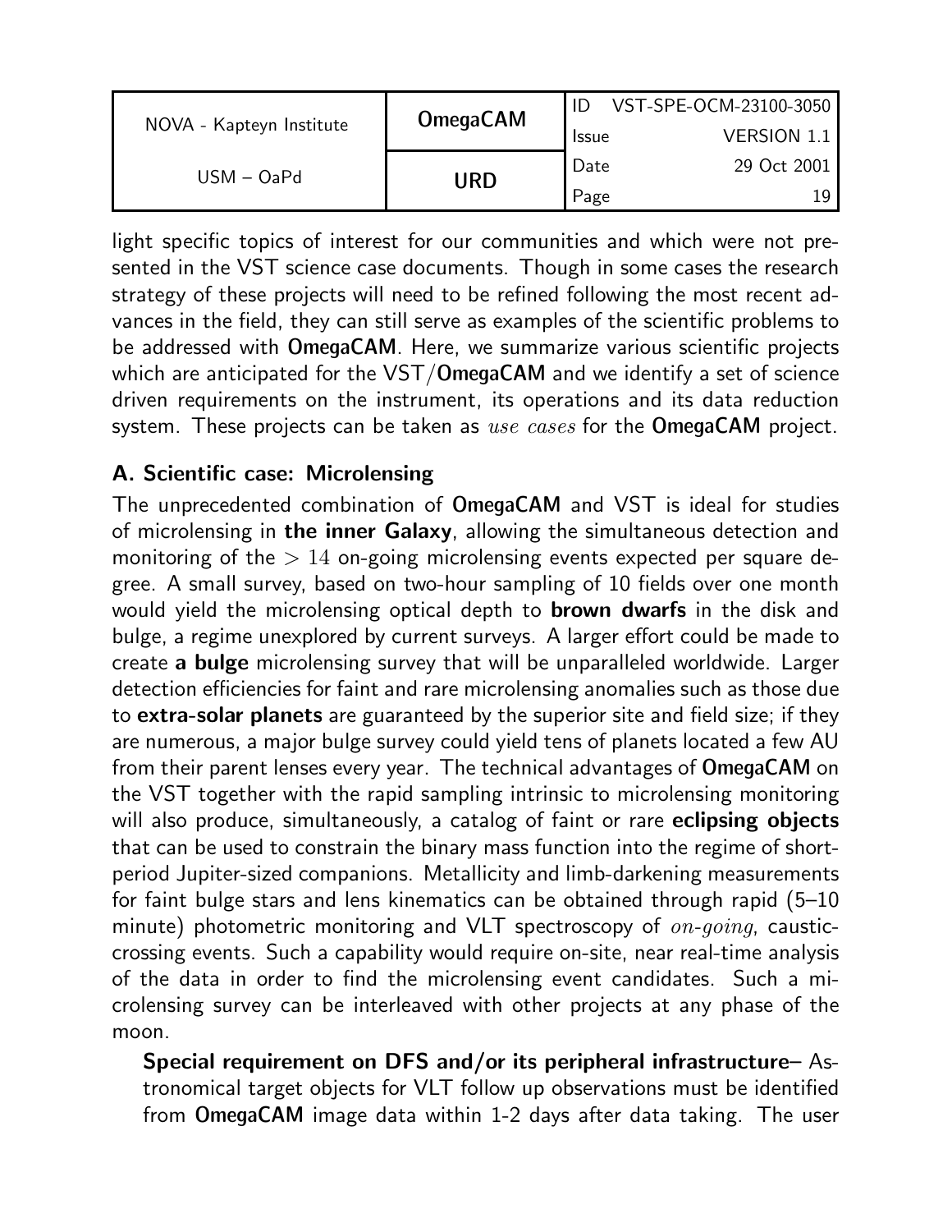light specific topics of interest for our communities and which were not presented in the VST science case documents. Though in some cases the research strategy of these projects will need to be refined following the most recent advances in the field, they can still serve as examples of the scientific problems to be addressed with **OmegaCAM**. Here, we summarize various scientific projects which are anticipated for the VST/**OmegaCAM** and we identify a set of science driven requirements on the instrument, its operations and its data reduction system. These projects can be taken as *use cases* for the **OmegaCAM** project.

### A. Scientific case: Microlensing

The unprecedented combination of **OmegaCAM** and VST is ideal for studies of microlensing in **the inner Galaxy**, allowing the simultaneous detection and monitoring of the $> 14$ on-going microlensing events expected per square degree. A small survey, based on two-hour sampling of 10 fields over one month would yield the microlensing optical depth to **brown dwarfs** in the disk and bulge, a regime unexplored by current surveys. A larger effort could be made to create **a bulge** microlensing survey that will be unparalleled worldwide. Larger detection efficiencies for faint and rare microlensing anomalies such as those due to **extra-solar planets** are guaranteed by the superior site and field size; if they are numerous, a major bulge survey could yield tens of planets located a few AU from their parent lenses every year. The technical advantages of **OmegaCAM** on the VST together with the rapid sampling intrinsic to microlensing monitoring will also produce, simultaneously, a catalog of faint or rare **eclipsing objects** that can be used to constrain the binary mass function into the regime of short-period Jupiter-sized companions. Metallicity and limb-darkening measurements for faint bulge stars and lens kinematics can be obtained through rapid (5–10 minute) photometric monitoring and VLT spectroscopy of *on-going*, caustic-crossing events. Such a capability would require on-site, near real-time analysis of the data in order to find the microlensing event candidates. Such a microlensing survey can be interleaved with other projects at any phase of the moon.

**Special requirement on DFS and/or its peripheral infrastructure**– Astronomical target objects for VLT follow up observations must be identified from **OmegaCAM** image data within 1-2 days after data taking. The user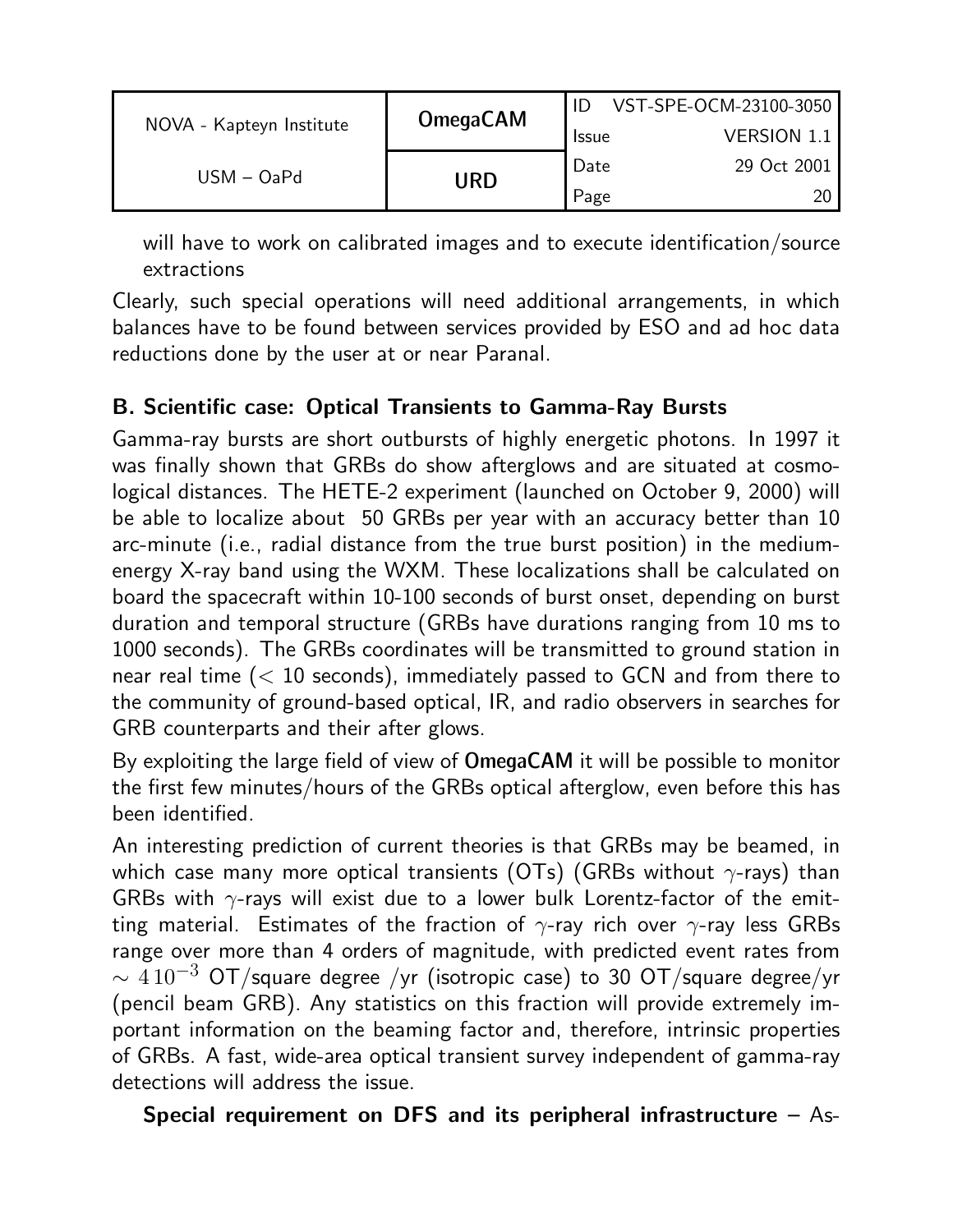will have to work on calibrated images and to execute identification/source extractions

Clearly, such special operations will need additional arrangements, in which balances have to be found between services provided by ESO and ad hoc data reductions done by the user at or near Paranal.

### B. Scientific case: Optical Transients to Gamma-Ray Bursts

Gamma-ray bursts are short outbursts of highly energetic photons. In 1997 it was finally shown that GRBs do show afterglows and are situated at cosmological distances. The HETE-2 experiment (launched on October 9, 2000) will be able to localize about 50 GRBs per year with an accuracy better than 10 arc-minute (i.e., radial distance from the true burst position) in the medium-energy X-ray band using the WXM. These localizations shall be calculated on board the spacecraft within 10-100 seconds of burst onset, depending on burst duration and temporal structure (GRBs have durations ranging from 10 ms to 1000 seconds). The GRBs coordinates will be transmitted to ground station in near real time ($<$ 10 seconds), immediately passed to GCN and from there to the community of ground-based optical, IR, and radio observers in searches for GRB counterparts and their after glows.

By exploiting the large field of view of **OmegaCAM** it will be possible to monitor the first few minutes/hours of the GRBs optical afterglow, even before this has been identified.

An interesting prediction of current theories is that GRBs may be beamed, in which case many more optical transients (OTs) (GRBs without $\gamma$-rays) than GRBs with $\gamma$-rays will exist due to a lower bulk Lorentz-factor of the emitting material. Estimates of the fraction of $\gamma$-ray rich over $\gamma$-ray less GRBs range over more than 4 orders of magnitude, with predicted event rates from $\sim 4\,10^{-3}$ OT/square degree /yr (isotropic case) to 30 OT/square degree/yr (pencil beam GRB). Any statistics on this fraction will provide extremely important information on the beaming factor and, therefore, intrinsic properties of GRBs. A fast, wide-area optical transient survey independent of gamma-ray detections will address the issue.

**Special requirement on DFS and its peripheral infrastructure** – As-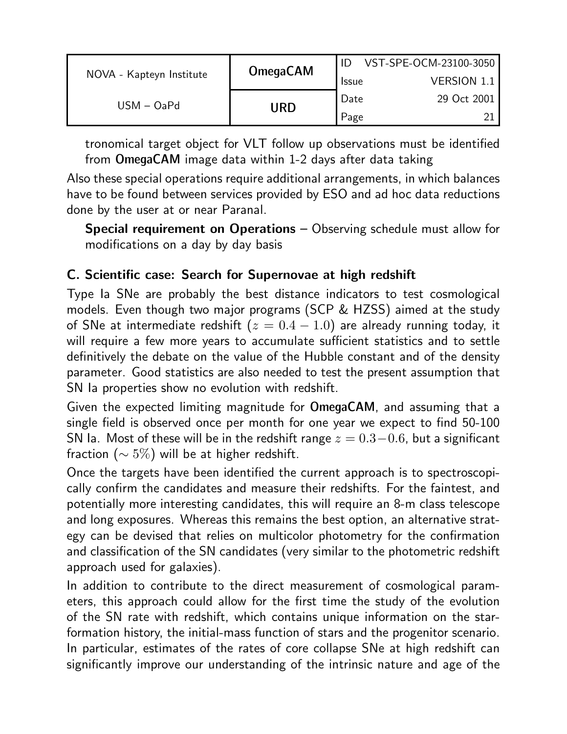tronomical target object for VLT follow up observations must be identified from **OmegaCAM** image data within 1-2 days after data taking

Also these special operations require additional arrangements, in which balances have to be found between services provided by ESO and ad hoc data reductions done by the user at or near Paranal.

**Special requirement on Operations** – Observing schedule must allow for modifications on a day by day basis

### C. Scientific case: Search for Supernovae at high redshift

Type Ia SNe are probably the best distance indicators to test cosmological models. Even though two major programs (SCP & HZSS) aimed at the study of SNe at intermediate redshift ($z = 0.4 - 1.0$) are already running today, it will require a few more years to accumulate sufficient statistics and to settle definitively the debate on the value of the Hubble constant and of the density parameter. Good statistics are also needed to test the present assumption that SN Ia properties show no evolution with redshift.

Given the expected limiting magnitude for **OmegaCAM**, and assuming that a single field is observed once per month for one year we expect to find 50-100 SN Ia. Most of these will be in the redshift range $z = 0.3 - 0.6$, but a significant fraction ($\sim 5\%$) will be at higher redshift.

Once the targets have been identified the current approach is to spectroscopically confirm the candidates and measure their redshifts. For the faintest, and potentially more interesting candidates, this will require an 8-m class telescope and long exposures. Whereas this remains the best option, an alternative strategy can be devised that relies on multicolor photometry for the confirmation and classification of the SN candidates (very similar to the photometric redshift approach used for galaxies).

In addition to contribute to the direct measurement of cosmological parameters, this approach could allow for the first time the study of the evolution of the SN rate with redshift, which contains unique information on the star-formation history, the initial-mass function of stars and the progenitor scenario. In particular, estimates of the rates of core collapse SNe at high redshift can significantly improve our understanding of the intrinsic nature and age of the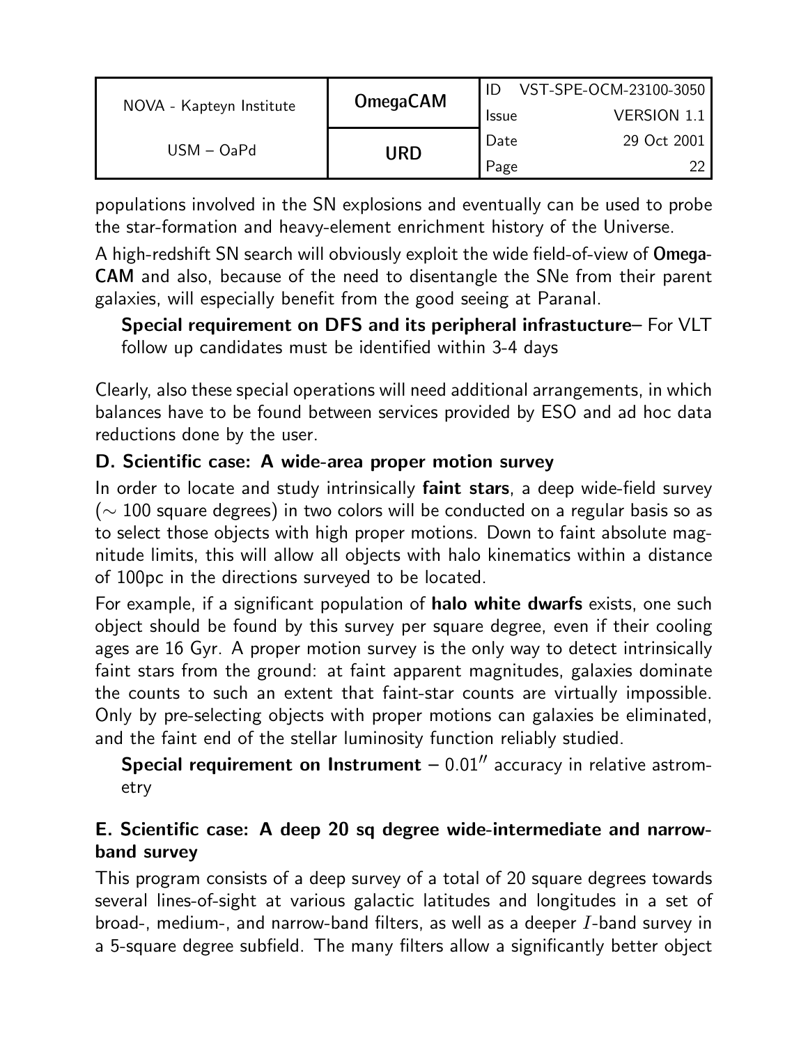populations involved in the SN explosions and eventually can be used to probe the star-formation and heavy-element enrichment history of the Universe.

A high-redshift SN search will obviously exploit the wide field-of-view of **OmegaCAM** and also, because of the need to disentangle the SNe from their parent galaxies, will especially benefit from the good seeing at Paranal.

> **Special requirement on DFS and its peripheral infrastucture**– For VLT follow up candidates must be identified within 3-4 days

Clearly, also these special operations will need additional arrangements, in which balances have to be found between services provided by ESO and ad hoc data reductions done by the user.

### D. Scientific case: A wide-area proper motion survey

In order to locate and study intrinsically **faint stars**, a deep wide-field survey ($\sim 100$ square degrees) in two colors will be conducted on a regular basis so as to select those objects with high proper motions. Down to faint absolute magnitude limits, this will allow all objects with halo kinematics within a distance of 100pc in the directions surveyed to be located.

For example, if a significant population of **halo white dwarfs** exists, one such object should be found by this survey per square degree, even if their cooling ages are 16 Gyr. A proper motion survey is the only way to detect intrinsically faint stars from the ground: at faint apparent magnitudes, galaxies dominate the counts to such an extent that faint-star counts are virtually impossible. Only by pre-selecting objects with proper motions can galaxies be eliminated, and the faint end of the stellar luminosity function reliably studied.

> **Special requirement on Instrument** – $0.01''$ accuracy in relative astrometry

### E. Scientific case: A deep 20 sq degree wide-intermediate and narrow-band survey

This program consists of a deep survey of a total of 20 square degrees towards several lines-of-sight at various galactic latitudes and longitudes in a set of broad-, medium-, and narrow-band filters, as well as a deeper $I$-band survey in a 5-square degree subfield. The many filters allow a significantly better object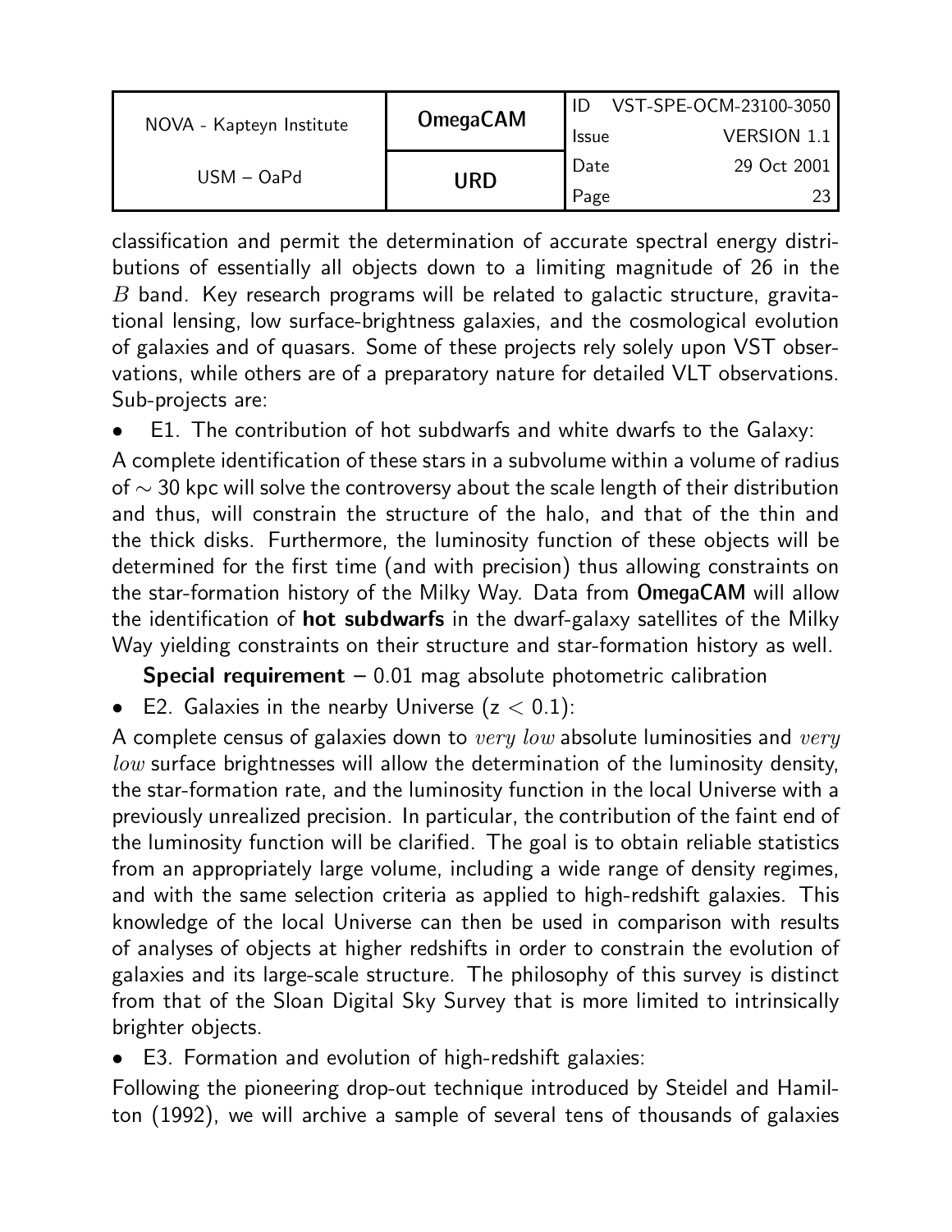classification and permit the determination of accurate spectral energy distributions of essentially all objects down to a limiting magnitude of 26 in the $B$ band. Key research programs will be related to galactic structure, gravitational lensing, low surface-brightness galaxies, and the cosmological evolution of galaxies and of quasars. Some of these projects rely solely upon VST observations, while others are of a preparatory nature for detailed VLT observations. Sub-projects are:

- E1. The contribution of hot subdwarfs and white dwarfs to the Galaxy:

A complete identification of these stars in a subvolume within a volume of radius of $\sim$ 30 kpc will solve the controversy about the scale length of their distribution and thus, will constrain the structure of the halo, and that of the thin and the thick disks. Furthermore, the luminosity function of these objects will be determined for the first time (and with precision) thus allowing constraints on the star-formation history of the Milky Way. Data from **OmegaCAM** will allow the identification of **hot subdwarfs** in the dwarf-galaxy satellites of the Milky Way yielding constraints on their structure and star-formation history as well.

**Special requirement** – 0.01 mag absolute photometric calibration

- E2. Galaxies in the nearby Universe ($z < 0.1$):

A complete census of galaxies down to *very low* absolute luminosities and *very low* surface brightnesses will allow the determination of the luminosity density, the star-formation rate, and the luminosity function in the local Universe with a previously unrealized precision. In particular, the contribution of the faint end of the luminosity function will be clarified. The goal is to obtain reliable statistics from an appropriately large volume, including a wide range of density regimes, and with the same selection criteria as applied to high-redshift galaxies. This knowledge of the local Universe can then be used in comparison with results of analyses of objects at higher redshifts in order to constrain the evolution of galaxies and its large-scale structure. The philosophy of this survey is distinct from that of the Sloan Digital Sky Survey that is more limited to intrinsically brighter objects.

- E3. Formation and evolution of high-redshift galaxies:

Following the pioneering drop-out technique introduced by Steidel and Hamilton (1992), we will archive a sample of several tens of thousands of galaxies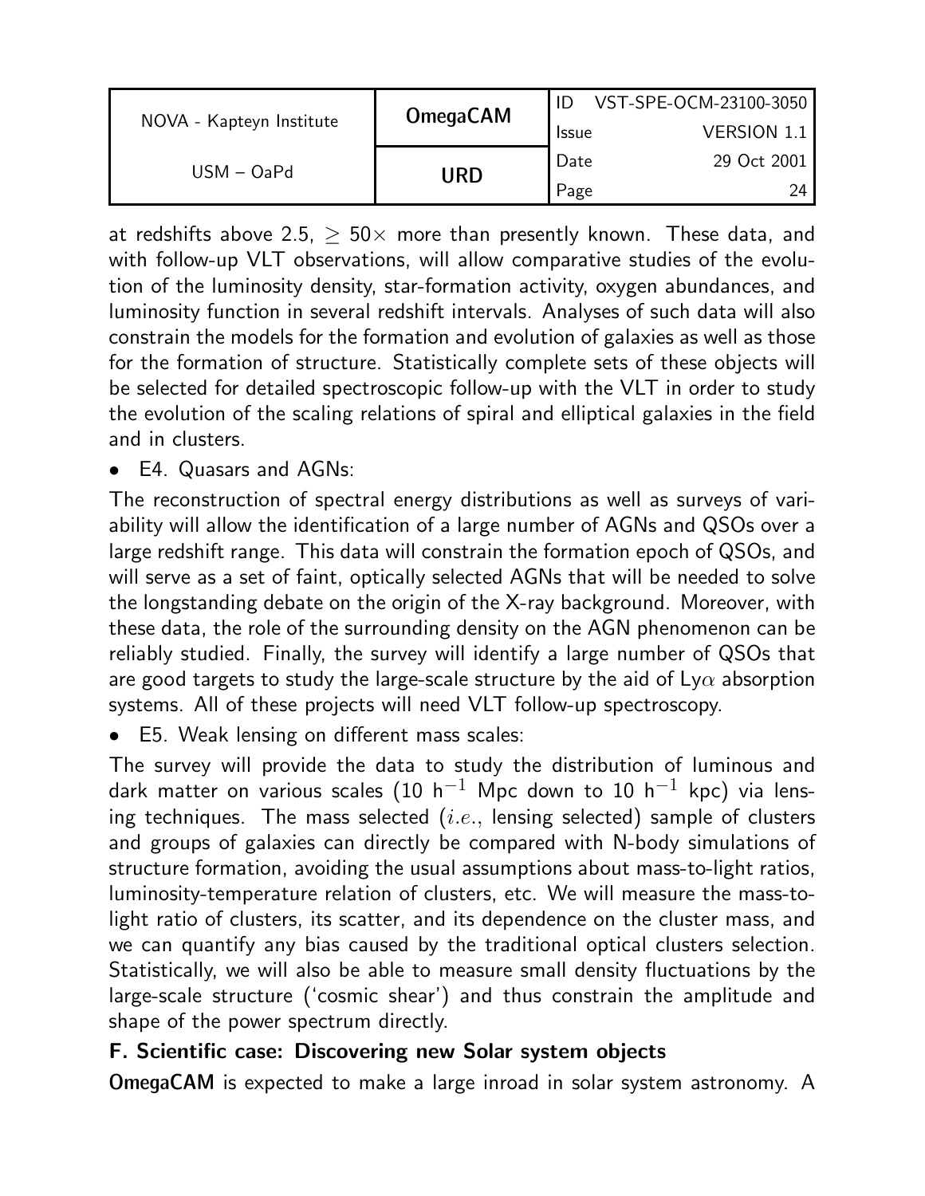at redshifts above 2.5, $\geq 50\times$ more than presently known. These data, and with follow-up VLT observations, will allow comparative studies of the evolution of the luminosity density, star-formation activity, oxygen abundances, and luminosity function in several redshift intervals. Analyses of such data will also constrain the models for the formation and evolution of galaxies as well as those for the formation of structure. Statistically complete sets of these objects will be selected for detailed spectroscopic follow-up with the VLT in order to study the evolution of the scaling relations of spiral and elliptical galaxies in the field and in clusters.

- E4. Quasars and AGNs:

The reconstruction of spectral energy distributions as well as surveys of variability will allow the identification of a large number of AGNs and QSOs over a large redshift range. This data will constrain the formation epoch of QSOs, and will serve as a set of faint, optically selected AGNs that will be needed to solve the longstanding debate on the origin of the X-ray background. Moreover, with these data, the role of the surrounding density on the AGN phenomenon can be reliably studied. Finally, the survey will identify a large number of QSOs that are good targets to study the large-scale structure by the aid of Ly$\alpha$ absorption systems. All of these projects will need VLT follow-up spectroscopy.

- E5. Weak lensing on different mass scales:

The survey will provide the data to study the distribution of luminous and dark matter on various scales (10 $h^{-1}$ Mpc down to 10 $h^{-1}$ kpc) via lensing techniques. The mass selected (*i.e.*, lensing selected) sample of clusters and groups of galaxies can directly be compared with N-body simulations of structure formation, avoiding the usual assumptions about mass-to-light ratios, luminosity-temperature relation of clusters, etc. We will measure the mass-to-light ratio of clusters, its scatter, and its dependence on the cluster mass, and we can quantify any bias caused by the traditional optical clusters selection. Statistically, we will also be able to measure small density fluctuations by the large-scale structure ('cosmic shear') and thus constrain the amplitude and shape of the power spectrum directly.

**F. Scientific case: Discovering new Solar system objects**

**OmegaCAM** is expected to make a large inroad in solar system astronomy. A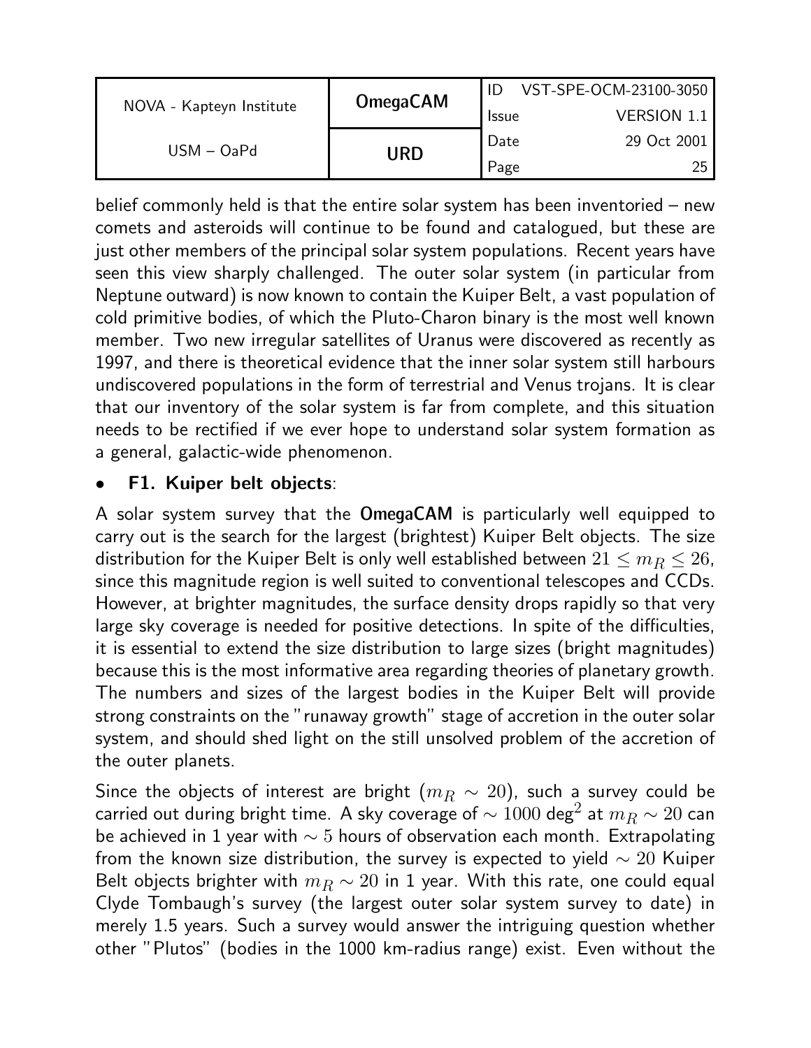belief commonly held is that the entire solar system has been inventoried – new comets and asteroids will continue to be found and catalogued, but these are just other members of the principal solar system populations. Recent years have seen this view sharply challenged. The outer solar system (in particular from Neptune outward) is now known to contain the Kuiper Belt, a vast population of cold primitive bodies, of which the Pluto-Charon binary is the most well known member. Two new irregular satellites of Uranus were discovered as recently as 1997, and there is theoretical evidence that the inner solar system still harbours undiscovered populations in the form of terrestrial and Venus trojans. It is clear that our inventory of the solar system is far from complete, and this situation needs to be rectified if we ever hope to understand solar system formation as a general, galactic-wide phenomenon.

- **F1. Kuiper belt objects**:

A solar system survey that the **OmegaCAM** is particularly well equipped to carry out is the search for the largest (brightest) Kuiper Belt objects. The size distribution for the Kuiper Belt is only well established between $21 \leq m_R \leq 26$, since this magnitude region is well suited to conventional telescopes and CCDs. However, at brighter magnitudes, the surface density drops rapidly so that very large sky coverage is needed for positive detections. In spite of the difficulties, it is essential to extend the size distribution to large sizes (bright magnitudes) because this is the most informative area regarding theories of planetary growth. The numbers and sizes of the largest bodies in the Kuiper Belt will provide strong constraints on the "runaway growth" stage of accretion in the outer solar system, and should shed light on the still unsolved problem of the accretion of the outer planets.

Since the objects of interest are bright ($m_R \sim 20$), such a survey could be carried out during bright time. A sky coverage of $\sim 1000$ deg$^2$ at $m_R \sim 20$ can be achieved in 1 year with $\sim 5$ hours of observation each month. Extrapolating from the known size distribution, the survey is expected to yield $\sim 20$ Kuiper Belt objects brighter with $m_R \sim 20$ in 1 year. With this rate, one could equal Clyde Tombaugh's survey (the largest outer solar system survey to date) in merely 1.5 years. Such a survey would answer the intriguing question whether other "Plutos" (bodies in the 1000 km-radius range) exist. Even without the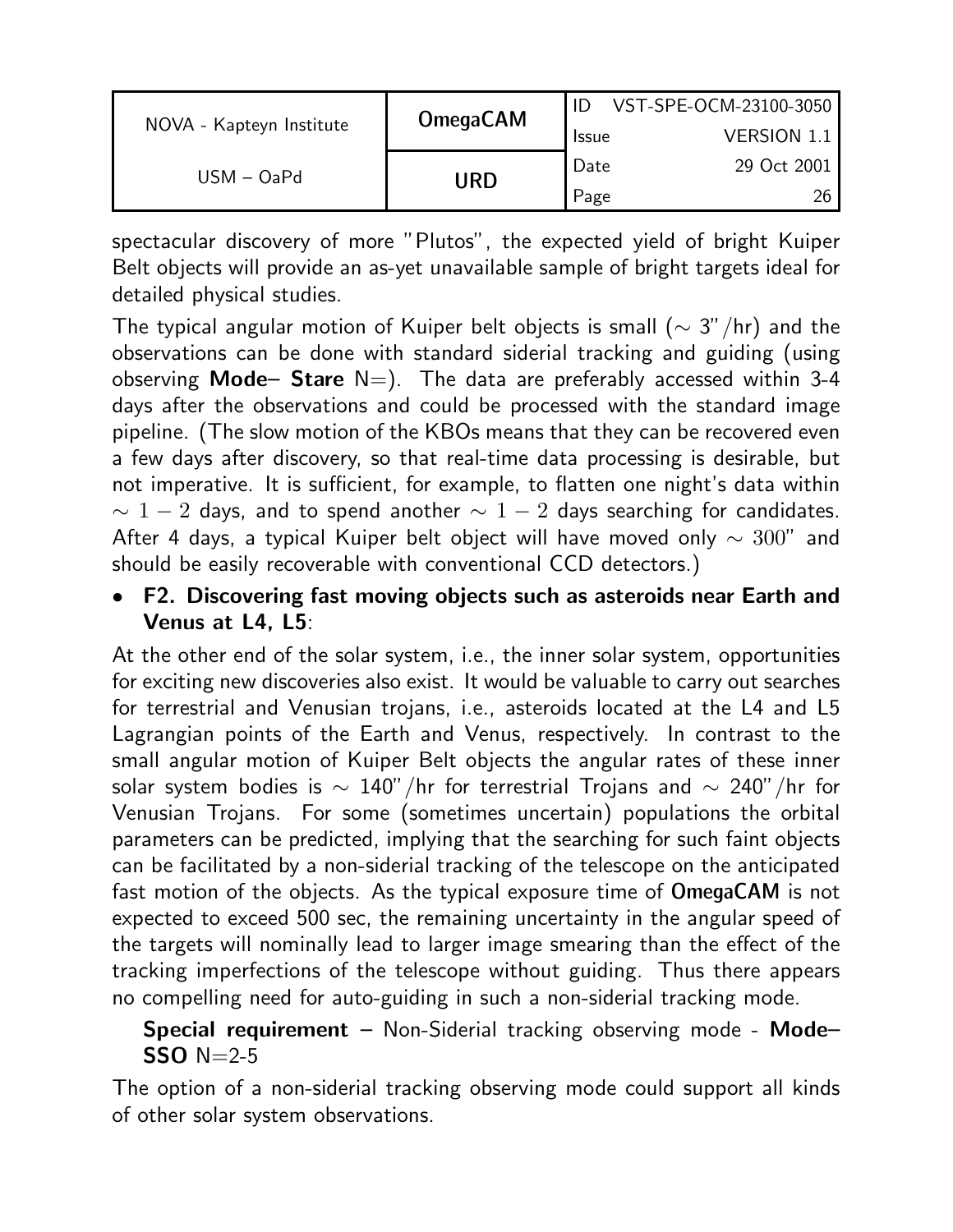spectacular discovery of more "Plutos", the expected yield of bright Kuiper Belt objects will provide an as-yet unavailable sample of bright targets ideal for detailed physical studies.

The typical angular motion of Kuiper belt objects is small (~ 3"/hr) and the observations can be done with standard siderial tracking and guiding (using observing **Mode– Stare** N=). The data are preferably accessed within 3-4 days after the observations and could be processed with the standard image pipeline. (The slow motion of the KBOs means that they can be recovered even a few days after discovery, so that real-time data processing is desirable, but not imperative. It is sufficient, for example, to flatten one night's data within $\sim 1-2$ days, and to spend another $\sim 1-2$ days searching for candidates. After 4 days, a typical Kuiper belt object will have moved only $\sim 300$" and should be easily recoverable with conventional CCD detectors.)

- **F2. Discovering fast moving objects such as asteroids near Earth and Venus at L4, L5**:

At the other end of the solar system, i.e., the inner solar system, opportunities for exciting new discoveries also exist. It would be valuable to carry out searches for terrestrial and Venusian trojans, i.e., asteroids located at the L4 and L5 Lagrangian points of the Earth and Venus, respectively. In contrast to the small angular motion of Kuiper Belt objects the angular rates of these inner solar system bodies is ~ 140"/hr for terrestrial Trojans and ~ 240"/hr for Venusian Trojans. For some (sometimes uncertain) populations the orbital parameters can be predicted, implying that the searching for such faint objects can be facilitated by a non-siderial tracking of the telescope on the anticipated fast motion of the objects. As the typical exposure time of **OmegaCAM** is not expected to exceed 500 sec, the remaining uncertainty in the angular speed of the targets will nominally lead to larger image smearing than the effect of the tracking imperfections of the telescope without guiding. Thus there appears no compelling need for auto-guiding in such a non-siderial tracking mode.

**Special requirement** – Non-Siderial tracking observing mode - **Mode– SSO** N=2-5

The option of a non-siderial tracking observing mode could support all kinds of other solar system observations.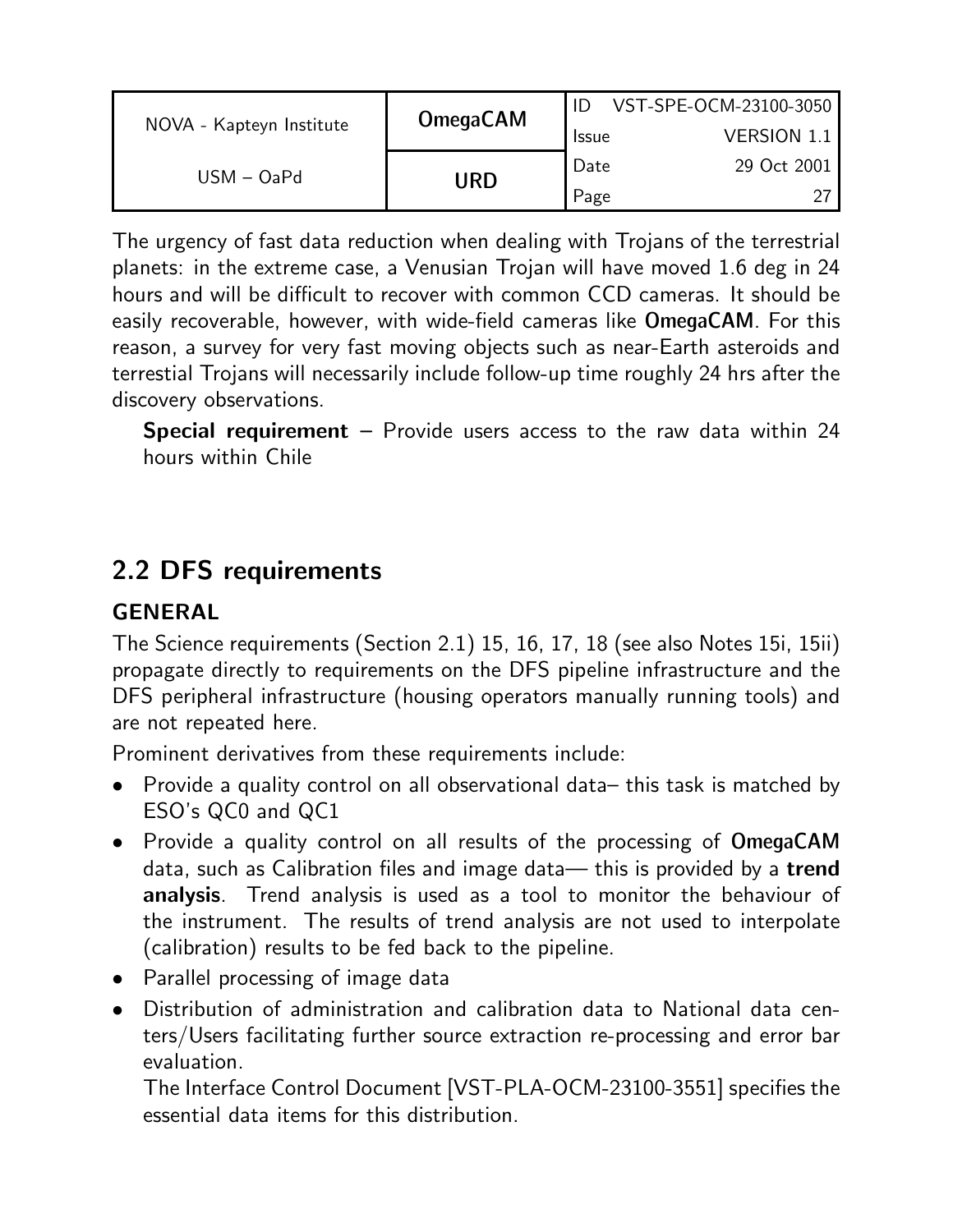The urgency of fast data reduction when dealing with Trojans of the terrestrial planets: in the extreme case, a Venusian Trojan will have moved 1.6 deg in 24 hours and will be difficult to recover with common CCD cameras. It should be easily recoverable, however, with wide-field cameras like **OmegaCAM**. For this reason, a survey for very fast moving objects such as near-Earth asteroids and terrestial Trojans will necessarily include follow-up time roughly 24 hrs after the discovery observations.

> **Special requirement** – Provide users access to the raw data within 24 hours within Chile

## 2.2 DFS requirements

### GENERAL

The Science requirements (Section 2.1) 15, 16, 17, 18 (see also Notes 15i, 15ii) propagate directly to requirements on the DFS pipeline infrastructure and the DFS peripheral infrastructure (housing operators manually running tools) and are not repeated here.

Prominent derivatives from these requirements include:

- Provide a quality control on all observational data– this task is matched by ESO's QC0 and QC1
- Provide a quality control on all results of the processing of **OmegaCAM** data, such as Calibration files and image data— this is provided by a **trend analysis**. Trend analysis is used as a tool to monitor the behaviour of the instrument. The results of trend analysis are not used to interpolate (calibration) results to be fed back to the pipeline.
- Parallel processing of image data
- Distribution of administration and calibration data to National data centers/Users facilitating further source extraction re-processing and error bar evaluation.
  The Interface Control Document [VST-PLA-OCM-23100-3551] specifies the essential data items for this distribution.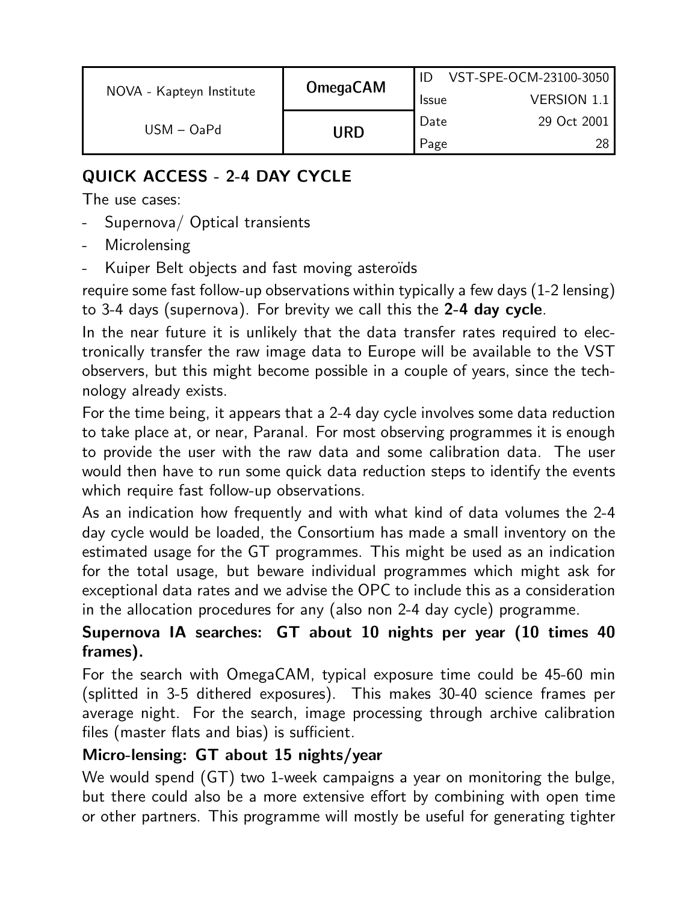## QUICK ACCESS - 2-4 DAY CYCLE

The use cases:

- Supernova/ Optical transients
- Microlensing
- Kuiper Belt objects and fast moving asteroïds

require some fast follow-up observations within typically a few days (1-2 lensing) to 3-4 days (supernova). For brevity we call this the **2-4 day cycle**.

In the near future it is unlikely that the data transfer rates required to electronically transfer the raw image data to Europe will be available to the VST observers, but this might become possible in a couple of years, since the technology already exists.

For the time being, it appears that a 2-4 day cycle involves some data reduction to take place at, or near, Paranal. For most observing programmes it is enough to provide the user with the raw data and some calibration data. The user would then have to run some quick data reduction steps to identify the events which require fast follow-up observations.

As an indication how frequently and with what kind of data volumes the 2-4 day cycle would be loaded, the Consortium has made a small inventory on the estimated usage for the GT programmes. This might be used as an indication for the total usage, but beware individual programmes which might ask for exceptional data rates and we advise the OPC to include this as a consideration in the allocation procedures for any (also non 2-4 day cycle) programme.

**Supernova IA searches: GT about 10 nights per year (10 times 40 frames).**

For the search with OmegaCAM, typical exposure time could be 45-60 min (splitted in 3-5 dithered exposures). This makes 30-40 science frames per average night. For the search, image processing through archive calibration files (master flats and bias) is sufficient.

**Micro-lensing: GT about 15 nights/year**

We would spend (GT) two 1-week campaigns a year on monitoring the bulge, but there could also be a more extensive effort by combining with open time or other partners. This programme will mostly be useful for generating tighter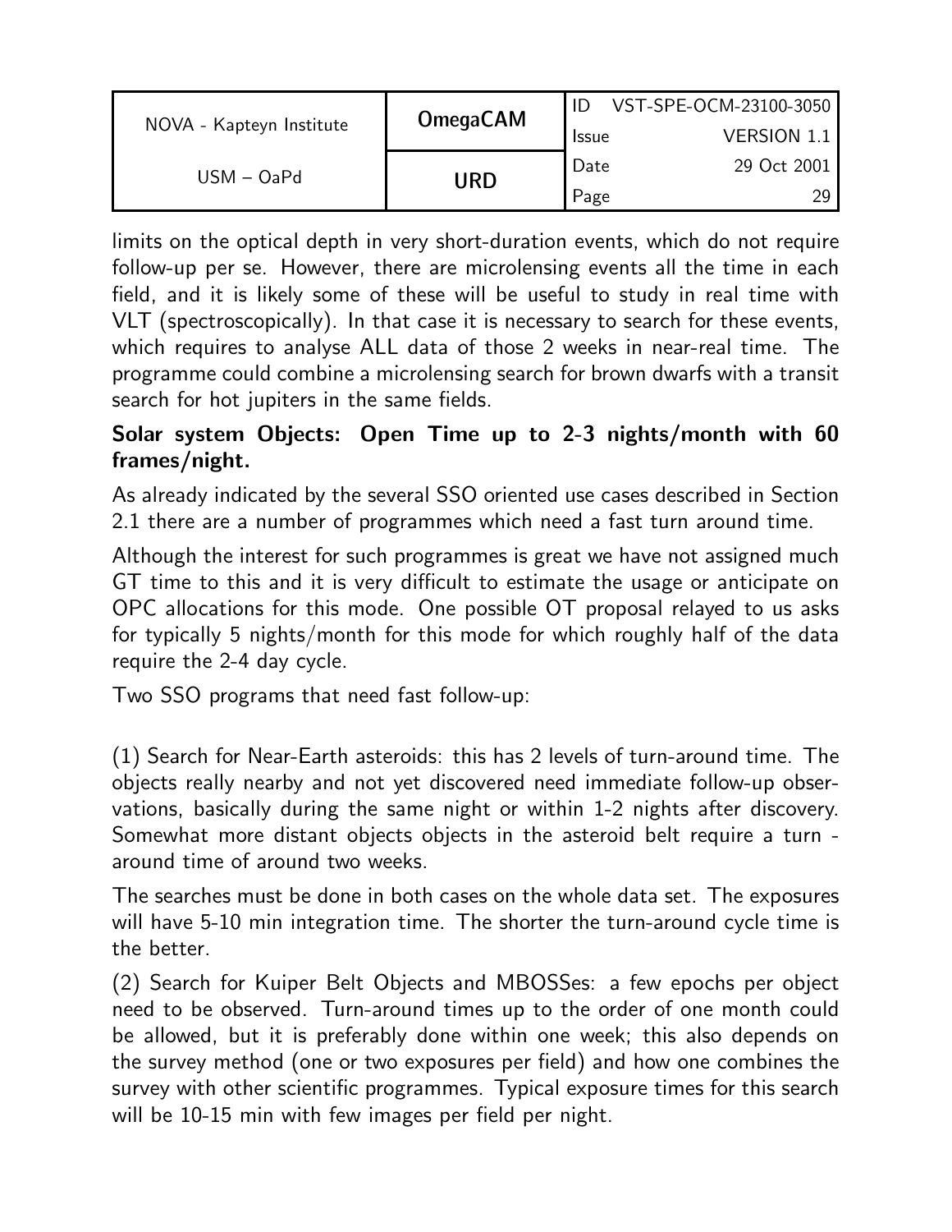limits on the optical depth in very short-duration events, which do not require follow-up per se. However, there are microlensing events all the time in each field, and it is likely some of these will be useful to study in real time with VLT (spectroscopically). In that case it is necessary to search for these events, which requires to analyse ALL data of those 2 weeks in near-real time. The programme could combine a microlensing search for brown dwarfs with a transit search for hot jupiters in the same fields.

**Solar system Objects: Open Time up to 2-3 nights/month with 60 frames/night.**

As already indicated by the several SSO oriented use cases described in Section 2.1 there are a number of programmes which need a fast turn around time.

Although the interest for such programmes is great we have not assigned much GT time to this and it is very difficult to estimate the usage or anticipate on OPC allocations for this mode. One possible OT proposal relayed to us asks for typically 5 nights/month for this mode for which roughly half of the data require the 2-4 day cycle.

Two SSO programs that need fast follow-up:

(1) Search for Near-Earth asteroids: this has 2 levels of turn-around time. The objects really nearby and not yet discovered need immediate follow-up observations, basically during the same night or within 1-2 nights after discovery. Somewhat more distant objects objects in the asteroid belt require a turn - around time of around two weeks.

The searches must be done in both cases on the whole data set. The exposures will have 5-10 min integration time. The shorter the turn-around cycle time is the better.

(2) Search for Kuiper Belt Objects and MBOSSes: a few epochs per object need to be observed. Turn-around times up to the order of one month could be allowed, but it is preferably done within one week; this also depends on the survey method (one or two exposures per field) and how one combines the survey with other scientific programmes. Typical exposure times for this search will be 10-15 min with few images per field per night.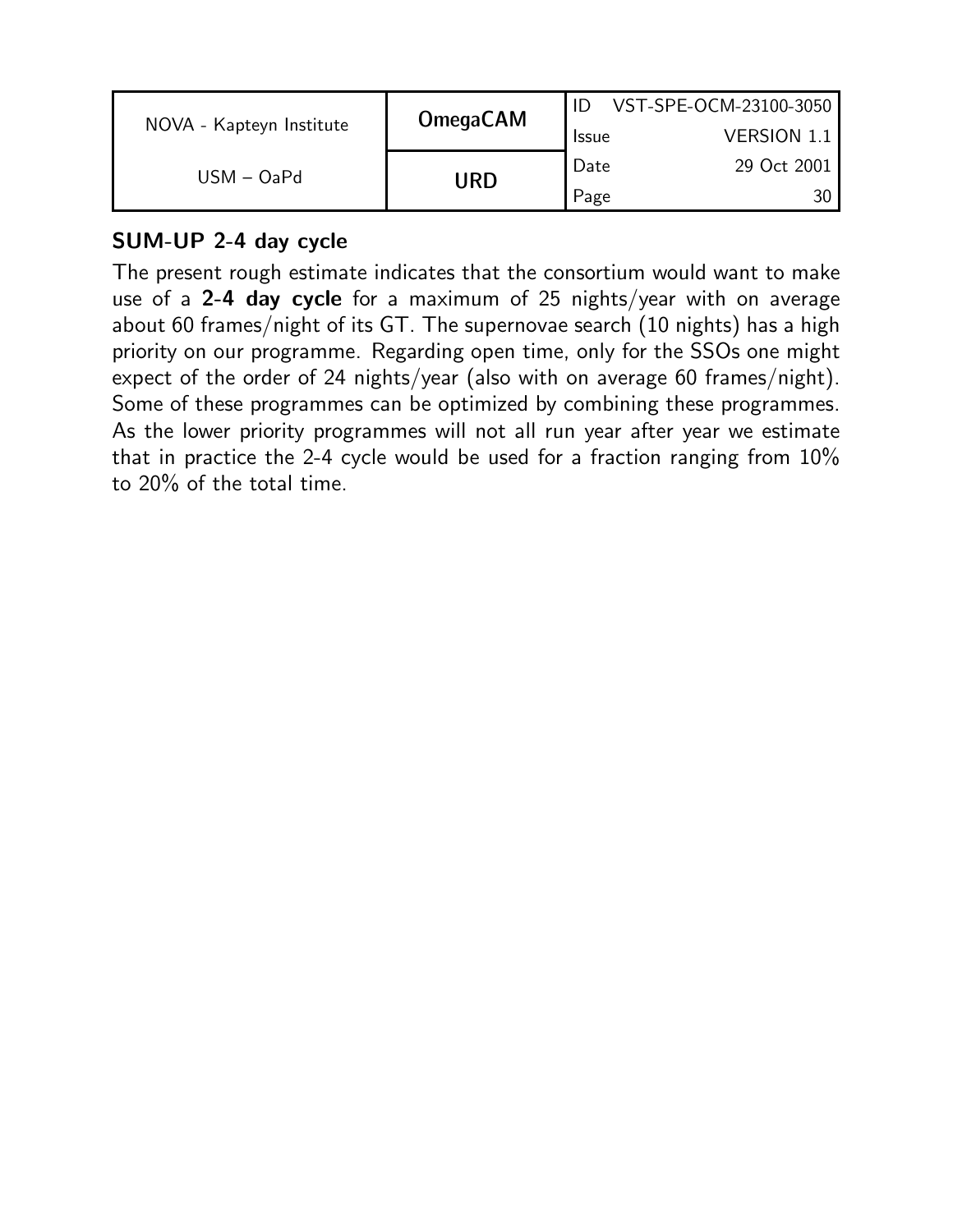### SUM-UP 2-4 day cycle

The present rough estimate indicates that the consortium would want to make use of a **2-4 day cycle** for a maximum of 25 nights/year with on average about 60 frames/night of its GT. The supernovae search (10 nights) has a high priority on our programme. Regarding open time, only for the SSOs one might expect of the order of 24 nights/year (also with on average 60 frames/night). Some of these programmes can be optimized by combining these programmes. As the lower priority programmes will not all run year after year we estimate that in practice the 2-4 cycle would be used for a fraction ranging from 10% to 20% of the total time.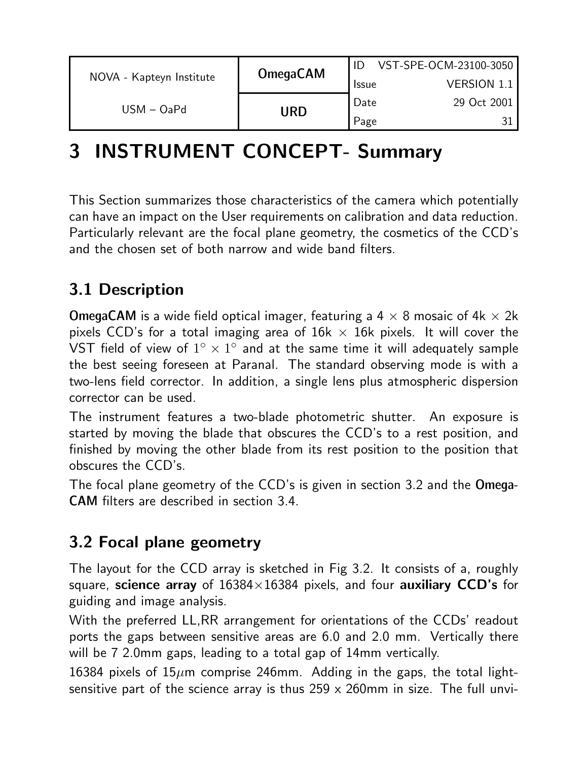# 3 INSTRUMENT CONCEPT- Summary

This Section summarizes those characteristics of the camera which potentially can have an impact on the User requirements on calibration and data reduction. Particularly relevant are the focal plane geometry, the cosmetics of the CCD's and the chosen set of both narrow and wide band filters.

## 3.1 Description

**OmegaCAM** is a wide field optical imager, featuring a 4 $\times$ 8 mosaic of 4k $\times$ 2k pixels CCD's for a total imaging area of 16k $\times$ 16k pixels. It will cover the VST field of view of $1^\circ \times 1^\circ$ and at the same time it will adequately sample the best seeing foreseen at Paranal. The standard observing mode is with a two-lens field corrector. In addition, a single lens plus atmospheric dispersion corrector can be used.

The instrument features a two-blade photometric shutter. An exposure is started by moving the blade that obscures the CCD's to a rest position, and finished by moving the other blade from its rest position to the position that obscures the CCD's.

The focal plane geometry of the CCD's is given in section 3.2 and the **Omega-CAM** filters are described in section 3.4.

## 3.2 Focal plane geometry

The layout for the CCD array is sketched in Fig 3.2. It consists of a, roughly square, **science array** of 16384$\times$16384 pixels, and four **auxiliary CCD's** for guiding and image analysis.

With the preferred LL,RR arrangement for orientations of the CCDs' readout ports the gaps between sensitive areas are 6.0 and 2.0 mm. Vertically there will be 7 2.0mm gaps, leading to a total gap of 14mm vertically.

16384 pixels of 15$\mu$m comprise 246mm. Adding in the gaps, the total light-sensitive part of the science array is thus 259 x 260mm in size. The full unvi-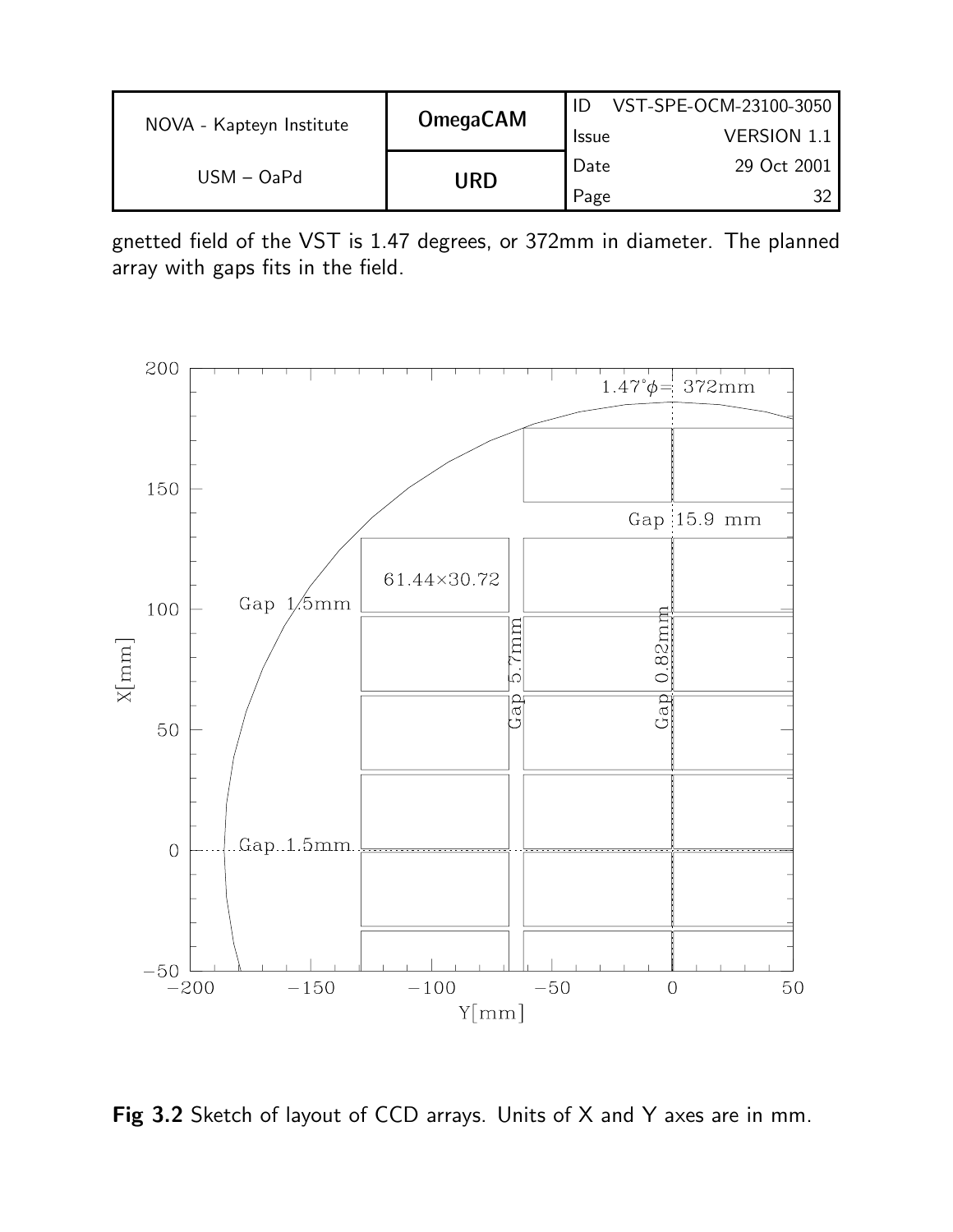gnetted field of the VST is 1.47 degrees, or 372mm in diameter. The planned array with gaps fits in the field.

**Fig 3.2** Sketch of layout of CCD arrays. Units of X and Y axes are in mm.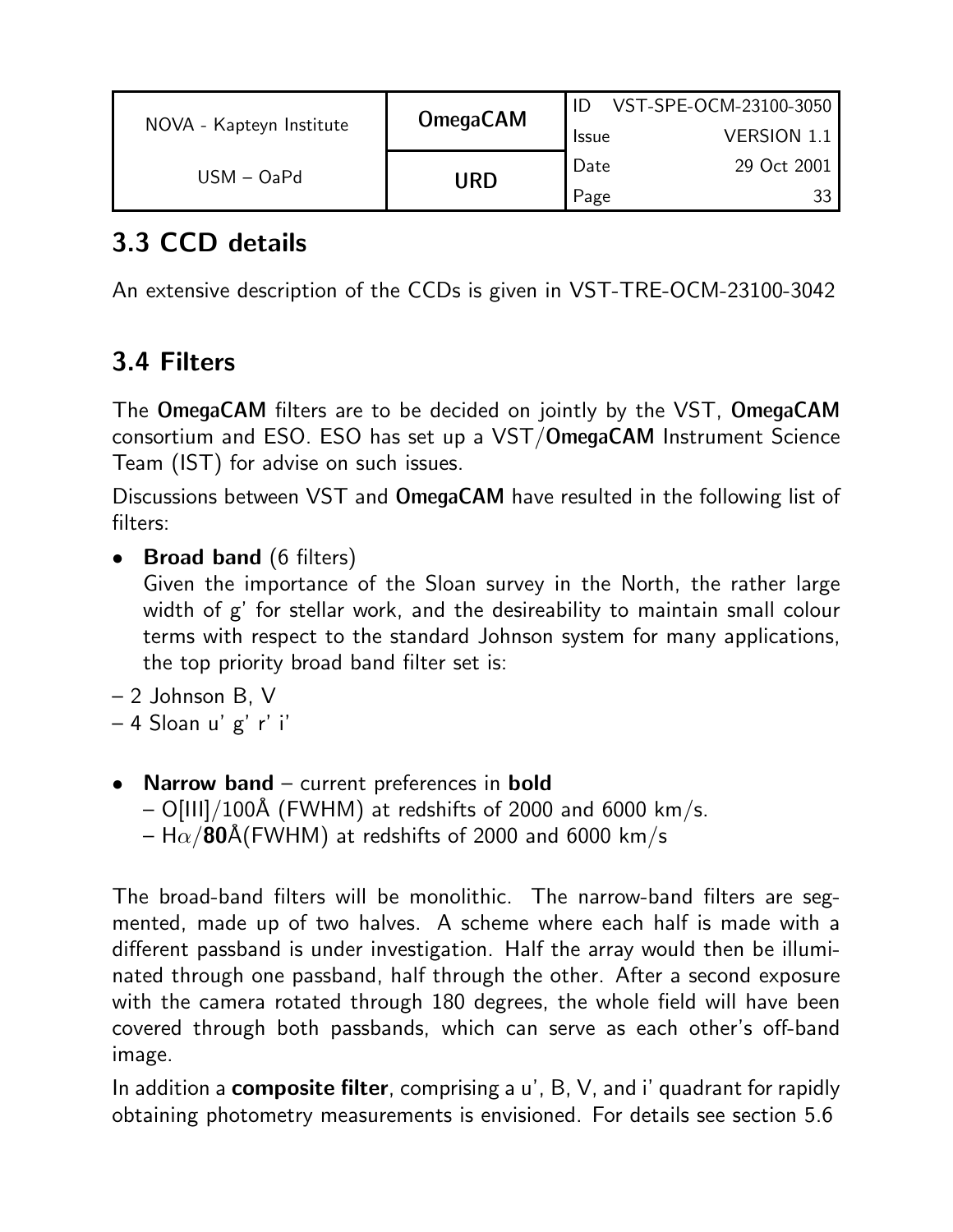## 3.3 CCD details

An extensive description of the CCDs is given in VST-TRE-OCM-23100-3042

## 3.4 Filters

The **OmegaCAM** filters are to be decided on jointly by the VST, **OmegaCAM** consortium and ESO. ESO has set up a VST/**OmegaCAM** Instrument Science Team (IST) for advise on such issues.

Discussions between VST and **OmegaCAM** have resulted in the following list of filters:

- **Broad band** (6 filters)
  Given the importance of the Sloan survey in the North, the rather large width of g' for stellar work, and the desireability to maintain small colour terms with respect to the standard Johnson system for many applications, the top priority broad band filter set is:

– 2 Johnson B, V
– 4 Sloan u' g' r' i'

- **Narrow band** – current preferences in **bold**
  – O[III]/100Å (FWHM) at redshifts of 2000 and 6000 km/s.
  – H$\alpha$/**80**Å(FWHM) at redshifts of 2000 and 6000 km/s

The broad-band filters will be monolithic. The narrow-band filters are segmented, made up of two halves. A scheme where each half is made with a different passband is under investigation. Half the array would then be illuminated through one passband, half through the other. After a second exposure with the camera rotated through 180 degrees, the whole field will have been covered through both passbands, which can serve as each other's off-band image.

In addition a **composite filter**, comprising a u', B, V, and i' quadrant for rapidly obtaining photometry measurements is envisioned. For details see section 5.6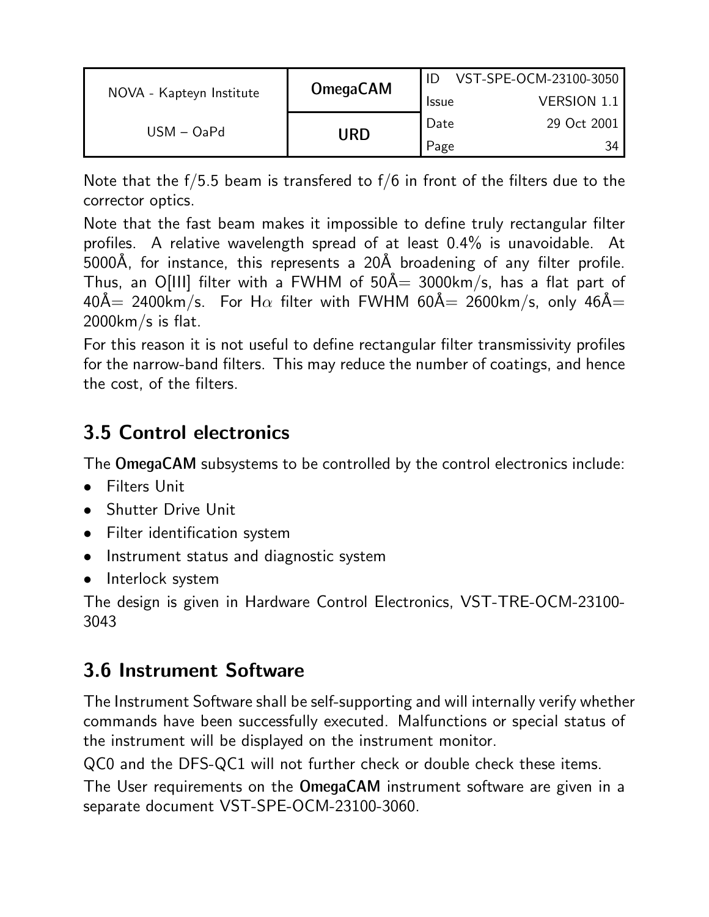Note that the f/5.5 beam is transfered to f/6 in front of the filters due to the corrector optics.

Note that the fast beam makes it impossible to define truly rectangular filter profiles. A relative wavelength spread of at least 0.4% is unavoidable. At 5000Å, for instance, this represents a 20Å broadening of any filter profile. Thus, an O[III] filter with a FWHM of 50Å= 3000km/s, has a flat part of 40Å= 2400km/s. For H$\alpha$ filter with FWHM 60Å= 2600km/s, only 46Å= 2000km/s is flat.

For this reason it is not useful to define rectangular filter transmissivity profiles for the narrow-band filters. This may reduce the number of coatings, and hence the cost, of the filters.

## 3.5 Control electronics

The **OmegaCAM** subsystems to be controlled by the control electronics include:

- Filters Unit
- Shutter Drive Unit
- Filter identification system
- Instrument status and diagnostic system
- Interlock system

The design is given in Hardware Control Electronics, VST-TRE-OCM-23100-3043

## 3.6 Instrument Software

The Instrument Software shall be self-supporting and will internally verify whether commands have been successfully executed. Malfunctions or special status of the instrument will be displayed on the instrument monitor.

QC0 and the DFS-QC1 will not further check or double check these items.

The User requirements on the **OmegaCAM** instrument software are given in a separate document VST-SPE-OCM-23100-3060.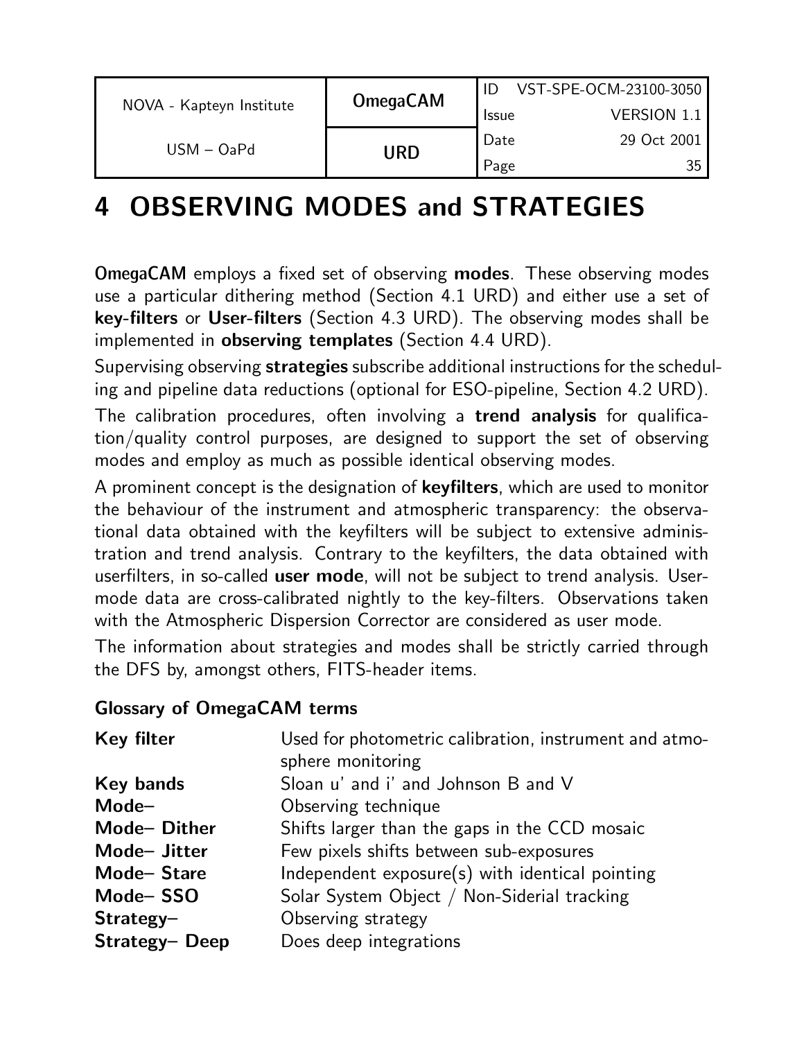# 4 OBSERVING MODES and STRATEGIES

**OmegaCAM** employs a fixed set of observing **modes**. These observing modes use a particular dithering method (Section 4.1 URD) and either use a set of **key-filters** or **User-filters** (Section 4.3 URD). The observing modes shall be implemented in **observing templates** (Section 4.4 URD).

Supervising observing **strategies** subscribe additional instructions for the scheduling and pipeline data reductions (optional for ESO-pipeline, Section 4.2 URD).

The calibration procedures, often involving a **trend analysis** for qualification/quality control purposes, are designed to support the set of observing modes and employ as much as possible identical observing modes.

A prominent concept is the designation of **keyfilters**, which are used to monitor the behaviour of the instrument and atmospheric transparency: the observational data obtained with the keyfilters will be subject to extensive administration and trend analysis. Contrary to the keyfilters, the data obtained with userfilters, in so-called **user mode**, will not be subject to trend analysis. User-mode data are cross-calibrated nightly to the key-filters. Observations taken with the Atmospheric Dispersion Corrector are considered as user mode.

The information about strategies and modes shall be strictly carried through the DFS by, amongst others, FITS-header items.

**Glossary of OmegaCAM terms**

| | |
|---|---|
| **Key filter** | Used for photometric calibration, instrument and atmosphere monitoring |
| **Key bands** | Sloan u' and i' and Johnson B and V |
| **Mode–** | Observing technique |
| **Mode– Dither** | Shifts larger than the gaps in the CCD mosaic |
| **Mode– Jitter** | Few pixels shifts between sub-exposures |
| **Mode– Stare** | Independent exposure(s) with identical pointing |
| **Mode– SSO** | Solar System Object / Non-Siderial tracking |
| **Strategy–** | Observing strategy |
| **Strategy– Deep** | Does deep integrations |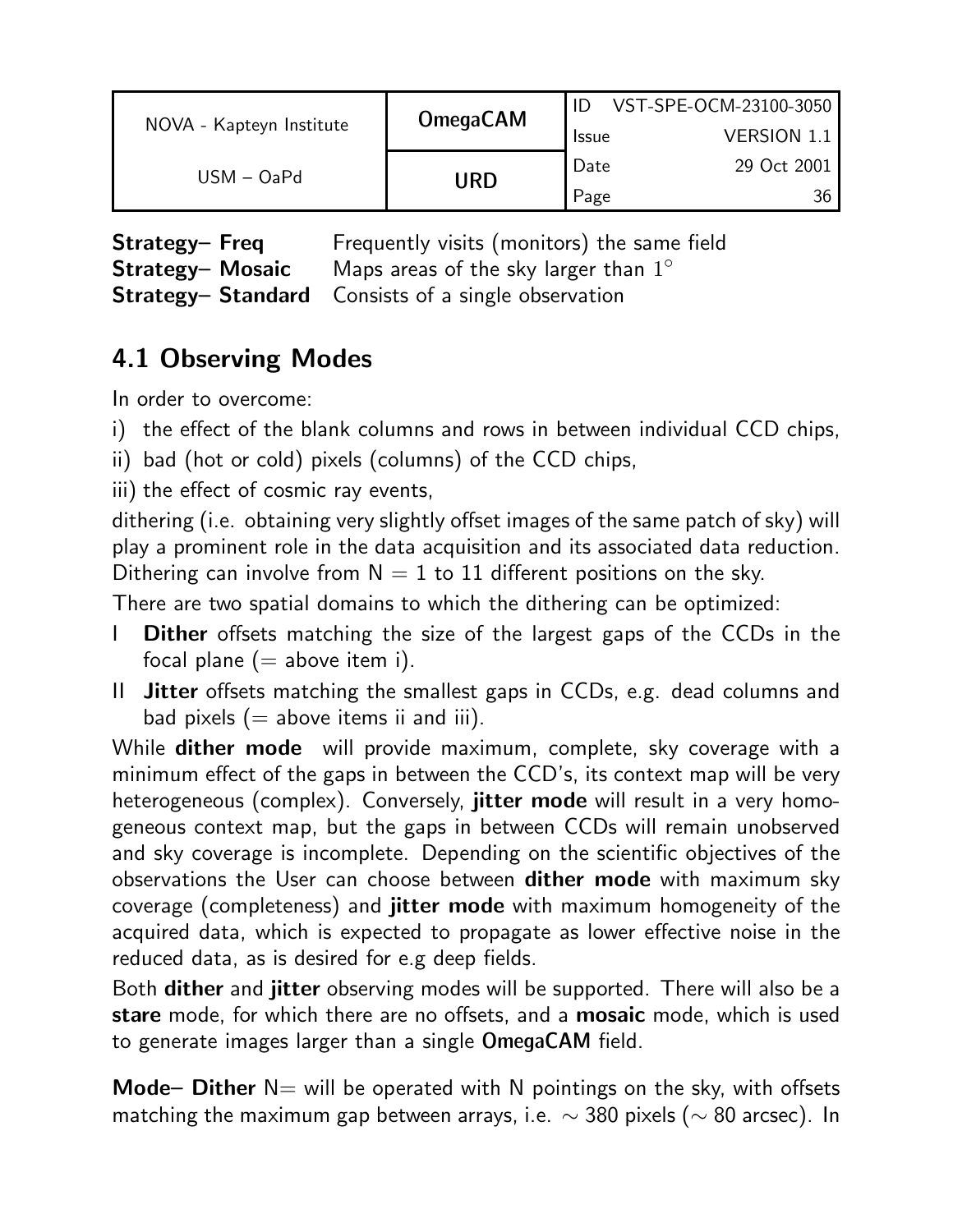**Strategy– Freq** Frequently visits (monitors) the same field
**Strategy– Mosaic** Maps areas of the sky larger than $1^\circ$
**Strategy– Standard** Consists of a single observation

## 4.1 Observing Modes

In order to overcome:

i) the effect of the blank columns and rows in between individual CCD chips,

ii) bad (hot or cold) pixels (columns) of the CCD chips,

iii) the effect of cosmic ray events,

dithering (i.e. obtaining very slightly offset images of the same patch of sky) will play a prominent role in the data acquisition and its associated data reduction. Dithering can involve from N = 1 to 11 different positions on the sky.

There are two spatial domains to which the dithering can be optimized:

I **Dither** offsets matching the size of the largest gaps of the CCDs in the focal plane (= above item i).

II **Jitter** offsets matching the smallest gaps in CCDs, e.g. dead columns and bad pixels (= above items ii and iii).

While **dither mode** will provide maximum, complete, sky coverage with a minimum effect of the gaps in between the CCD's, its context map will be very heterogeneous (complex). Conversely, **jitter mode** will result in a very homogeneous context map, but the gaps in between CCDs will remain unobserved and sky coverage is incomplete. Depending on the scientific objectives of the observations the User can choose between **dither mode** with maximum sky coverage (completeness) and **jitter mode** with maximum homogeneity of the acquired data, which is expected to propagate as lower effective noise in the reduced data, as is desired for e.g deep fields.

Both **dither** and **jitter** observing modes will be supported. There will also be a **stare** mode, for which there are no offsets, and a **mosaic** mode, which is used to generate images larger than a single OmegaCAM field.

**Mode– Dither** N= will be operated with N pointings on the sky, with offsets matching the maximum gap between arrays, i.e. $\sim$ 380 pixels ($\sim$ 80 arcsec). In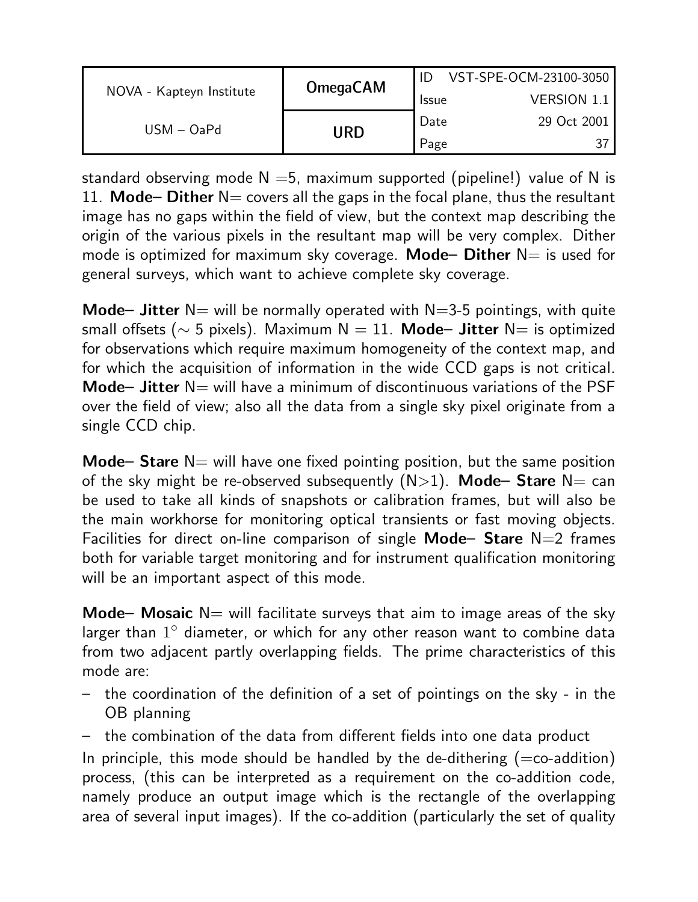standard observing mode N =5, maximum supported (pipeline!) value of N is 11. **Mode– Dither** N= covers all the gaps in the focal plane, thus the resultant image has no gaps within the field of view, but the context map describing the origin of the various pixels in the resultant map will be very complex. Dither mode is optimized for maximum sky coverage. **Mode– Dither** N= is used for general surveys, which want to achieve complete sky coverage.

**Mode– Jitter** N= will be normally operated with N=3-5 pointings, with quite small offsets ($\sim$ 5 pixels). Maximum N = 11. **Mode– Jitter** N= is optimized for observations which require maximum homogeneity of the context map, and for which the acquisition of information in the wide CCD gaps is not critical. **Mode– Jitter** N= will have a minimum of discontinuous variations of the PSF over the field of view; also all the data from a single sky pixel originate from a single CCD chip.

**Mode– Stare** N= will have one fixed pointing position, but the same position of the sky might be re-observed subsequently (N>1). **Mode– Stare** N= can be used to take all kinds of snapshots or calibration frames, but will also be the main workhorse for monitoring optical transients or fast moving objects. Facilities for direct on-line comparison of single **Mode– Stare** N=2 frames both for variable target monitoring and for instrument qualification monitoring will be an important aspect of this mode.

**Mode– Mosaic** N= will facilitate surveys that aim to image areas of the sky larger than $1^\circ$ diameter, or which for any other reason want to combine data from two adjacent partly overlapping fields. The prime characteristics of this mode are:

- the coordination of the definition of a set of pointings on the sky - in the OB planning
- the combination of the data from different fields into one data product

In principle, this mode should be handled by the de-dithering (=co-addition) process, (this can be interpreted as a requirement on the co-addition code, namely produce an output image which is the rectangle of the overlapping area of several input images). If the co-addition (particularly the set of quality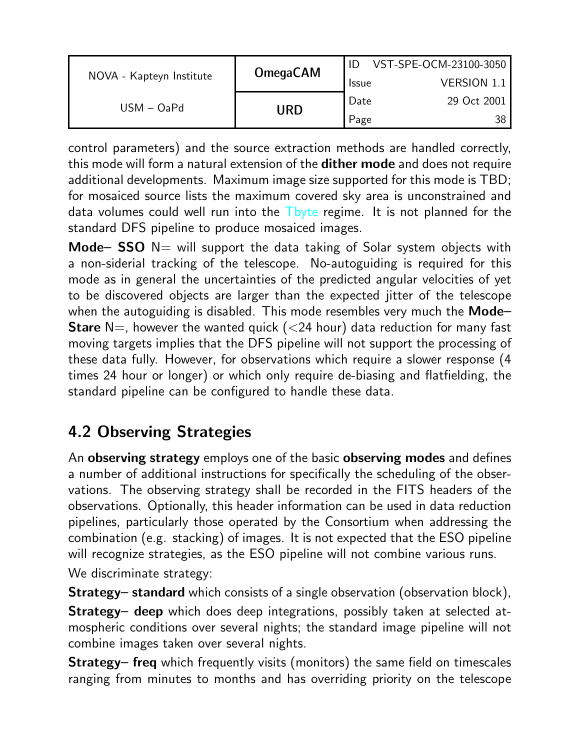control parameters) and the source extraction methods are handled correctly, this mode will form a natural extension of the **dither mode** and does not require additional developments. Maximum image size supported for this mode is TBD; for mosaiced source lists the maximum covered sky area is unconstrained and data volumes could well run into the Tbyte regime. It is not planned for the standard DFS pipeline to produce mosaiced images.

**Mode– SSO** N= will support the data taking of Solar system objects with a non-siderial tracking of the telescope. No-autoguiding is required for this mode as in general the uncertainties of the predicted angular velocities of yet to be discovered objects are larger than the expected jitter of the telescope when the autoguiding is disabled. This mode resembles very much the **Mode– Stare** N=, however the wanted quick (<24 hour) data reduction for many fast moving targets implies that the DFS pipeline will not support the processing of these data fully. However, for observations which require a slower response (4 times 24 hour or longer) or which only require de-biasing and flatfielding, the standard pipeline can be configured to handle these data.

## 4.2 Observing Strategies

An **observing strategy** employs one of the basic **observing modes** and defines a number of additional instructions for specifically the scheduling of the observations. The observing strategy shall be recorded in the FITS headers of the observations. Optionally, this header information can be used in data reduction pipelines, particularly those operated by the Consortium when addressing the combination (e.g. stacking) of images. It is not expected that the ESO pipeline will recognize strategies, as the ESO pipeline will not combine various runs.

We discriminate strategy:

**Strategy– standard** which consists of a single observation (observation block),

**Strategy– deep** which does deep integrations, possibly taken at selected atmospheric conditions over several nights; the standard image pipeline will not combine images taken over several nights.

**Strategy– freq** which frequently visits (monitors) the same field on timescales ranging from minutes to months and has overriding priority on the telescope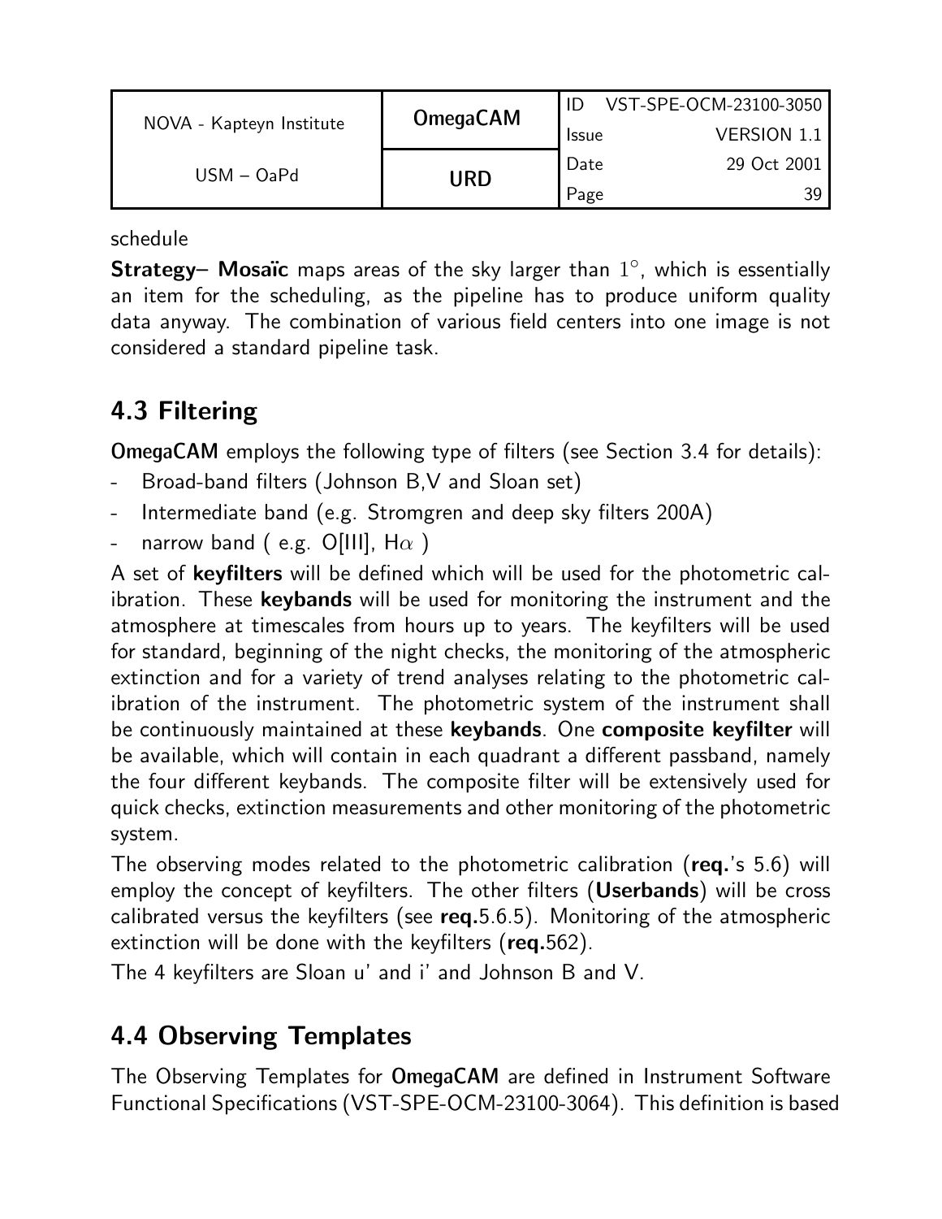schedule

**Strategy– Mosaïc** maps areas of the sky larger than $1^{\circ}$, which is essentially an item for the scheduling, as the pipeline has to produce uniform quality data anyway. The combination of various field centers into one image is not considered a standard pipeline task.

## 4.3 Filtering

**OmegaCAM** employs the following type of filters (see Section 3.4 for details):

- Broad-band filters (Johnson B,V and Sloan set)
- Intermediate band (e.g. Stromgren and deep sky filters 200A)
- narrow band ( e.g. O[III], H$\alpha$ )

A set of **keyfilters** will be defined which will be used for the photometric calibration. These **keybands** will be used for monitoring the instrument and the atmosphere at timescales from hours up to years. The keyfilters will be used for standard, beginning of the night checks, the monitoring of the atmospheric extinction and for a variety of trend analyses relating to the photometric calibration of the instrument. The photometric system of the instrument shall be continuously maintained at these **keybands**. One **composite keyfilter** will be available, which will contain in each quadrant a different passband, namely the four different keybands. The composite filter will be extensively used for quick checks, extinction measurements and other monitoring of the photometric system.

The observing modes related to the photometric calibration (**req.**'s 5.6) will employ the concept of keyfilters. The other filters (**Userbands**) will be cross calibrated versus the keyfilters (see **req.**5.6.5). Monitoring of the atmospheric extinction will be done with the keyfilters (**req.**562).

The 4 keyfilters are Sloan u' and i' and Johnson B and V.

## 4.4 Observing Templates

The Observing Templates for **OmegaCAM** are defined in Instrument Software Functional Specifications (VST-SPE-OCM-23100-3064). This definition is based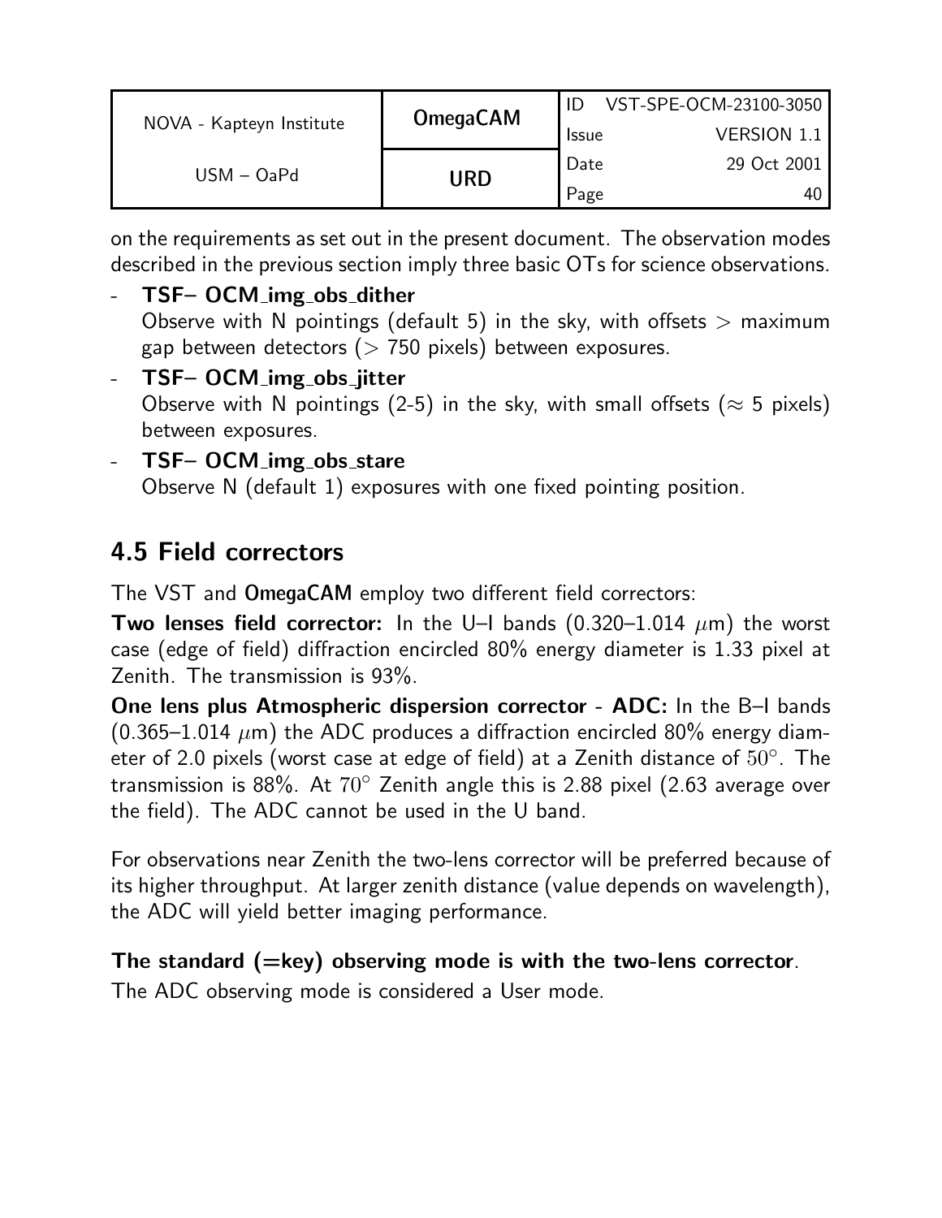on the requirements as set out in the present document. The observation modes described in the previous section imply three basic OTs for science observations.

- **TSF– OCM_img_obs_dither**
  Observe with N pointings (default 5) in the sky, with offsets > maximum gap between detectors (> 750 pixels) between exposures.
- **TSF– OCM_img_obs_jitter**
  Observe with N pointings (2-5) in the sky, with small offsets (≈ 5 pixels) between exposures.
- **TSF– OCM_img_obs_stare**
  Observe N (default 1) exposures with one fixed pointing position.

## 4.5 Field correctors

The VST and **OmegaCAM** employ two different field correctors:

**Two lenses field corrector:** In the U–I bands (0.320–1.014 $\mu$m) the worst case (edge of field) diffraction encircled 80% energy diameter is 1.33 pixel at Zenith. The transmission is 93%.

**One lens plus Atmospheric dispersion corrector - ADC:** In the B–I bands (0.365–1.014 $\mu$m) the ADC produces a diffraction encircled 80% energy diameter of 2.0 pixels (worst case at edge of field) at a Zenith distance of $50^\circ$. The transmission is 88%. At $70^\circ$ Zenith angle this is 2.88 pixel (2.63 average over the field). The ADC cannot be used in the U band.

For observations near Zenith the two-lens corrector will be preferred because of its higher throughput. At larger zenith distance (value depends on wavelength), the ADC will yield better imaging performance.

**The standard (=key) observing mode is with the two-lens corrector**.
The ADC observing mode is considered a User mode.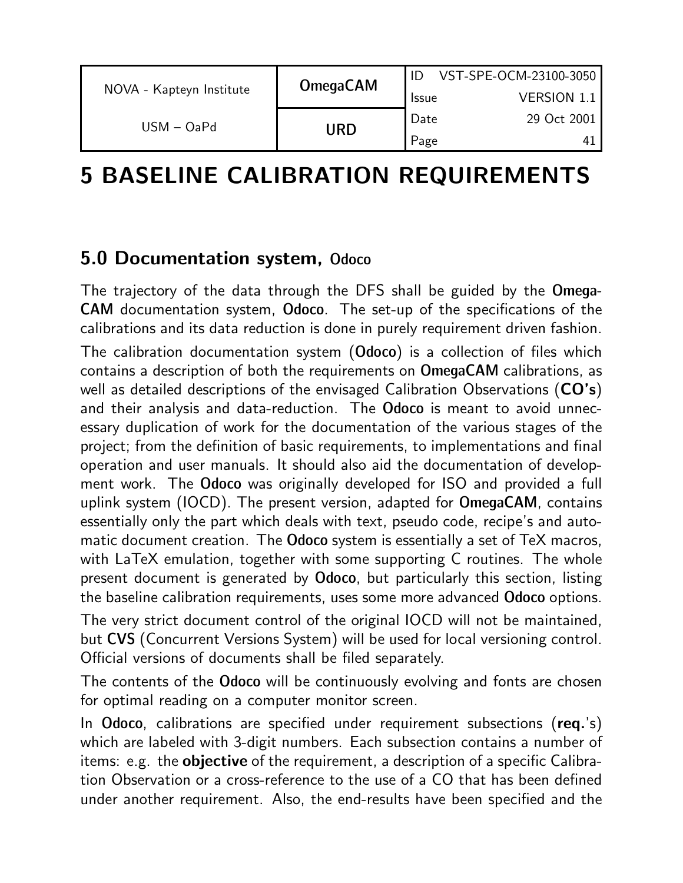# 5 BASELINE CALIBRATION REQUIREMENTS

## 5.0 Documentation system, Odoco

The trajectory of the data through the DFS shall be guided by the **OmegaCAM** documentation system, **Odoco**. The set-up of the specifications of the calibrations and its data reduction is done in purely requirement driven fashion.

The calibration documentation system (**Odoco**) is a collection of files which contains a description of both the requirements on **OmegaCAM** calibrations, as well as detailed descriptions of the envisaged Calibration Observations (**CO's**) and their analysis and data-reduction. The **Odoco** is meant to avoid unnecessary duplication of work for the documentation of the various stages of the project; from the definition of basic requirements, to implementations and final operation and user manuals. It should also aid the documentation of development work. The **Odoco** was originally developed for ISO and provided a full uplink system (IOCD). The present version, adapted for **OmegaCAM**, contains essentially only the part which deals with text, pseudo code, recipe's and automatic document creation. The **Odoco** system is essentially a set of TeX macros, with LaTeX emulation, together with some supporting C routines. The whole present document is generated by **Odoco**, but particularly this section, listing the baseline calibration requirements, uses some more advanced **Odoco** options.

The very strict document control of the original IOCD will not be maintained, but **CVS** (Concurrent Versions System) will be used for local versioning control. Official versions of documents shall be filed separately.

The contents of the **Odoco** will be continuously evolving and fonts are chosen for optimal reading on a computer monitor screen.

In **Odoco**, calibrations are specified under requirement subsections (**req.**'s) which are labeled with 3-digit numbers. Each subsection contains a number of items: e.g. the **objective** of the requirement, a description of a specific Calibration Observation or a cross-reference to the use of a CO that has been defined under another requirement. Also, the end-results have been specified and the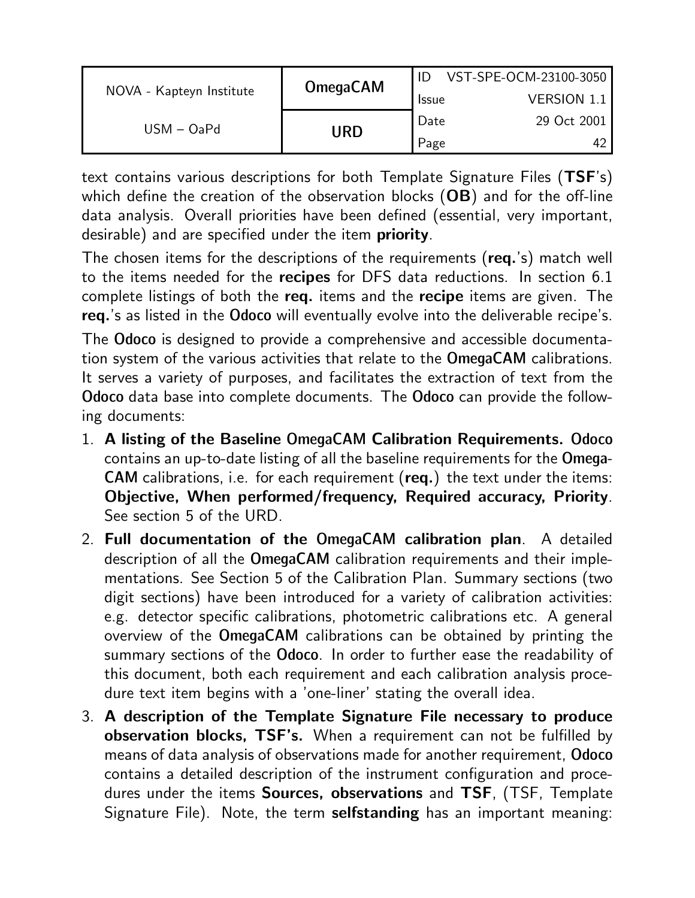text contains various descriptions for both Template Signature Files (**TSF**'s) which define the creation of the observation blocks (**OB**) and for the off-line data analysis. Overall priorities have been defined (essential, very important, desirable) and are specified under the item **priority**.

The chosen items for the descriptions of the requirements (**req.**'s) match well to the items needed for the **recipes** for DFS data reductions. In section 6.1 complete listings of both the **req.** items and the **recipe** items are given. The **req.**'s as listed in the Odoco will eventually evolve into the deliverable recipe's.

The Odoco is designed to provide a comprehensive and accessible documentation system of the various activities that relate to the OmegaCAM calibrations. It serves a variety of purposes, and facilitates the extraction of text from the Odoco data base into complete documents. The Odoco can provide the following documents:

1. **A listing of the Baseline OmegaCAM Calibration Requirements.** Odoco contains an up-to-date listing of all the baseline requirements for the OmegaCAM calibrations, i.e. for each requirement (**req.**) the text under the items: **Objective, When performed/frequency, Required accuracy, Priority**. See section 5 of the URD.
2. **Full documentation of the OmegaCAM calibration plan**. A detailed description of all the OmegaCAM calibration requirements and their implementations. See Section 5 of the Calibration Plan. Summary sections (two digit sections) have been introduced for a variety of calibration activities: e.g. detector specific calibrations, photometric calibrations etc. A general overview of the OmegaCAM calibrations can be obtained by printing the summary sections of the Odoco. In order to further ease the readability of this document, both each requirement and each calibration analysis procedure text item begins with a 'one-liner' stating the overall idea.
3. **A description of the Template Signature File necessary to produce observation blocks, TSF's.** When a requirement can not be fulfilled by means of data analysis of observations made for another requirement, Odoco contains a detailed description of the instrument configuration and procedures under the items **Sources, observations** and **TSF**, (TSF, Template Signature File). Note, the term **selfstanding** has an important meaning: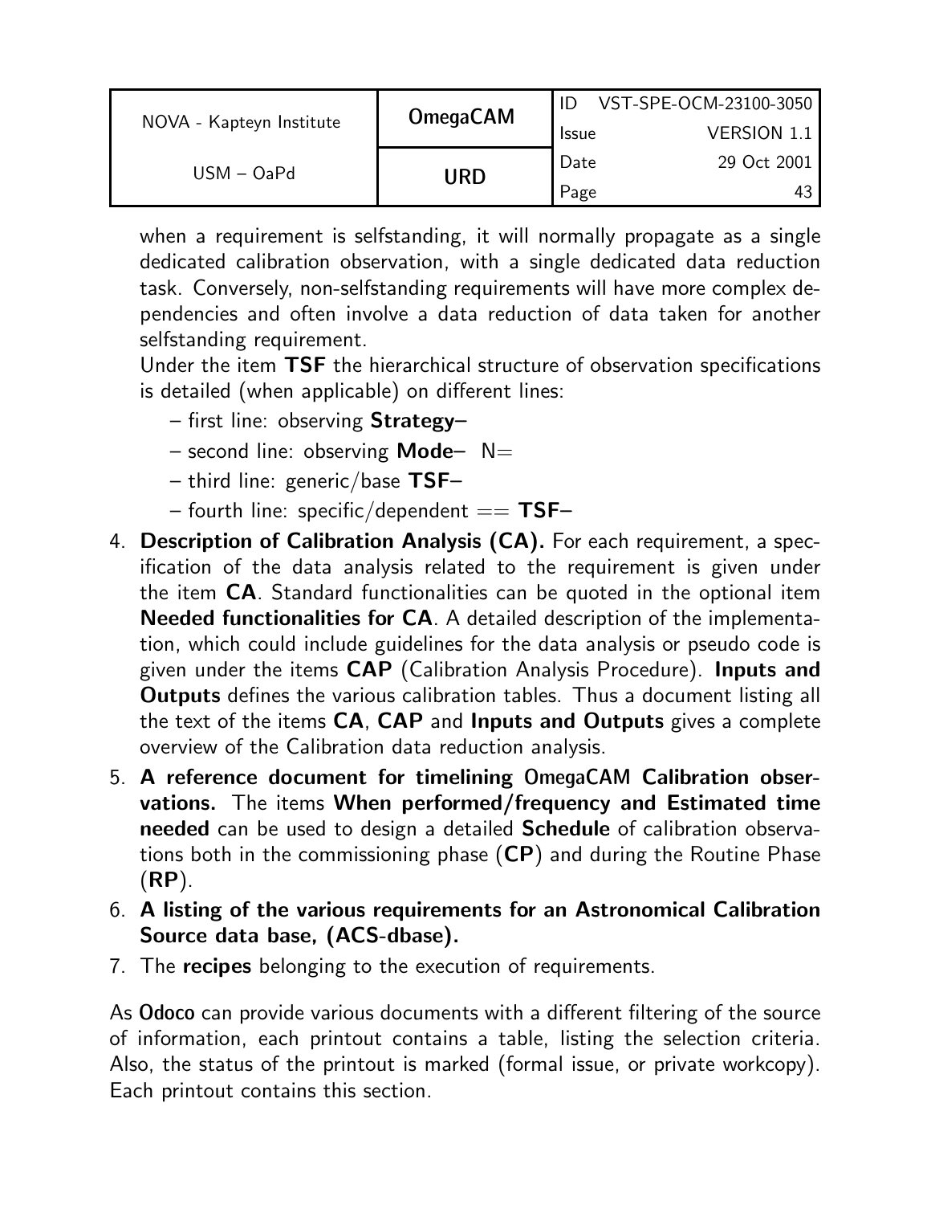when a requirement is selfstanding, it will normally propagate as a single dedicated calibration observation, with a single dedicated data reduction task. Conversely, non-selfstanding requirements will have more complex dependencies and often involve a data reduction of data taken for another selfstanding requirement.

Under the item **TSF** the hierarchical structure of observation specifications is detailed (when applicable) on different lines:

- – first line: observing **Strategy**–
- – second line: observing **Mode**– N=
- – third line: generic/base **TSF**–
- – fourth line: specific/dependent == **TSF**–

4. **Description of Calibration Analysis (CA).** For each requirement, a specification of the data analysis related to the requirement is given under the item **CA**. Standard functionalities can be quoted in the optional item **Needed functionalities for CA**. A detailed description of the implementation, which could include guidelines for the data analysis or pseudo code is given under the items **CAP** (Calibration Analysis Procedure). **Inputs and Outputs** defines the various calibration tables. Thus a document listing all the text of the items **CA**, **CAP** and **Inputs and Outputs** gives a complete overview of the Calibration data reduction analysis.
5. **A reference document for timelining OmegaCAM Calibration observations.** The items **When performed/frequency and Estimated time needed** can be used to design a detailed **Schedule** of calibration observations both in the commissioning phase (**CP**) and during the Routine Phase (**RP**).
6. **A listing of the various requirements for an Astronomical Calibration Source data base, (ACS-dbase).**
7. The **recipes** belonging to the execution of requirements.

As Odoco can provide various documents with a different filtering of the source of information, each printout contains a table, listing the selection criteria. Also, the status of the printout is marked (formal issue, or private workcopy). Each printout contains this section.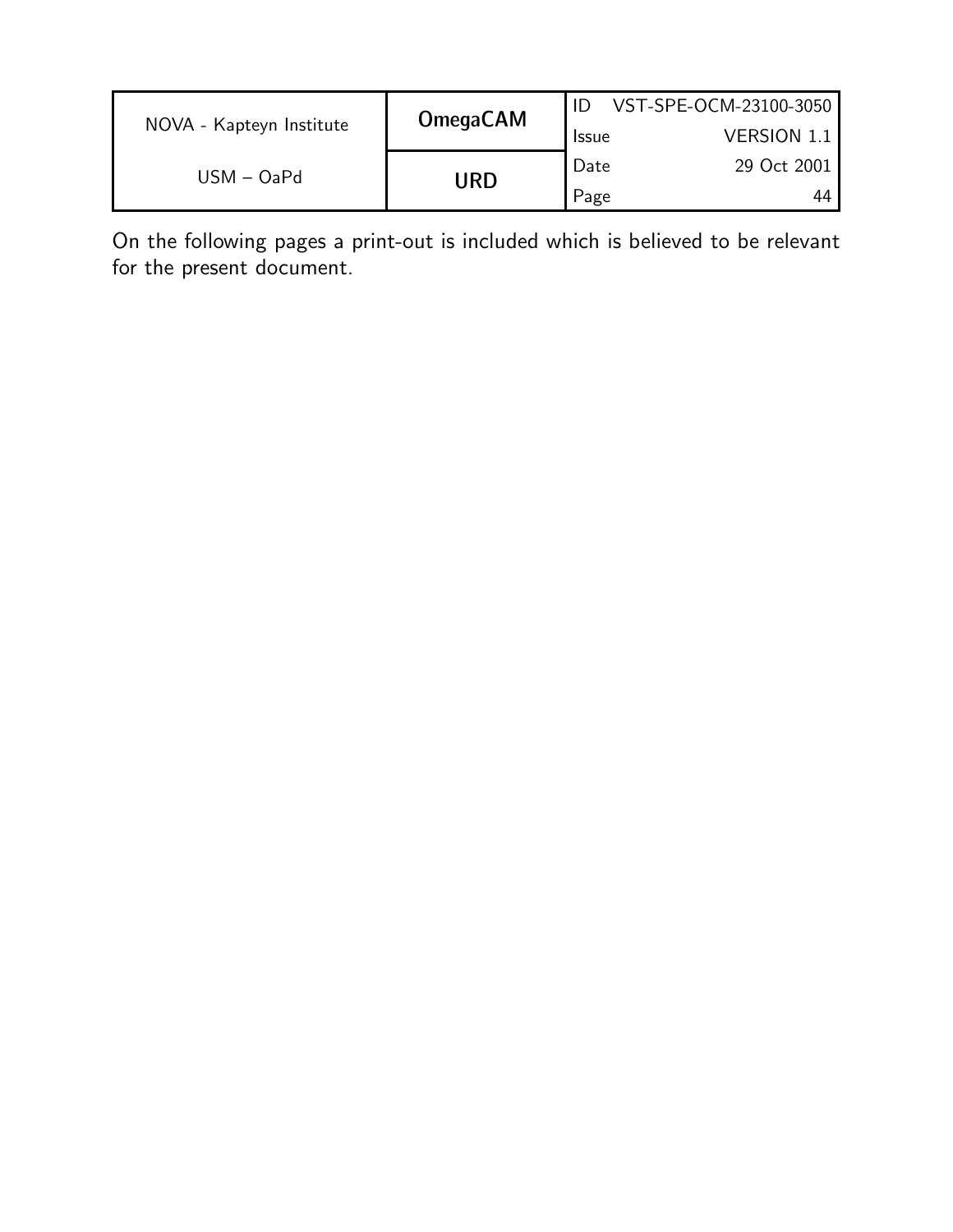On the following pages a print-out is included which is believed to be relevant for the present document.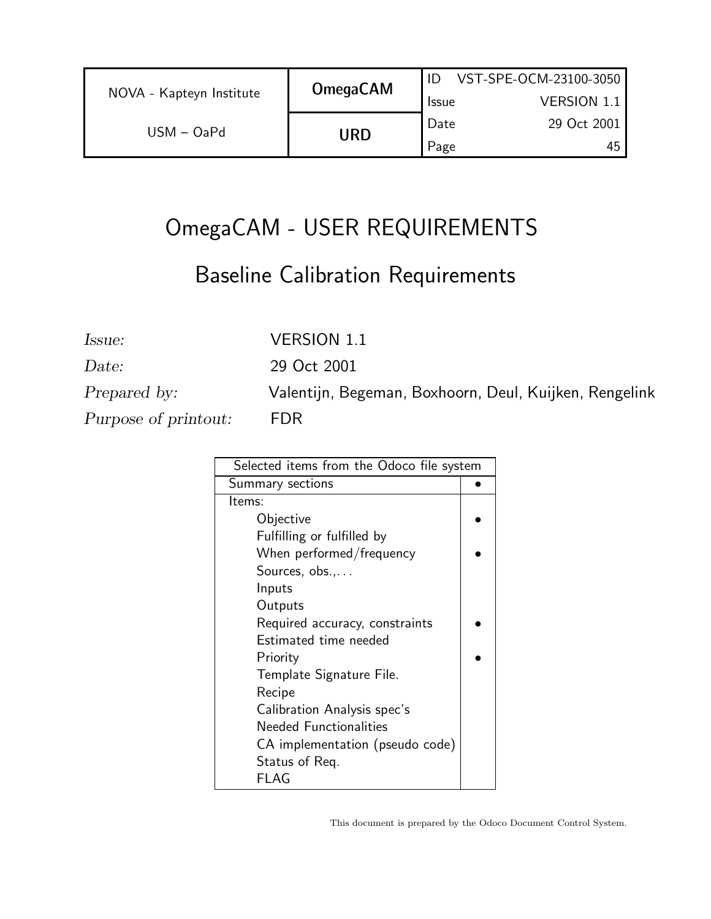# OmegaCAM - USER REQUIREMENTS

## Baseline Calibration Requirements

*Issue:* VERSION 1.1

*Date:* 29 Oct 2001

*Prepared by:* Valentijn, Begeman, Boxhoorn, Deul, Kuijken, Rengelink

*Purpose of printout:* FDR

| Selected items from the Odoco file system | |
|---|---|
| Summary sections | • |
| Items: | |
| Objective | • |
| Fulfilling or fulfilled by | |
| When performed/frequency | • |
| Sources, obs.,. . . | |
| Inputs | |
| Outputs | |
| Required accuracy, constraints | • |
| Estimated time needed | |
| Priority | • |
| Template Signature File. | |
| Recipe | |
| Calibration Analysis spec's | |
| Needed Functionalities | |
| CA implementation (pseudo code) | |
| Status of Req. | |
| FLAG | |

This document is prepared by the Odoco Document Control System.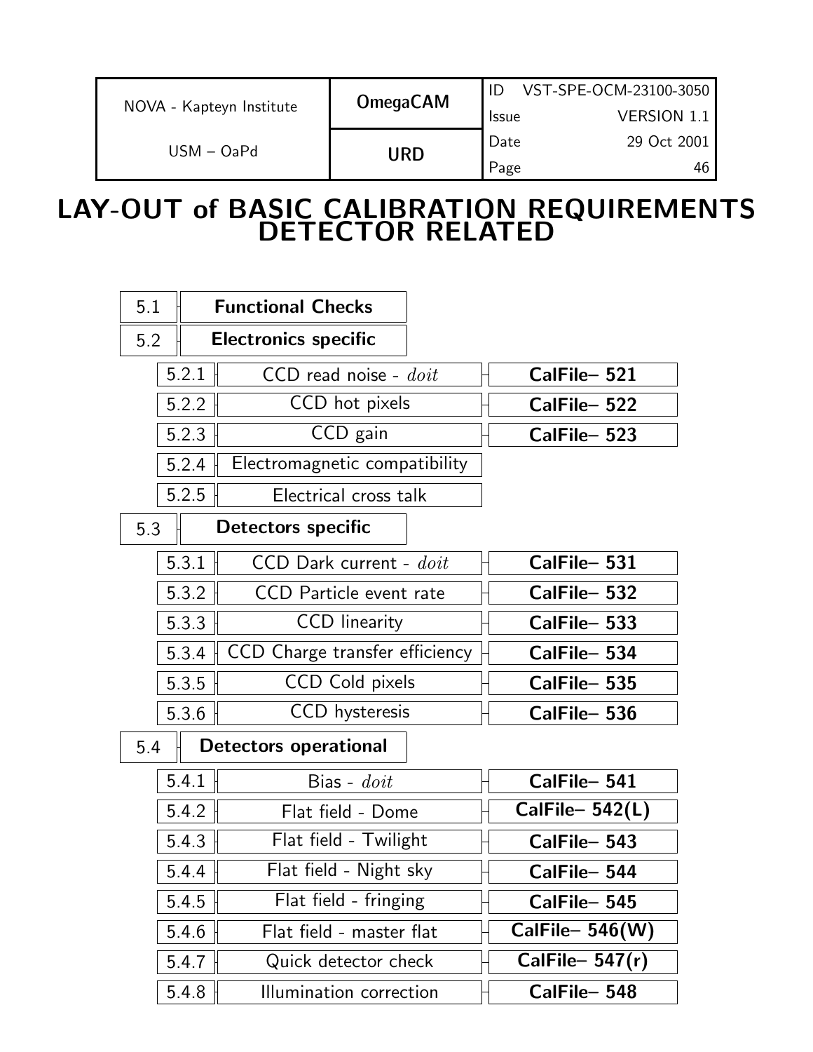# LAY-OUT of BASIC CALIBRATION REQUIREMENTS DETECTOR RELATED

| Section | Requirement | Calibration File |
|---|---|---|
| 5.1 | **Functional Checks** | |
| 5.2 | **Electronics specific** | |
| 5.2.1 | CCD read noise - *doit* | **CalFile– 521** |
| 5.2.2 | CCD hot pixels | **CalFile– 522** |
| 5.2.3 | CCD gain | **CalFile– 523** |
| 5.2.4 | Electromagnetic compatibility | |
| 5.2.5 | Electrical cross talk | |
| 5.3 | **Detectors specific** | |
| 5.3.1 | CCD Dark current - *doit* | **CalFile– 531** |
| 5.3.2 | CCD Particle event rate | **CalFile– 532** |
| 5.3.3 | CCD linearity | **CalFile– 533** |
| 5.3.4 | CCD Charge transfer efficiency | **CalFile– 534** |
| 5.3.5 | CCD Cold pixels | **CalFile– 535** |
| 5.3.6 | CCD hysteresis | **CalFile– 536** |
| 5.4 | **Detectors operational** | |
| 5.4.1 | Bias - *doit* | **CalFile– 541** |
| 5.4.2 | Flat field - Dome | **CalFile– 542(L)** |
| 5.4.3 | Flat field - Twilight | **CalFile– 543** |
| 5.4.4 | Flat field - Night sky | **CalFile– 544** |
| 5.4.5 | Flat field - fringing | **CalFile– 545** |
| 5.4.6 | Flat field - master flat | **CalFile– 546(W)** |
| 5.4.7 | Quick detector check | **CalFile– 547(r)** |
| 5.4.8 | Illumination correction | **CalFile– 548** |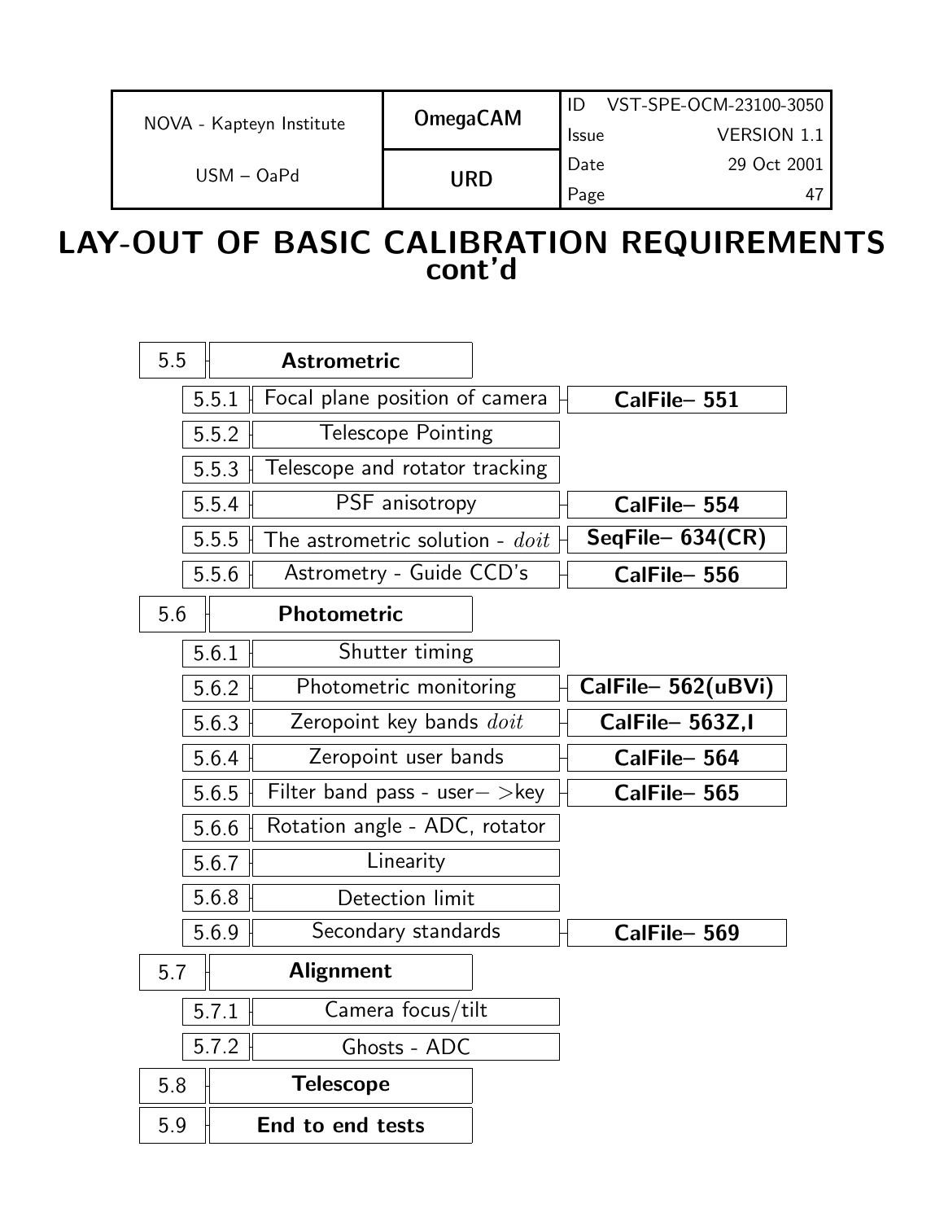# LAY-OUT OF BASIC CALIBRATION REQUIREMENTS cont'd

| Section | Requirement | Calibration file |
|---|---|---|
| 5.5 | **Astrometric** | |
| 5.5.1 | Focal plane position of camera | **CalFile– 551** |
| 5.5.2 | Telescope Pointing | |
| 5.5.3 | Telescope and rotator tracking | |
| 5.5.4 | PSF anisotropy | **CalFile– 554** |
| 5.5.5 | The astrometric solution - *doit* | **SeqFile– 634(CR)** |
| 5.5.6 | Astrometry - Guide CCD's | **CalFile– 556** |
| 5.6 | **Photometric** | |
| 5.6.1 | Shutter timing | |
| 5.6.2 | Photometric monitoring | **CalFile– 562(uBVi)** |
| 5.6.3 | Zeropoint key bands *doit* | **CalFile– 563Z,I** |
| 5.6.4 | Zeropoint user bands | **CalFile– 564** |
| 5.6.5 | Filter band pass - user– >key | **CalFile– 565** |
| 5.6.6 | Rotation angle - ADC, rotator | |
| 5.6.7 | Linearity | |
| 5.6.8 | Detection limit | |
| 5.6.9 | Secondary standards | **CalFile– 569** |
| 5.7 | **Alignment** | |
| 5.7.1 | Camera focus/tilt | |
| 5.7.2 | Ghosts - ADC | |
| 5.8 | **Telescope** | |
| 5.9 | **End to end tests** | |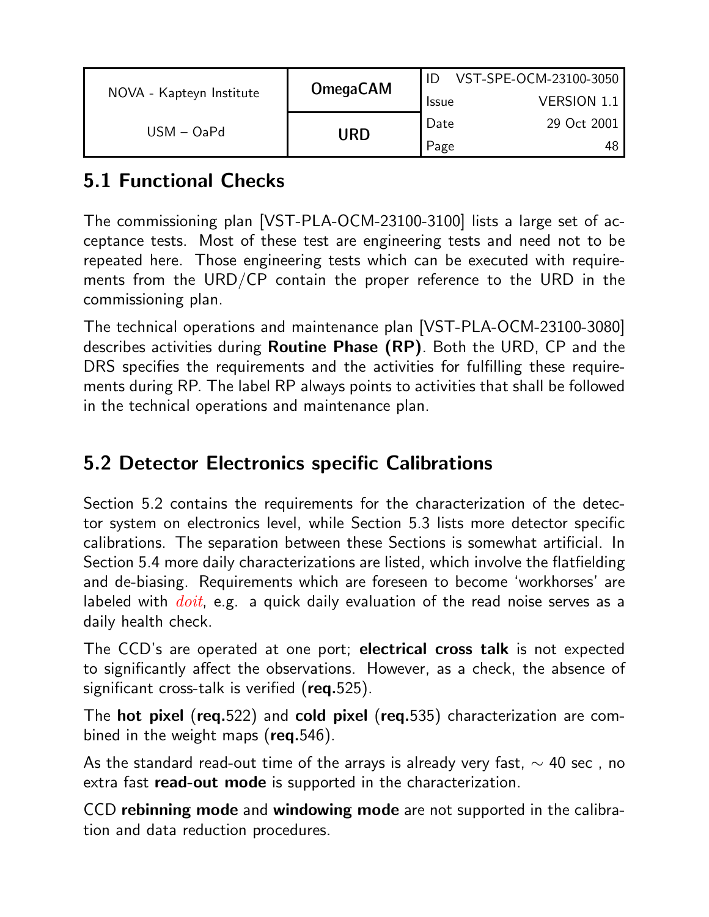## 5.1 Functional Checks

The commissioning plan [VST-PLA-OCM-23100-3100] lists a large set of acceptance tests. Most of these test are engineering tests and need not to be repeated here. Those engineering tests which can be executed with requirements from the URD/CP contain the proper reference to the URD in the commissioning plan.

The technical operations and maintenance plan [VST-PLA-OCM-23100-3080] describes activities during **Routine Phase (RP)**. Both the URD, CP and the DRS specifies the requirements and the activities for fulfilling these requirements during RP. The label RP always points to activities that shall be followed in the technical operations and maintenance plan.

## 5.2 Detector Electronics specific Calibrations

Section 5.2 contains the requirements for the characterization of the detector system on electronics level, while Section 5.3 lists more detector specific calibrations. The separation between these Sections is somewhat artificial. In Section 5.4 more daily characterizations are listed, which involve the flatfielding and de-biasing. Requirements which are foreseen to become 'workhorses' are labeled with *doit*, e.g. a quick daily evaluation of the read noise serves as a daily health check.

The CCD's are operated at one port; **electrical cross talk** is not expected to significantly affect the observations. However, as a check, the absence of significant cross-talk is verified (**req.**525).

The **hot pixel** (**req.**522) and **cold pixel** (**req.**535) characterization are combined in the weight maps (**req.**546).

As the standard read-out time of the arrays is already very fast, $\sim$ 40 sec , no extra fast **read-out mode** is supported in the characterization.

CCD **rebinning mode** and **windowing mode** are not supported in the calibration and data reduction procedures.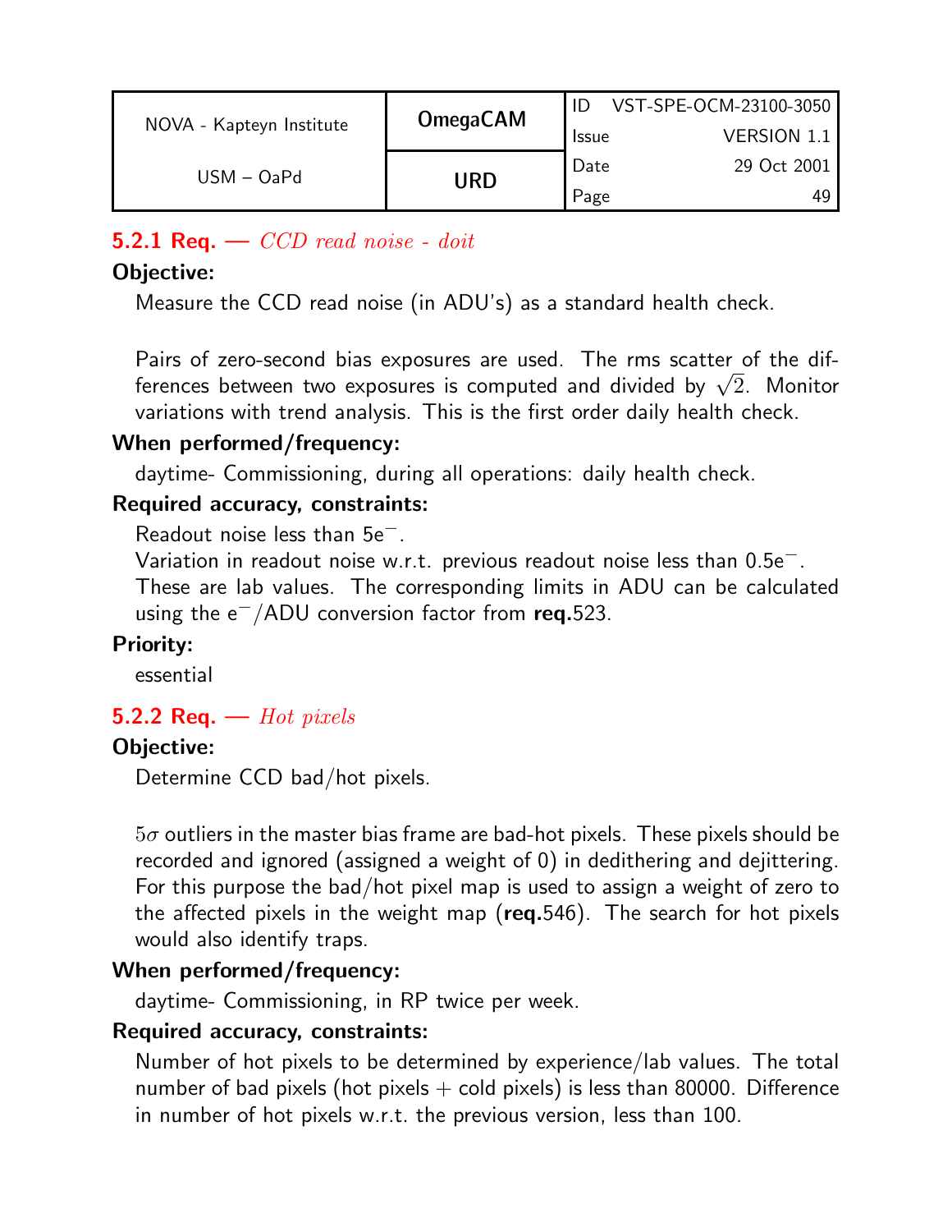### 5.2.1 Req. — *CCD read noise - doit*

**Objective:**

Measure the CCD read noise (in ADU's) as a standard health check.

Pairs of zero-second bias exposures are used. The rms scatter of the differences between two exposures is computed and divided by $\sqrt{2}$. Monitor variations with trend analysis. This is the first order daily health check.

**When performed/frequency:**

daytime- Commissioning, during all operations: daily health check.

**Required accuracy, constraints:**

Readout noise less than $5e^-$.
Variation in readout noise w.r.t. previous readout noise less than $0.5e^-$.
These are lab values. The corresponding limits in ADU can be calculated using the $e^-$/ADU conversion factor from **req.**523.

**Priority:**

essential

### 5.2.2 Req. — *Hot pixels*

**Objective:**

Determine CCD bad/hot pixels.

$5\sigma$ outliers in the master bias frame are bad-hot pixels. These pixels should be recorded and ignored (assigned a weight of 0) in dedithering and dejittering. For this purpose the bad/hot pixel map is used to assign a weight of zero to the affected pixels in the weight map (**req.**546). The search for hot pixels would also identify traps.

**When performed/frequency:**

daytime- Commissioning, in RP twice per week.

**Required accuracy, constraints:**

Number of hot pixels to be determined by experience/lab values. The total number of bad pixels (hot pixels + cold pixels) is less than 80000. Difference in number of hot pixels w.r.t. the previous version, less than 100.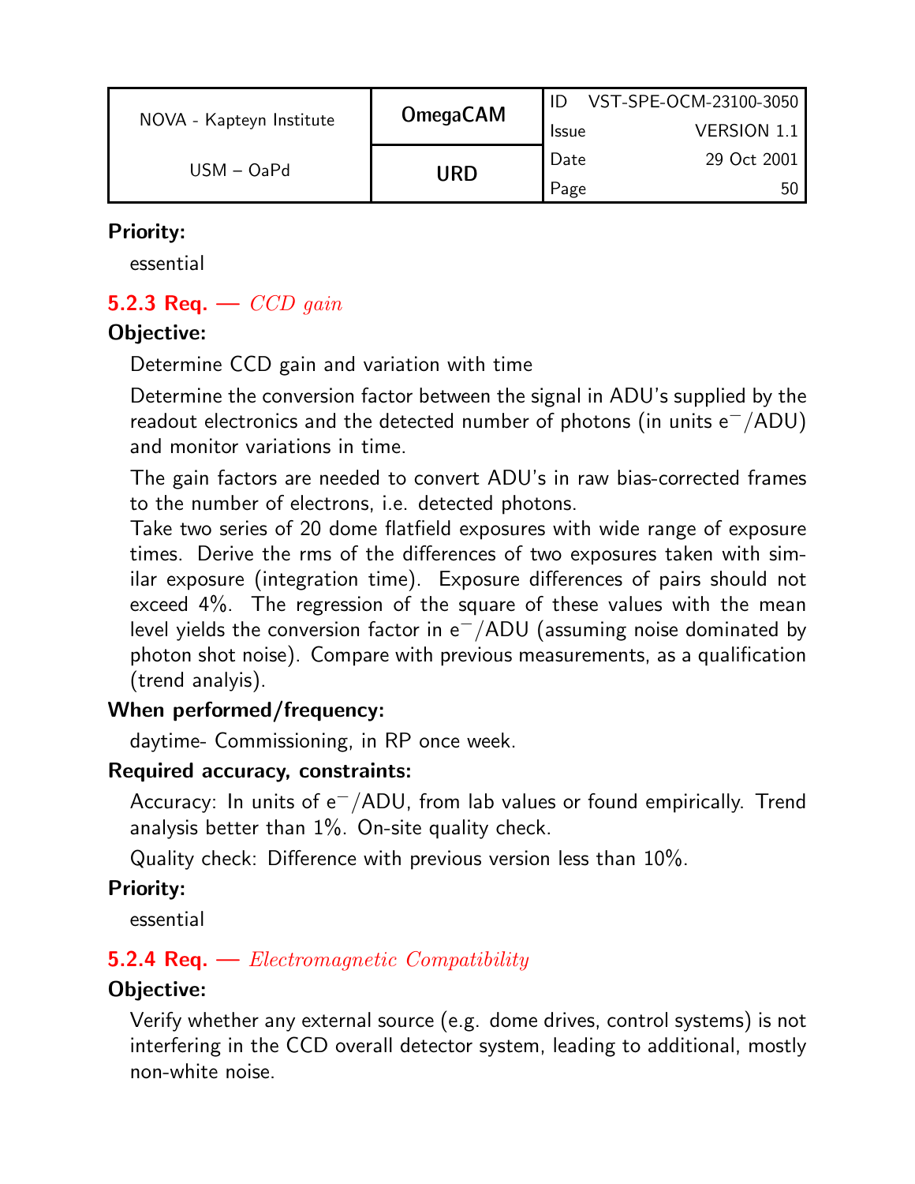**Priority:**

essential

### 5.2.3 Req. — *CCD gain*

**Objective:**

Determine CCD gain and variation with time

Determine the conversion factor between the signal in ADU's supplied by the readout electronics and the detected number of photons (in units $e^-$/ADU) and monitor variations in time.

The gain factors are needed to convert ADU's in raw bias-corrected frames to the number of electrons, i.e. detected photons.
Take two series of 20 dome flatfield exposures with wide range of exposure times. Derive the rms of the differences of two exposures taken with similar exposure (integration time). Exposure differences of pairs should not exceed 4%. The regression of the square of these values with the mean level yields the conversion factor in $e^-$/ADU (assuming noise dominated by photon shot noise). Compare with previous measurements, as a qualification (trend analyis).

**When performed/frequency:**

daytime- Commissioning, in RP once week.

**Required accuracy, constraints:**

Accuracy: In units of $e^-$/ADU, from lab values or found empirically. Trend analysis better than 1%. On-site quality check.

Quality check: Difference with previous version less than 10%.

**Priority:**

essential

### 5.2.4 Req. — *Electromagnetic Compatibility*

**Objective:**

Verify whether any external source (e.g. dome drives, control systems) is not interfering in the CCD overall detector system, leading to additional, mostly non-white noise.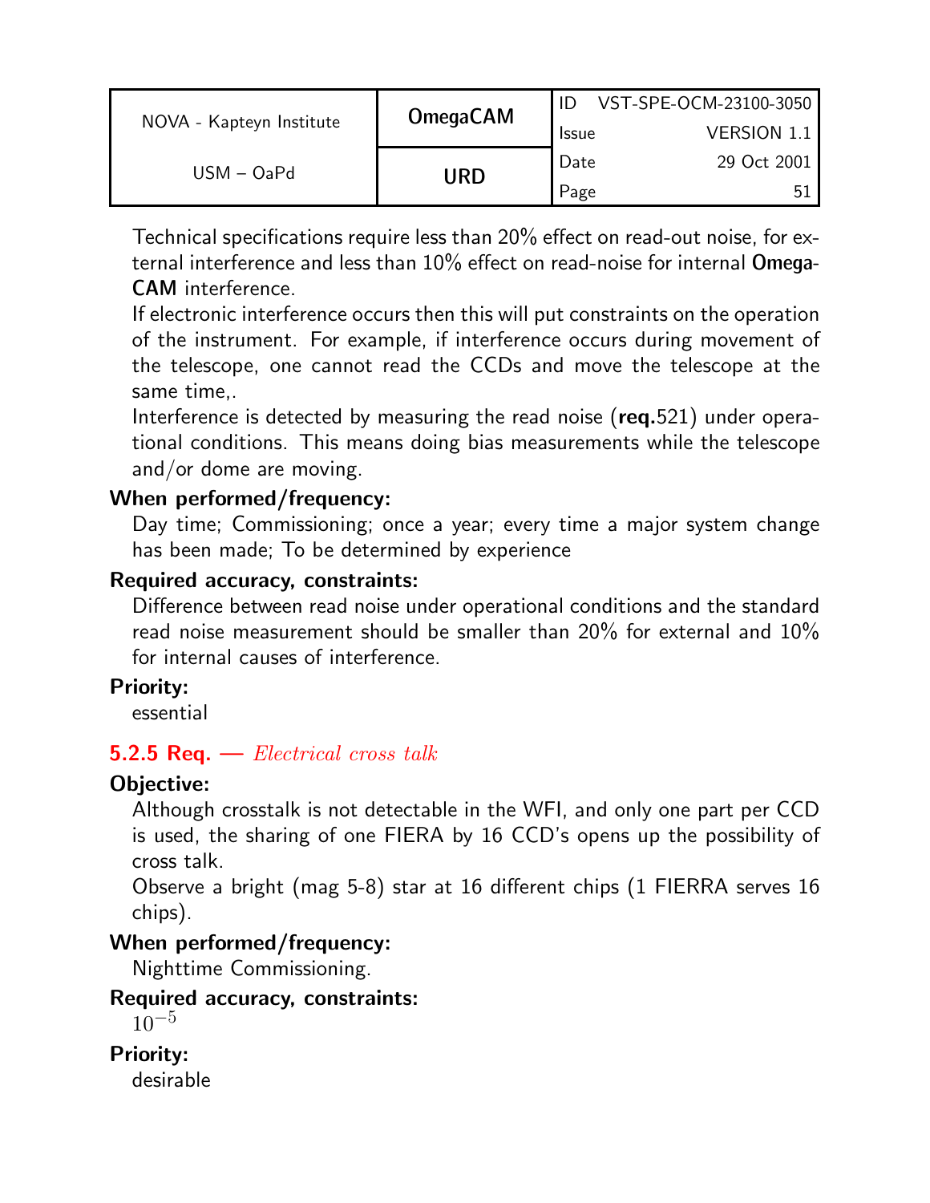Technical specifications require less than 20% effect on read-out noise, for external interference and less than 10% effect on read-noise for internal **OmegaCAM** interference.

If electronic interference occurs then this will put constraints on the operation of the instrument. For example, if interference occurs during movement of the telescope, one cannot read the CCDs and move the telescope at the same time,.

Interference is detected by measuring the read noise (**req.**521) under operational conditions. This means doing bias measurements while the telescope and/or dome are moving.

**When performed/frequency:**

Day time; Commissioning; once a year; every time a major system change has been made; To be determined by experience

**Required accuracy, constraints:**

Difference between read noise under operational conditions and the standard read noise measurement should be smaller than 20% for external and 10% for internal causes of interference.

**Priority:**

essential

### 5.2.5 Req. — *Electrical cross talk*

**Objective:**

Although crosstalk is not detectable in the WFI, and only one part per CCD is used, the sharing of one FIERA by 16 CCD's opens up the possibility of cross talk.

Observe a bright (mag 5-8) star at 16 different chips (1 FIERRA serves 16 chips).

**When performed/frequency:**

Nighttime Commissioning.

**Required accuracy, constraints:**

$10^{-5}$

**Priority:**

desirable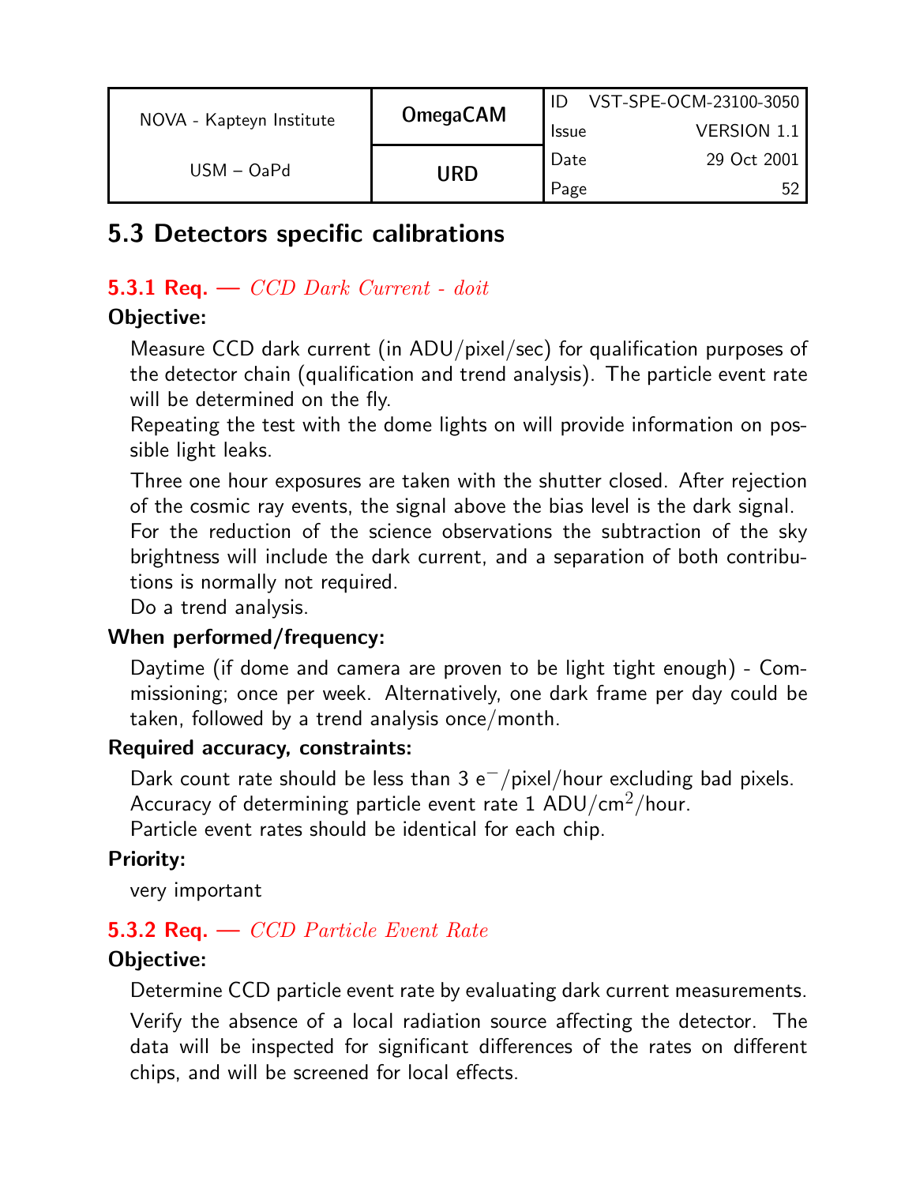## 5.3 Detectors specific calibrations

### 5.3.1 Req. — *CCD Dark Current - doit*

**Objective:**

Measure CCD dark current (in ADU/pixel/sec) for qualification purposes of the detector chain (qualification and trend analysis). The particle event rate will be determined on the fly.

Repeating the test with the dome lights on will provide information on possible light leaks.

Three one hour exposures are taken with the shutter closed. After rejection of the cosmic ray events, the signal above the bias level is the dark signal.

For the reduction of the science observations the subtraction of the sky brightness will include the dark current, and a separation of both contributions is normally not required.

Do a trend analysis.

**When performed/frequency:**

Daytime (if dome and camera are proven to be light tight enough) - Commissioning; once per week. Alternatively, one dark frame per day could be taken, followed by a trend analysis once/month.

**Required accuracy, constraints:**

Dark count rate should be less than 3 $e^{-}$/pixel/hour excluding bad pixels.
Accuracy of determining particle event rate 1 ADU/$cm^2$/hour.
Particle event rates should be identical for each chip.

**Priority:**

very important

### 5.3.2 Req. — *CCD Particle Event Rate*

**Objective:**

Determine CCD particle event rate by evaluating dark current measurements.

Verify the absence of a local radiation source affecting the detector. The data will be inspected for significant differences of the rates on different chips, and will be screened for local effects.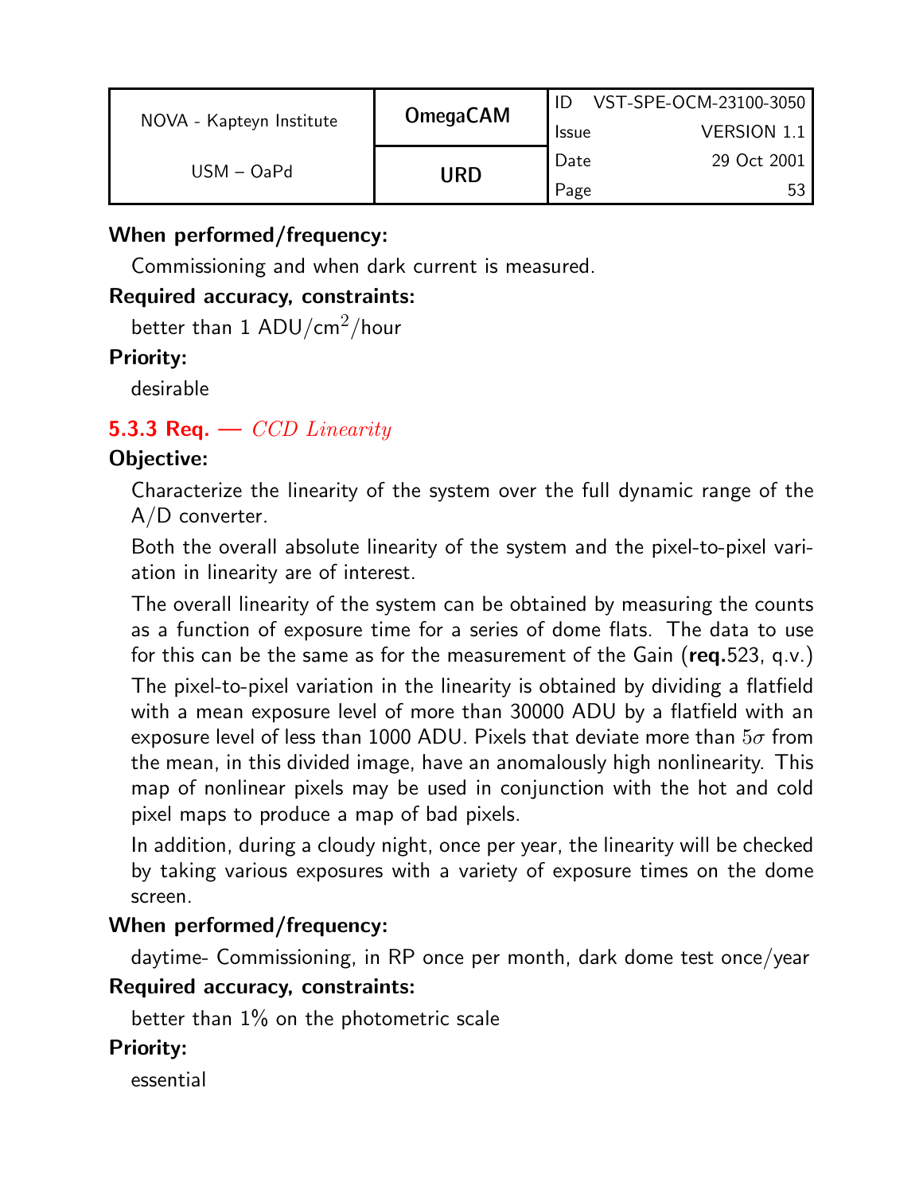**When performed/frequency:**

Commissioning and when dark current is measured.

**Required accuracy, constraints:**

better than 1 ADU/cm$^2$/hour

**Priority:**

desirable

### 5.3.3 Req. — *CCD Linearity*

**Objective:**

Characterize the linearity of the system over the full dynamic range of the A/D converter.

Both the overall absolute linearity of the system and the pixel-to-pixel variation in linearity are of interest.

The overall linearity of the system can be obtained by measuring the counts as a function of exposure time for a series of dome flats. The data to use for this can be the same as for the measurement of the Gain (**req.**523, q.v.)

The pixel-to-pixel variation in the linearity is obtained by dividing a flatfield with a mean exposure level of more than 30000 ADU by a flatfield with an exposure level of less than 1000 ADU. Pixels that deviate more than $5\sigma$ from the mean, in this divided image, have an anomalously high nonlinearity. This map of nonlinear pixels may be used in conjunction with the hot and cold pixel maps to produce a map of bad pixels.

In addition, during a cloudy night, once per year, the linearity will be checked by taking various exposures with a variety of exposure times on the dome screen.

**When performed/frequency:**

daytime- Commissioning, in RP once per month, dark dome test once/year

**Required accuracy, constraints:**

better than 1% on the photometric scale

**Priority:**

essential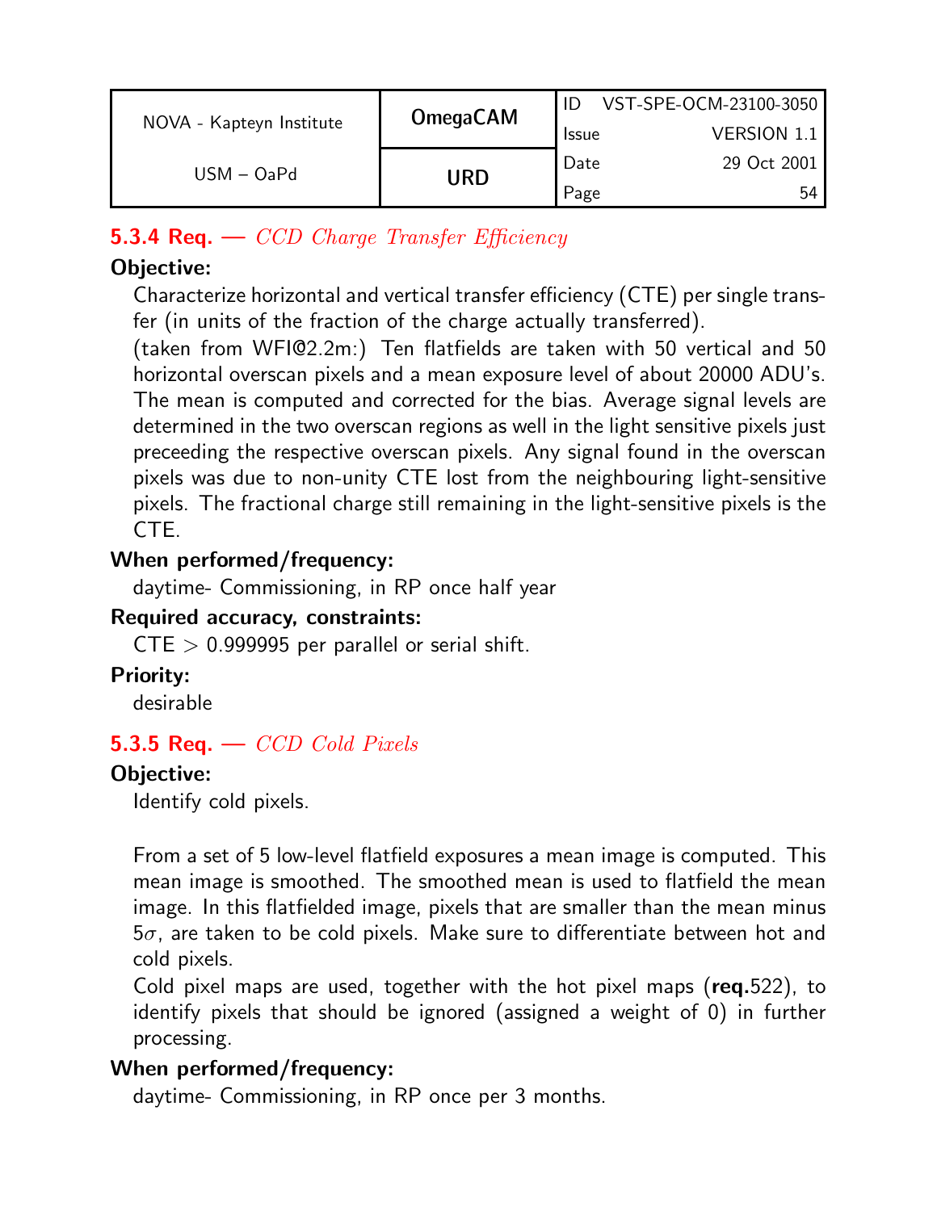### 5.3.4 Req. — *CCD Charge Transfer Efficiency*

**Objective:**

Characterize horizontal and vertical transfer efficiency (CTE) per single transfer (in units of the fraction of the charge actually transferred).

(taken from WFI@2.2m:) Ten flatfields are taken with 50 vertical and 50 horizontal overscan pixels and a mean exposure level of about 20000 ADU's. The mean is computed and corrected for the bias. Average signal levels are determined in the two overscan regions as well in the light sensitive pixels just preceeding the respective overscan pixels. Any signal found in the overscan pixels was due to non-unity CTE lost from the neighbouring light-sensitive pixels. The fractional charge still remaining in the light-sensitive pixels is the CTE.

**When performed/frequency:**

daytime- Commissioning, in RP once half year

**Required accuracy, constraints:**

CTE $>$ 0.999995 per parallel or serial shift.

**Priority:**

desirable

### 5.3.5 Req. — *CCD Cold Pixels*

**Objective:**

Identify cold pixels.

From a set of 5 low-level flatfield exposures a mean image is computed. This mean image is smoothed. The smoothed mean is used to flatfield the mean image. In this flatfielded image, pixels that are smaller than the mean minus $5\sigma$, are taken to be cold pixels. Make sure to differentiate between hot and cold pixels.

Cold pixel maps are used, together with the hot pixel maps (**req.**522), to identify pixels that should be ignored (assigned a weight of 0) in further processing.

**When performed/frequency:**

daytime- Commissioning, in RP once per 3 months.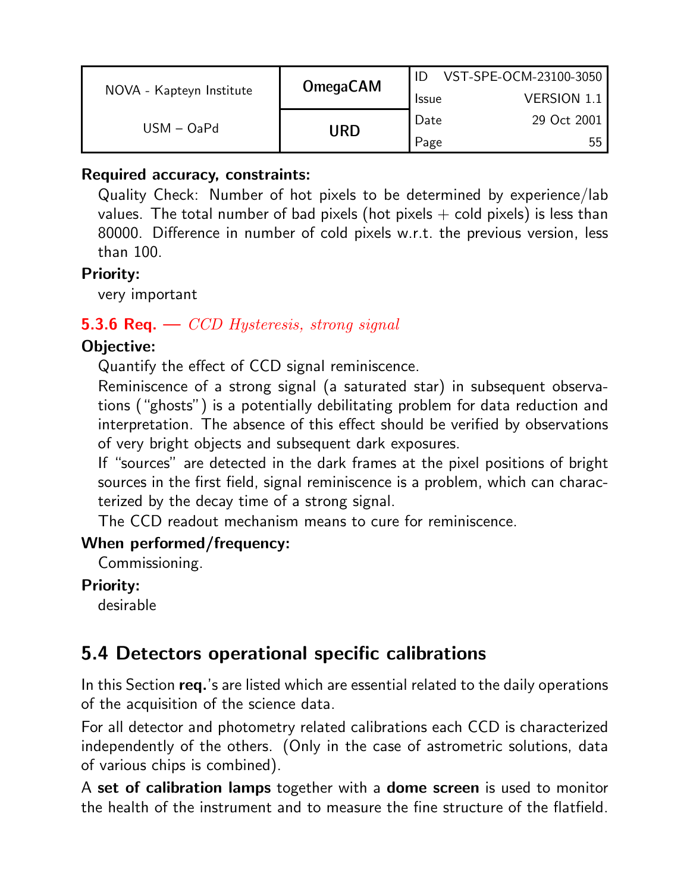**Required accuracy, constraints:**

Quality Check: Number of hot pixels to be determined by experience/lab values. The total number of bad pixels (hot pixels + cold pixels) is less than 80000. Difference in number of cold pixels w.r.t. the previous version, less than 100.

**Priority:**

very important

### 5.3.6 Req. — *CCD Hysteresis, strong signal*

**Objective:**

Quantify the effect of CCD signal reminiscence.

Reminiscence of a strong signal (a saturated star) in subsequent observations ("ghosts") is a potentially debilitating problem for data reduction and interpretation. The absence of this effect should be verified by observations of very bright objects and subsequent dark exposures.

If "sources" are detected in the dark frames at the pixel positions of bright sources in the first field, signal reminiscence is a problem, which can characterized by the decay time of a strong signal.

The CCD readout mechanism means to cure for reminiscence.

**When performed/frequency:**

Commissioning.

**Priority:**

desirable

## 5.4 Detectors operational specific calibrations

In this Section **req.**'s are listed which are essential related to the daily operations of the acquisition of the science data.

For all detector and photometry related calibrations each CCD is characterized independently of the others. (Only in the case of astrometric solutions, data of various chips is combined).

A **set of calibration lamps** together with a **dome screen** is used to monitor the health of the instrument and to measure the fine structure of the flatfield.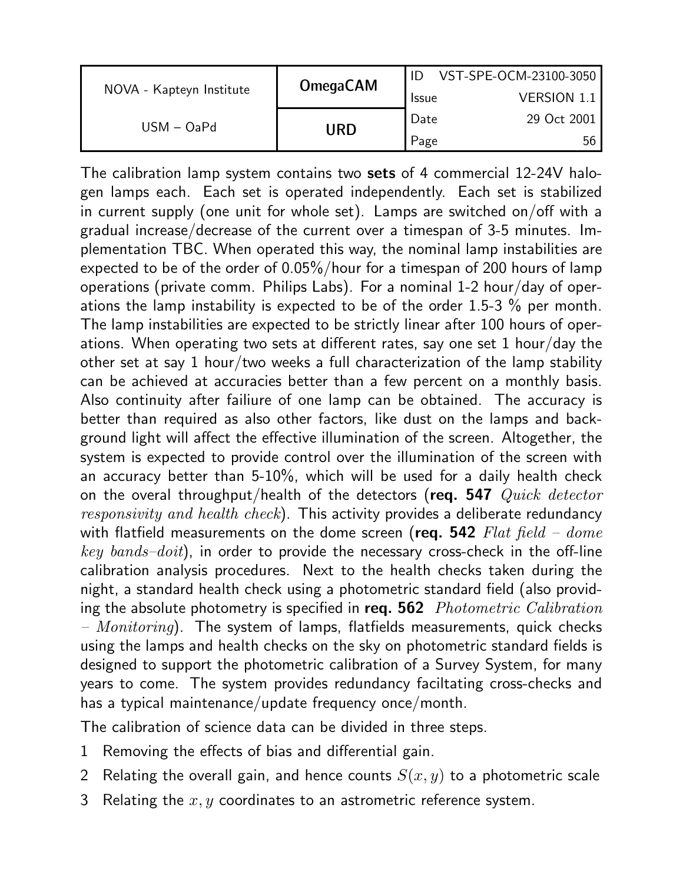The calibration lamp system contains two **sets** of 4 commercial 12-24V halogen lamps each. Each set is operated independently. Each set is stabilized in current supply (one unit for whole set). Lamps are switched on/off with a gradual increase/decrease of the current over a timespan of 3-5 minutes. Implementation TBC. When operated this way, the nominal lamp instabilities are expected to be of the order of 0.05%/hour for a timespan of 200 hours of lamp operations (private comm. Philips Labs). For a nominal 1-2 hour/day of operations the lamp instability is expected to be of the order 1.5-3 % per month. The lamp instabilities are expected to be strictly linear after 100 hours of operations. When operating two sets at different rates, say one set 1 hour/day the other set at say 1 hour/two weeks a full characterization of the lamp stability can be achieved at accuracies better than a few percent on a monthly basis. Also continuity after failiure of one lamp can be obtained. The accuracy is better than required as also other factors, like dust on the lamps and background light will affect the effective illumination of the screen. Altogether, the system is expected to provide control over the illumination of the screen with an accuracy better than 5-10%, which will be used for a daily health check on the overal throughput/health of the detectors (**req. 547** *Quick detector responsivity and health check*). This activity provides a deliberate redundancy with flatfield measurements on the dome screen (**req. 542** *Flat field – dome key bands–doit*), in order to provide the necessary cross-check in the off-line calibration analysis procedures. Next to the health checks taken during the night, a standard health check using a photometric standard field (also providing the absolute photometry is specified in **req. 562** *Photometric Calibration – Monitoring*). The system of lamps, flatfields measurements, quick checks using the lamps and health checks on the sky on photometric standard fields is designed to support the photometric calibration of a Survey System, for many years to come. The system provides redundancy faciltating cross-checks and has a typical maintenance/update frequency once/month.

The calibration of science data can be divided in three steps.

1 Removing the effects of bias and differential gain.

2 Relating the overall gain, and hence counts $S(x, y)$ to a photometric scale

3 Relating the $x, y$ coordinates to an astrometric reference system.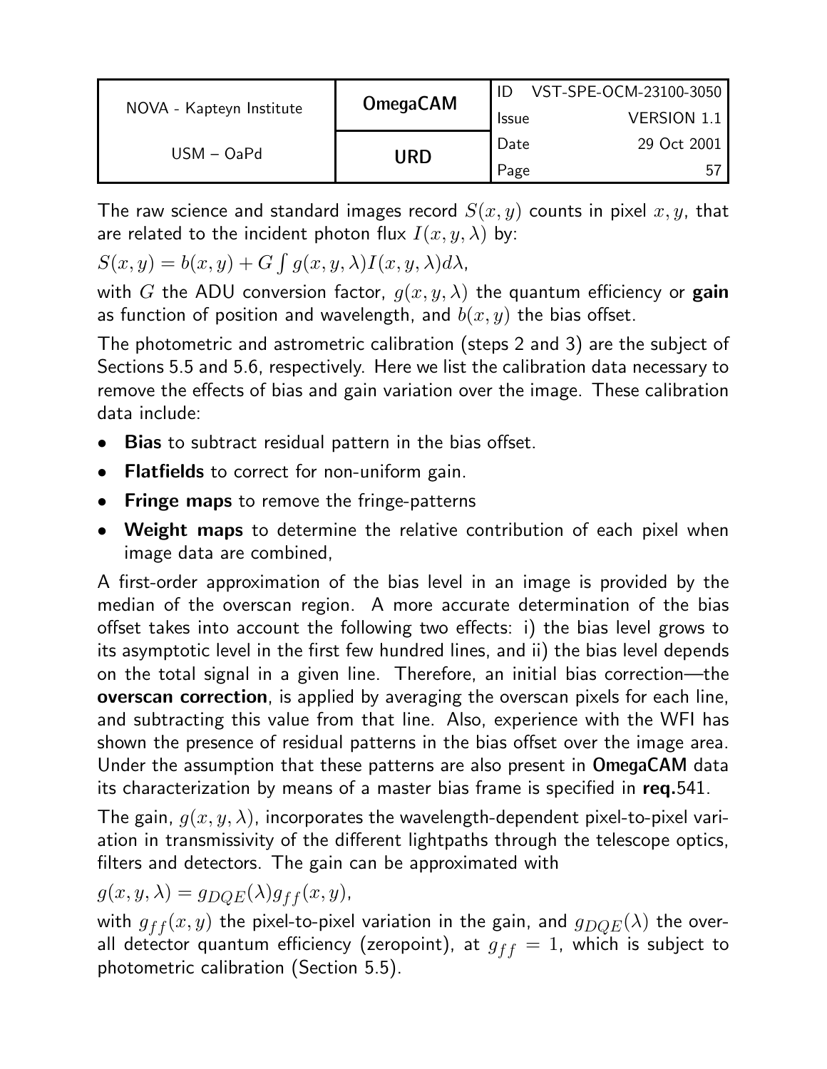The raw science and standard images record $S(x, y)$ counts in pixel $x, y$, that are related to the incident photon flux $I(x, y, \lambda)$ by:

$S(x, y) = b(x, y) + G \int g(x, y, \lambda) I(x, y, \lambda) d\lambda,$

with $G$ the ADU conversion factor, $g(x, y, \lambda)$ the quantum efficiency or **gain** as function of position and wavelength, and $b(x, y)$ the bias offset.

The photometric and astrometric calibration (steps 2 and 3) are the subject of Sections 5.5 and 5.6, respectively. Here we list the calibration data necessary to remove the effects of bias and gain variation over the image. These calibration data include:

- **Bias** to subtract residual pattern in the bias offset.
- **Flatfields** to correct for non-uniform gain.
- **Fringe maps** to remove the fringe-patterns
- **Weight maps** to determine the relative contribution of each pixel when image data are combined,

A first-order approximation of the bias level in an image is provided by the median of the overscan region. A more accurate determination of the bias offset takes into account the following two effects: i) the bias level grows to its asymptotic level in the first few hundred lines, and ii) the bias level depends on the total signal in a given line. Therefore, an initial bias correction—the **overscan correction**, is applied by averaging the overscan pixels for each line, and subtracting this value from that line. Also, experience with the WFI has shown the presence of residual patterns in the bias offset over the image area. Under the assumption that these patterns are also present in **OmegaCAM** data its characterization by means of a master bias frame is specified in **req.**541.

The gain, $g(x, y, \lambda)$, incorporates the wavelength-dependent pixel-to-pixel variation in transmissivity of the different lightpaths through the telescope optics, filters and detectors. The gain can be approximated with

$g(x, y, \lambda) = g_{DQE}(\lambda) g_{ff}(x, y),$

with $g_{ff}(x, y)$ the pixel-to-pixel variation in the gain, and $g_{DQE}(\lambda)$ the overall detector quantum efficiency (zeropoint), at $g_{ff} = 1$, which is subject to photometric calibration (Section 5.5).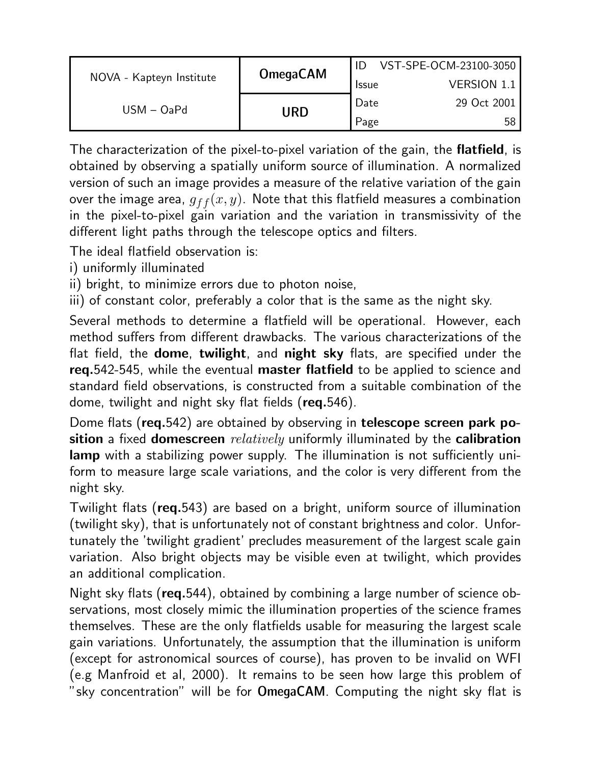The characterization of the pixel-to-pixel variation of the gain, the **flatfield**, is obtained by observing a spatially uniform source of illumination. A normalized version of such an image provides a measure of the relative variation of the gain over the image area, $g_{ff}(x, y)$. Note that this flatfield measures a combination in the pixel-to-pixel gain variation and the variation in transmissivity of the different light paths through the telescope optics and filters.

The ideal flatfield observation is:
i) uniformly illuminated
ii) bright, to minimize errors due to photon noise,
iii) of constant color, preferably a color that is the same as the night sky.

Several methods to determine a flatfield will be operational. However, each method suffers from different drawbacks. The various characterizations of the flat field, the **dome**, **twilight**, and **night sky** flats, are specified under the **req.**542-545, while the eventual **master flatfield** to be applied to science and standard field observations, is constructed from a suitable combination of the dome, twilight and night sky flat fields (**req.**546).

Dome flats (**req.**542) are obtained by observing in **telescope screen park position** a fixed **domescreen** *relatively* uniformly illuminated by the **calibration lamp** with a stabilizing power supply. The illumination is not sufficiently uniform to measure large scale variations, and the color is very different from the night sky.

Twilight flats (**req.**543) are based on a bright, uniform source of illumination (twilight sky), that is unfortunately not of constant brightness and color. Unfortunately the 'twilight gradient' precludes measurement of the largest scale gain variation. Also bright objects may be visible even at twilight, which provides an additional complication.

Night sky flats (**req.**544), obtained by combining a large number of science observations, most closely mimic the illumination properties of the science frames themselves. These are the only flatfields usable for measuring the largest scale gain variations. Unfortunately, the assumption that the illumination is uniform (except for astronomical sources of course), has proven to be invalid on WFI (e.g Manfroid et al, 2000). It remains to be seen how large this problem of "sky concentration" will be for **OmegaCAM**. Computing the night sky flat is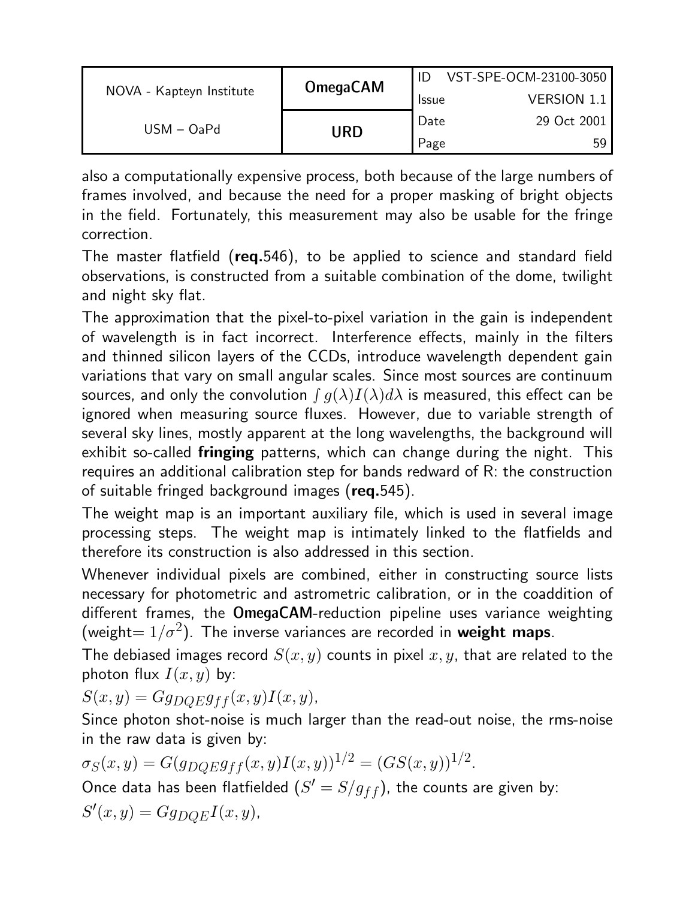also a computationally expensive process, both because of the large numbers of frames involved, and because the need for a proper masking of bright objects in the field. Fortunately, this measurement may also be usable for the fringe correction.

The master flatfield (**req.**546), to be applied to science and standard field observations, is constructed from a suitable combination of the dome, twilight and night sky flat.

The approximation that the pixel-to-pixel variation in the gain is independent of wavelength is in fact incorrect. Interference effects, mainly in the filters and thinned silicon layers of the CCDs, introduce wavelength dependent gain variations that vary on small angular scales. Since most sources are continuum sources, and only the convolution $\int g(\lambda)I(\lambda)d\lambda$ is measured, this effect can be ignored when measuring source fluxes. However, due to variable strength of several sky lines, mostly apparent at the long wavelengths, the background will exhibit so-called **fringing** patterns, which can change during the night. This requires an additional calibration step for bands redward of R: the construction of suitable fringed background images (**req.**545).

The weight map is an important auxiliary file, which is used in several image processing steps. The weight map is intimately linked to the flatfields and therefore its construction is also addressed in this section.

Whenever individual pixels are combined, either in constructing source lists necessary for photometric and astrometric calibration, or in the coaddition of different frames, the **OmegaCAM**-reduction pipeline uses variance weighting (weight$= 1/\sigma^2$). The inverse variances are recorded in **weight maps**.

The debiased images record $S(x, y)$ counts in pixel $x, y$, that are related to the photon flux $I(x, y)$ by:

$S(x, y) = Gg_{DQE}g_{ff}(x, y)I(x, y),$

Since photon shot-noise is much larger than the read-out noise, the rms-noise in the raw data is given by:

$\sigma_S(x, y) = G(g_{DQE}g_{ff}(x, y)I(x, y))^{1/2} = (GS(x, y))^{1/2}.$

Once data has been flatfielded ($S' = S/g_{ff}$), the counts are given by:

$S'(x, y) = Gg_{DQE}I(x, y),$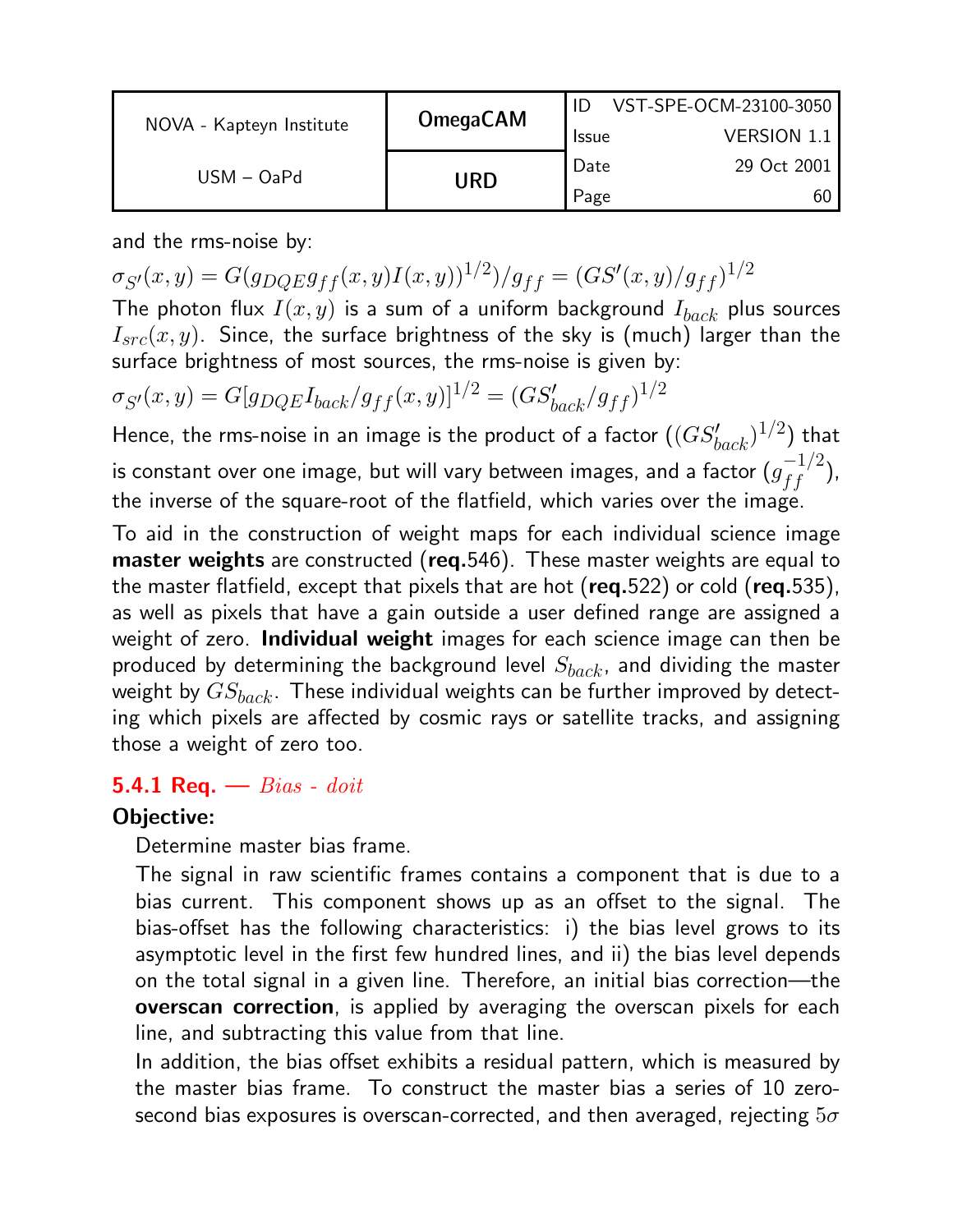and the rms-noise by:

$$\sigma_{S'}(x,y) = G(g_{DQE} g_{ff}(x,y) I(x,y))^{1/2})/g_{ff} = (GS'(x,y)/g_{ff})^{1/2}$$

The photon flux $I(x,y)$ is a sum of a uniform background $I_{back}$ plus sources $I_{src}(x,y)$. Since, the surface brightness of the sky is (much) larger than the surface brightness of most sources, the rms-noise is given by:

$$\sigma_{S'}(x,y) = G[g_{DQE} I_{back}/g_{ff}(x,y)]^{1/2} = (GS'_{back}/g_{ff})^{1/2}$$

Hence, the rms-noise in an image is the product of a factor $((GS'_{back})^{1/2})$ that is constant over one image, but will vary between images, and a factor $(g_{ff}^{-1/2})$, the inverse of the square-root of the flatfield, which varies over the image.

To aid in the construction of weight maps for each individual science image **master weights** are constructed (**req.**546). These master weights are equal to the master flatfield, except that pixels that are hot (**req.**522) or cold (**req.**535), as well as pixels that have a gain outside a user defined range are assigned a weight of zero. **Individual weight** images for each science image can then be produced by determining the background level $S_{back}$, and dividing the master weight by $GS_{back}$. These individual weights can be further improved by detecting which pixels are affected by cosmic rays or satellite tracks, and assigning those a weight of zero too.

### 5.4.1 Req. — *Bias - doit*

**Objective:**

Determine master bias frame.

The signal in raw scientific frames contains a component that is due to a bias current. This component shows up as an offset to the signal. The bias-offset has the following characteristics: i) the bias level grows to its asymptotic level in the first few hundred lines, and ii) the bias level depends on the total signal in a given line. Therefore, an initial bias correction—the **overscan correction**, is applied by averaging the overscan pixels for each line, and subtracting this value from that line.

In addition, the bias offset exhibits a residual pattern, which is measured by the master bias frame. To construct the master bias a series of 10 zero-second bias exposures is overscan-corrected, and then averaged, rejecting $5\sigma$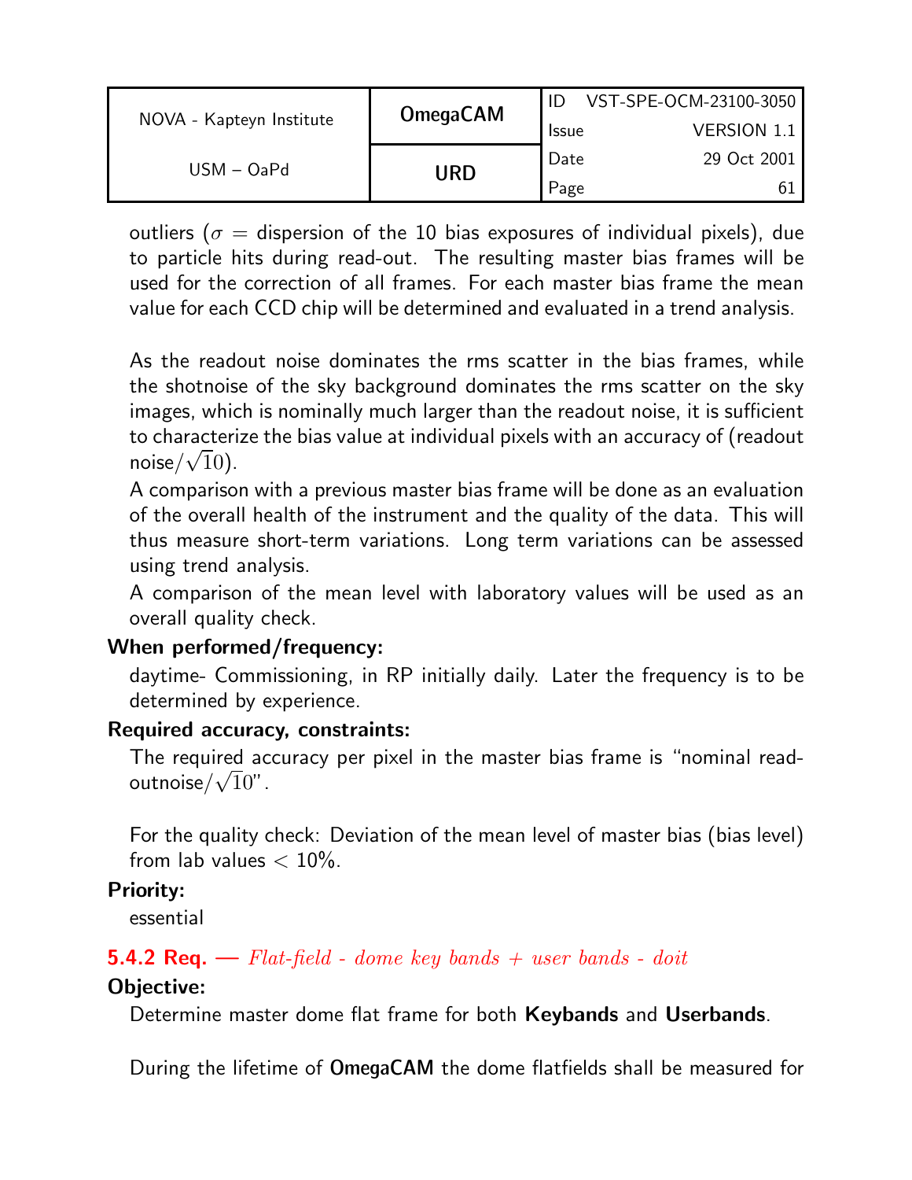outliers ($\sigma$ = dispersion of the 10 bias exposures of individual pixels), due to particle hits during read-out. The resulting master bias frames will be used for the correction of all frames. For each master bias frame the mean value for each CCD chip will be determined and evaluated in a trend analysis.

As the readout noise dominates the rms scatter in the bias frames, while the shotnoise of the sky background dominates the rms scatter on the sky images, which is nominally much larger than the readout noise, it is sufficient to characterize the bias value at individual pixels with an accuracy of (readout noise/$\sqrt{10}$).

A comparison with a previous master bias frame will be done as an evaluation of the overall health of the instrument and the quality of the data. This will thus measure short-term variations. Long term variations can be assessed using trend analysis.

A comparison of the mean level with laboratory values will be used as an overall quality check.

**When performed/frequency:**

daytime- Commissioning, in RP initially daily. Later the frequency is to be determined by experience.

**Required accuracy, constraints:**

The required accuracy per pixel in the master bias frame is "nominal read-outnoise/$\sqrt{10}$".

For the quality check: Deviation of the mean level of master bias (bias level) from lab values $< 10\%$.

**Priority:**

essential

### 5.4.2 Req. — *Flat-field - dome key bands + user bands - doit*

**Objective:**

Determine master dome flat frame for both **Keybands** and **Userbands**.

During the lifetime of **OmegaCAM** the dome flatfields shall be measured for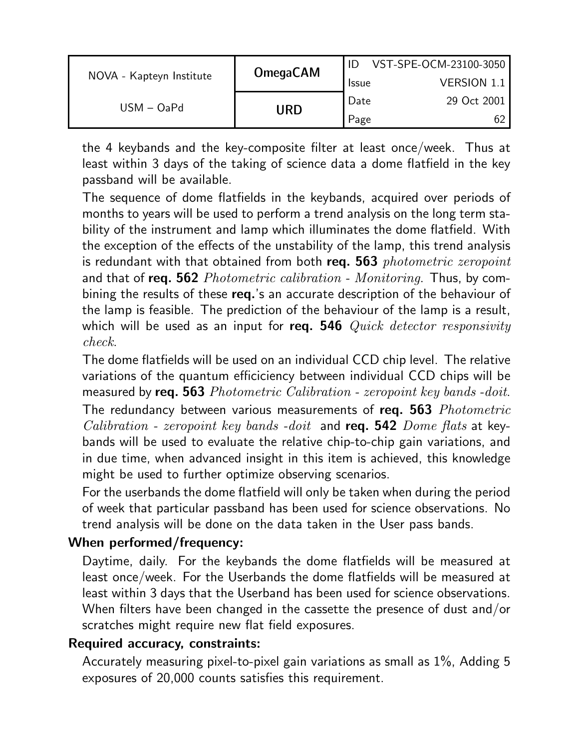the 4 keybands and the key-composite filter at least once/week. Thus at least within 3 days of the taking of science data a dome flatfield in the key passband will be available.

The sequence of dome flatfields in the keybands, acquired over periods of months to years will be used to perform a trend analysis on the long term stability of the instrument and lamp which illuminates the dome flatfield. With the exception of the effects of the unstability of the lamp, this trend analysis is redundant with that obtained from both **req. 563** *photometric zeropoint* and that of **req. 562** *Photometric calibration - Monitoring*. Thus, by combining the results of these **req.**'s an accurate description of the behaviour of the lamp is feasible. The prediction of the behaviour of the lamp is a result, which will be used as an input for **req. 546** *Quick detector responsivity check*.

The dome flatfields will be used on an individual CCD chip level. The relative variations of the quantum efficiciency between individual CCD chips will be measured by **req. 563** *Photometric Calibration - zeropoint key bands -doit.* The redundancy between various measurements of **req. 563** *Photometric Calibration - zeropoint key bands -doit* and **req. 542** *Dome flats* at keybands will be used to evaluate the relative chip-to-chip gain variations, and in due time, when advanced insight in this item is achieved, this knowledge might be used to further optimize observing scenarios.

For the userbands the dome flatfield will only be taken when during the period of week that particular passband has been used for science observations. No trend analysis will be done on the data taken in the User pass bands.

**When performed/frequency:**

Daytime, daily. For the keybands the dome flatfields will be measured at least once/week. For the Userbands the dome flatfields will be measured at least within 3 days that the Userband has been used for science observations. When filters have been changed in the cassette the presence of dust and/or scratches might require new flat field exposures.

**Required accuracy, constraints:**

Accurately measuring pixel-to-pixel gain variations as small as 1%, Adding 5 exposures of 20,000 counts satisfies this requirement.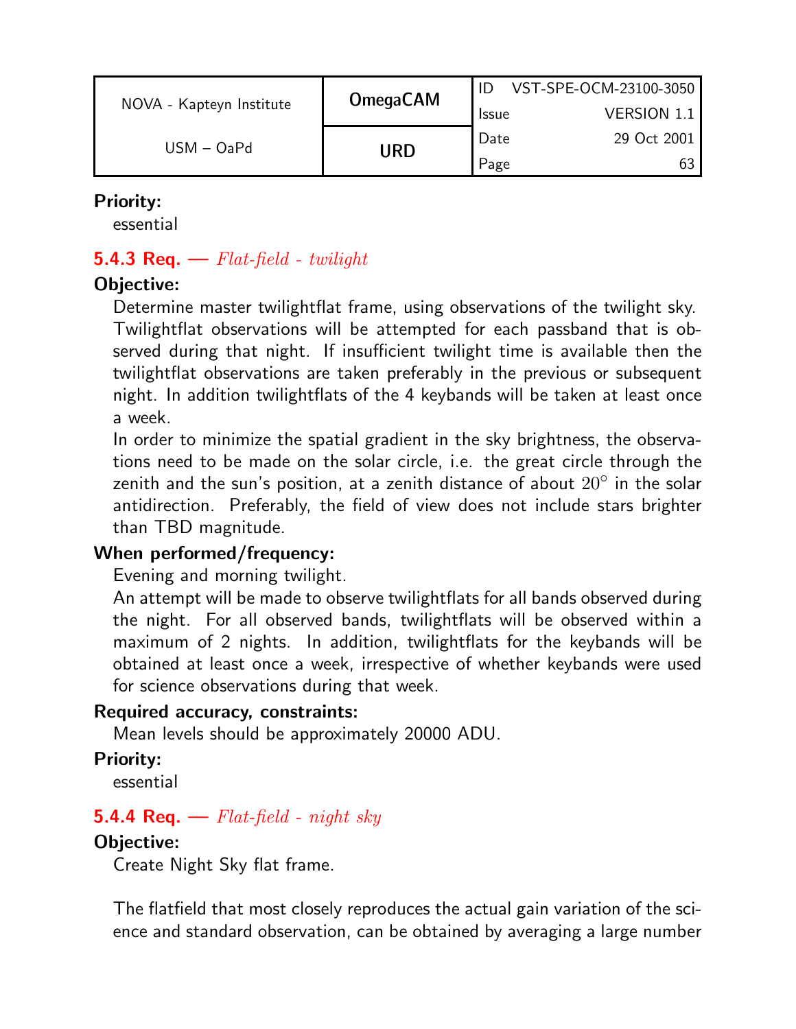**Priority:**
essential

### 5.4.3 Req. — *Flat-field - twilight*

**Objective:**
Determine master twilightflat frame, using observations of the twilight sky. Twilightflat observations will be attempted for each passband that is observed during that night. If insufficient twilight time is available then the twilightflat observations are taken preferably in the previous or subsequent night. In addition twilightflats of the 4 keybands will be taken at least once a week.
In order to minimize the spatial gradient in the sky brightness, the observations need to be made on the solar circle, i.e. the great circle through the zenith and the sun's position, at a zenith distance of about $20^{\circ}$ in the solar antidirection. Preferably, the field of view does not include stars brighter than TBD magnitude.

**When performed/frequency:**
Evening and morning twilight.
An attempt will be made to observe twilightflats for all bands observed during the night. For all observed bands, twilightflats will be observed within a maximum of 2 nights. In addition, twilightflats for the keybands will be obtained at least once a week, irrespective of whether keybands were used for science observations during that week.

**Required accuracy, constraints:**
Mean levels should be approximately 20000 ADU.

**Priority:**
essential

### 5.4.4 Req. — *Flat-field - night sky*

**Objective:**
Create Night Sky flat frame.

The flatfield that most closely reproduces the actual gain variation of the science and standard observation, can be obtained by averaging a large number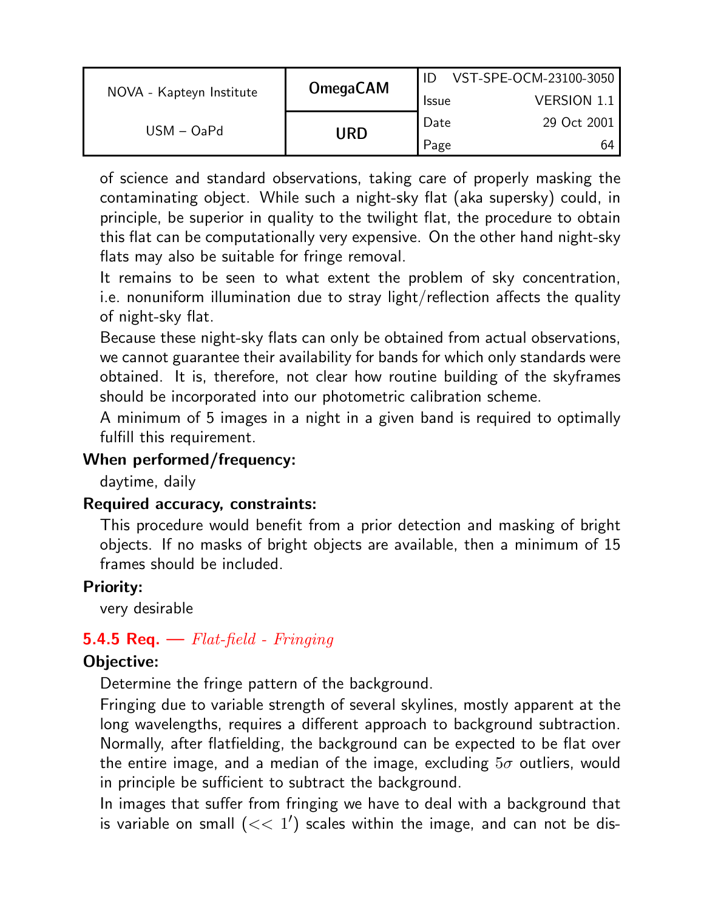of science and standard observations, taking care of properly masking the contaminating object. While such a night-sky flat (aka supersky) could, in principle, be superior in quality to the twilight flat, the procedure to obtain this flat can be computationally very expensive. On the other hand night-sky flats may also be suitable for fringe removal.

It remains to be seen to what extent the problem of sky concentration, i.e. nonuniform illumination due to stray light/reflection affects the quality of night-sky flat.

Because these night-sky flats can only be obtained from actual observations, we cannot guarantee their availability for bands for which only standards were obtained. It is, therefore, not clear how routine building of the skyframes should be incorporated into our photometric calibration scheme.

A minimum of 5 images in a night in a given band is required to optimally fulfill this requirement.

**When performed/frequency:**

daytime, daily

**Required accuracy, constraints:**

This procedure would benefit from a prior detection and masking of bright objects. If no masks of bright objects are available, then a minimum of 15 frames should be included.

**Priority:**

very desirable

### 5.4.5 Req. — *Flat-field - Fringing*

**Objective:**

Determine the fringe pattern of the background.

Fringing due to variable strength of several skylines, mostly apparent at the long wavelengths, requires a different approach to background subtraction. Normally, after flatfielding, the background can be expected to be flat over the entire image, and a median of the image, excluding $5\sigma$ outliers, would in principle be sufficient to subtract the background.

In images that suffer from fringing we have to deal with a background that is variable on small ($<< 1'$) scales within the image, and can not be dis-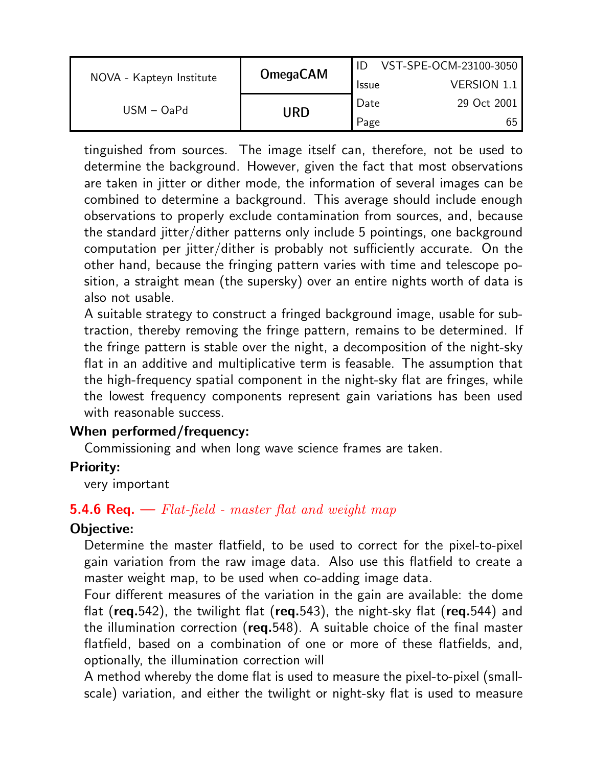tinguished from sources. The image itself can, therefore, not be used to determine the background. However, given the fact that most observations are taken in jitter or dither mode, the information of several images can be combined to determine a background. This average should include enough observations to properly exclude contamination from sources, and, because the standard jitter/dither patterns only include 5 pointings, one background computation per jitter/dither is probably not sufficiently accurate. On the other hand, because the fringing pattern varies with time and telescope position, a straight mean (the supersky) over an entire nights worth of data is also not usable.

A suitable strategy to construct a fringed background image, usable for subtraction, thereby removing the fringe pattern, remains to be determined. If the fringe pattern is stable over the night, a decomposition of the night-sky flat in an additive and multiplicative term is feasable. The assumption that the high-frequency spatial component in the night-sky flat are fringes, while the lowest frequency components represent gain variations has been used with reasonable success.

**When performed/frequency:**

Commissioning and when long wave science frames are taken.

**Priority:**

very important

### 5.4.6 Req. — *Flat-field - master flat and weight map*

**Objective:**

Determine the master flatfield, to be used to correct for the pixel-to-pixel gain variation from the raw image data. Also use this flatfield to create a master weight map, to be used when co-adding image data.

Four different measures of the variation in the gain are available: the dome flat (**req.**542), the twilight flat (**req.**543), the night-sky flat (**req.**544) and the illumination correction (**req.**548). A suitable choice of the final master flatfield, based on a combination of one or more of these flatfields, and, optionally, the illumination correction will

A method whereby the dome flat is used to measure the pixel-to-pixel (small-scale) variation, and either the twilight or night-sky flat is used to measure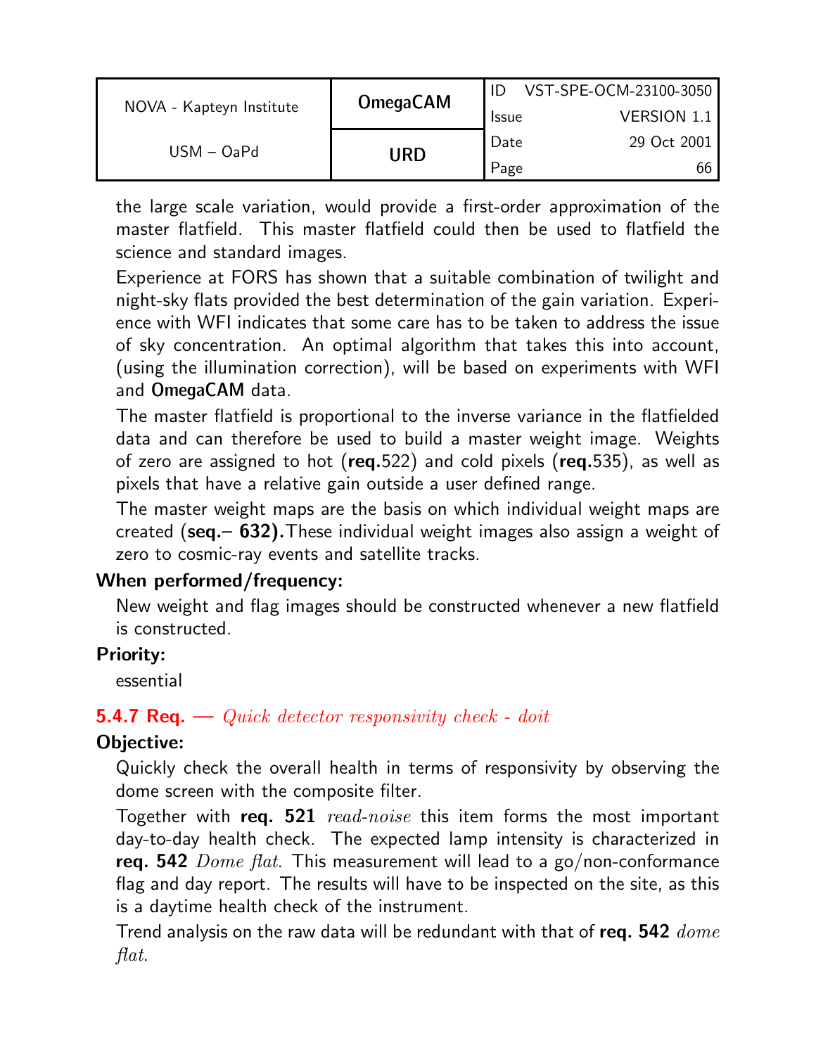the large scale variation, would provide a first-order approximation of the master flatfield. This master flatfield could then be used to flatfield the science and standard images.

Experience at FORS has shown that a suitable combination of twilight and night-sky flats provided the best determination of the gain variation. Experience with WFI indicates that some care has to be taken to address the issue of sky concentration. An optimal algorithm that takes this into account, (using the illumination correction), will be based on experiments with WFI and **OmegaCAM** data.

The master flatfield is proportional to the inverse variance in the flatfielded data and can therefore be used to build a master weight image. Weights of zero are assigned to hot (**req.**522) and cold pixels (**req.**535), as well as pixels that have a relative gain outside a user defined range.

The master weight maps are the basis on which individual weight maps are created (**seq.– 632).**These individual weight images also assign a weight of zero to cosmic-ray events and satellite tracks.

**When performed/frequency:**

New weight and flag images should be constructed whenever a new flatfield is constructed.

**Priority:**

essential

### 5.4.7 Req. — *Quick detector responsivity check - doit*

**Objective:**

Quickly check the overall health in terms of responsivity by observing the dome screen with the composite filter.

Together with **req. 521** *read-noise* this item forms the most important day-to-day health check. The expected lamp intensity is characterized in **req. 542** *Dome flat*. This measurement will lead to a go/non-conformance flag and day report. The results will have to be inspected on the site, as this is a daytime health check of the instrument.

Trend analysis on the raw data will be redundant with that of **req. 542** *dome flat*.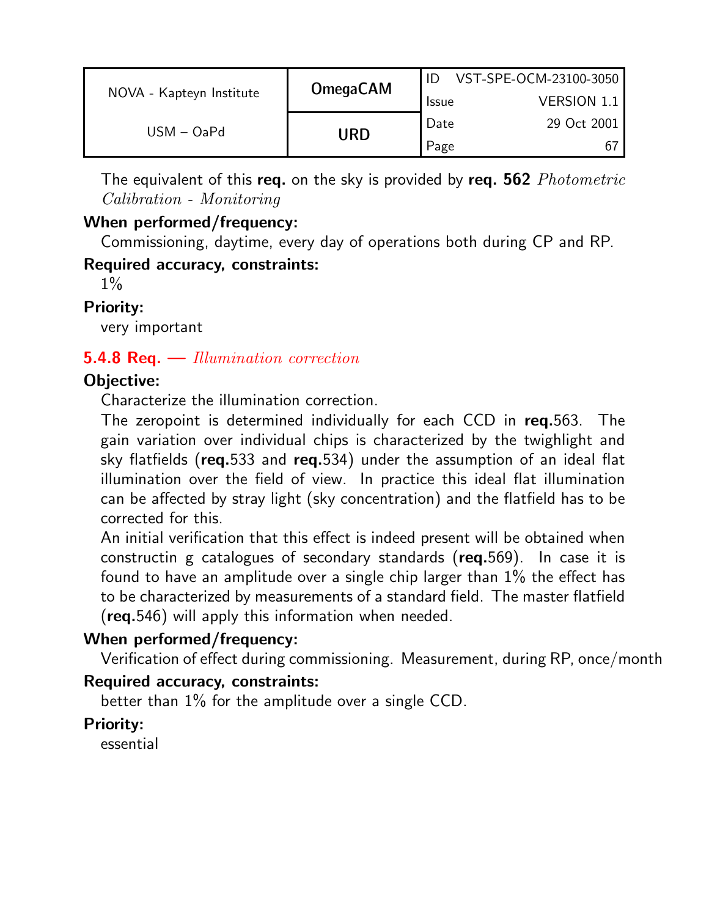The equivalent of this **req.** on the sky is provided by **req. 562** *Photometric Calibration - Monitoring*

**When performed/frequency:**
Commissioning, daytime, every day of operations both during CP and RP.

**Required accuracy, constraints:**
1%

**Priority:**
very important

### 5.4.8 Req. — *Illumination correction*

**Objective:**
Characterize the illumination correction.
The zeropoint is determined individually for each CCD in **req.**563. The gain variation over individual chips is characterized by the twighlight and sky flatfields (**req.**533 and **req.**534) under the assumption of an ideal flat illumination over the field of view. In practice this ideal flat illumination can be affected by stray light (sky concentration) and the flatfield has to be corrected for this.
An initial verification that this effect is indeed present will be obtained when constructin g catalogues of secondary standards (**req.**569). In case it is found to have an amplitude over a single chip larger than 1% the effect has to be characterized by measurements of a standard field. The master flatfield (**req.**546) will apply this information when needed.

**When performed/frequency:**
Verification of effect during commissioning. Measurement, during RP, once/month

**Required accuracy, constraints:**
better than 1% for the amplitude over a single CCD.

**Priority:**
essential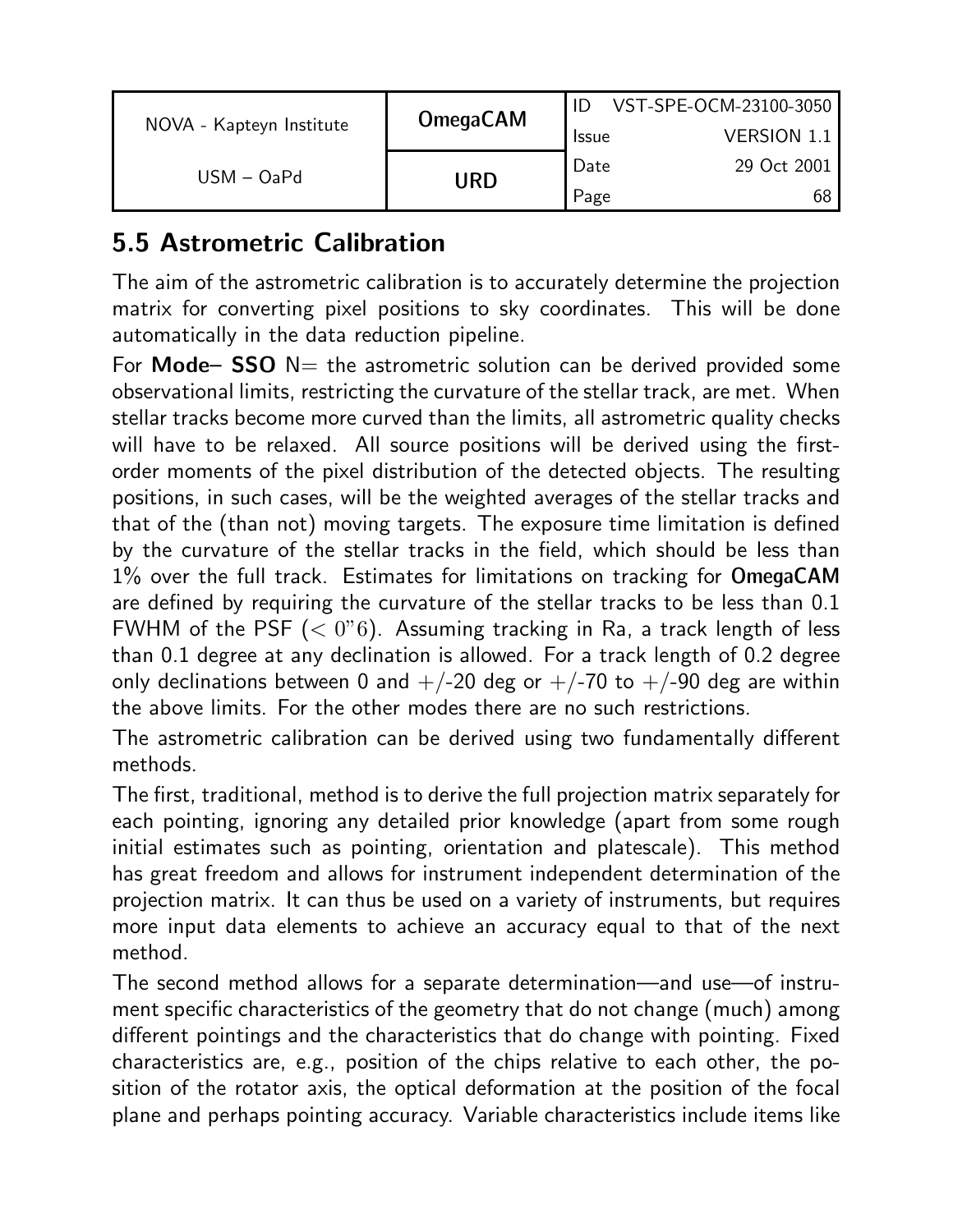## 5.5 Astrometric Calibration

The aim of the astrometric calibration is to accurately determine the projection matrix for converting pixel positions to sky coordinates. This will be done automatically in the data reduction pipeline.

For **Mode– SSO** N= the astrometric solution can be derived provided some observational limits, restricting the curvature of the stellar track, are met. When stellar tracks become more curved than the limits, all astrometric quality checks will have to be relaxed. All source positions will be derived using the first-order moments of the pixel distribution of the detected objects. The resulting positions, in such cases, will be the weighted averages of the stellar tracks and that of the (than not) moving targets. The exposure time limitation is defined by the curvature of the stellar tracks in the field, which should be less than 1% over the full track. Estimates for limitations on tracking for **OmegaCAM** are defined by requiring the curvature of the stellar tracks to be less than 0.1 FWHM of the PSF ($< 0''6$). Assuming tracking in Ra, a track length of less than 0.1 degree at any declination is allowed. For a track length of 0.2 degree only declinations between 0 and +/-20 deg or +/-70 to +/-90 deg are within the above limits. For the other modes there are no such restrictions.

The astrometric calibration can be derived using two fundamentally different methods.

The first, traditional, method is to derive the full projection matrix separately for each pointing, ignoring any detailed prior knowledge (apart from some rough initial estimates such as pointing, orientation and platescale). This method has great freedom and allows for instrument independent determination of the projection matrix. It can thus be used on a variety of instruments, but requires more input data elements to achieve an accuracy equal to that of the next method.

The second method allows for a separate determination—and use—of instrument specific characteristics of the geometry that do not change (much) among different pointings and the characteristics that do change with pointing. Fixed characteristics are, e.g., position of the chips relative to each other, the position of the rotator axis, the optical deformation at the position of the focal plane and perhaps pointing accuracy. Variable characteristics include items like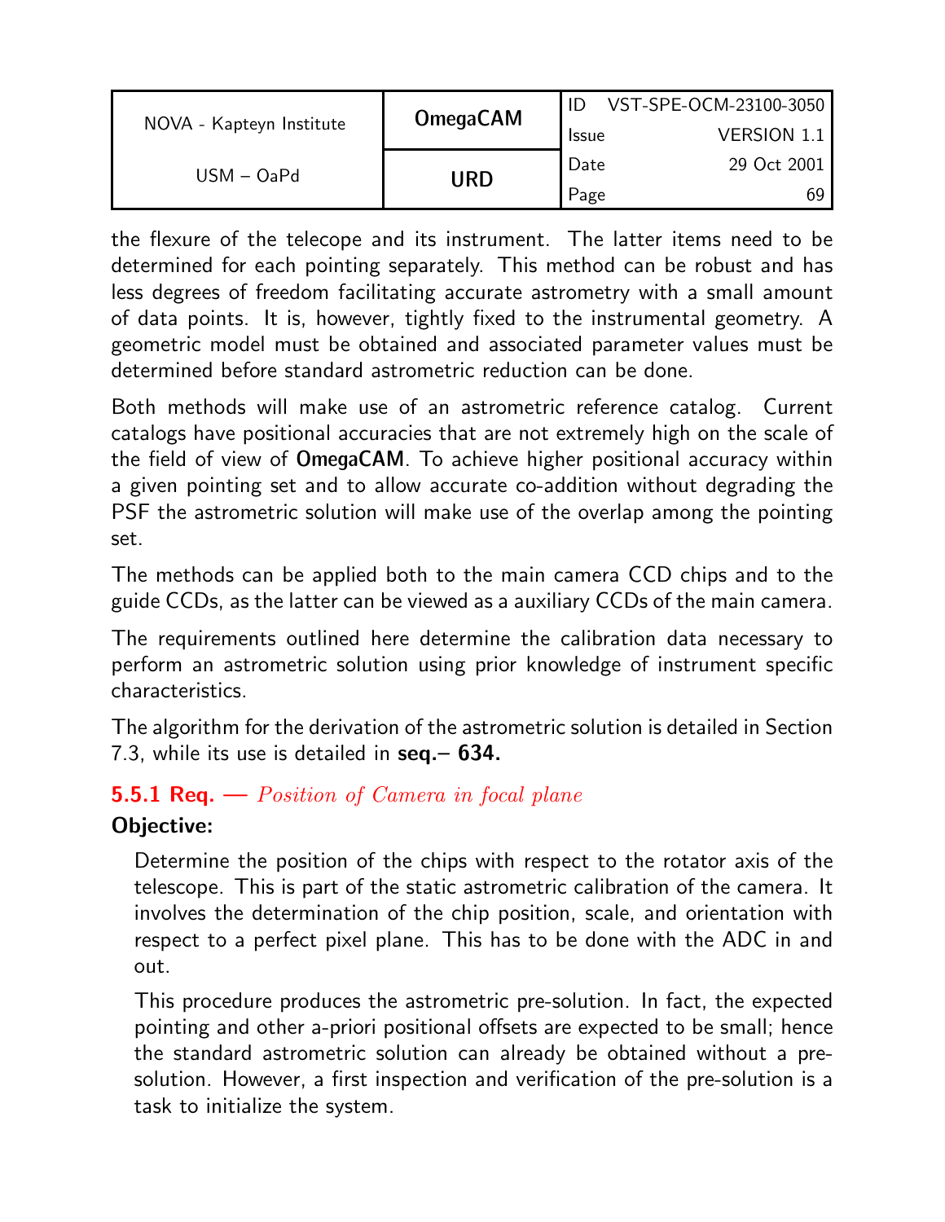the flexure of the telecope and its instrument. The latter items need to be determined for each pointing separately. This method can be robust and has less degrees of freedom facilitating accurate astrometry with a small amount of data points. It is, however, tightly fixed to the instrumental geometry. A geometric model must be obtained and associated parameter values must be determined before standard astrometric reduction can be done.

Both methods will make use of an astrometric reference catalog. Current catalogs have positional accuracies that are not extremely high on the scale of the field of view of **OmegaCAM**. To achieve higher positional accuracy within a given pointing set and to allow accurate co-addition without degrading the PSF the astrometric solution will make use of the overlap among the pointing set.

The methods can be applied both to the main camera CCD chips and to the guide CCDs, as the latter can be viewed as a auxiliary CCDs of the main camera.

The requirements outlined here determine the calibration data necessary to perform an astrometric solution using prior knowledge of instrument specific characteristics.

The algorithm for the derivation of the astrometric solution is detailed in Section 7.3, while its use is detailed in **seq.– 634.**

### 5.5.1 Req. — *Position of Camera in focal plane*

**Objective:**

Determine the position of the chips with respect to the rotator axis of the telescope. This is part of the static astrometric calibration of the camera. It involves the determination of the chip position, scale, and orientation with respect to a perfect pixel plane. This has to be done with the ADC in and out.

This procedure produces the astrometric pre-solution. In fact, the expected pointing and other a-priori positional offsets are expected to be small; hence the standard astrometric solution can already be obtained without a pre-solution. However, a first inspection and verification of the pre-solution is a task to initialize the system.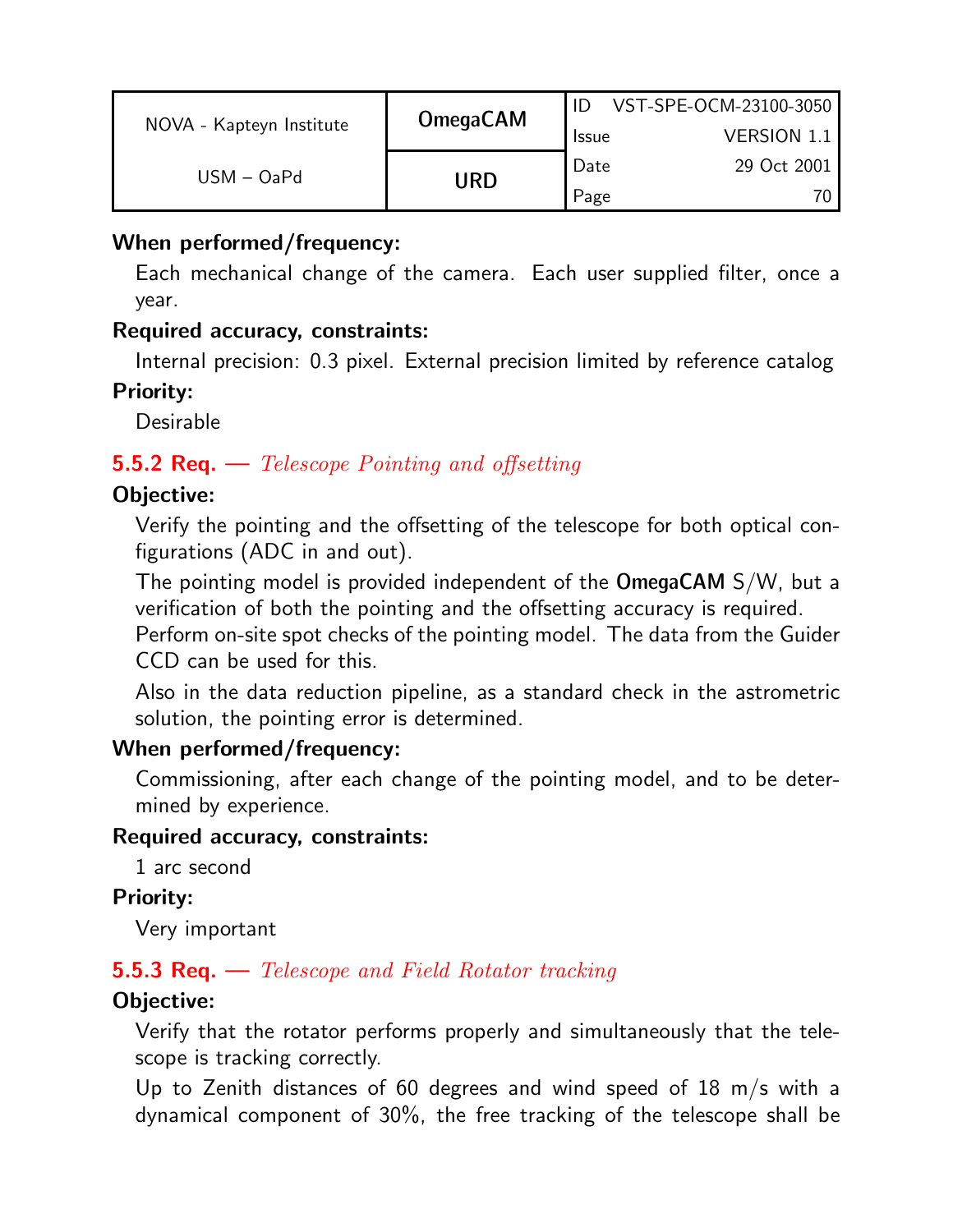**When performed/frequency:**

Each mechanical change of the camera. Each user supplied filter, once a year.

**Required accuracy, constraints:**

Internal precision: 0.3 pixel. External precision limited by reference catalog

**Priority:**

Desirable

### 5.5.2 Req. — *Telescope Pointing and offsetting*

**Objective:**

Verify the pointing and the offsetting of the telescope for both optical configurations (ADC in and out).

The pointing model is provided independent of the **OmegaCAM** S/W, but a verification of both the pointing and the offsetting accuracy is required.

Perform on-site spot checks of the pointing model. The data from the Guider CCD can be used for this.

Also in the data reduction pipeline, as a standard check in the astrometric solution, the pointing error is determined.

**When performed/frequency:**

Commissioning, after each change of the pointing model, and to be determined by experience.

**Required accuracy, constraints:**

1 arc second

**Priority:**

Very important

### 5.5.3 Req. — *Telescope and Field Rotator tracking*

**Objective:**

Verify that the rotator performs properly and simultaneously that the telescope is tracking correctly.

Up to Zenith distances of 60 degrees and wind speed of 18 m/s with a dynamical component of 30%, the free tracking of the telescope shall be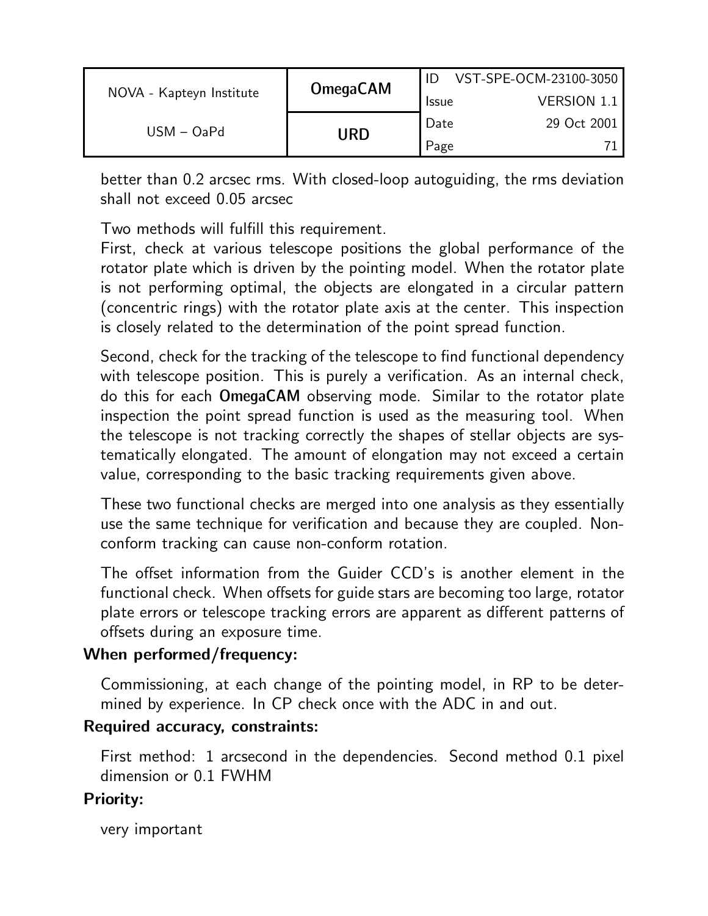better than 0.2 arcsec rms. With closed-loop autoguiding, the rms deviation shall not exceed 0.05 arcsec

Two methods will fulfill this requirement.
First, check at various telescope positions the global performance of the rotator plate which is driven by the pointing model. When the rotator plate is not performing optimal, the objects are elongated in a circular pattern (concentric rings) with the rotator plate axis at the center. This inspection is closely related to the determination of the point spread function.

Second, check for the tracking of the telescope to find functional dependency with telescope position. This is purely a verification. As an internal check, do this for each **OmegaCAM** observing mode. Similar to the rotator plate inspection the point spread function is used as the measuring tool. When the telescope is not tracking correctly the shapes of stellar objects are systematically elongated. The amount of elongation may not exceed a certain value, corresponding to the basic tracking requirements given above.

These two functional checks are merged into one analysis as they essentially use the same technique for verification and because they are coupled. Non-conform tracking can cause non-conform rotation.

The offset information from the Guider CCD's is another element in the functional check. When offsets for guide stars are becoming too large, rotator plate errors or telescope tracking errors are apparent as different patterns of offsets during an exposure time.

**When performed/frequency:**

Commissioning, at each change of the pointing model, in RP to be determined by experience. In CP check once with the ADC in and out.

**Required accuracy, constraints:**

First method: 1 arcsecond in the dependencies. Second method 0.1 pixel dimension or 0.1 FWHM

**Priority:**

very important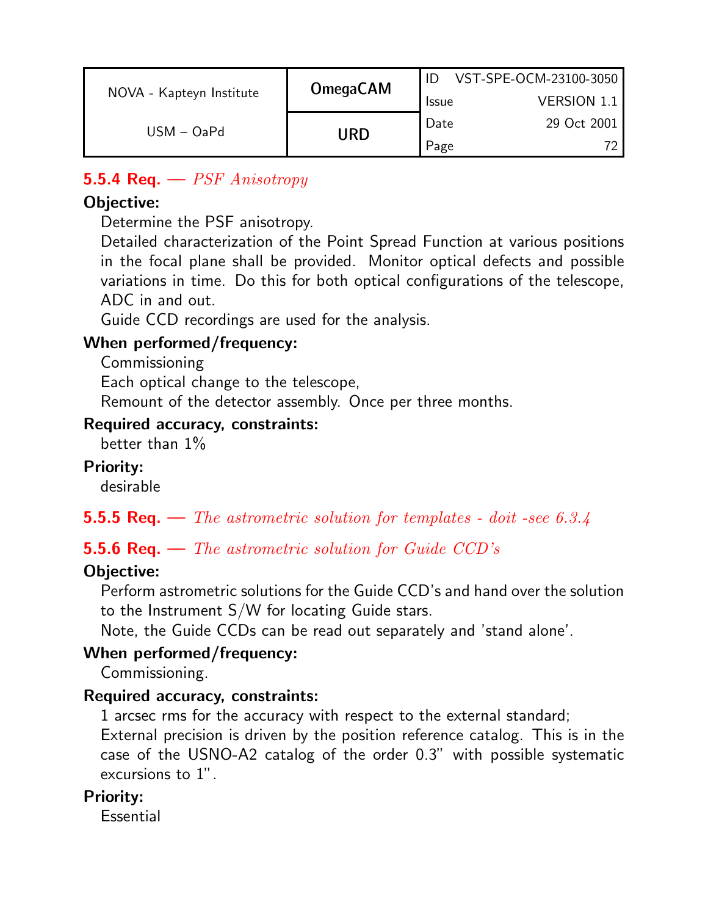### 5.5.4 Req. — *PSF Anisotropy*

**Objective:**

Determine the PSF anisotropy.
Detailed characterization of the Point Spread Function at various positions in the focal plane shall be provided. Monitor optical defects and possible variations in time. Do this for both optical configurations of the telescope, ADC in and out.
Guide CCD recordings are used for the analysis.

**When performed/frequency:**

Commissioning
Each optical change to the telescope,
Remount of the detector assembly. Once per three months.

**Required accuracy, constraints:**

better than 1%

**Priority:**

desirable

### 5.5.5 Req. — *The astrometric solution for templates - doit -see 6.3.4*

### 5.5.6 Req. — *The astrometric solution for Guide CCD's*

**Objective:**

Perform astrometric solutions for the Guide CCD's and hand over the solution to the Instrument S/W for locating Guide stars.
Note, the Guide CCDs can be read out separately and 'stand alone'.

**When performed/frequency:**

Commissioning.

**Required accuracy, constraints:**

1 arcsec rms for the accuracy with respect to the external standard;
External precision is driven by the position reference catalog. This is in the case of the USNO-A2 catalog of the order 0.3" with possible systematic excursions to 1".

**Priority:**

Essential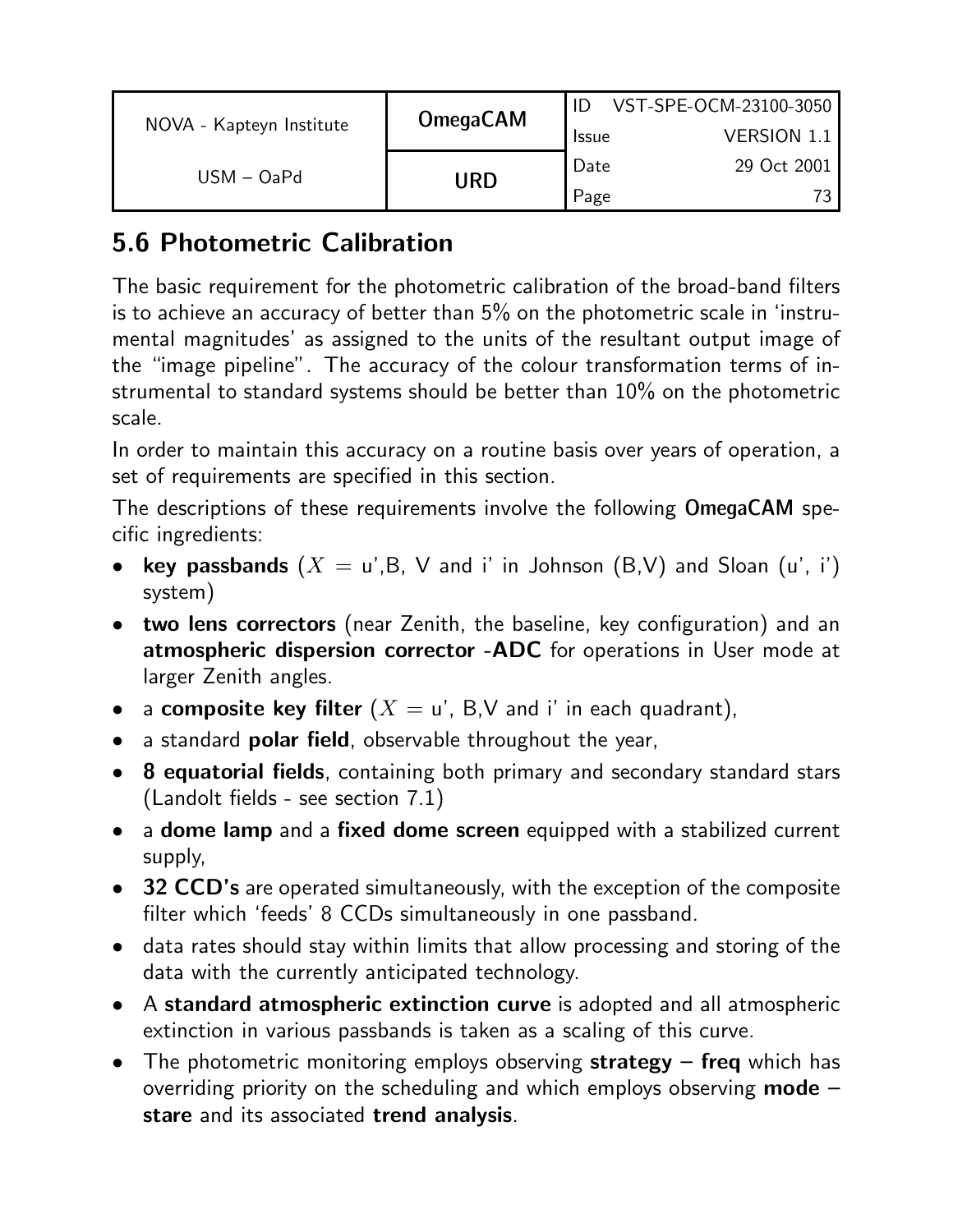## 5.6 Photometric Calibration

The basic requirement for the photometric calibration of the broad-band filters is to achieve an accuracy of better than 5% on the photometric scale in 'instrumental magnitudes' as assigned to the units of the resultant output image of the "image pipeline". The accuracy of the colour transformation terms of instrumental to standard systems should be better than 10% on the photometric scale.

In order to maintain this accuracy on a routine basis over years of operation, a set of requirements are specified in this section.

The descriptions of these requirements involve the following **OmegaCAM** specific ingredients:

- **key passbands** ($X$ = u',B, V and i' in Johnson (B,V) and Sloan (u', i') system)
- **two lens correctors** (near Zenith, the baseline, key configuration) and an **atmospheric dispersion corrector -ADC** for operations in User mode at larger Zenith angles.
- a **composite key filter** ($X$ = u', B,V and i' in each quadrant),
- a standard **polar field**, observable throughout the year,
- **8 equatorial fields**, containing both primary and secondary standard stars (Landolt fields - see section 7.1)
- a **dome lamp** and a **fixed dome screen** equipped with a stabilized current supply,
- **32 CCD's** are operated simultaneously, with the exception of the composite filter which 'feeds' 8 CCDs simultaneously in one passband.
- data rates should stay within limits that allow processing and storing of the data with the currently anticipated technology.
- A **standard atmospheric extinction curve** is adopted and all atmospheric extinction in various passbands is taken as a scaling of this curve.
- The photometric monitoring employs observing **strategy – freq** which has overriding priority on the scheduling and which employs observing **mode – stare** and its associated **trend analysis**.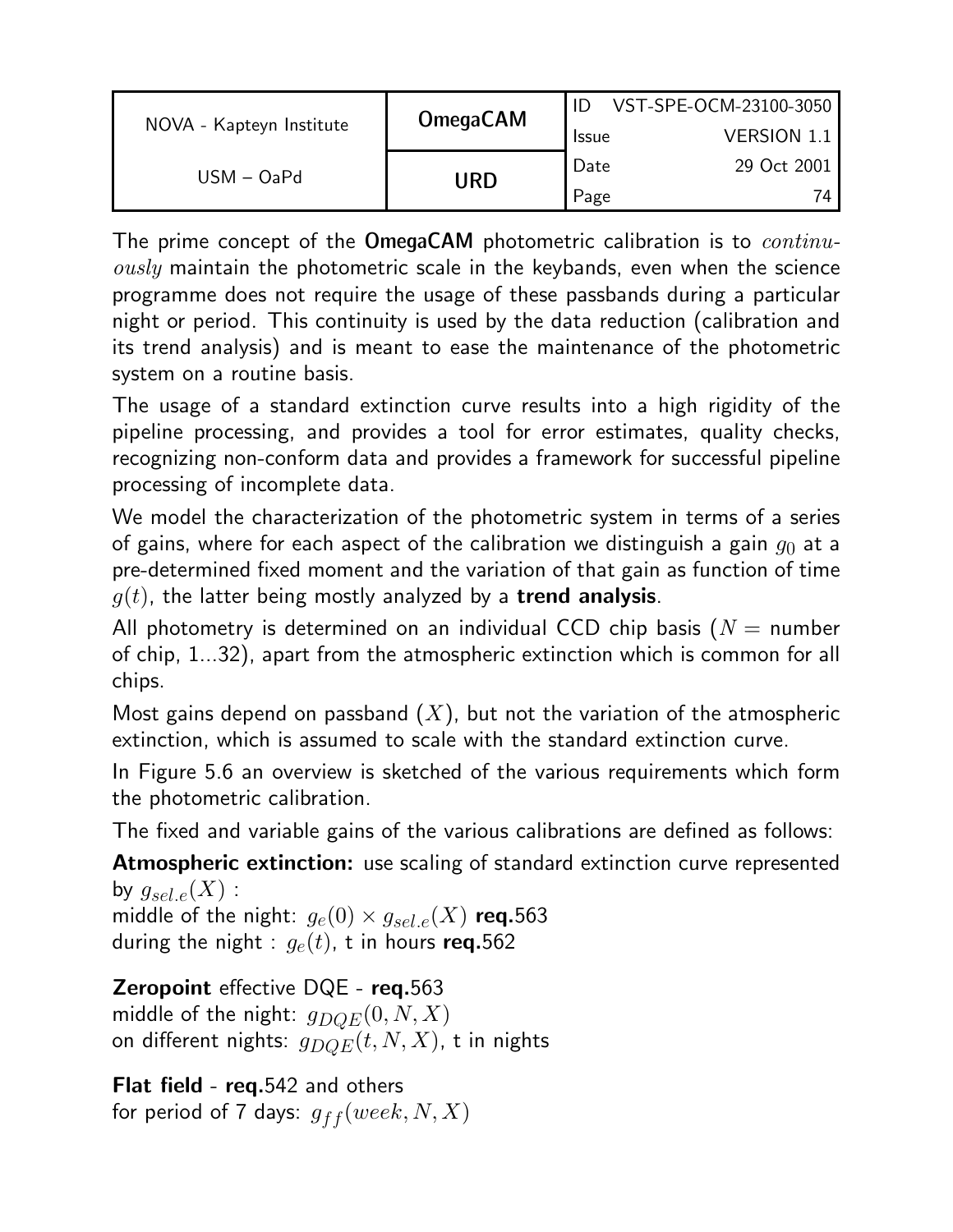The prime concept of the **OmegaCAM** photometric calibration is to *continuously* maintain the photometric scale in the keybands, even when the science programme does not require the usage of these passbands during a particular night or period. This continuity is used by the data reduction (calibration and its trend analysis) and is meant to ease the maintenance of the photometric system on a routine basis.

The usage of a standard extinction curve results into a high rigidity of the pipeline processing, and provides a tool for error estimates, quality checks, recognizing non-conform data and provides a framework for successful pipeline processing of incomplete data.

We model the characterization of the photometric system in terms of a series of gains, where for each aspect of the calibration we distinguish a gain $g_0$ at a pre-determined fixed moment and the variation of that gain as function of time $g(t)$, the latter being mostly analyzed by a **trend analysis**.

All photometry is determined on an individual CCD chip basis ($N$ = number of chip, 1...32), apart from the atmospheric extinction which is common for all chips.

Most gains depend on passband ($X$), but not the variation of the atmospheric extinction, which is assumed to scale with the standard extinction curve.

In Figure 5.6 an overview is sketched of the various requirements which form the photometric calibration.

The fixed and variable gains of the various calibrations are defined as follows:

**Atmospheric extinction:** use scaling of standard extinction curve represented by $g_{sel.e}(X)$ :
middle of the night: $g_e(0) \times g_{sel.e}(X)$ **req.**563
during the night : $g_e(t)$, t in hours **req.**562

**Zeropoint** effective DQE - **req.**563
middle of the night: $g_{DQE}(0, N, X)$
on different nights: $g_{DQE}(t, N, X)$, t in nights

**Flat field** - **req.**542 and others
for period of 7 days: $g_{ff}(week, N, X)$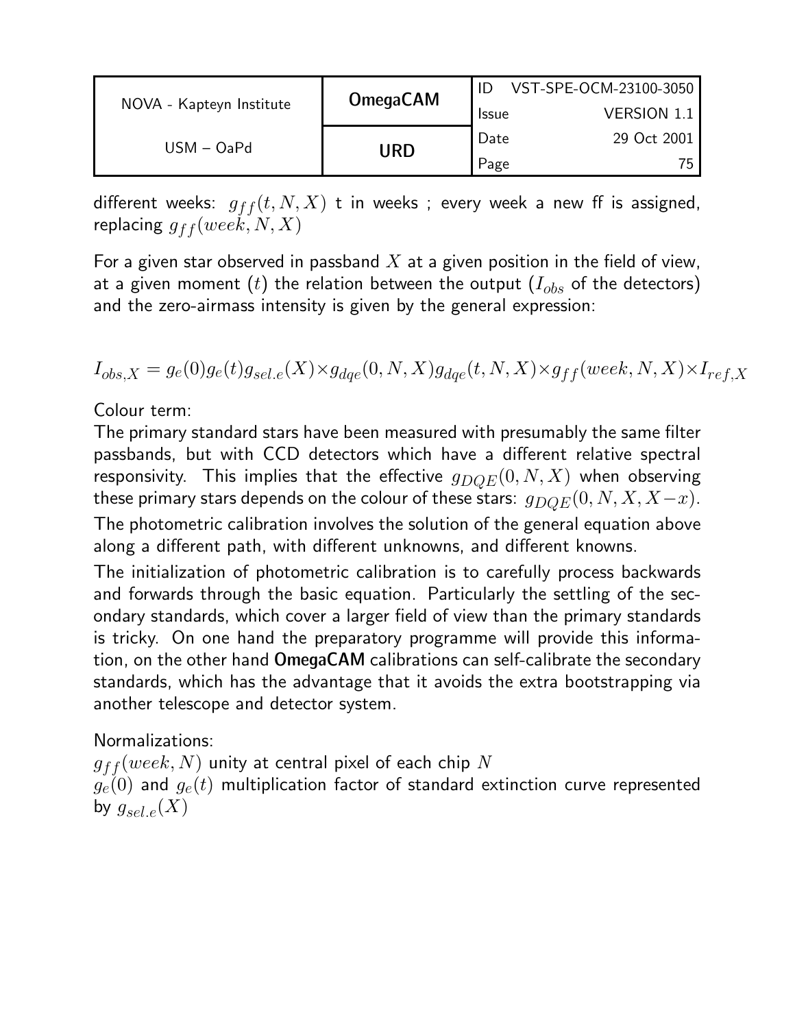different weeks: $g_{ff}(t, N, X)$ t in weeks ; every week a new ff is assigned, replacing $g_{ff}(week, N, X)$

For a given star observed in passband $X$ at a given position in the field of view, at a given moment $(t)$ the relation between the output ($I_{obs}$ of the detectors) and the zero-airmass intensity is given by the general expression:

$$I_{obs,X} = g_e(0)g_e(t)g_{sel.e}(X) \times g_{dqe}(0, N, X)g_{dqe}(t, N, X) \times g_{ff}(week, N, X) \times I_{ref,X}$$

Colour term:

The primary standard stars have been measured with presumably the same filter passbands, but with CCD detectors which have a different relative spectral responsivity. This implies that the effective $g_{DQE}(0, N, X)$ when observing these primary stars depends on the colour of these stars: $g_{DQE}(0, N, X, X-x)$.

The photometric calibration involves the solution of the general equation above along a different path, with different unknowns, and different knowns.

The initialization of photometric calibration is to carefully process backwards and forwards through the basic equation. Particularly the settling of the secondary standards, which cover a larger field of view than the primary standards is tricky. On one hand the preparatory programme will provide this information, on the other hand **OmegaCAM** calibrations can self-calibrate the secondary standards, which has the advantage that it avoids the extra bootstrapping via another telescope and detector system.

Normalizations:

$g_{ff}(week, N)$ unity at central pixel of each chip $N$

$g_e(0)$ and $g_e(t)$ multiplication factor of standard extinction curve represented by $g_{sel.e}(X)$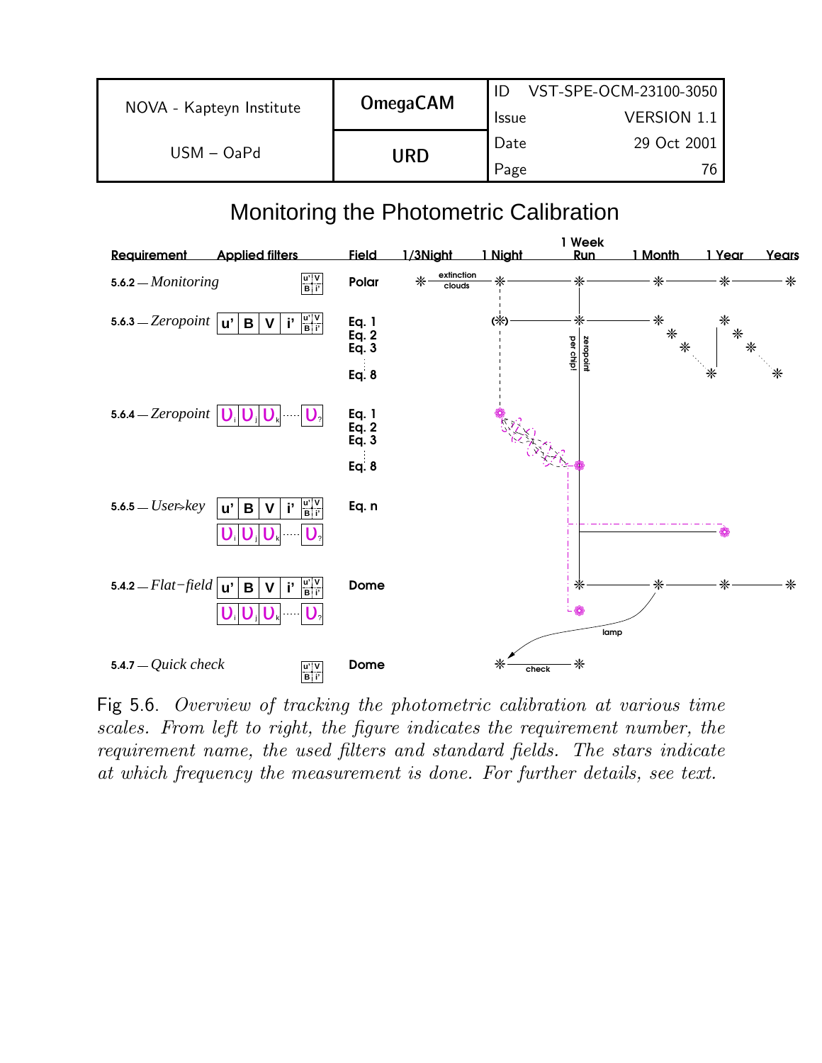# Monitoring the Photometric Calibration

| Requirement | Applied filters | Field | 1/3Night | 1 Night | 1 Week Run | 1 Month | 1 Year | Years |
|---|---|---|---|---|---|---|---|---|
| 5.6.2 — *Monitoring* | u' V B i' | Polar | * extinction clouds | * | * | * | * | * |
| 5.6.3 — *Zeropoint* | u' B V i' u' V B i' | Eq. 1 Eq. 2 Eq. 3 ... Eq. 8 | | (*) | * zeropoint per chip! | * | * | * |
| 5.6.4 — *Zeropoint* | $\upsilon_i$ $\upsilon_j$ $\upsilon_k$ ..... $\upsilon_?$ | Eq. 1 Eq. 2 Eq. 3 ... Eq. 8 | | | | | | |
| 5.6.5 — *User-key* | u' B V i' u' V B i' / $\upsilon_i$ $\upsilon_j$ $\upsilon_k$ ..... $\upsilon_?$ | Eq. n | | | | | | |
| 5.4.2 — *Flat−field* | u' B V i' u' V B i' / $\upsilon_i$ $\upsilon_j$ $\upsilon_k$ ..... $\upsilon_?$ | Dome | | | * lamp | * | * | * |
| 5.4.7 — *Quick check* | u' V B i' | Dome | | * check | * | | | |

Fig 5.6. *Overview of tracking the photometric calibration at various time scales. From left to right, the figure indicates the requirement number, the requirement name, the used filters and standard fields. The stars indicate at which frequency the measurement is done. For further details, see text.*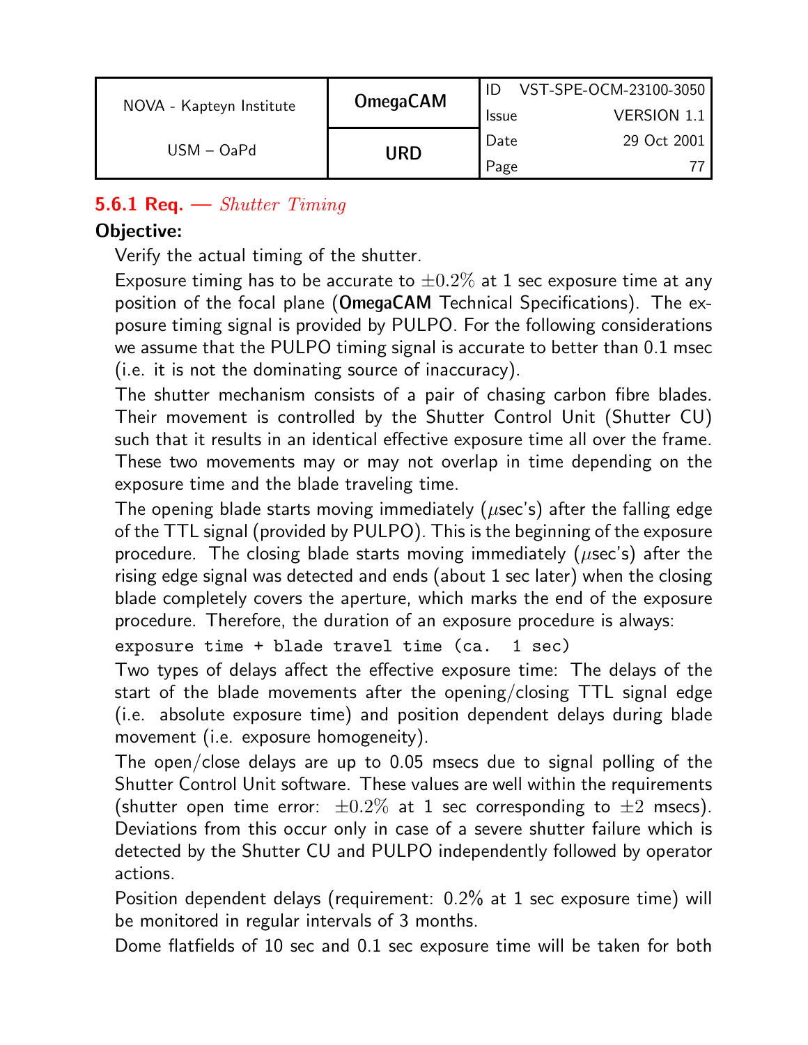### 5.6.1 Req. — *Shutter Timing*

**Objective:**

Verify the actual timing of the shutter.

Exposure timing has to be accurate to $\pm 0.2\%$ at 1 sec exposure time at any position of the focal plane (**OmegaCAM** Technical Specifications). The exposure timing signal is provided by PULPO. For the following considerations we assume that the PULPO timing signal is accurate to better than 0.1 msec (i.e. it is not the dominating source of inaccuracy).

The shutter mechanism consists of a pair of chasing carbon fibre blades. Their movement is controlled by the Shutter Control Unit (Shutter CU) such that it results in an identical effective exposure time all over the frame. These two movements may or may not overlap in time depending on the exposure time and the blade traveling time.

The opening blade starts moving immediately ($\mu$sec's) after the falling edge of the TTL signal (provided by PULPO). This is the beginning of the exposure procedure. The closing blade starts moving immediately ($\mu$sec's) after the rising edge signal was detected and ends (about 1 sec later) when the closing blade completely covers the aperture, which marks the end of the exposure procedure. Therefore, the duration of an exposure procedure is always:

```
exposure time + blade travel time (ca.  1 sec)
```

Two types of delays affect the effective exposure time: The delays of the start of the blade movements after the opening/closing TTL signal edge (i.e. absolute exposure time) and position dependent delays during blade movement (i.e. exposure homogeneity).

The open/close delays are up to 0.05 msecs due to signal polling of the Shutter Control Unit software. These values are well within the requirements (shutter open time error: $\pm 0.2\%$ at 1 sec corresponding to $\pm 2$ msecs). Deviations from this occur only in case of a severe shutter failure which is detected by the Shutter CU and PULPO independently followed by operator actions.

Position dependent delays (requirement: 0.2% at 1 sec exposure time) will be monitored in regular intervals of 3 months.

Dome flatfields of 10 sec and 0.1 sec exposure time will be taken for both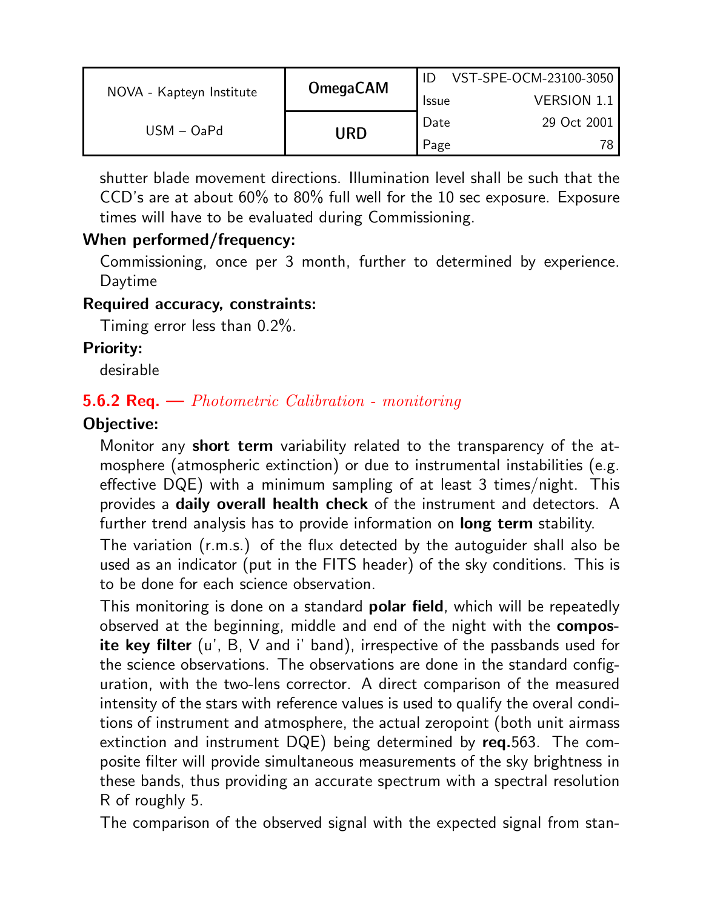shutter blade movement directions. Illumination level shall be such that the CCD's are at about 60% to 80% full well for the 10 sec exposure. Exposure times will have to be evaluated during Commissioning.

**When performed/frequency:**

Commissioning, once per 3 month, further to determined by experience. Daytime

**Required accuracy, constraints:**

Timing error less than 0.2%.

**Priority:**

desirable

### 5.6.2 Req. — *Photometric Calibration - monitoring*

**Objective:**

Monitor any **short term** variability related to the transparency of the atmosphere (atmospheric extinction) or due to instrumental instabilities (e.g. effective DQE) with a minimum sampling of at least 3 times/night. This provides a **daily overall health check** of the instrument and detectors. A further trend analysis has to provide information on **long term** stability.

The variation (r.m.s.) of the flux detected by the autoguider shall also be used as an indicator (put in the FITS header) of the sky conditions. This is to be done for each science observation.

This monitoring is done on a standard **polar field**, which will be repeatedly observed at the beginning, middle and end of the night with the **composite key filter** (u', B, V and i' band), irrespective of the passbands used for the science observations. The observations are done in the standard configuration, with the two-lens corrector. A direct comparison of the measured intensity of the stars with reference values is used to qualify the overal conditions of instrument and atmosphere, the actual zeropoint (both unit airmass extinction and instrument DQE) being determined by **req.**563. The composite filter will provide simultaneous measurements of the sky brightness in these bands, thus providing an accurate spectrum with a spectral resolution R of roughly 5.

The comparison of the observed signal with the expected signal from stan-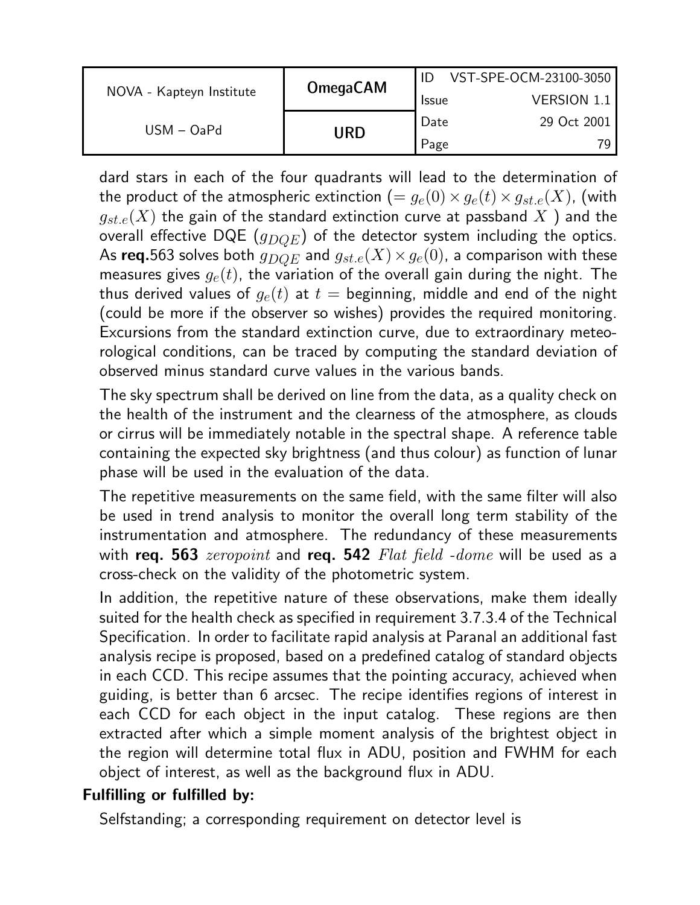dard stars in each of the four quadrants will lead to the determination of the product of the atmospheric extinction ($= g_e(0) \times g_e(t) \times g_{st.e}(X)$, (with $g_{st.e}(X)$ the gain of the standard extinction curve at passband $X$ ) and the overall effective DQE ($g_{DQE}$) of the detector system including the optics. As **req.**563 solves both $g_{DQE}$ and $g_{st.e}(X) \times g_e(0)$, a comparison with these measures gives $g_e(t)$, the variation of the overall gain during the night. The thus derived values of $g_e(t)$ at $t =$ beginning, middle and end of the night (could be more if the observer so wishes) provides the required monitoring. Excursions from the standard extinction curve, due to extraordinary meteorological conditions, can be traced by computing the standard deviation of observed minus standard curve values in the various bands.

The sky spectrum shall be derived on line from the data, as a quality check on the health of the instrument and the clearness of the atmosphere, as clouds or cirrus will be immediately notable in the spectral shape. A reference table containing the expected sky brightness (and thus colour) as function of lunar phase will be used in the evaluation of the data.

The repetitive measurements on the same field, with the same filter will also be used in trend analysis to monitor the overall long term stability of the instrumentation and atmosphere. The redundancy of these measurements with **req. 563** *zeropoint* and **req. 542** *Flat field -dome* will be used as a cross-check on the validity of the photometric system.

In addition, the repetitive nature of these observations, make them ideally suited for the health check as specified in requirement 3.7.3.4 of the Technical Specification. In order to facilitate rapid analysis at Paranal an additional fast analysis recipe is proposed, based on a predefined catalog of standard objects in each CCD. This recipe assumes that the pointing accuracy, achieved when guiding, is better than 6 arcsec. The recipe identifies regions of interest in each CCD for each object in the input catalog. These regions are then extracted after which a simple moment analysis of the brightest object in the region will determine total flux in ADU, position and FWHM for each object of interest, as well as the background flux in ADU.

**Fulfilling or fulfilled by:**

Selfstanding; a corresponding requirement on detector level is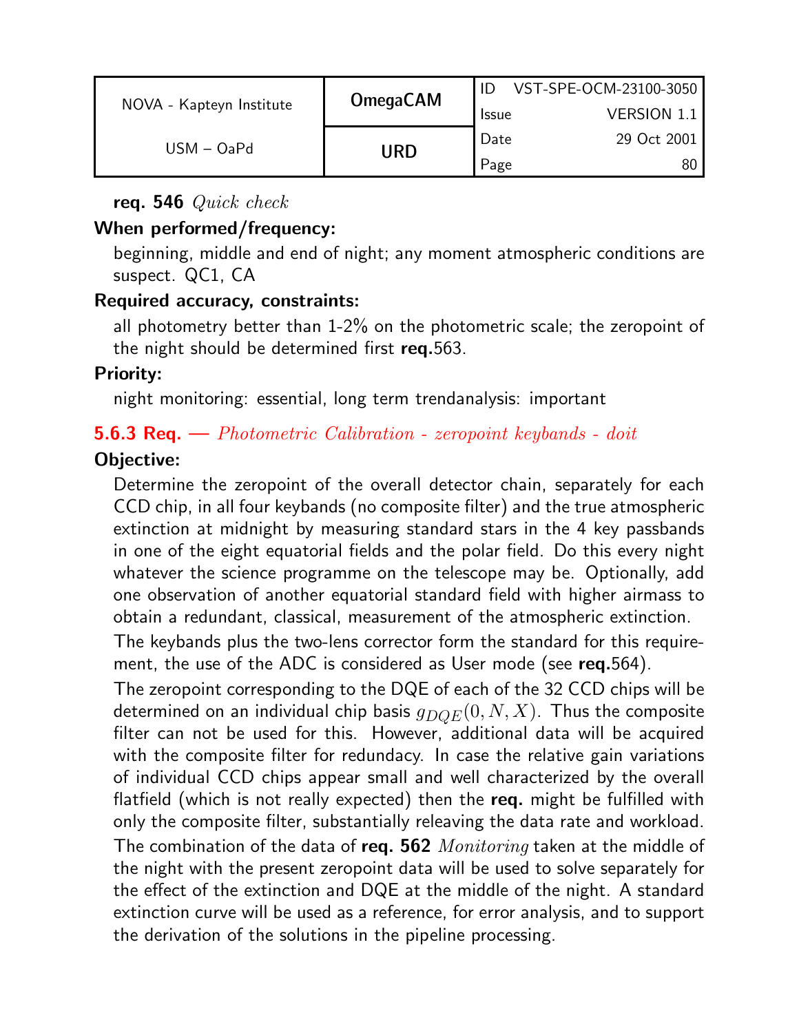**req. 546** *Quick check*

**When performed/frequency:**

beginning, middle and end of night; any moment atmospheric conditions are suspect. QC1, CA

**Required accuracy, constraints:**

all photometry better than 1-2% on the photometric scale; the zeropoint of the night should be determined first **req.**563.

**Priority:**

night monitoring: essential, long term trendanalysis: important

### 5.6.3 Req. — *Photometric Calibration - zeropoint keybands - doit*

**Objective:**

Determine the zeropoint of the overall detector chain, separately for each CCD chip, in all four keybands (no composite filter) and the true atmospheric extinction at midnight by measuring standard stars in the 4 key passbands in one of the eight equatorial fields and the polar field. Do this every night whatever the science programme on the telescope may be. Optionally, add one observation of another equatorial standard field with higher airmass to obtain a redundant, classical, measurement of the atmospheric extinction.

The keybands plus the two-lens corrector form the standard for this requirement, the use of the ADC is considered as User mode (see **req.**564).

The zeropoint corresponding to the DQE of each of the 32 CCD chips will be determined on an individual chip basis $g_{DQE}(0, N, X)$. Thus the composite filter can not be used for this. However, additional data will be acquired with the composite filter for redundacy. In case the relative gain variations of individual CCD chips appear small and well characterized by the overall flatfield (which is not really expected) then the **req.** might be fulfilled with only the composite filter, substantially releaving the data rate and workload. The combination of the data of **req. 562** *Monitoring* taken at the middle of the night with the present zeropoint data will be used to solve separately for the effect of the extinction and DQE at the middle of the night. A standard extinction curve will be used as a reference, for error analysis, and to support the derivation of the solutions in the pipeline processing.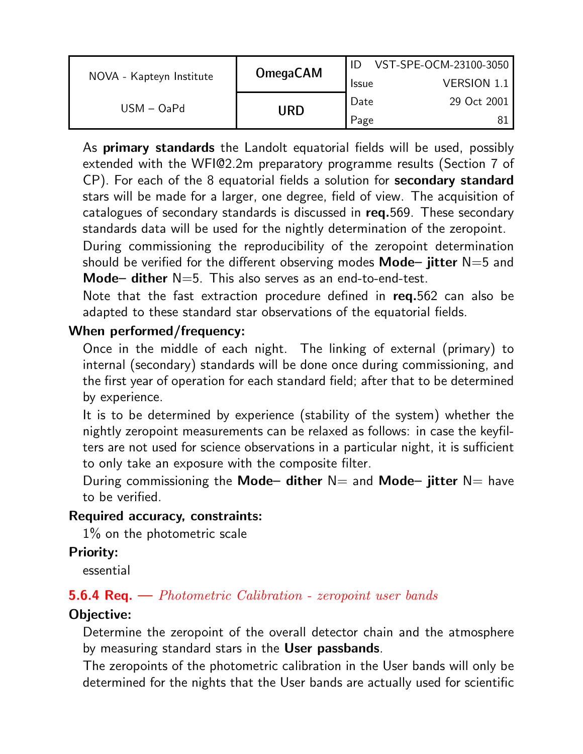As **primary standards** the Landolt equatorial fields will be used, possibly extended with the WFI@2.2m preparatory programme results (Section 7 of CP). For each of the 8 equatorial fields a solution for **secondary standard** stars will be made for a larger, one degree, field of view. The acquisition of catalogues of secondary standards is discussed in **req.**569. These secondary standards data will be used for the nightly determination of the zeropoint.

During commissioning the reproducibility of the zeropoint determination should be verified for the different observing modes **Mode– jitter** N=5 and **Mode– dither** N=5. This also serves as an end-to-end-test.

Note that the fast extraction procedure defined in **req.**562 can also be adapted to these standard star observations of the equatorial fields.

**When performed/frequency:**

Once in the middle of each night. The linking of external (primary) to internal (secondary) standards will be done once during commissioning, and the first year of operation for each standard field; after that to be determined by experience.

It is to be determined by experience (stability of the system) whether the nightly zeropoint measurements can be relaxed as follows: in case the keyfilters are not used for science observations in a particular night, it is sufficient to only take an exposure with the composite filter.

During commissioning the **Mode– dither** N= and **Mode– jitter** N= have to be verified.

**Required accuracy, constraints:**

1% on the photometric scale

**Priority:**

essential

### 5.6.4 Req. — *Photometric Calibration - zeropoint user bands*

**Objective:**

Determine the zeropoint of the overall detector chain and the atmosphere by measuring standard stars in the **User passbands**.

The zeropoints of the photometric calibration in the User bands will only be determined for the nights that the User bands are actually used for scientific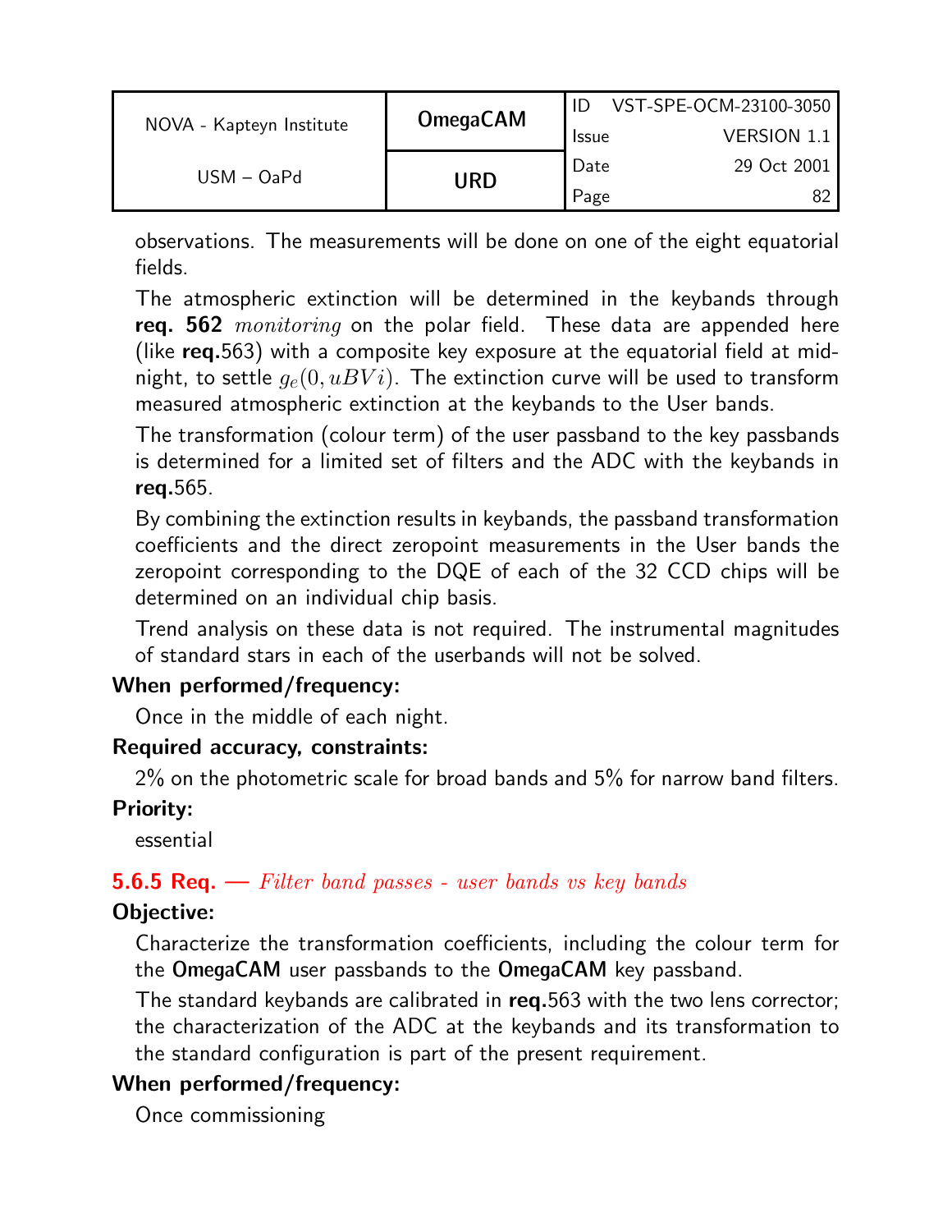observations. The measurements will be done on one of the eight equatorial fields.

The atmospheric extinction will be determined in the keybands through **req. 562** *monitoring* on the polar field. These data are appended here (like **req.**563) with a composite key exposure at the equatorial field at midnight, to settle $g_e(0, uBVi)$. The extinction curve will be used to transform measured atmospheric extinction at the keybands to the User bands.

The transformation (colour term) of the user passband to the key passbands is determined for a limited set of filters and the ADC with the keybands in **req.**565.

By combining the extinction results in keybands, the passband transformation coefficients and the direct zeropoint measurements in the User bands the zeropoint corresponding to the DQE of each of the 32 CCD chips will be determined on an individual chip basis.

Trend analysis on these data is not required. The instrumental magnitudes of standard stars in each of the userbands will not be solved.

**When performed/frequency:**

Once in the middle of each night.

**Required accuracy, constraints:**

2% on the photometric scale for broad bands and 5% for narrow band filters.

**Priority:**

essential

### 5.6.5 Req. — *Filter band passes - user bands vs key bands*

**Objective:**

Characterize the transformation coefficients, including the colour term for the **OmegaCAM** user passbands to the **OmegaCAM** key passband.

The standard keybands are calibrated in **req.**563 with the two lens corrector; the characterization of the ADC at the keybands and its transformation to the standard configuration is part of the present requirement.

**When performed/frequency:**

Once commissioning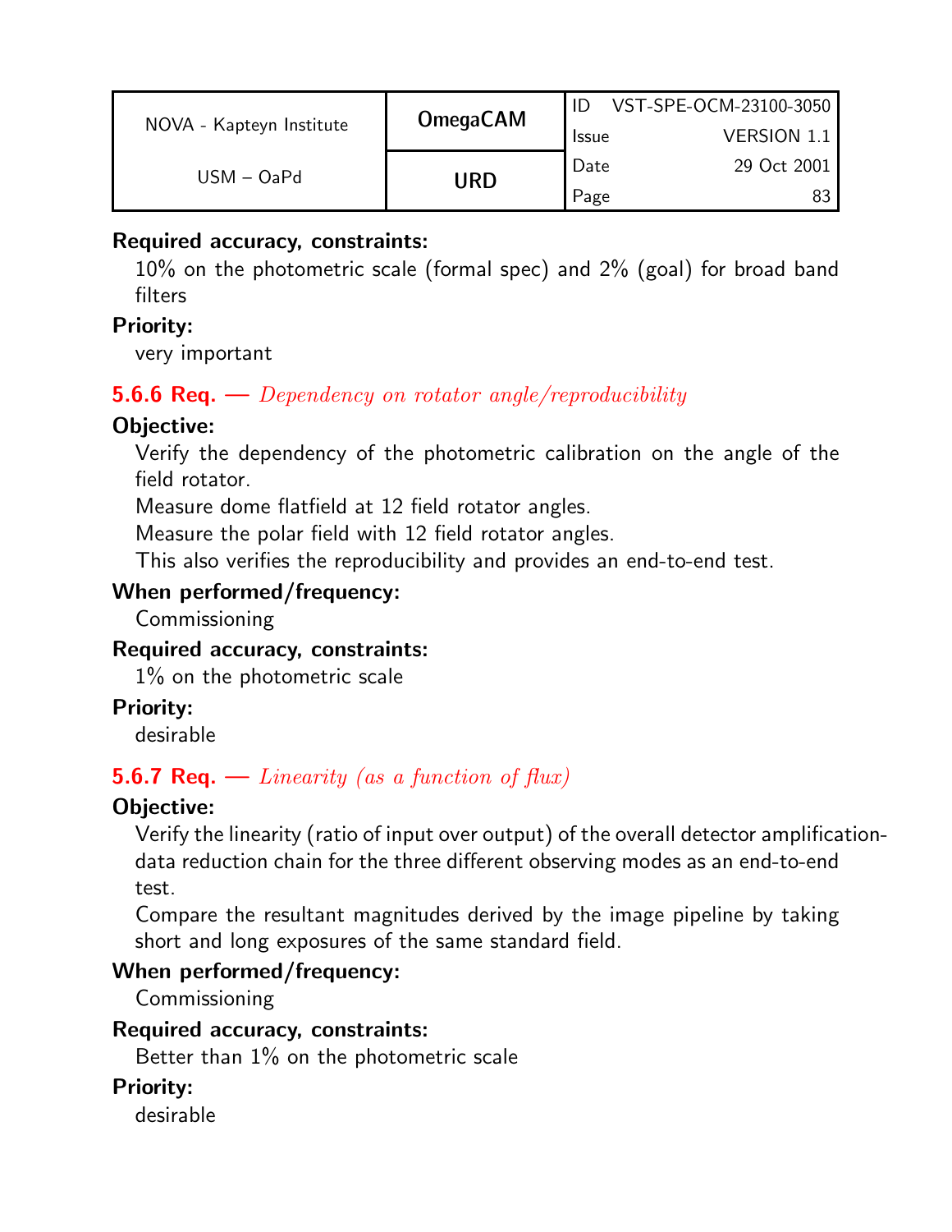**Required accuracy, constraints:**

10% on the photometric scale (formal spec) and 2% (goal) for broad band filters

**Priority:**

very important

### 5.6.6 Req. — *Dependency on rotator angle/reproducibility*

**Objective:**

Verify the dependency of the photometric calibration on the angle of the field rotator.

Measure dome flatfield at 12 field rotator angles.

Measure the polar field with 12 field rotator angles.

This also verifies the reproducibility and provides an end-to-end test.

**When performed/frequency:**

Commissioning

**Required accuracy, constraints:**

1% on the photometric scale

**Priority:**

desirable

### 5.6.7 Req. — *Linearity (as a function of flux)*

**Objective:**

Verify the linearity (ratio of input over output) of the overall detector amplification-data reduction chain for the three different observing modes as an end-to-end test.

Compare the resultant magnitudes derived by the image pipeline by taking short and long exposures of the same standard field.

**When performed/frequency:**

Commissioning

**Required accuracy, constraints:**

Better than 1% on the photometric scale

**Priority:**

desirable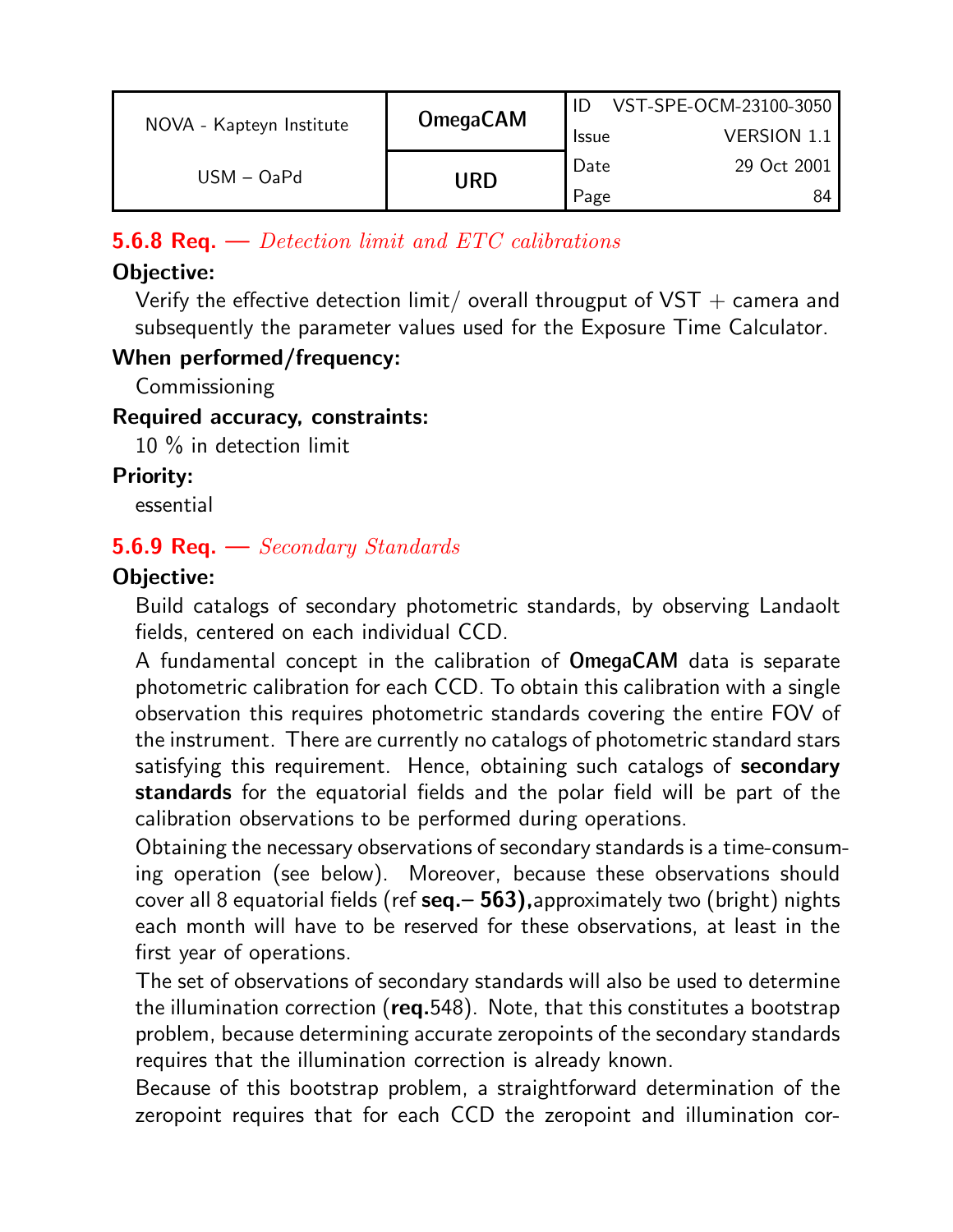### 5.6.8 Req. — *Detection limit and ETC calibrations*

**Objective:**

Verify the effective detection limit/ overall througput of VST + camera and subsequently the parameter values used for the Exposure Time Calculator.

**When performed/frequency:**

Commissioning

**Required accuracy, constraints:**

10 % in detection limit

**Priority:**

essential

### 5.6.9 Req. — *Secondary Standards*

**Objective:**

Build catalogs of secondary photometric standards, by observing Landaolt fields, centered on each individual CCD.

A fundamental concept in the calibration of **OmegaCAM** data is separate photometric calibration for each CCD. To obtain this calibration with a single observation this requires photometric standards covering the entire FOV of the instrument. There are currently no catalogs of photometric standard stars satisfying this requirement. Hence, obtaining such catalogs of **secondary standards** for the equatorial fields and the polar field will be part of the calibration observations to be performed during operations.

Obtaining the necessary observations of secondary standards is a time-consuming operation (see below). Moreover, because these observations should cover all 8 equatorial fields (ref **seq.– 563),**approximately two (bright) nights each month will have to be reserved for these observations, at least in the first year of operations.

The set of observations of secondary standards will also be used to determine the illumination correction (**req.**548). Note, that this constitutes a bootstrap problem, because determining accurate zeropoints of the secondary standards requires that the illumination correction is already known.

Because of this bootstrap problem, a straightforward determination of the zeropoint requires that for each CCD the zeropoint and illumination cor-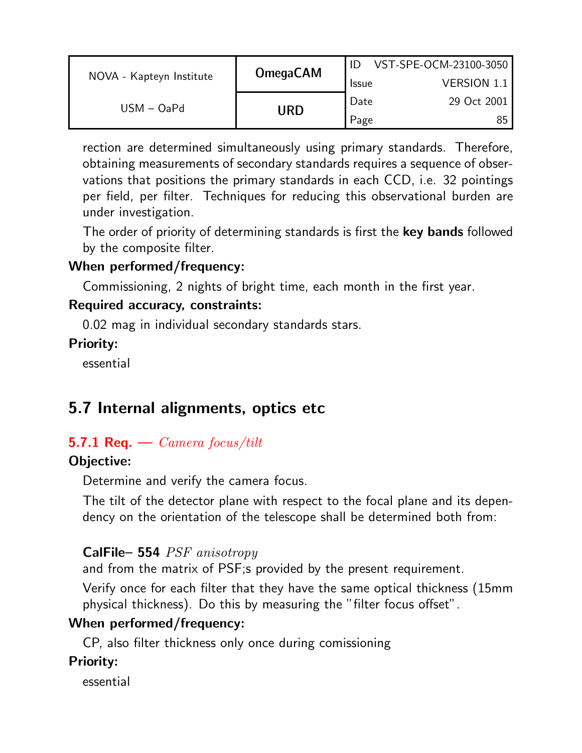rection are determined simultaneously using primary standards. Therefore, obtaining measurements of secondary standards requires a sequence of observations that positions the primary standards in each CCD, i.e. 32 pointings per field, per filter. Techniques for reducing this observational burden are under investigation.

The order of priority of determining standards is first the **key bands** followed by the composite filter.

**When performed/frequency:**

Commissioning, 2 nights of bright time, each month in the first year.

**Required accuracy, constraints:**

0.02 mag in individual secondary standards stars.

**Priority:**

essential

## 5.7 Internal alignments, optics etc

### 5.7.1 Req. — *Camera focus/tilt*

**Objective:**

Determine and verify the camera focus.

The tilt of the detector plane with respect to the focal plane and its dependency on the orientation of the telescope shall be determined both from:

**CalFile– 554** *PSF anisotropy*
and from the matrix of PSF;s provided by the present requirement.

Verify once for each filter that they have the same optical thickness (15mm physical thickness). Do this by measuring the "filter focus offset".

**When performed/frequency:**

CP, also filter thickness only once during comissioning

**Priority:**

essential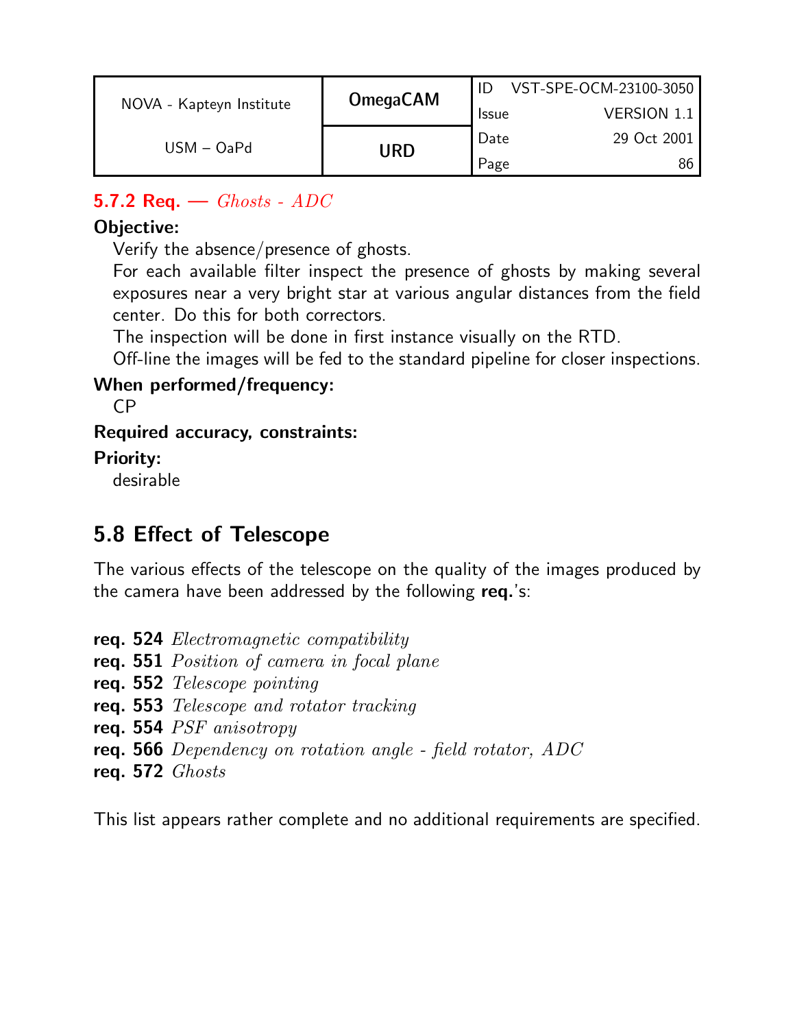### 5.7.2 Req. — *Ghosts - ADC*

**Objective:**

Verify the absence/presence of ghosts.
For each available filter inspect the presence of ghosts by making several exposures near a very bright star at various angular distances from the field center. Do this for both correctors.
The inspection will be done in first instance visually on the RTD.
Off-line the images will be fed to the standard pipeline for closer inspections.

**When performed/frequency:**

CP

**Required accuracy, constraints:**

**Priority:**

desirable

## 5.8 Effect of Telescope

The various effects of the telescope on the quality of the images produced by the camera have been addressed by the following **req.**'s:

**req. 524** *Electromagnetic compatibility*
**req. 551** *Position of camera in focal plane*
**req. 552** *Telescope pointing*
**req. 553** *Telescope and rotator tracking*
**req. 554** *PSF anisotropy*
**req. 566** *Dependency on rotation angle - field rotator, ADC*
**req. 572** *Ghosts*

This list appears rather complete and no additional requirements are specified.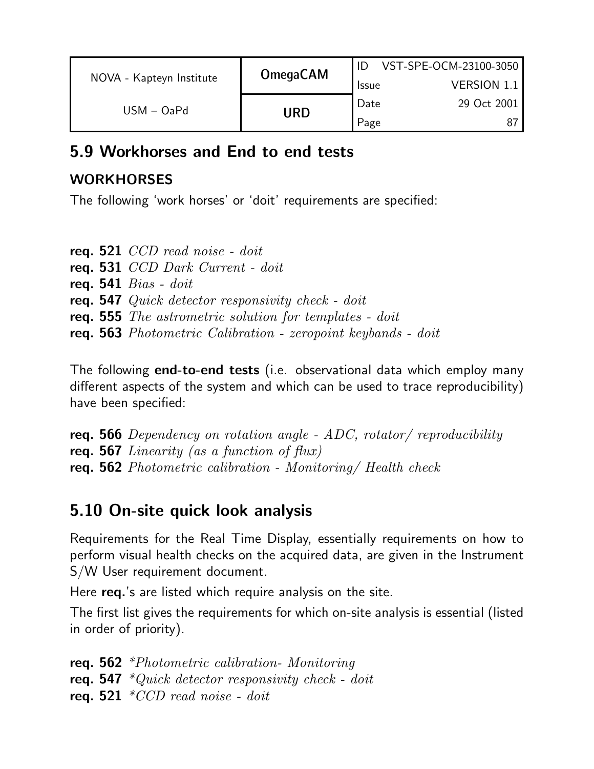## 5.9 Workhorses and End to end tests

### WORKHORSES

The following 'work horses' or 'doit' requirements are specified:

**req. 521** *CCD read noise - doit*
**req. 531** *CCD Dark Current - doit*
**req. 541** *Bias - doit*
**req. 547** *Quick detector responsivity check - doit*
**req. 555** *The astrometric solution for templates - doit*
**req. 563** *Photometric Calibration - zeropoint keybands - doit*

The following **end-to-end tests** (i.e. observational data which employ many different aspects of the system and which can be used to trace reproducibility) have been specified:

**req. 566** *Dependency on rotation angle - ADC, rotator/ reproducibility*
**req. 567** *Linearity (as a function of flux)*
**req. 562** *Photometric calibration - Monitoring/ Health check*

## 5.10 On-site quick look analysis

Requirements for the Real Time Display, essentially requirements on how to perform visual health checks on the acquired data, are given in the Instrument S/W User requirement document.

Here **req.**'s are listed which require analysis on the site.

The first list gives the requirements for which on-site analysis is essential (listed in order of priority).

**req. 562** *\*Photometric calibration- Monitoring*
**req. 547** *\*Quick detector responsivity check - doit*
**req. 521** *\*CCD read noise - doit*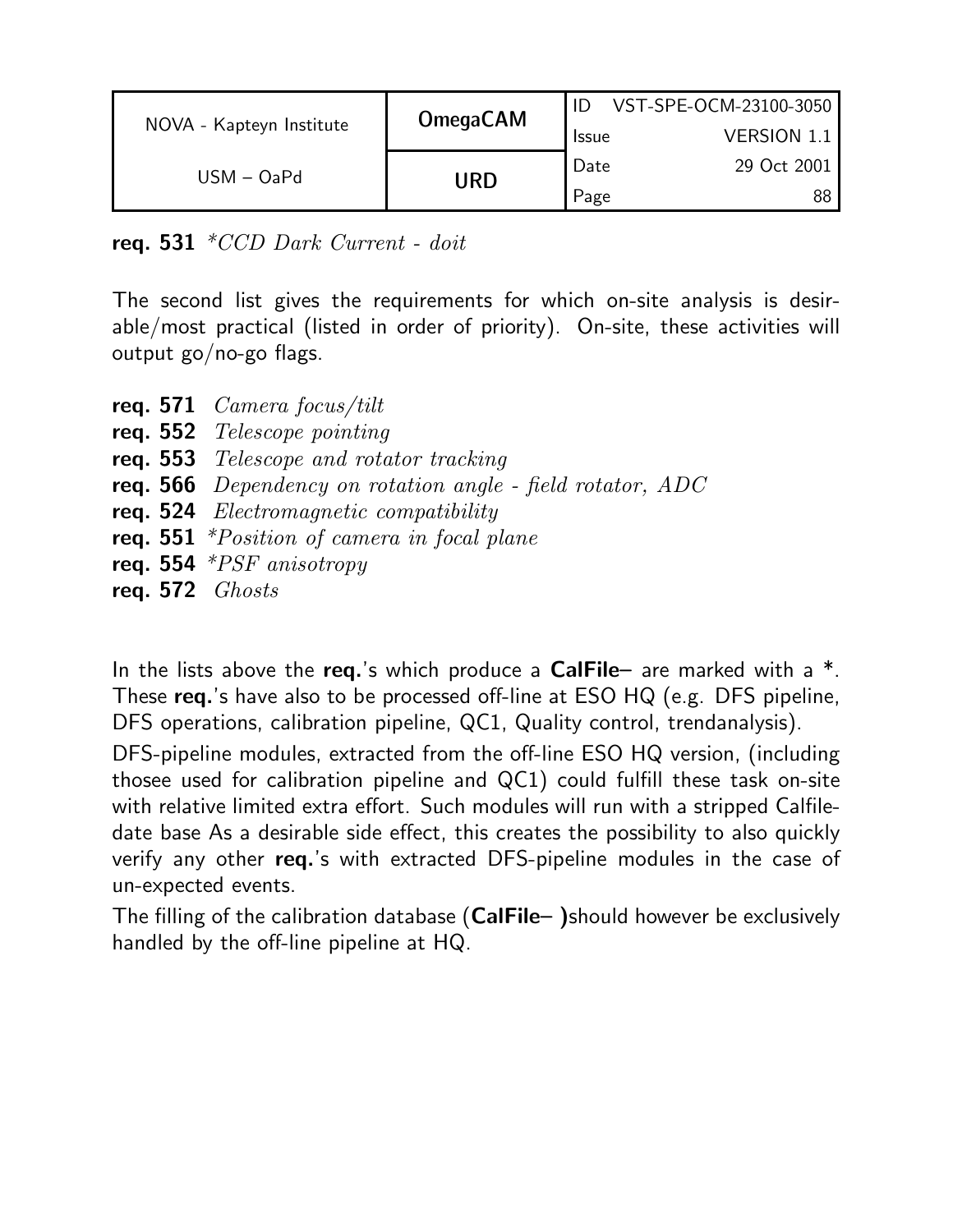**req. 531** *\*CCD Dark Current - doit*

The second list gives the requirements for which on-site analysis is desirable/most practical (listed in order of priority). On-site, these activities will output go/no-go flags.

**req. 571** *Camera focus/tilt*
**req. 552** *Telescope pointing*
**req. 553** *Telescope and rotator tracking*
**req. 566** *Dependency on rotation angle - field rotator, ADC*
**req. 524** *Electromagnetic compatibility*
**req. 551** *\*Position of camera in focal plane*
**req. 554** *\*PSF anisotropy*
**req. 572** *Ghosts*

In the lists above the **req.**'s which produce a **CalFile–** are marked with a *. These **req.**'s have also to be processed off-line at ESO HQ (e.g. DFS pipeline, DFS operations, calibration pipeline, QC1, Quality control, trendanalysis).

DFS-pipeline modules, extracted from the off-line ESO HQ version, (including thosee used for calibration pipeline and QC1) could fulfill these task on-site with relative limited extra effort. Such modules will run with a stripped Calfile-date base As a desirable side effect, this creates the possibility to also quickly verify any other **req.**'s with extracted DFS-pipeline modules in the case of un-expected events.

The filling of the calibration database (**CalFile– )**should however be exclusively handled by the off-line pipeline at HQ.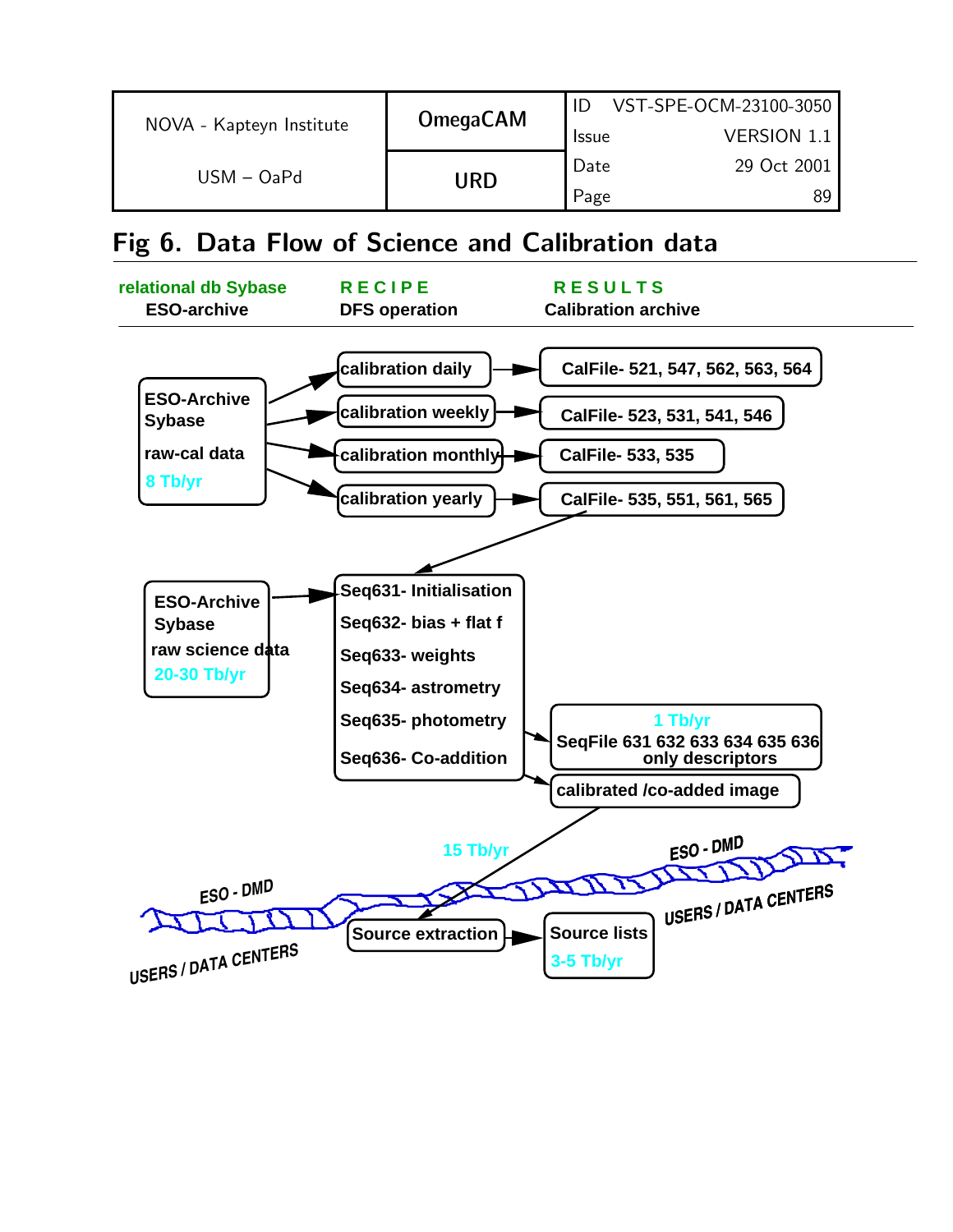# Fig 6. Data Flow of Science and Calibration data

| relational db Sybase | RECIPE | RESULTS |
|---|---|---|
| ESO-archive | DFS operation | Calibration archive |

**ESO-Archive Sybase**
raw-cal data
8 Tb/yr

- calibration daily → CalFile- 521, 547, 562, 563, 564
- calibration weekly → CalFile- 523, 531, 541, 546
- calibration monthly → CalFile- 533, 535
- calibration yearly → CalFile- 535, 551, 561, 565

**ESO-Archive Sybase**
raw science data
20-30 Tb/yr

- Seq631- Initialisation
- Seq632- bias + flat f
- Seq633- weights
- Seq634- astrometry
- Seq635- photometry
- Seq636- Co-addition

→ 1 Tb/yr SeqFile 631 632 633 634 635 636 only descriptors

→ calibrated /co-added image

15 Tb/yr

ESO - DMD

USERS / DATA CENTERS

Source extraction → Source lists 3-5 Tb/yr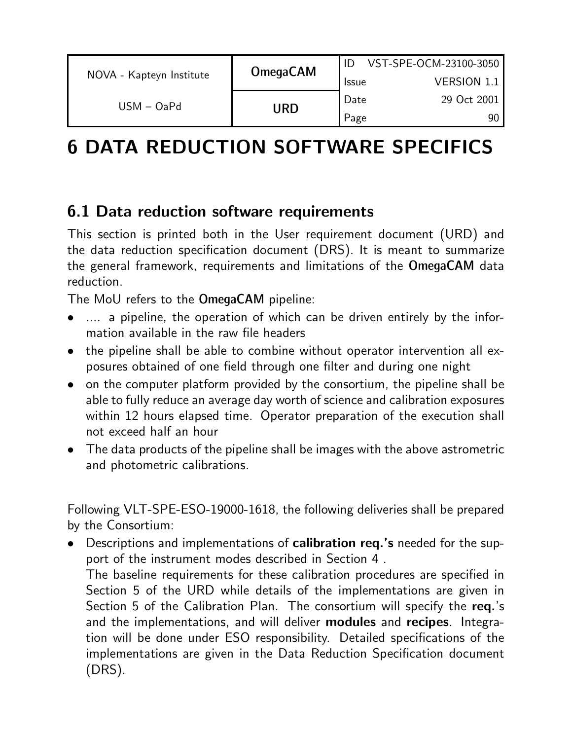# 6 DATA REDUCTION SOFTWARE SPECIFICS

## 6.1 Data reduction software requirements

This section is printed both in the User requirement document (URD) and the data reduction specification document (DRS). It is meant to summarize the general framework, requirements and limitations of the **OmegaCAM** data reduction.

The MoU refers to the **OmegaCAM** pipeline:

- .... a pipeline, the operation of which can be driven entirely by the information available in the raw file headers
- the pipeline shall be able to combine without operator intervention all exposures obtained of one field through one filter and during one night
- on the computer platform provided by the consortium, the pipeline shall be able to fully reduce an average day worth of science and calibration exposures within 12 hours elapsed time. Operator preparation of the execution shall not exceed half an hour
- The data products of the pipeline shall be images with the above astrometric and photometric calibrations.

Following VLT-SPE-ESO-19000-1618, the following deliveries shall be prepared by the Consortium:

- Descriptions and implementations of **calibration req.'s** needed for the support of the instrument modes described in Section 4 .
  The baseline requirements for these calibration procedures are specified in Section 5 of the URD while details of the implementations are given in Section 5 of the Calibration Plan. The consortium will specify the **req.**'s and the implementations, and will deliver **modules** and **recipes**. Integration will be done under ESO responsibility. Detailed specifications of the implementations are given in the Data Reduction Specification document (DRS).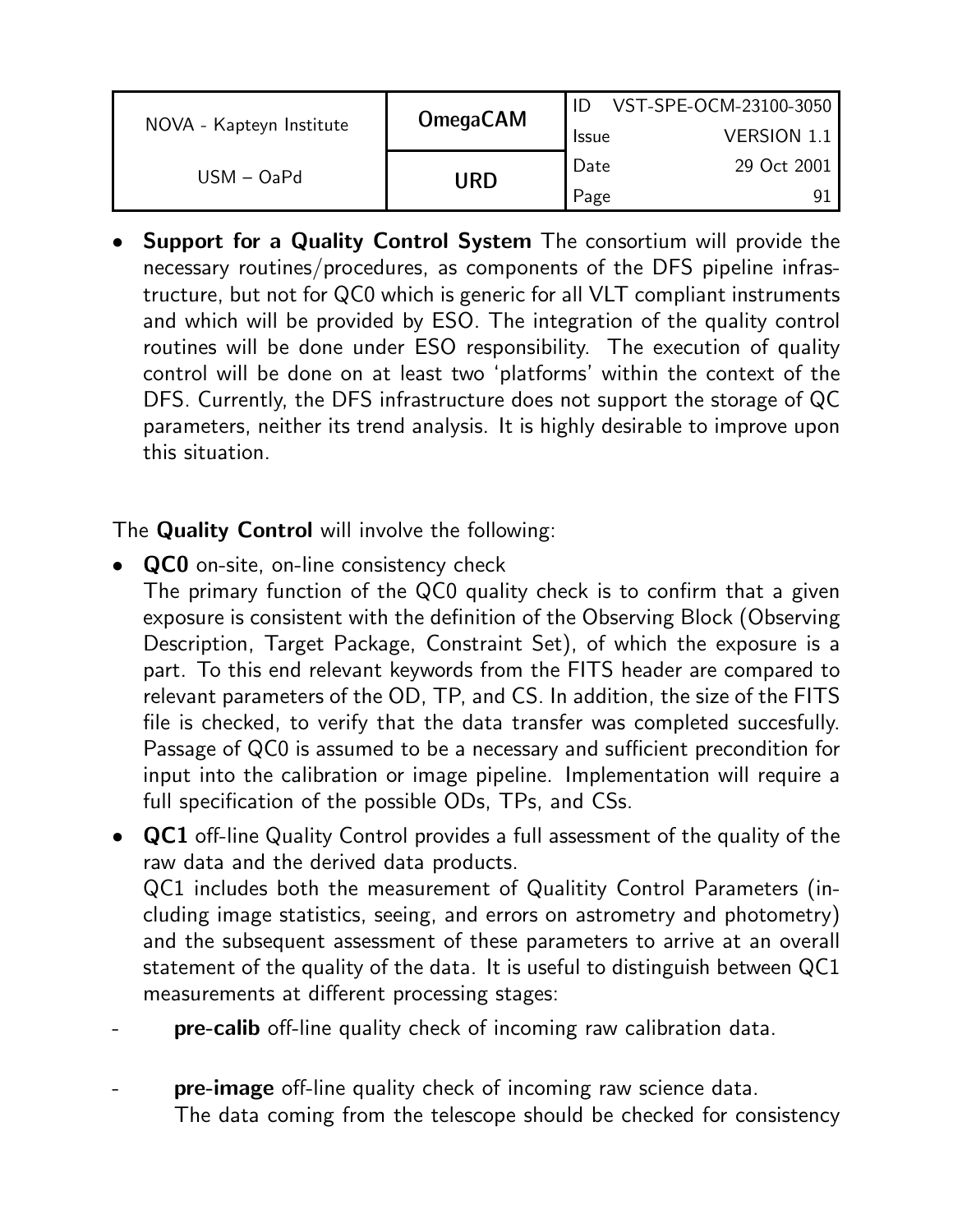- **Support for a Quality Control System** The consortium will provide the necessary routines/procedures, as components of the DFS pipeline infrastructure, but not for QC0 which is generic for all VLT compliant instruments and which will be provided by ESO. The integration of the quality control routines will be done under ESO responsibility. The execution of quality control will be done on at least two 'platforms' within the context of the DFS. Currently, the DFS infrastructure does not support the storage of QC parameters, neither its trend analysis. It is highly desirable to improve upon this situation.

The **Quality Control** will involve the following:

- **QC0** on-site, on-line consistency check
  The primary function of the QC0 quality check is to confirm that a given exposure is consistent with the definition of the Observing Block (Observing Description, Target Package, Constraint Set), of which the exposure is a part. To this end relevant keywords from the FITS header are compared to relevant parameters of the OD, TP, and CS. In addition, the size of the FITS file is checked, to verify that the data transfer was completed succesfully. Passage of QC0 is assumed to be a necessary and sufficient precondition for input into the calibration or image pipeline. Implementation will require a full specification of the possible ODs, TPs, and CSs.

- **QC1** off-line Quality Control provides a full assessment of the quality of the raw data and the derived data products.
  QC1 includes both the measurement of Qualitity Control Parameters (including image statistics, seeing, and errors on astrometry and photometry) and the subsequent assessment of these parameters to arrive at an overall statement of the quality of the data. It is useful to distinguish between QC1 measurements at different processing stages:

- **pre-calib** off-line quality check of incoming raw calibration data.

- **pre-image** off-line quality check of incoming raw science data.
  The data coming from the telescope should be checked for consistency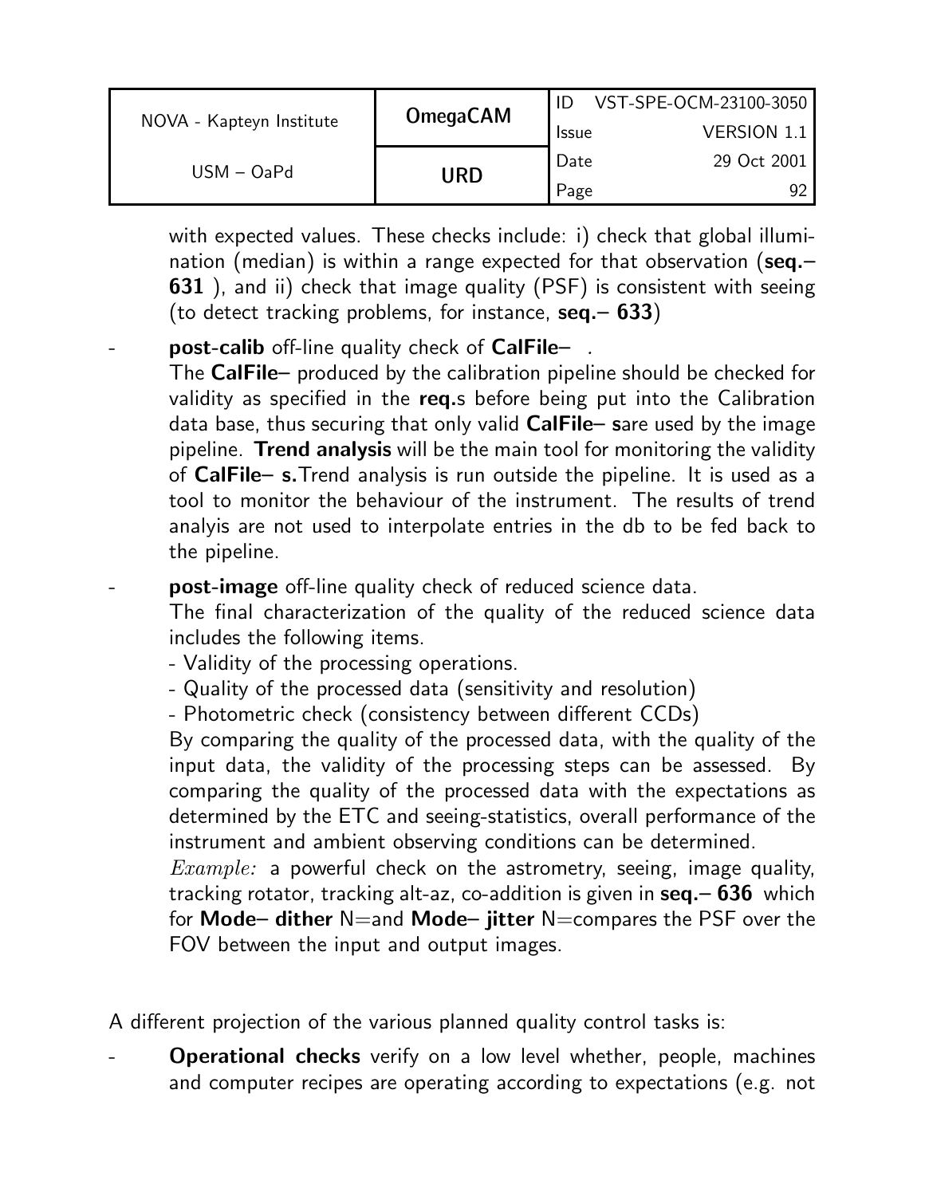with expected values. These checks include: i) check that global illumination (median) is within a range expected for that observation (**seq.– 631** ), and ii) check that image quality (PSF) is consistent with seeing (to detect tracking problems, for instance, **seq.– 633**)

- **post-calib** off-line quality check of **CalFile–** .
  The **CalFile–** produced by the calibration pipeline should be checked for validity as specified in the **req.**s before being put into the Calibration data base, thus securing that only valid **CalFile– s**are used by the image pipeline. **Trend analysis** will be the main tool for monitoring the validity of **CalFile– s.**Trend analysis is run outside the pipeline. It is used as a tool to monitor the behaviour of the instrument. The results of trend analyis are not used to interpolate entries in the db to be fed back to the pipeline.

- **post-image** off-line quality check of reduced science data.
  The final characterization of the quality of the reduced science data includes the following items.
  - Validity of the processing operations.
  - Quality of the processed data (sensitivity and resolution)
  - Photometric check (consistency between different CCDs)

  By comparing the quality of the processed data, with the quality of the input data, the validity of the processing steps can be assessed. By comparing the quality of the processed data with the expectations as determined by the ETC and seeing-statistics, overall performance of the instrument and ambient observing conditions can be determined.
  *Example:* a powerful check on the astrometry, seeing, image quality, tracking rotator, tracking alt-az, co-addition is given in **seq.– 636** which for **Mode– dither** N=and **Mode– jitter** N=compares the PSF over the FOV between the input and output images.

A different projection of the various planned quality control tasks is:

- **Operational checks** verify on a low level whether, people, machines and computer recipes are operating according to expectations (e.g. not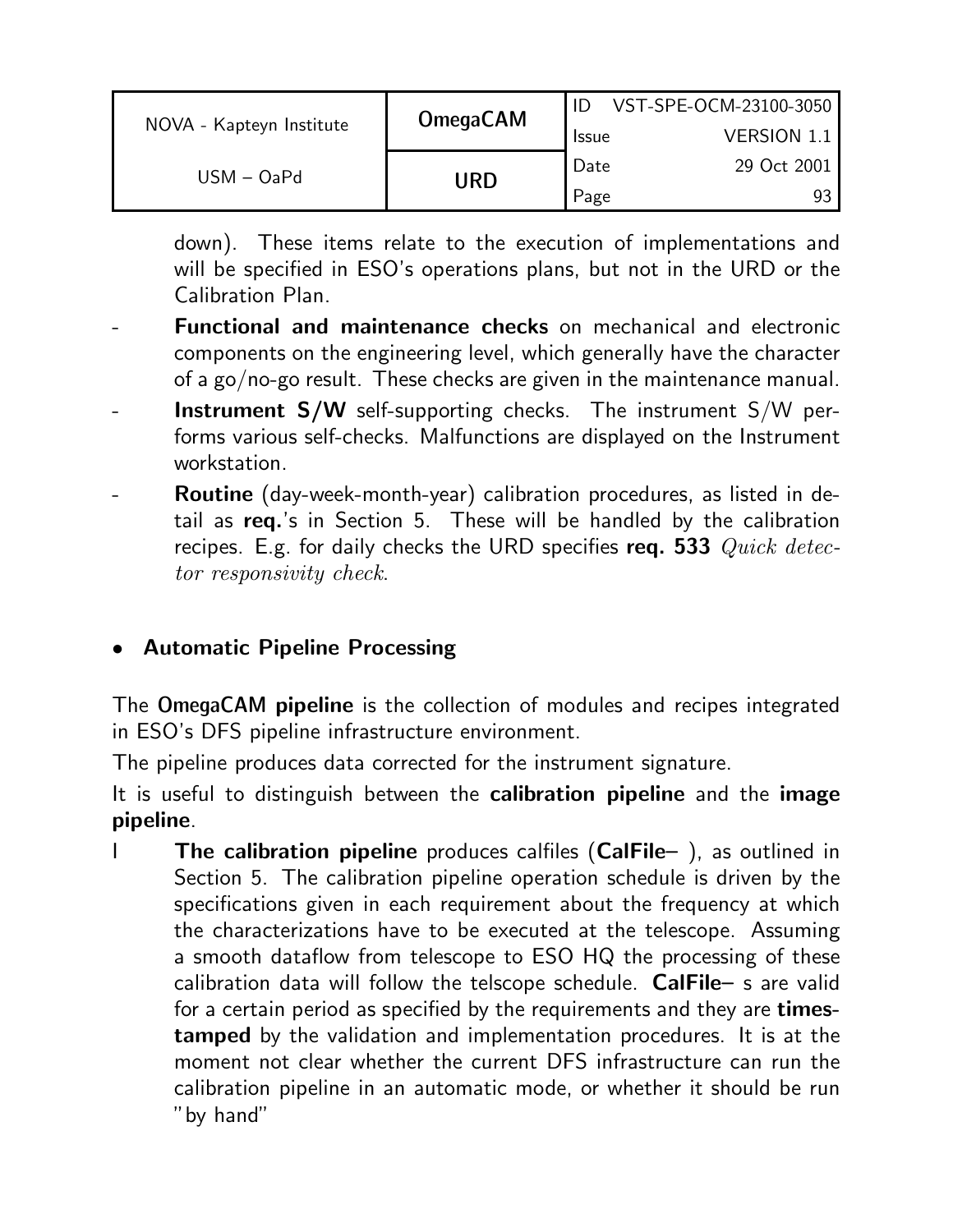down). These items relate to the execution of implementations and will be specified in ESO's operations plans, but not in the URD or the Calibration Plan.

- **Functional and maintenance checks** on mechanical and electronic components on the engineering level, which generally have the character of a go/no-go result. These checks are given in the maintenance manual.
- **Instrument S/W** self-supporting checks. The instrument S/W performs various self-checks. Malfunctions are displayed on the Instrument workstation.
- **Routine** (day-week-month-year) calibration procedures, as listed in detail as **req.**'s in Section 5. These will be handled by the calibration recipes. E.g. for daily checks the URD specifies **req. 533** *Quick detector responsivity check*.

- **Automatic Pipeline Processing**

The **OmegaCAM pipeline** is the collection of modules and recipes integrated in ESO's DFS pipeline infrastructure environment.

The pipeline produces data corrected for the instrument signature.

It is useful to distinguish between the **calibration pipeline** and the **image pipeline**.

I **The calibration pipeline** produces calfiles (**CalFile**– ), as outlined in Section 5. The calibration pipeline operation schedule is driven by the specifications given in each requirement about the frequency at which the characterizations have to be executed at the telescope. Assuming a smooth dataflow from telescope to ESO HQ the processing of these calibration data will follow the telscope schedule. **CalFile**– s are valid for a certain period as specified by the requirements and they are **timestamped** by the validation and implementation procedures. It is at the moment not clear whether the current DFS infrastructure can run the calibration pipeline in an automatic mode, or whether it should be run "by hand"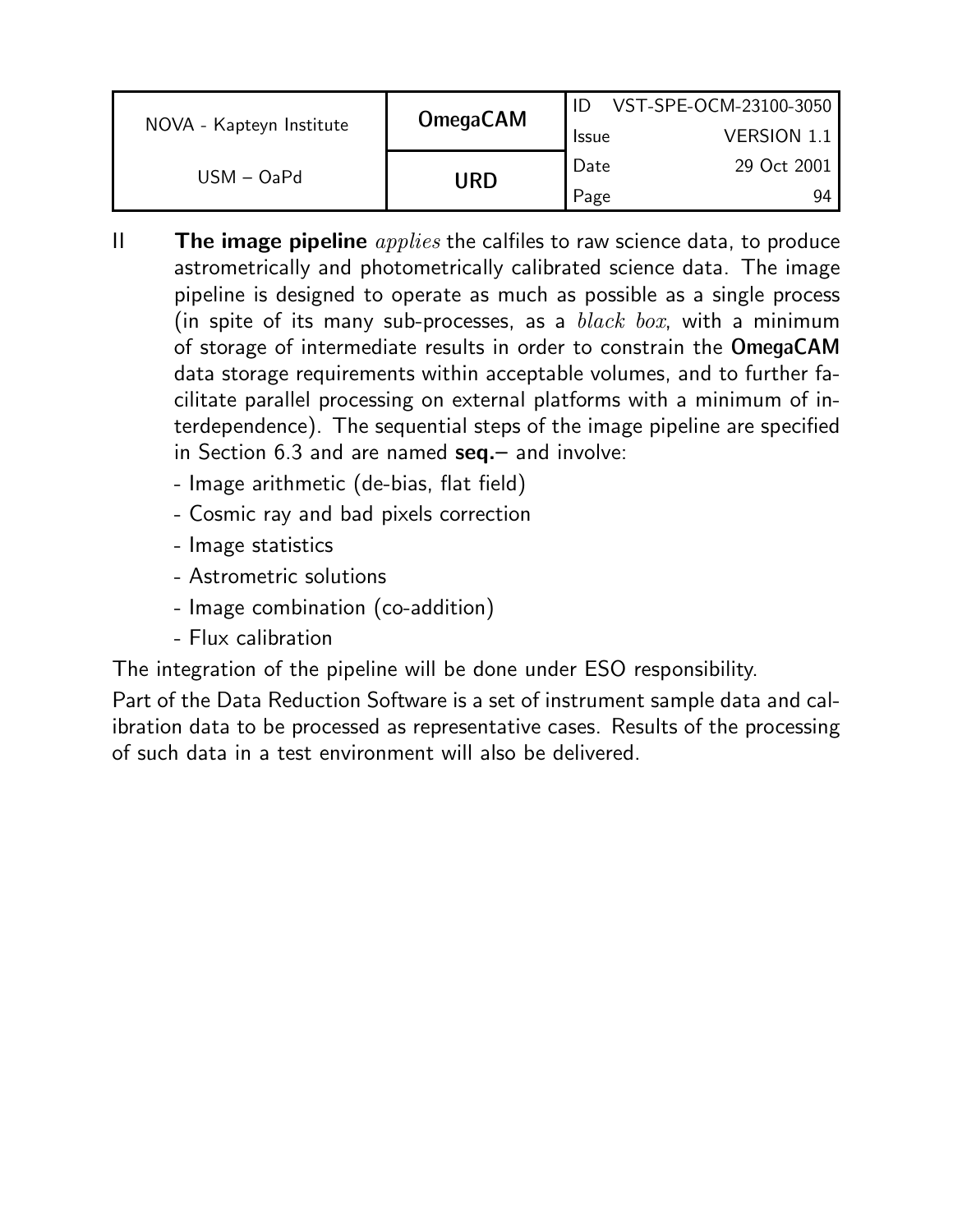II **The image pipeline** *applies* the calfiles to raw science data, to produce astrometrically and photometrically calibrated science data. The image pipeline is designed to operate as much as possible as a single process (in spite of its many sub-processes, as a *black box*, with a minimum of storage of intermediate results in order to constrain the **OmegaCAM** data storage requirements within acceptable volumes, and to further facilitate parallel processing on external platforms with a minimum of interdependence). The sequential steps of the image pipeline are specified in Section 6.3 and are named **seq.–** and involve:

- Image arithmetic (de-bias, flat field)
- Cosmic ray and bad pixels correction
- Image statistics
- Astrometric solutions
- Image combination (co-addition)
- Flux calibration

The integration of the pipeline will be done under ESO responsibility.

Part of the Data Reduction Software is a set of instrument sample data and calibration data to be processed as representative cases. Results of the processing of such data in a test environment will also be delivered.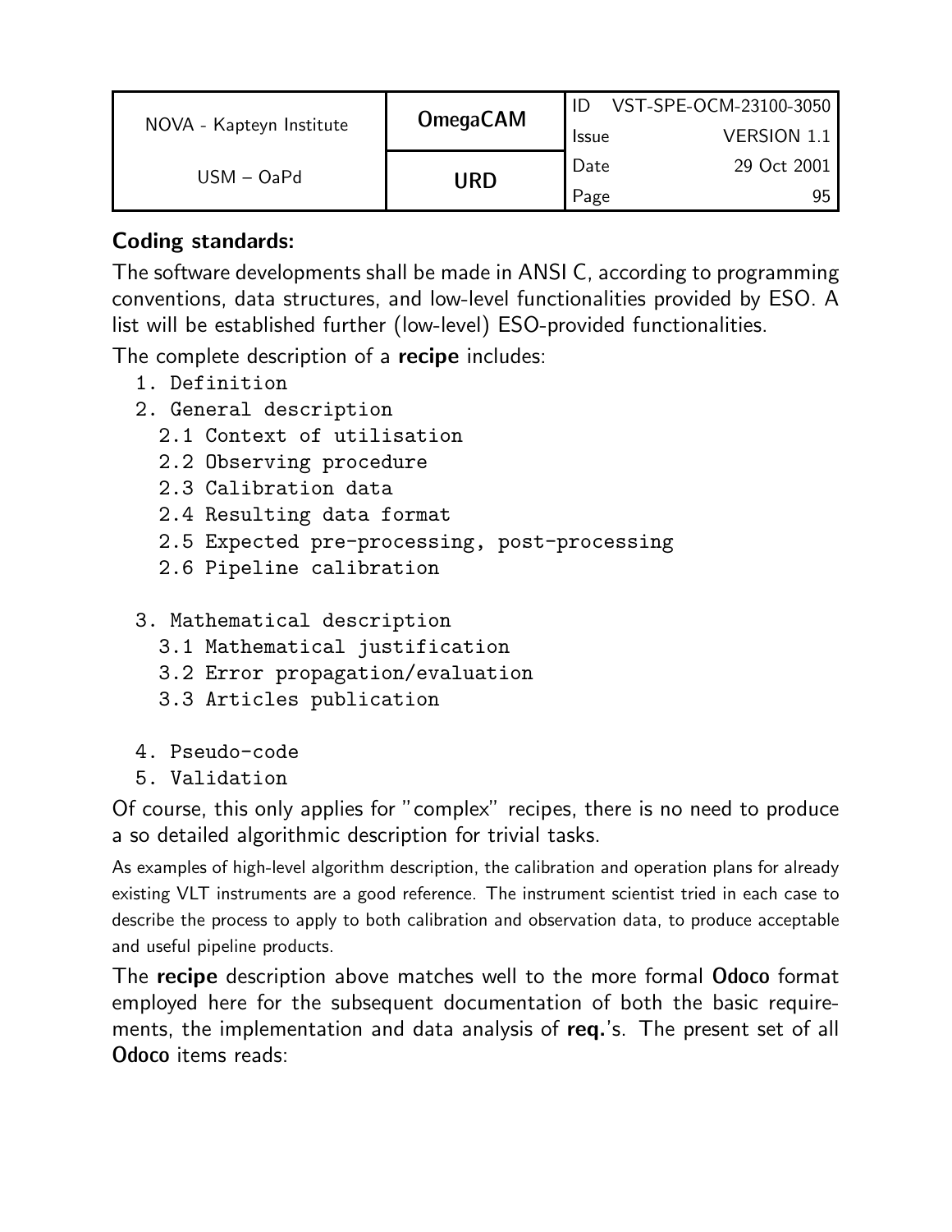**Coding standards:**

The software developments shall be made in ANSI C, according to programming conventions, data structures, and low-level functionalities provided by ESO. A list will be established further (low-level) ESO-provided functionalities.

The complete description of a **recipe** includes:

```
1. Definition
2. General description
  2.1 Context of utilisation
  2.2 Observing procedure
  2.3 Calibration data
  2.4 Resulting data format
  2.5 Expected pre-processing, post-processing
  2.6 Pipeline calibration

3. Mathematical description
  3.1 Mathematical justification
  3.2 Error propagation/evaluation
  3.3 Articles publication

4. Pseudo-code
5. Validation
```

Of course, this only applies for "complex" recipes, there is no need to produce a so detailed algorithmic description for trivial tasks.

As examples of high-level algorithm description, the calibration and operation plans for already existing VLT instruments are a good reference. The instrument scientist tried in each case to describe the process to apply to both calibration and observation data, to produce acceptable and useful pipeline products.

The **recipe** description above matches well to the more formal **Odoco** format employed here for the subsequent documentation of both the basic requirements, the implementation and data analysis of **req.**'s. The present set of all **Odoco** items reads: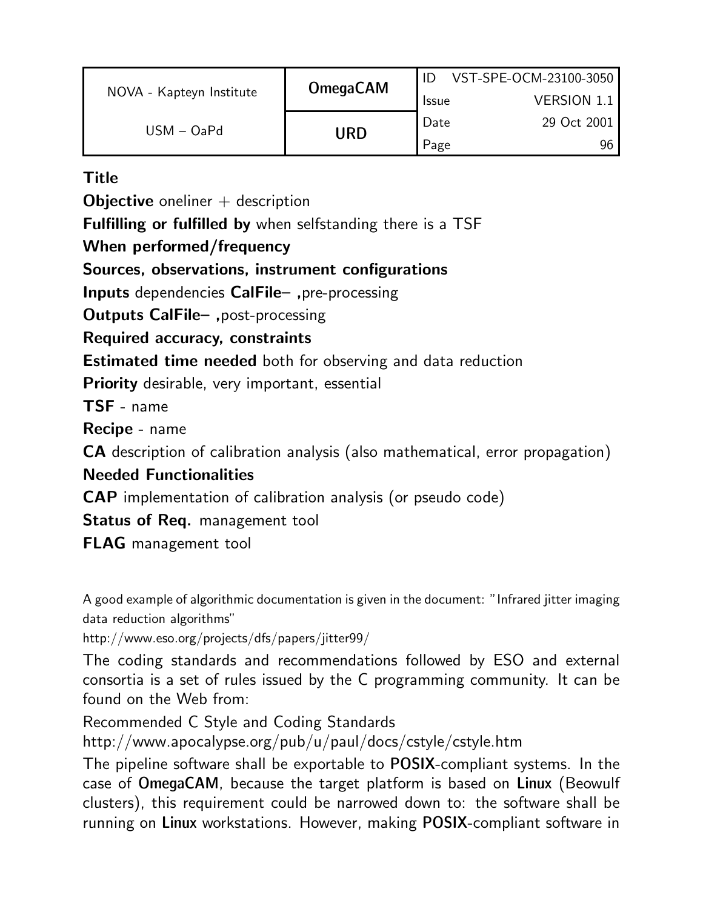**Title**

**Objective** oneliner + description

**Fulfilling or fulfilled by** when selfstanding there is a TSF

**When performed/frequency**

**Sources, observations, instrument configurations**

**Inputs** dependencies **CalFile– ,**pre-processing

**Outputs CalFile– ,**post-processing

**Required accuracy, constraints**

**Estimated time needed** both for observing and data reduction

**Priority** desirable, very important, essential

**TSF** - name

**Recipe** - name

**CA** description of calibration analysis (also mathematical, error propagation)

**Needed Functionalities**

**CAP** implementation of calibration analysis (or pseudo code)

**Status of Req.** management tool

**FLAG** management tool

A good example of algorithmic documentation is given in the document: "Infrared jitter imaging data reduction algorithms"

http://www.eso.org/projects/dfs/papers/jitter99/

The coding standards and recommendations followed by ESO and external consortia is a set of rules issued by the C programming community. It can be found on the Web from:

Recommended C Style and Coding Standards

http://www.apocalypse.org/pub/u/paul/docs/cstyle/cstyle.htm

The pipeline software shall be exportable to **POSIX**-compliant systems. In the case of **OmegaCAM**, because the target platform is based on **Linux** (Beowulf clusters), this requirement could be narrowed down to: the software shall be running on **Linux** workstations. However, making **POSIX**-compliant software in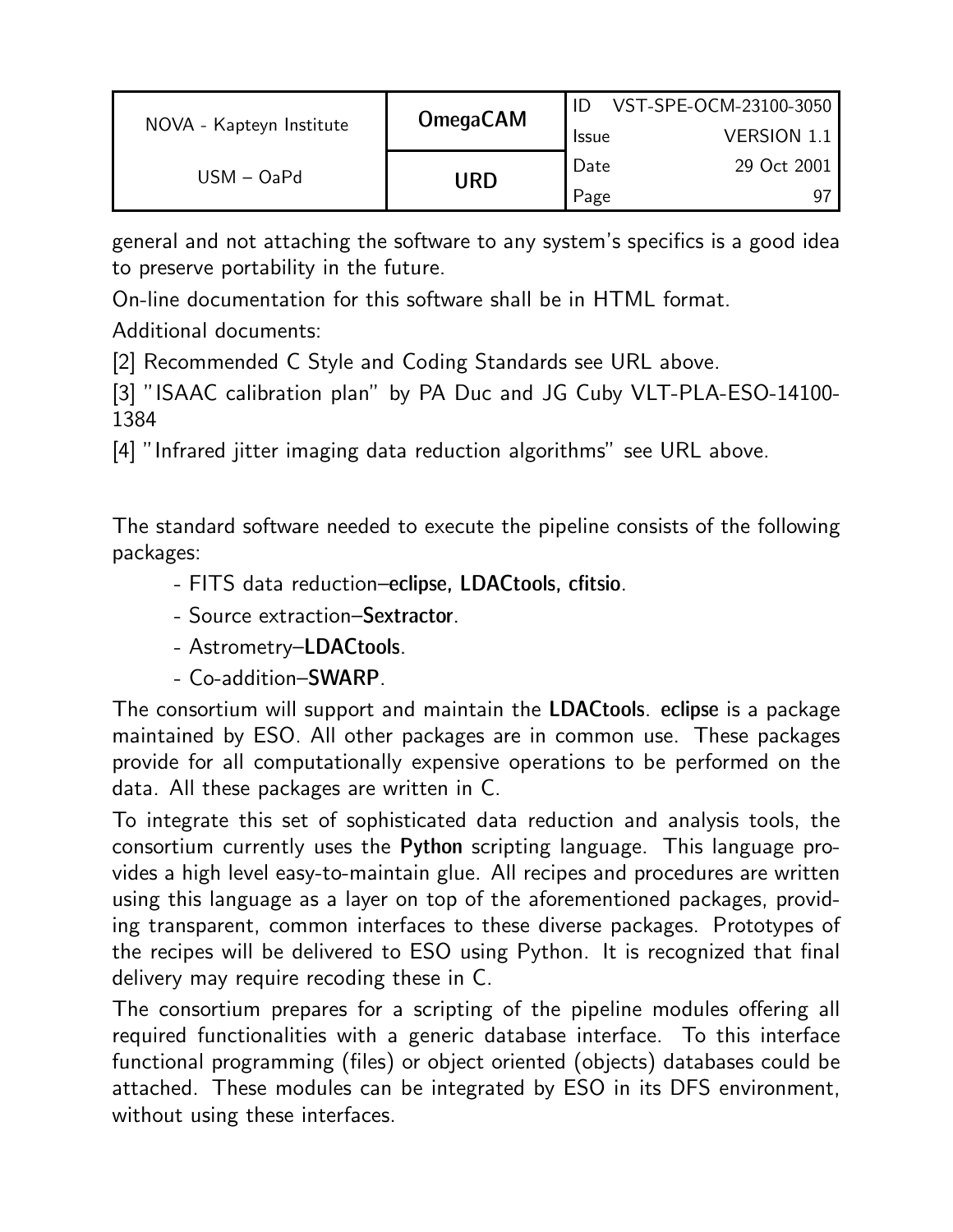general and not attaching the software to any system's specifics is a good idea to preserve portability in the future.

On-line documentation for this software shall be in HTML format.

Additional documents:

[2] Recommended C Style and Coding Standards see URL above.

[3] "ISAAC calibration plan" by PA Duc and JG Cuby VLT-PLA-ESO-14100-1384

[4] "Infrared jitter imaging data reduction algorithms" see URL above.

The standard software needed to execute the pipeline consists of the following packages:

- FITS data reduction–**eclipse, LDACtools, cfitsio**.
- Source extraction–**Sextractor**.
- Astrometry–**LDACtools**.
- Co-addition–**SWARP**.

The consortium will support and maintain the **LDACtools**. **eclipse** is a package maintained by ESO. All other packages are in common use. These packages provide for all computationally expensive operations to be performed on the data. All these packages are written in C.

To integrate this set of sophisticated data reduction and analysis tools, the consortium currently uses the **Python** scripting language. This language provides a high level easy-to-maintain glue. All recipes and procedures are written using this language as a layer on top of the aforementioned packages, providing transparent, common interfaces to these diverse packages. Prototypes of the recipes will be delivered to ESO using Python. It is recognized that final delivery may require recoding these in C.

The consortium prepares for a scripting of the pipeline modules offering all required functionalities with a generic database interface. To this interface functional programming (files) or object oriented (objects) databases could be attached. These modules can be integrated by ESO in its DFS environment, without using these interfaces.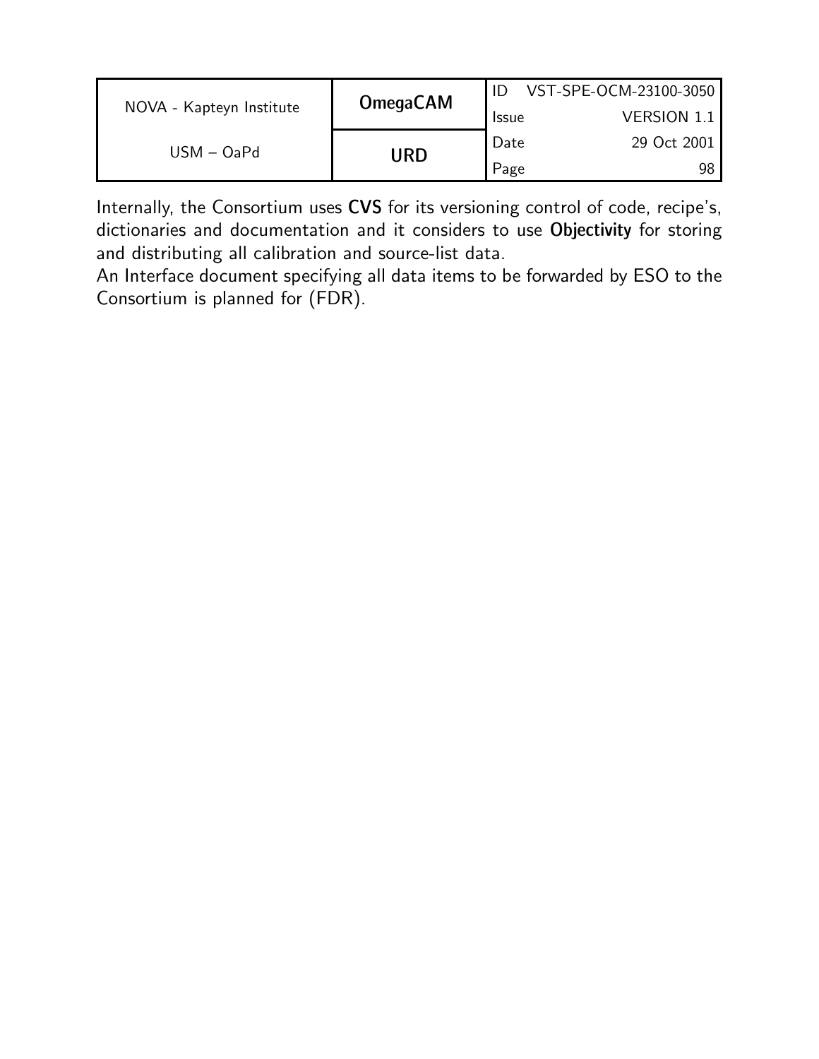Internally, the Consortium uses **CVS** for its versioning control of code, recipe's, dictionaries and documentation and it considers to use **Objectivity** for storing and distributing all calibration and source-list data.
An Interface document specifying all data items to be forwarded by ESO to the Consortium is planned for (FDR).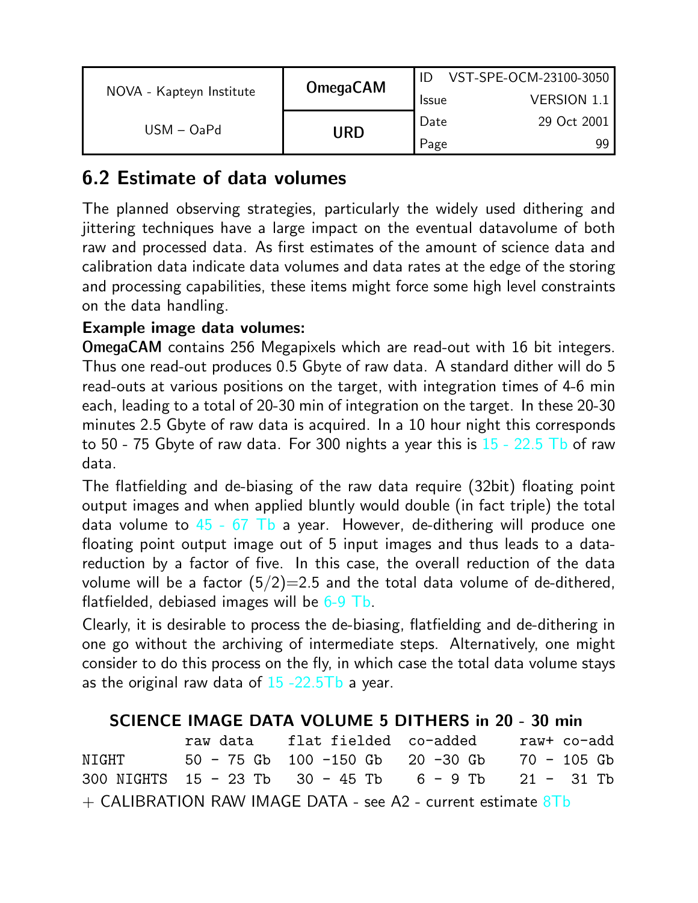## 6.2 Estimate of data volumes

The planned observing strategies, particularly the widely used dithering and jittering techniques have a large impact on the eventual datavolume of both raw and processed data. As first estimates of the amount of science data and calibration data indicate data volumes and data rates at the edge of the storing and processing capabilities, these items might force some high level constraints on the data handling.

**Example image data volumes:**

**OmegaCAM** contains 256 Megapixels which are read-out with 16 bit integers. Thus one read-out produces 0.5 Gbyte of raw data. A standard dither will do 5 read-outs at various positions on the target, with integration times of 4-6 min each, leading to a total of 20-30 min of integration on the target. In these 20-30 minutes 2.5 Gbyte of raw data is acquired. In a 10 hour night this corresponds to 50 - 75 Gbyte of raw data. For 300 nights a year this is 15 - 22.5 Tb of raw data.

The flatfielding and de-biasing of the raw data require (32bit) floating point output images and when applied bluntly would double (in fact triple) the total data volume to 45 - 67 Tb a year. However, de-dithering will produce one floating point output image out of 5 input images and thus leads to a data-reduction by a factor of five. In this case, the overall reduction of the data volume will be a factor (5/2)=2.5 and the total data volume of de-dithered, flatfielded, debiased images will be 6-9 Tb.

Clearly, it is desirable to process the de-biasing, flatfielding and de-dithering in one go without the archiving of intermediate steps. Alternatively, one might consider to do this process on the fly, in which case the total data volume stays as the original raw data of 15 -22.5Tb a year.

**SCIENCE IMAGE DATA VOLUME 5 DITHERS in 20 - 30 min**

| | raw data | flat fielded | co-added | raw+ co-add |
|---|---|---|---|---|
| NIGHT | 50 - 75 Gb | 100 -150 Gb | 20 -30 Gb | 70 - 105 Gb |
| 300 NIGHTS | 15 - 23 Tb | 30 - 45 Tb | 6 - 9 Tb | 21 - 31 Tb |

+ CALIBRATION RAW IMAGE DATA - see A2 - current estimate 8Tb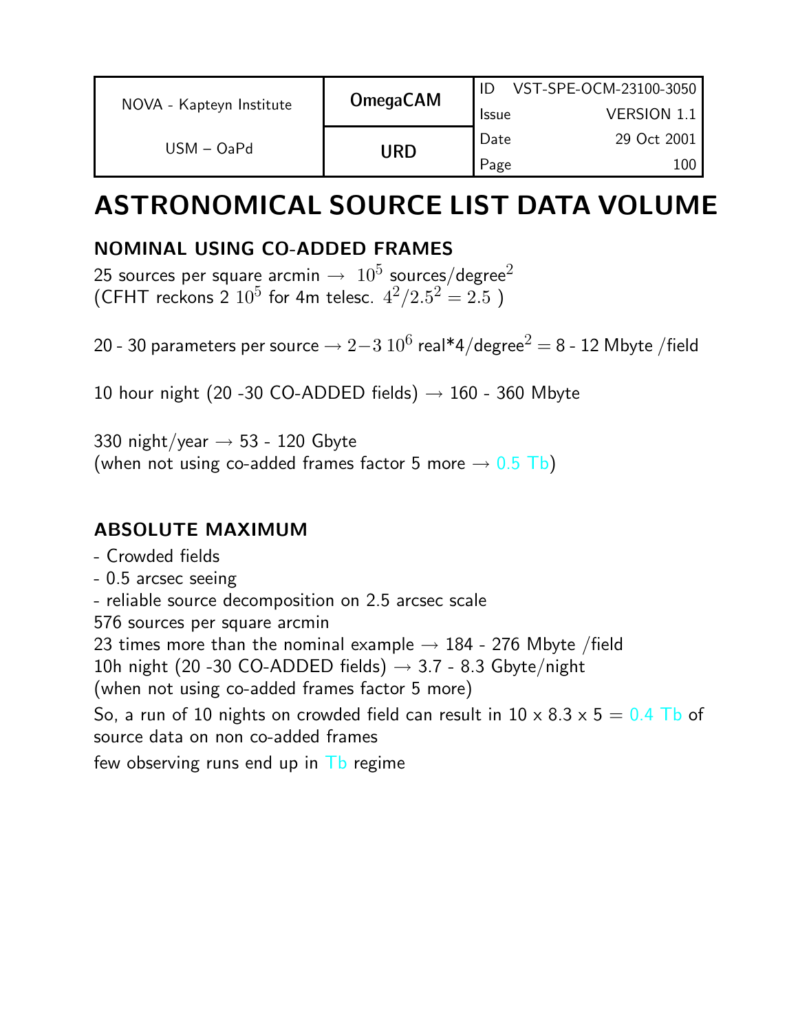# ASTRONOMICAL SOURCE LIST DATA VOLUME

## NOMINAL USING CO-ADDED FRAMES

25 sources per square arcmin → $10^5$ sources/degree$^2$
(CFHT reckons 2 $10^5$ for 4m telesc. $4^2/2.5^2 = 2.5$ )

20 - 30 parameters per source → $2 - 3\ 10^6$ real*4/degree$^2$ = 8 - 12 Mbyte /field

10 hour night (20 -30 CO-ADDED fields) → 160 - 360 Mbyte

330 night/year → 53 - 120 Gbyte
(when not using co-added frames factor 5 more → 0.5 Tb)

## ABSOLUTE MAXIMUM

- Crowded fields
- 0.5 arcsec seeing
- reliable source decomposition on 2.5 arcsec scale

576 sources per square arcmin
23 times more than the nominal example → 184 - 276 Mbyte /field
10h night (20 -30 CO-ADDED fields) → 3.7 - 8.3 Gbyte/night
(when not using co-added frames factor 5 more)

So, a run of 10 nights on crowded field can result in 10 x 8.3 x 5 = 0.4 Tb of source data on non co-added frames

few observing runs end up in Tb regime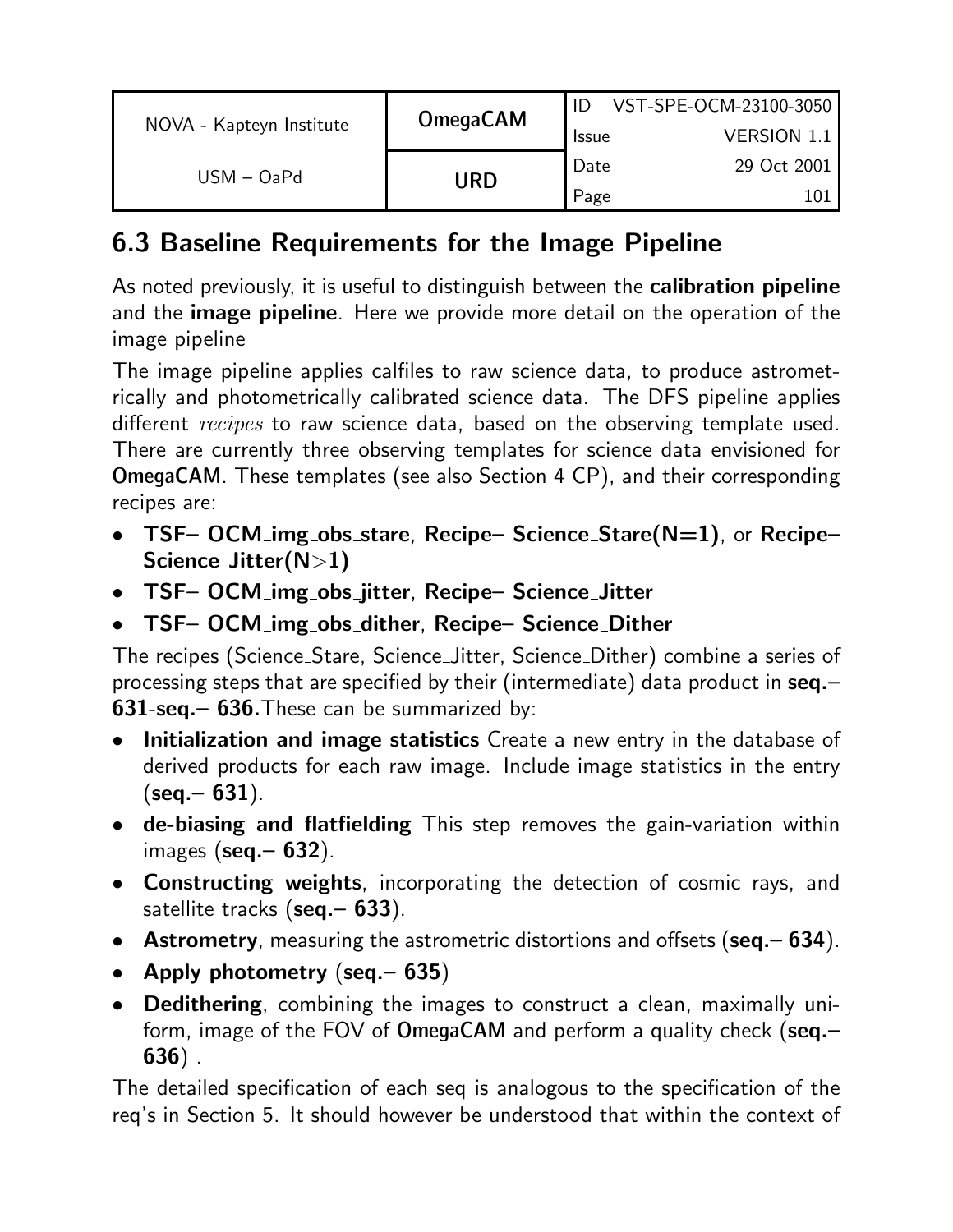## 6.3 Baseline Requirements for the Image Pipeline

As noted previously, it is useful to distinguish between the **calibration pipeline** and the **image pipeline**. Here we provide more detail on the operation of the image pipeline

The image pipeline applies calfiles to raw science data, to produce astrometrically and photometrically calibrated science data. The DFS pipeline applies different *recipes* to raw science data, based on the observing template used. There are currently three observing templates for science data envisioned for **OmegaCAM**. These templates (see also Section 4 CP), and their corresponding recipes are:

- **TSF– OCM_img_obs_stare**, **Recipe– Science_Stare(N=1)**, or **Recipe– Science_Jitter(N>1)**
- **TSF– OCM_img_obs_jitter**, **Recipe– Science_Jitter**
- **TSF– OCM_img_obs_dither**, **Recipe– Science_Dither**

The recipes (Science_Stare, Science_Jitter, Science_Dither) combine a series of processing steps that are specified by their (intermediate) data product in **seq.– 631**-**seq.– 636.** These can be summarized by:

- **Initialization and image statistics** Create a new entry in the database of derived products for each raw image. Include image statistics in the entry (**seq.– 631**).
- **de-biasing and flatfielding** This step removes the gain-variation within images (**seq.– 632**).
- **Constructing weights**, incorporating the detection of cosmic rays, and satellite tracks (**seq.– 633**).
- **Astrometry**, measuring the astrometric distortions and offsets (**seq.– 634**).
- **Apply photometry** (**seq.– 635**)
- **Dedithering**, combining the images to construct a clean, maximally uniform, image of the FOV of **OmegaCAM** and perform a quality check (**seq.– 636**) .

The detailed specification of each seq is analogous to the specification of the req's in Section 5. It should however be understood that within the context of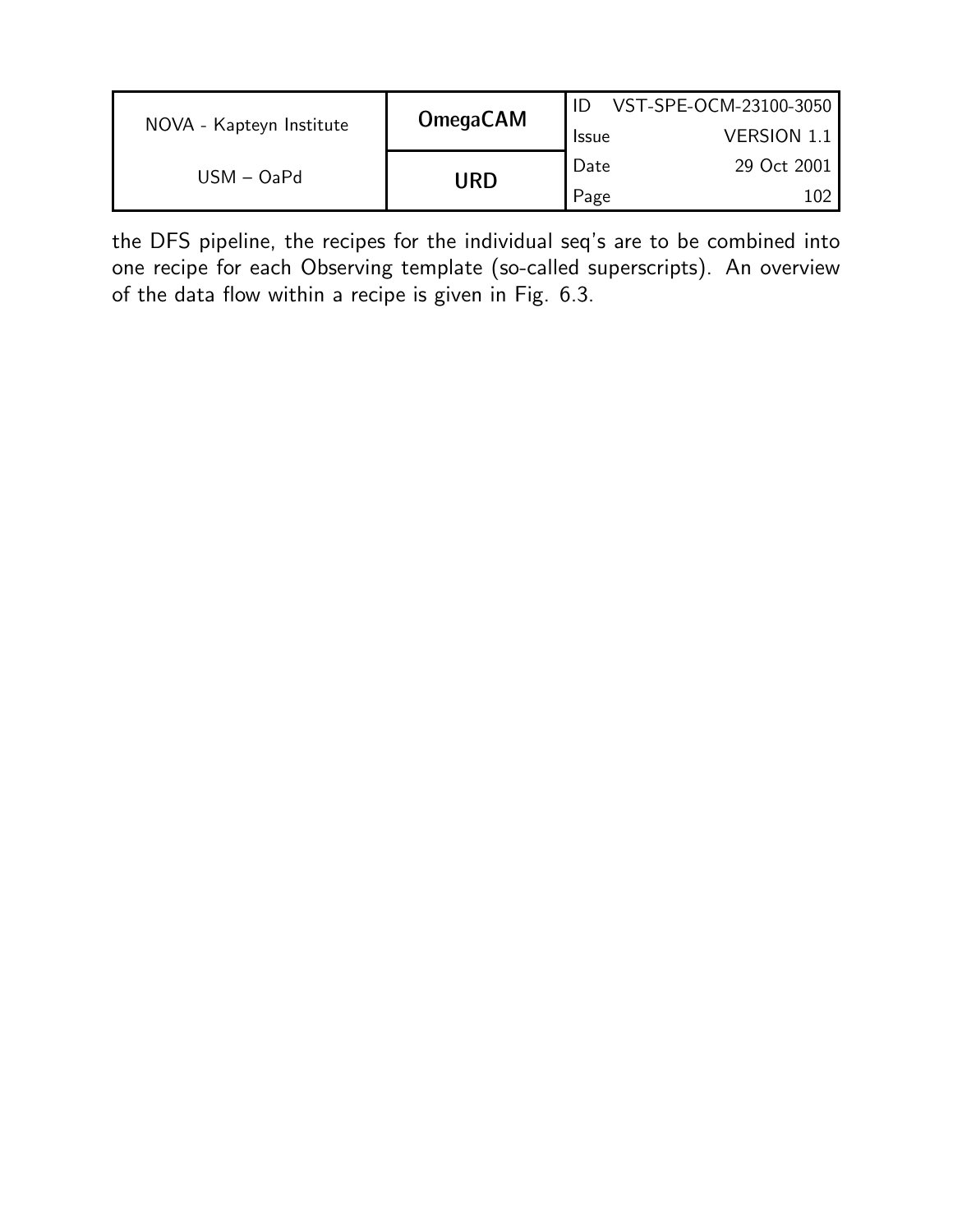the DFS pipeline, the recipes for the individual seq's are to be combined into one recipe for each Observing template (so-called superscripts). An overview of the data flow within a recipe is given in Fig. 6.3.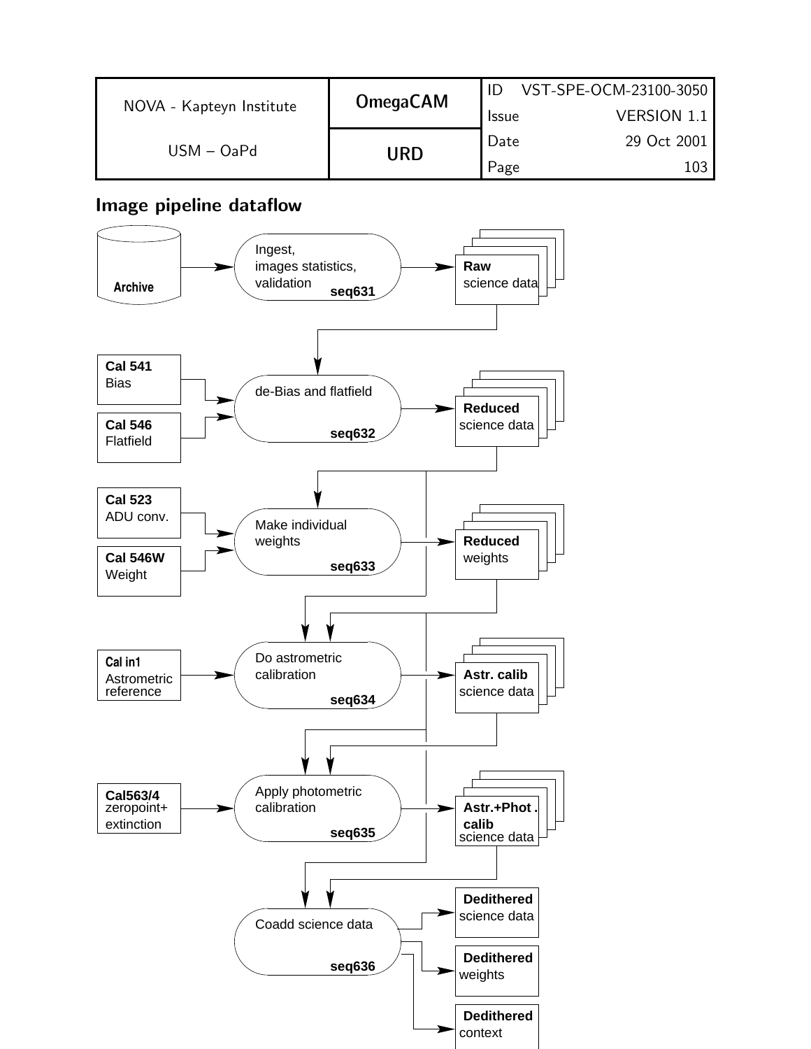## Image pipeline dataflow

Archive → Ingest, images statistics, validation (seq631) → **Raw** science data

**Cal 541** Bias, **Cal 546** Flatfield, Raw science data → de-Bias and flatfield (seq632) → **Reduced** science data

**Cal 523** ADU conv., **Cal 546W** Weight, Reduced science data → Make individual weights (seq633) → **Reduced** weights

**Cal in1** Astrometric reference, Reduced science data, Reduced weights → Do astrometric calibration (seq634) → **Astr. calib** science data

**Cal563/4** zeropoint+ extinction, Reduced science data, Astr. calib science data → Apply photometric calibration (seq635) → **Astr.+Phot . calib** science data

Reduced science data, Astr.+Phot . calib science data → Coadd science data (seq636) → **Dedithered** science data, **Dedithered** weights, **Dedithered** context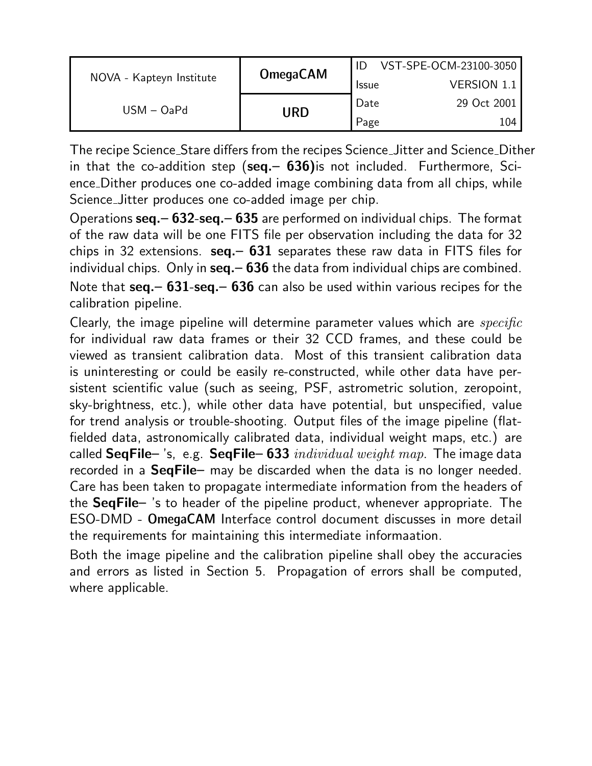The recipe Science_Stare differs from the recipes Science_Jitter and Science_Dither in that the co-addition step (**seq.– 636)**is not included. Furthermore, Science_Dither produces one co-added image combining data from all chips, while Science_Jitter produces one co-added image per chip.

Operations **seq.– 632**-**seq.– 635** are performed on individual chips. The format of the raw data will be one FITS file per observation including the data for 32 chips in 32 extensions. **seq.– 631** separates these raw data in FITS files for individual chips. Only in **seq.– 636** the data from individual chips are combined.

Note that **seq.– 631**-**seq.– 636** can also be used within various recipes for the calibration pipeline.

Clearly, the image pipeline will determine parameter values which are *specific* for individual raw data frames or their 32 CCD frames, and these could be viewed as transient calibration data. Most of this transient calibration data is uninteresting or could be easily re-constructed, while other data have persistent scientific value (such as seeing, PSF, astrometric solution, zeropoint, sky-brightness, etc.), while other data have potential, but unspecified, value for trend analysis or trouble-shooting. Output files of the image pipeline (flat-fielded data, astronomically calibrated data, individual weight maps, etc.) are called **SeqFile–** 's, e.g. **SeqFile– 633** *individual weight map*. The image data recorded in a **SeqFile–** may be discarded when the data is no longer needed. Care has been taken to propagate intermediate information from the headers of the **SeqFile–** 's to header of the pipeline product, whenever appropriate. The ESO-DMD - **OmegaCAM** Interface control document discusses in more detail the requirements for maintaining this intermediate informaation.

Both the image pipeline and the calibration pipeline shall obey the accuracies and errors as listed in Section 5. Propagation of errors shall be computed, where applicable.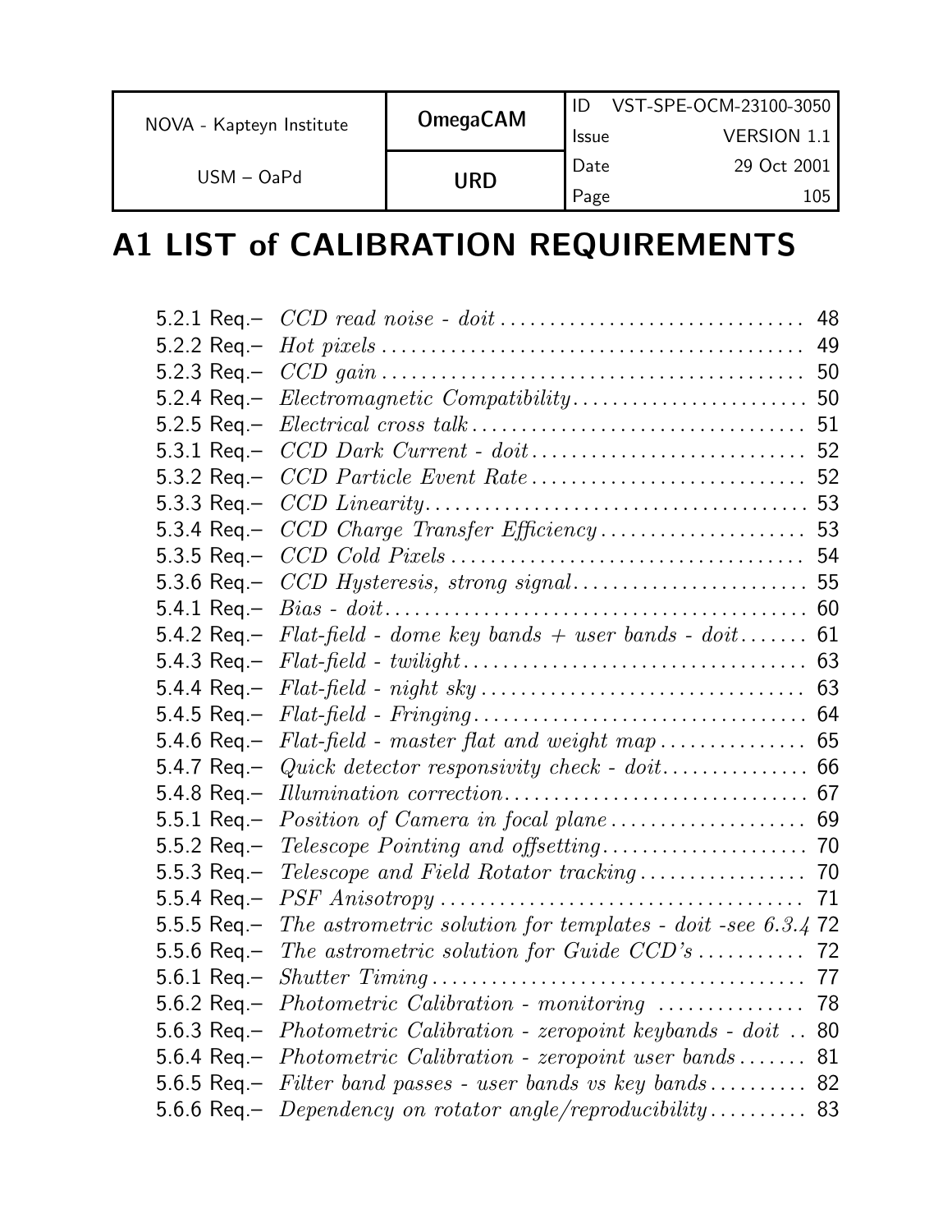# A1 LIST of CALIBRATION REQUIREMENTS

| | | |
|---|---|---|
| 5.2.1 Req.– | *CCD read noise - doit* | 48 |
| 5.2.2 Req.– | *Hot pixels* | 49 |
| 5.2.3 Req.– | *CCD gain* | 50 |
| 5.2.4 Req.– | *Electromagnetic Compatibility* | 50 |
| 5.2.5 Req.– | *Electrical cross talk* | 51 |
| 5.3.1 Req.– | *CCD Dark Current - doit* | 52 |
| 5.3.2 Req.– | *CCD Particle Event Rate* | 52 |
| 5.3.3 Req.– | *CCD Linearity* | 53 |
| 5.3.4 Req.– | *CCD Charge Transfer Efficiency* | 53 |
| 5.3.5 Req.– | *CCD Cold Pixels* | 54 |
| 5.3.6 Req.– | *CCD Hysteresis, strong signal* | 55 |
| 5.4.1 Req.– | *Bias - doit* | 60 |
| 5.4.2 Req.– | *Flat-field - dome key bands + user bands - doit* | 61 |
| 5.4.3 Req.– | *Flat-field - twilight* | 63 |
| 5.4.4 Req.– | *Flat-field - night sky* | 63 |
| 5.4.5 Req.– | *Flat-field - Fringing* | 64 |
| 5.4.6 Req.– | *Flat-field - master flat and weight map* | 65 |
| 5.4.7 Req.– | *Quick detector responsivity check - doit* | 66 |
| 5.4.8 Req.– | *Illumination correction* | 67 |
| 5.5.1 Req.– | *Position of Camera in focal plane* | 69 |
| 5.5.2 Req.– | *Telescope Pointing and offsetting* | 70 |
| 5.5.3 Req.– | *Telescope and Field Rotator tracking* | 70 |
| 5.5.4 Req.– | *PSF Anisotropy* | 71 |
| 5.5.5 Req.– | *The astrometric solution for templates - doit -see 6.3.4* | 72 |
| 5.5.6 Req.– | *The astrometric solution for Guide CCD's* | 72 |
| 5.6.1 Req.– | *Shutter Timing* | 77 |
| 5.6.2 Req.– | *Photometric Calibration - monitoring* | 78 |
| 5.6.3 Req.– | *Photometric Calibration - zeropoint keybands - doit* | 80 |
| 5.6.4 Req.– | *Photometric Calibration - zeropoint user bands* | 81 |
| 5.6.5 Req.– | *Filter band passes - user bands vs key bands* | 82 |
| 5.6.6 Req.– | *Dependency on rotator angle/reproducibility* | 83 |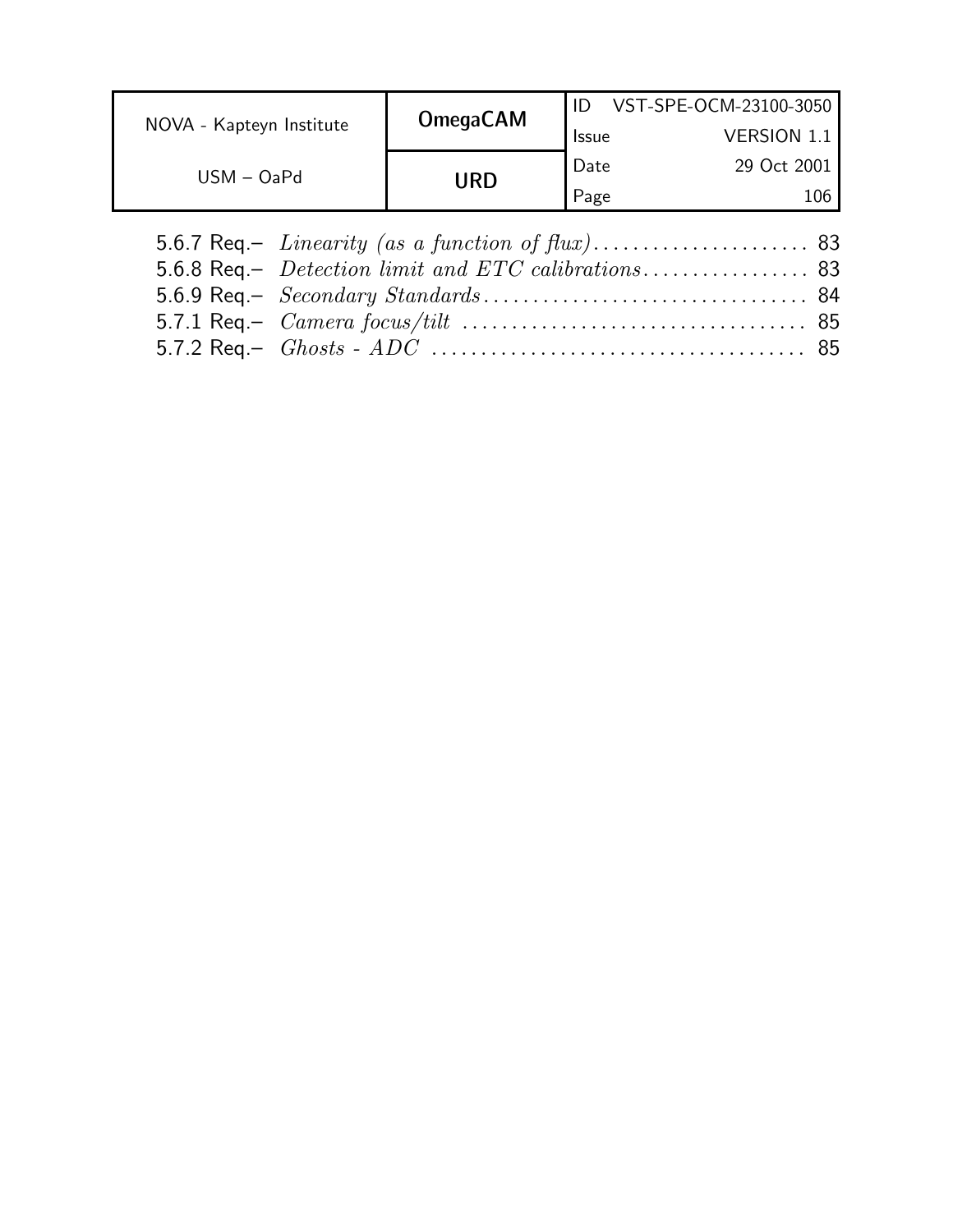5.6.7 Req.– *Linearity (as a function of flux)* ...................... 83
5.6.8 Req.– *Detection limit and ETC calibrations* ................. 83
5.6.9 Req.– *Secondary Standards* ................................ 84
5.7.1 Req.– *Camera focus/tilt* .................................. 85
5.7.2 Req.– *Ghosts - ADC* ...................................... 85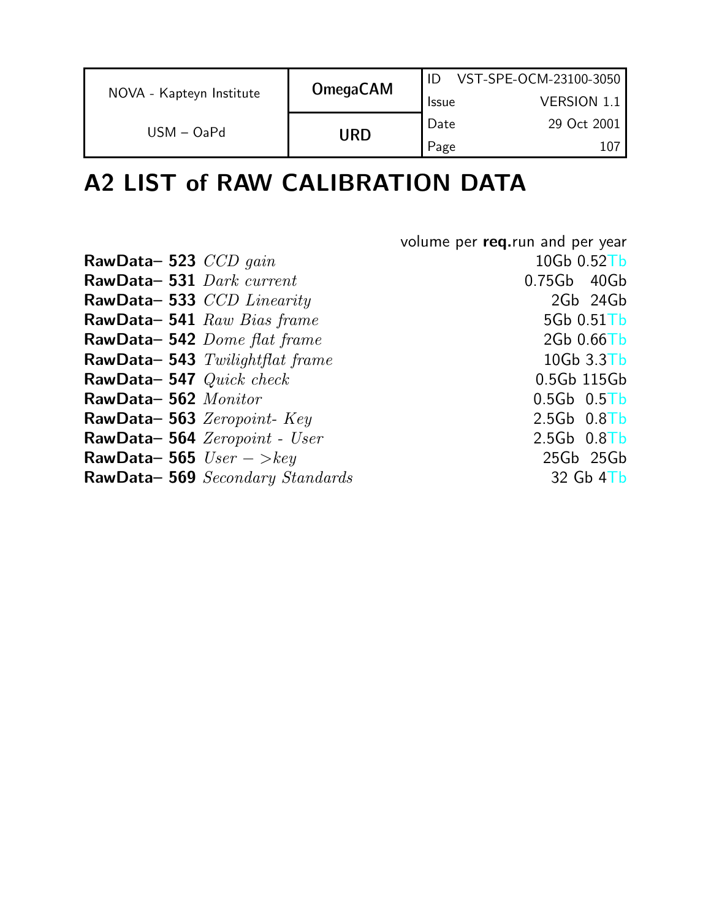# A2 LIST of RAW CALIBRATION DATA

| | volume per **req.**run and per year |
|---|---|
| **RawData– 523** *CCD gain* | 10Gb 0.52Tb |
| **RawData– 531** *Dark current* | 0.75Gb 40Gb |
| **RawData– 533** *CCD Linearity* | 2Gb 24Gb |
| **RawData– 541** *Raw Bias frame* | 5Gb 0.51Tb |
| **RawData– 542** *Dome flat frame* | 2Gb 0.66Tb |
| **RawData– 543** *Twilightflat frame* | 10Gb 3.3Tb |
| **RawData– 547** *Quick check* | 0.5Gb 115Gb |
| **RawData– 562** *Monitor* | 0.5Gb 0.5Tb |
| **RawData– 563** *Zeropoint- Key* | 2.5Gb 0.8Tb |
| **RawData– 564** *Zeropoint - User* | 2.5Gb 0.8Tb |
| **RawData– 565** *User − >key* | 25Gb 25Gb |
| **RawData– 569** *Secondary Standards* | 32 Gb 4Tb |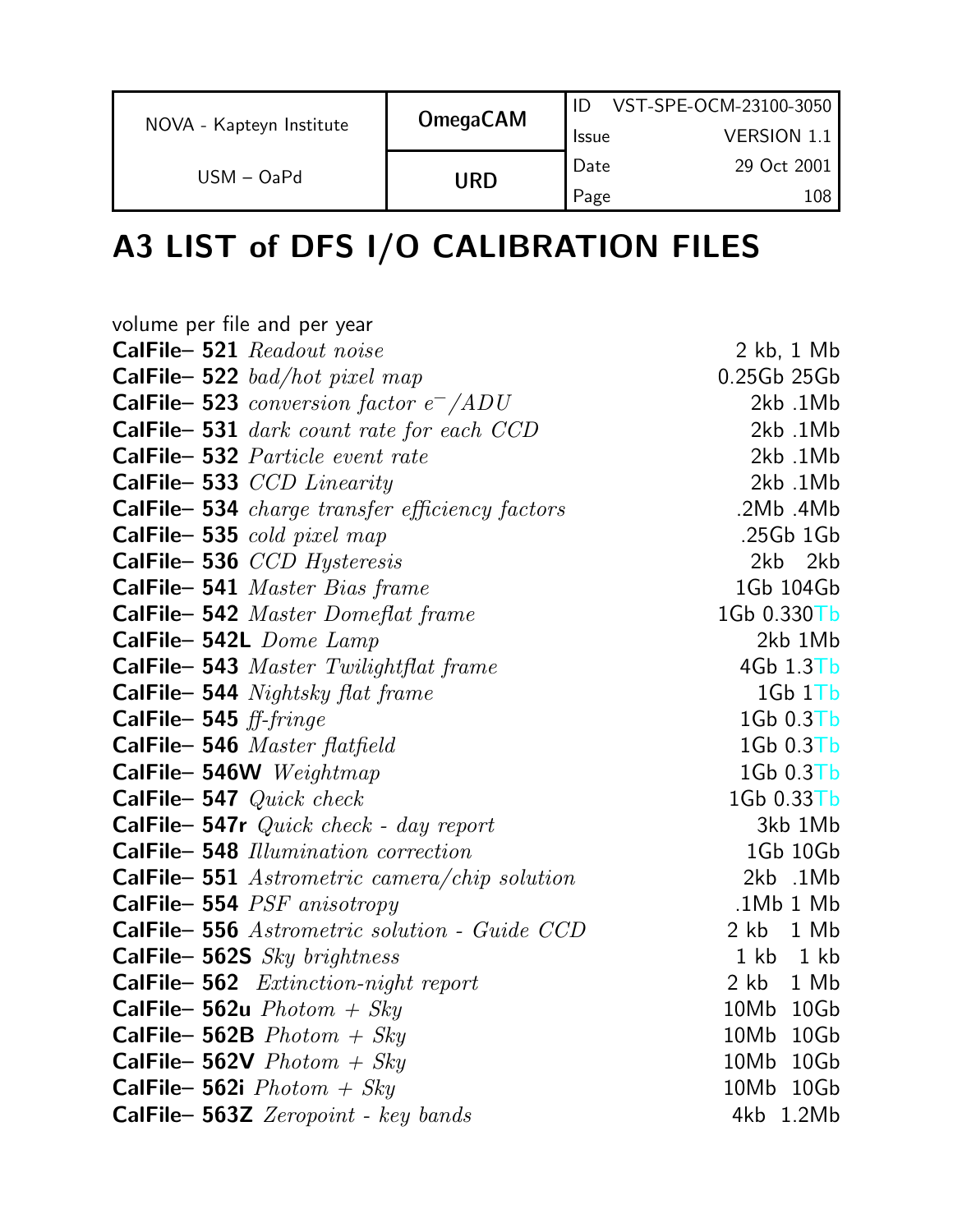# A3 LIST of DFS I/O CALIBRATION FILES

volume per file and per year

| | |
|---|---|
| **CalFile– 521** *Readout noise* | 2 kb, 1 Mb |
| **CalFile– 522** *bad/hot pixel map* | 0.25Gb 25Gb |
| **CalFile– 523** *conversion factor $e^-/ADU$* | 2kb .1Mb |
| **CalFile– 531** *dark count rate for each CCD* | 2kb .1Mb |
| **CalFile– 532** *Particle event rate* | 2kb .1Mb |
| **CalFile– 533** *CCD Linearity* | 2kb .1Mb |
| **CalFile– 534** *charge transfer efficiency factors* | .2Mb .4Mb |
| **CalFile– 535** *cold pixel map* | .25Gb 1Gb |
| **CalFile– 536** *CCD Hysteresis* | 2kb 2kb |
| **CalFile– 541** *Master Bias frame* | 1Gb 104Gb |
| **CalFile– 542** *Master Domeflat frame* | 1Gb 0.330Tb |
| **CalFile– 542L** *Dome Lamp* | 2kb 1Mb |
| **CalFile– 543** *Master Twilightflat frame* | 4Gb 1.3Tb |
| **CalFile– 544** *Nightsky flat frame* | 1Gb 1Tb |
| **CalFile– 545** *ff-fringe* | 1Gb 0.3Tb |
| **CalFile– 546** *Master flatfield* | 1Gb 0.3Tb |
| **CalFile– 546W** *Weightmap* | 1Gb 0.3Tb |
| **CalFile– 547** *Quick check* | 1Gb 0.33Tb |
| **CalFile– 547r** *Quick check - day report* | 3kb 1Mb |
| **CalFile– 548** *Illumination correction* | 1Gb 10Gb |
| **CalFile– 551** *Astrometric camera/chip solution* | 2kb .1Mb |
| **CalFile– 554** *PSF anisotropy* | .1Mb 1 Mb |
| **CalFile– 556** *Astrometric solution - Guide CCD* | 2 kb 1 Mb |
| **CalFile– 562S** *Sky brightness* | 1 kb 1 kb |
| **CalFile– 562** *Extinction-night report* | 2 kb 1 Mb |
| **CalFile– 562u** *Photom + Sky* | 10Mb 10Gb |
| **CalFile– 562B** *Photom + Sky* | 10Mb 10Gb |
| **CalFile– 562V** *Photom + Sky* | 10Mb 10Gb |
| **CalFile– 562i** *Photom + Sky* | 10Mb 10Gb |
| **CalFile– 563Z** *Zeropoint - key bands* | 4kb 1.2Mb |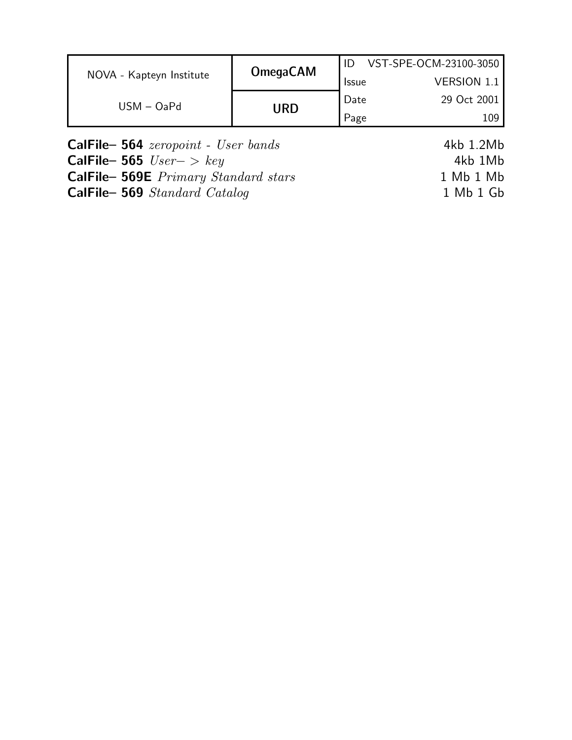**CalFile– 564** *zeropoint - User bands* 4kb 1.2Mb

**CalFile– 565** *User– > key* 4kb 1Mb

**CalFile– 569E** *Primary Standard stars* 1 Mb 1 Mb

**CalFile– 569** *Standard Catalog* 1 Mb 1 Gb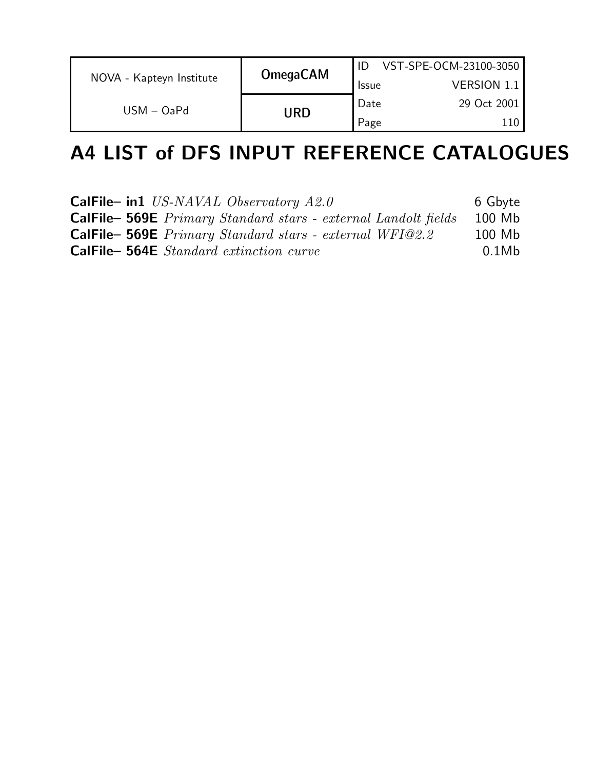# A4 LIST of DFS INPUT REFERENCE CATALOGUES

| | | |
|---|---|---|
| **CalFile– in1** | *US-NAVAL Observatory A2.0* | 6 Gbyte |
| **CalFile– 569E** | *Primary Standard stars - external Landolt fields* | 100 Mb |
| **CalFile– 569E** | *Primary Standard stars - external WFI@2.2* | 100 Mb |
| **CalFile– 564E** | *Standard extinction curve* | 0.1Mb |